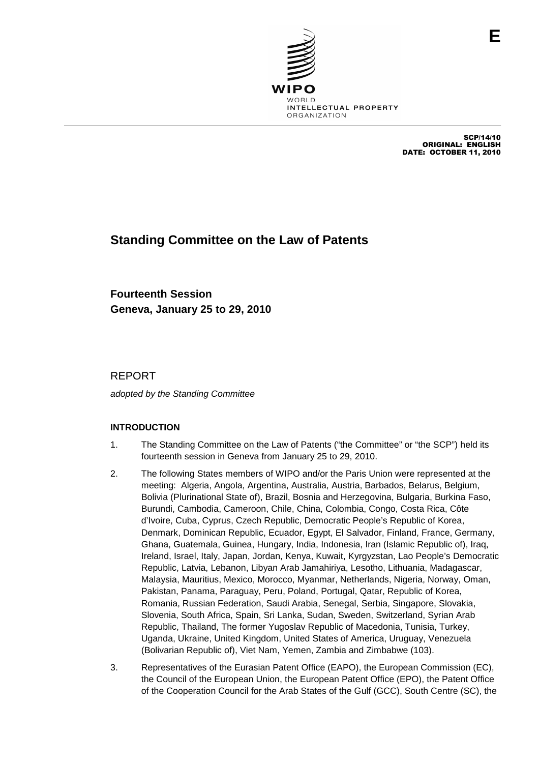E

WIPO
WORLD
INTELLECTUAL PROPERTY
ORGANIZATION

SCP/14/10
ORIGINAL: ENGLISH
DATE: OCTOBER 11, 2010

# Standing Committee on the Law of Patents

## Fourteenth Session
## Geneva, January 25 to 29, 2010

REPORT

*adopted by the Standing Committee*

### INTRODUCTION

1. The Standing Committee on the Law of Patents ("the Committee" or "the SCP") held its fourteenth session in Geneva from January 25 to 29, 2010.

2. The following States members of WIPO and/or the Paris Union were represented at the meeting: Algeria, Angola, Argentina, Australia, Austria, Barbados, Belarus, Belgium, Bolivia (Plurinational State of), Brazil, Bosnia and Herzegovina, Bulgaria, Burkina Faso, Burundi, Cambodia, Cameroon, Chile, China, Colombia, Congo, Costa Rica, Côte d'Ivoire, Cuba, Cyprus, Czech Republic, Democratic People's Republic of Korea, Denmark, Dominican Republic, Ecuador, Egypt, El Salvador, Finland, France, Germany, Ghana, Guatemala, Guinea, Hungary, India, Indonesia, Iran (Islamic Republic of), Iraq, Ireland, Israel, Italy, Japan, Jordan, Kenya, Kuwait, Kyrgyzstan, Lao People's Democratic Republic, Latvia, Lebanon, Libyan Arab Jamahiriya, Lesotho, Lithuania, Madagascar, Malaysia, Mauritius, Mexico, Morocco, Myanmar, Netherlands, Nigeria, Norway, Oman, Pakistan, Panama, Paraguay, Peru, Poland, Portugal, Qatar, Republic of Korea, Romania, Russian Federation, Saudi Arabia, Senegal, Serbia, Singapore, Slovakia, Slovenia, South Africa, Spain, Sri Lanka, Sudan, Sweden, Switzerland, Syrian Arab Republic, Thailand, The former Yugoslav Republic of Macedonia, Tunisia, Turkey, Uganda, Ukraine, United Kingdom, United States of America, Uruguay, Venezuela (Bolivarian Republic of), Viet Nam, Yemen, Zambia and Zimbabwe (103).

3. Representatives of the Eurasian Patent Office (EAPO), the European Commission (EC), the Council of the European Union, the European Patent Office (EPO), the Patent Office of the Cooperation Council for the Arab States of the Gulf (GCC), South Centre (SC), the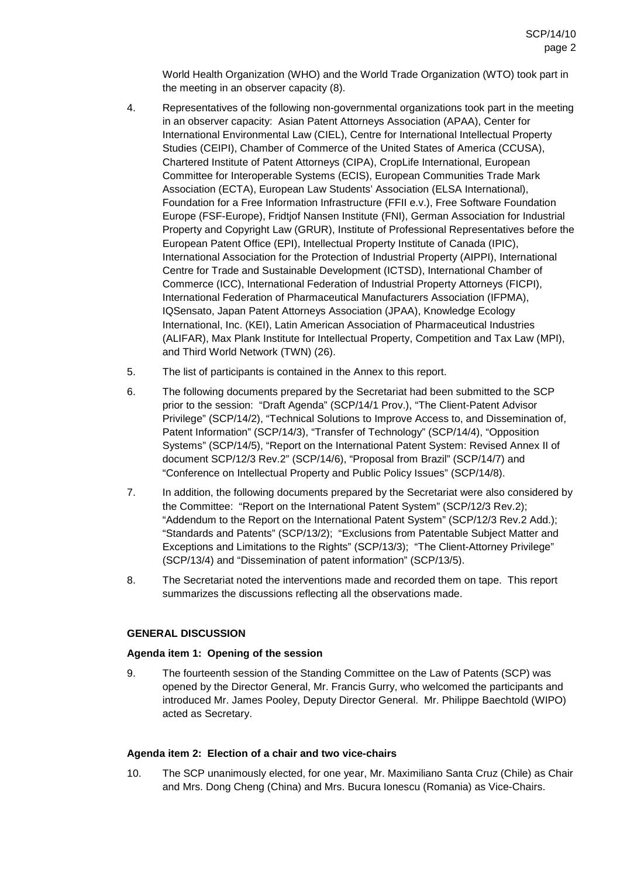World Health Organization (WHO) and the World Trade Organization (WTO) took part in the meeting in an observer capacity (8).

4. Representatives of the following non-governmental organizations took part in the meeting in an observer capacity: Asian Patent Attorneys Association (APAA), Center for International Environmental Law (CIEL), Centre for International Intellectual Property Studies (CEIPI), Chamber of Commerce of the United States of America (CCUSA), Chartered Institute of Patent Attorneys (CIPA), CropLife International, European Committee for Interoperable Systems (ECIS), European Communities Trade Mark Association (ECTA), European Law Students' Association (ELSA International), Foundation for a Free Information Infrastructure (FFII e.v.), Free Software Foundation Europe (FSF-Europe), Fridtjof Nansen Institute (FNI), German Association for Industrial Property and Copyright Law (GRUR), Institute of Professional Representatives before the European Patent Office (EPI), Intellectual Property Institute of Canada (IPIC), International Association for the Protection of Industrial Property (AIPPI), International Centre for Trade and Sustainable Development (ICTSD), International Chamber of Commerce (ICC), International Federation of Industrial Property Attorneys (FICPI), International Federation of Pharmaceutical Manufacturers Association (IFPMA), IQSensato, Japan Patent Attorneys Association (JPAA), Knowledge Ecology International, Inc. (KEI), Latin American Association of Pharmaceutical Industries (ALIFAR), Max Plank Institute for Intellectual Property, Competition and Tax Law (MPI), and Third World Network (TWN) (26).

5. The list of participants is contained in the Annex to this report.

6. The following documents prepared by the Secretariat had been submitted to the SCP prior to the session: "Draft Agenda" (SCP/14/1 Prov.), "The Client-Patent Advisor Privilege" (SCP/14/2), "Technical Solutions to Improve Access to, and Dissemination of, Patent Information" (SCP/14/3), "Transfer of Technology" (SCP/14/4), "Opposition Systems" (SCP/14/5), "Report on the International Patent System: Revised Annex II of document SCP/12/3 Rev.2" (SCP/14/6), "Proposal from Brazil" (SCP/14/7) and "Conference on Intellectual Property and Public Policy Issues" (SCP/14/8).

7. In addition, the following documents prepared by the Secretariat were also considered by the Committee: "Report on the International Patent System" (SCP/12/3 Rev.2); "Addendum to the Report on the International Patent System" (SCP/12/3 Rev.2 Add.); "Standards and Patents" (SCP/13/2); "Exclusions from Patentable Subject Matter and Exceptions and Limitations to the Rights" (SCP/13/3); "The Client-Attorney Privilege" (SCP/13/4) and "Dissemination of patent information" (SCP/13/5).

8. The Secretariat noted the interventions made and recorded them on tape. This report summarizes the discussions reflecting all the observations made.

## GENERAL DISCUSSION

### Agenda item 1: Opening of the session

9. The fourteenth session of the Standing Committee on the Law of Patents (SCP) was opened by the Director General, Mr. Francis Gurry, who welcomed the participants and introduced Mr. James Pooley, Deputy Director General. Mr. Philippe Baechtold (WIPO) acted as Secretary.

### Agenda item 2: Election of a chair and two vice-chairs

10. The SCP unanimously elected, for one year, Mr. Maximiliano Santa Cruz (Chile) as Chair and Mrs. Dong Cheng (China) and Mrs. Bucura Ionescu (Romania) as Vice-Chairs.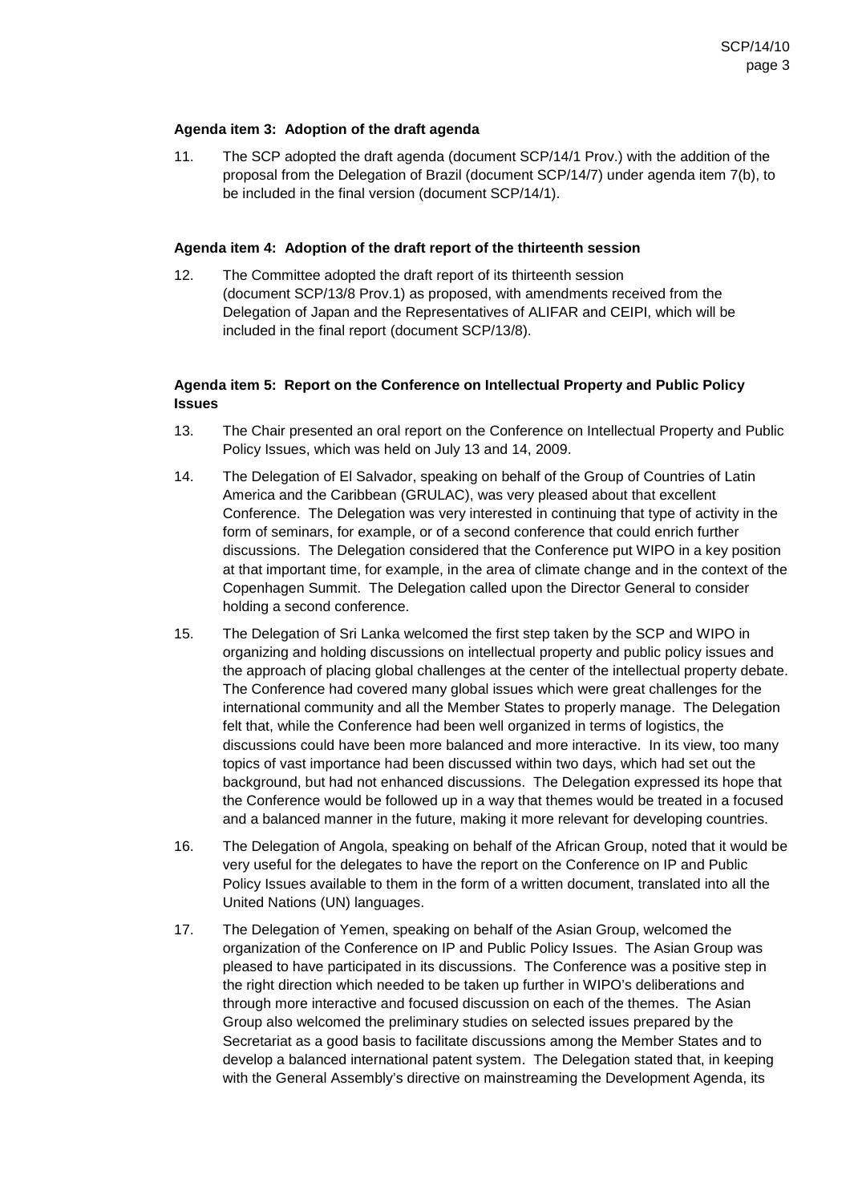**Agenda item 3: Adoption of the draft agenda**

11. The SCP adopted the draft agenda (document SCP/14/1 Prov.) with the addition of the proposal from the Delegation of Brazil (document SCP/14/7) under agenda item 7(b), to be included in the final version (document SCP/14/1).

**Agenda item 4: Adoption of the draft report of the thirteenth session**

12. The Committee adopted the draft report of its thirteenth session (document SCP/13/8 Prov.1) as proposed, with amendments received from the Delegation of Japan and the Representatives of ALIFAR and CEIPI, which will be included in the final report (document SCP/13/8).

**Agenda item 5: Report on the Conference on Intellectual Property and Public Policy Issues**

13. The Chair presented an oral report on the Conference on Intellectual Property and Public Policy Issues, which was held on July 13 and 14, 2009.

14. The Delegation of El Salvador, speaking on behalf of the Group of Countries of Latin America and the Caribbean (GRULAC), was very pleased about that excellent Conference. The Delegation was very interested in continuing that type of activity in the form of seminars, for example, or of a second conference that could enrich further discussions. The Delegation considered that the Conference put WIPO in a key position at that important time, for example, in the area of climate change and in the context of the Copenhagen Summit. The Delegation called upon the Director General to consider holding a second conference.

15. The Delegation of Sri Lanka welcomed the first step taken by the SCP and WIPO in organizing and holding discussions on intellectual property and public policy issues and the approach of placing global challenges at the center of the intellectual property debate. The Conference had covered many global issues which were great challenges for the international community and all the Member States to properly manage. The Delegation felt that, while the Conference had been well organized in terms of logistics, the discussions could have been more balanced and more interactive. In its view, too many topics of vast importance had been discussed within two days, which had set out the background, but had not enhanced discussions. The Delegation expressed its hope that the Conference would be followed up in a way that themes would be treated in a focused and a balanced manner in the future, making it more relevant for developing countries.

16. The Delegation of Angola, speaking on behalf of the African Group, noted that it would be very useful for the delegates to have the report on the Conference on IP and Public Policy Issues available to them in the form of a written document, translated into all the United Nations (UN) languages.

17. The Delegation of Yemen, speaking on behalf of the Asian Group, welcomed the organization of the Conference on IP and Public Policy Issues. The Asian Group was pleased to have participated in its discussions. The Conference was a positive step in the right direction which needed to be taken up further in WIPO's deliberations and through more interactive and focused discussion on each of the themes. The Asian Group also welcomed the preliminary studies on selected issues prepared by the Secretariat as a good basis to facilitate discussions among the Member States and to develop a balanced international patent system. The Delegation stated that, in keeping with the General Assembly's directive on mainstreaming the Development Agenda, its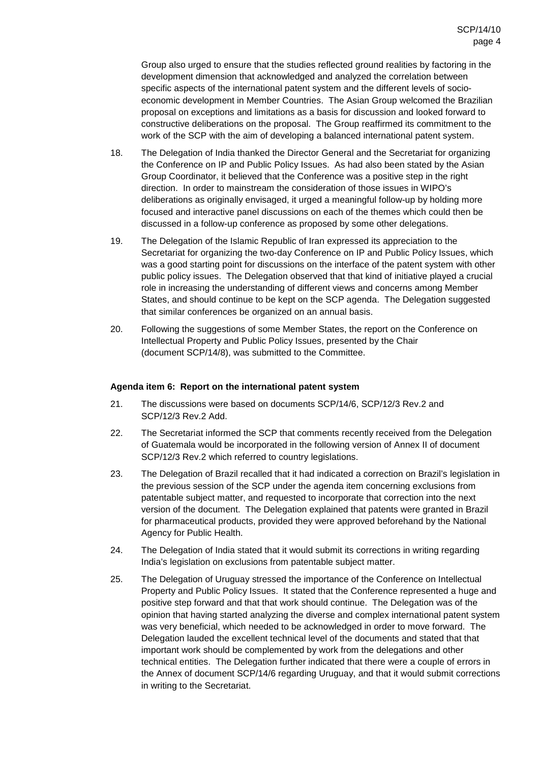Group also urged to ensure that the studies reflected ground realities by factoring in the development dimension that acknowledged and analyzed the correlation between specific aspects of the international patent system and the different levels of socio-economic development in Member Countries. The Asian Group welcomed the Brazilian proposal on exceptions and limitations as a basis for discussion and looked forward to constructive deliberations on the proposal. The Group reaffirmed its commitment to the work of the SCP with the aim of developing a balanced international patent system.

18. The Delegation of India thanked the Director General and the Secretariat for organizing the Conference on IP and Public Policy Issues. As had also been stated by the Asian Group Coordinator, it believed that the Conference was a positive step in the right direction. In order to mainstream the consideration of those issues in WIPO's deliberations as originally envisaged, it urged a meaningful follow-up by holding more focused and interactive panel discussions on each of the themes which could then be discussed in a follow-up conference as proposed by some other delegations.

19. The Delegation of the Islamic Republic of Iran expressed its appreciation to the Secretariat for organizing the two-day Conference on IP and Public Policy Issues, which was a good starting point for discussions on the interface of the patent system with other public policy issues. The Delegation observed that that kind of initiative played a crucial role in increasing the understanding of different views and concerns among Member States, and should continue to be kept on the SCP agenda. The Delegation suggested that similar conferences be organized on an annual basis.

20. Following the suggestions of some Member States, the report on the Conference on Intellectual Property and Public Policy Issues, presented by the Chair (document SCP/14/8), was submitted to the Committee.

**Agenda item 6: Report on the international patent system**

21. The discussions were based on documents SCP/14/6, SCP/12/3 Rev.2 and SCP/12/3 Rev.2 Add.

22. The Secretariat informed the SCP that comments recently received from the Delegation of Guatemala would be incorporated in the following version of Annex II of document SCP/12/3 Rev.2 which referred to country legislations.

23. The Delegation of Brazil recalled that it had indicated a correction on Brazil's legislation in the previous session of the SCP under the agenda item concerning exclusions from patentable subject matter, and requested to incorporate that correction into the next version of the document. The Delegation explained that patents were granted in Brazil for pharmaceutical products, provided they were approved beforehand by the National Agency for Public Health.

24. The Delegation of India stated that it would submit its corrections in writing regarding India's legislation on exclusions from patentable subject matter.

25. The Delegation of Uruguay stressed the importance of the Conference on Intellectual Property and Public Policy Issues. It stated that the Conference represented a huge and positive step forward and that that work should continue. The Delegation was of the opinion that having started analyzing the diverse and complex international patent system was very beneficial, which needed to be acknowledged in order to move forward. The Delegation lauded the excellent technical level of the documents and stated that that important work should be complemented by work from the delegations and other technical entities. The Delegation further indicated that there were a couple of errors in the Annex of document SCP/14/6 regarding Uruguay, and that it would submit corrections in writing to the Secretariat.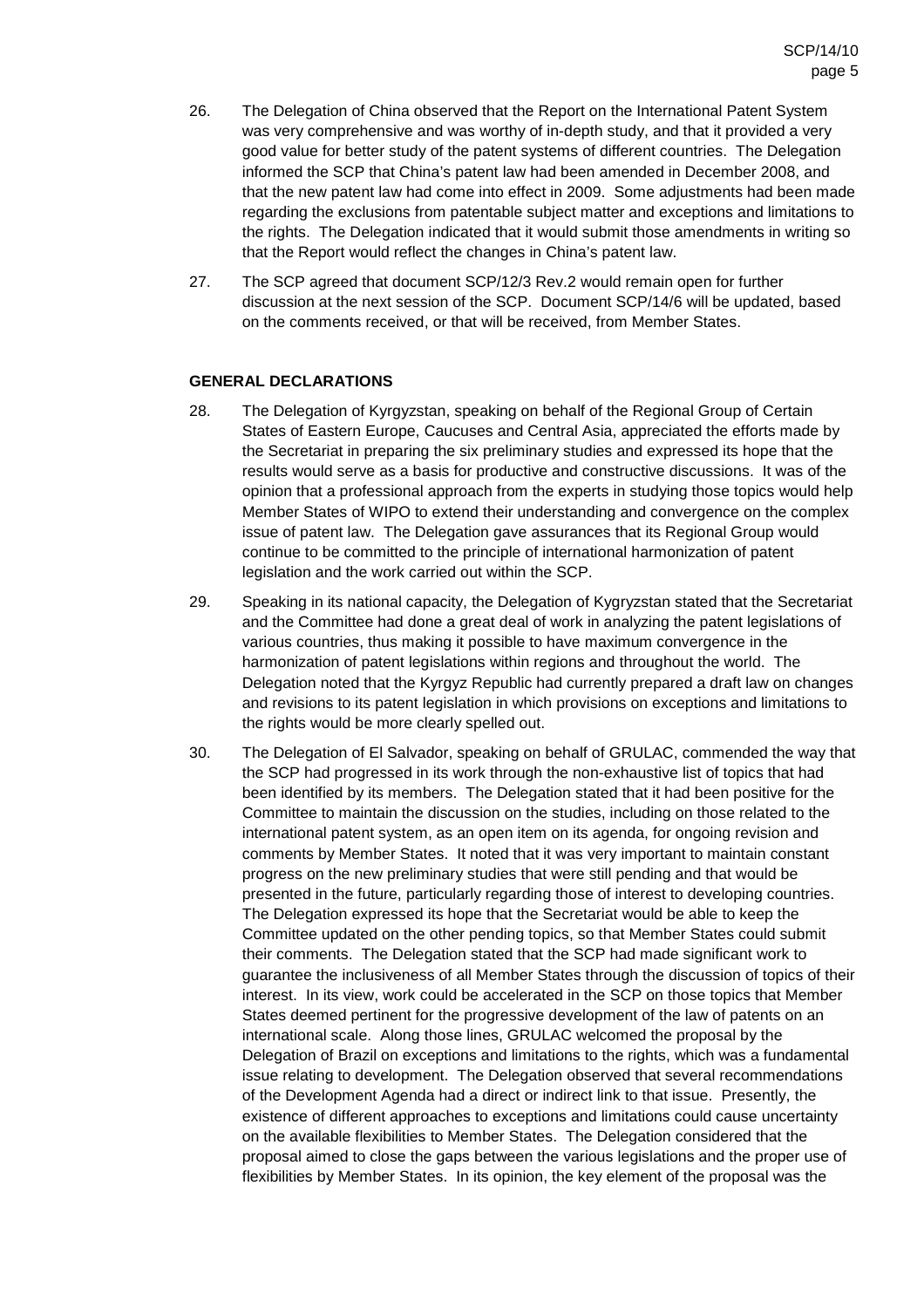26. The Delegation of China observed that the Report on the International Patent System was very comprehensive and was worthy of in-depth study, and that it provided a very good value for better study of the patent systems of different countries. The Delegation informed the SCP that China's patent law had been amended in December 2008, and that the new patent law had come into effect in 2009. Some adjustments had been made regarding the exclusions from patentable subject matter and exceptions and limitations to the rights. The Delegation indicated that it would submit those amendments in writing so that the Report would reflect the changes in China's patent law.

27. The SCP agreed that document SCP/12/3 Rev.2 would remain open for further discussion at the next session of the SCP. Document SCP/14/6 will be updated, based on the comments received, or that will be received, from Member States.

**GENERAL DECLARATIONS**

28. The Delegation of Kyrgyzstan, speaking on behalf of the Regional Group of Certain States of Eastern Europe, Caucuses and Central Asia, appreciated the efforts made by the Secretariat in preparing the six preliminary studies and expressed its hope that the results would serve as a basis for productive and constructive discussions. It was of the opinion that a professional approach from the experts in studying those topics would help Member States of WIPO to extend their understanding and convergence on the complex issue of patent law. The Delegation gave assurances that its Regional Group would continue to be committed to the principle of international harmonization of patent legislation and the work carried out within the SCP.

29. Speaking in its national capacity, the Delegation of Kygryzstan stated that the Secretariat and the Committee had done a great deal of work in analyzing the patent legislations of various countries, thus making it possible to have maximum convergence in the harmonization of patent legislations within regions and throughout the world. The Delegation noted that the Kyrgyz Republic had currently prepared a draft law on changes and revisions to its patent legislation in which provisions on exceptions and limitations to the rights would be more clearly spelled out.

30. The Delegation of El Salvador, speaking on behalf of GRULAC, commended the way that the SCP had progressed in its work through the non-exhaustive list of topics that had been identified by its members. The Delegation stated that it had been positive for the Committee to maintain the discussion on the studies, including on those related to the international patent system, as an open item on its agenda, for ongoing revision and comments by Member States. It noted that it was very important to maintain constant progress on the new preliminary studies that were still pending and that would be presented in the future, particularly regarding those of interest to developing countries. The Delegation expressed its hope that the Secretariat would be able to keep the Committee updated on the other pending topics, so that Member States could submit their comments. The Delegation stated that the SCP had made significant work to guarantee the inclusiveness of all Member States through the discussion of topics of their interest. In its view, work could be accelerated in the SCP on those topics that Member States deemed pertinent for the progressive development of the law of patents on an international scale. Along those lines, GRULAC welcomed the proposal by the Delegation of Brazil on exceptions and limitations to the rights, which was a fundamental issue relating to development. The Delegation observed that several recommendations of the Development Agenda had a direct or indirect link to that issue. Presently, the existence of different approaches to exceptions and limitations could cause uncertainty on the available flexibilities to Member States. The Delegation considered that the proposal aimed to close the gaps between the various legislations and the proper use of flexibilities by Member States. In its opinion, the key element of the proposal was the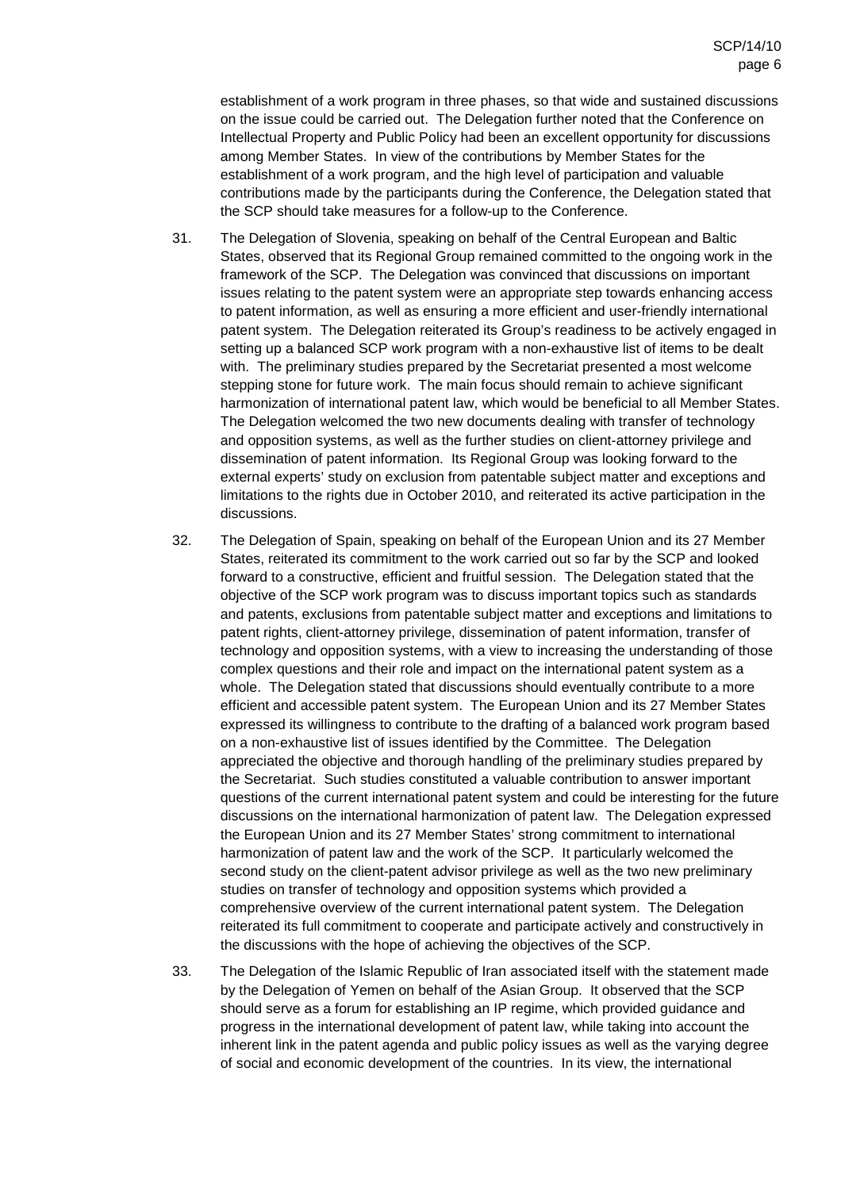establishment of a work program in three phases, so that wide and sustained discussions on the issue could be carried out. The Delegation further noted that the Conference on Intellectual Property and Public Policy had been an excellent opportunity for discussions among Member States. In view of the contributions by Member States for the establishment of a work program, and the high level of participation and valuable contributions made by the participants during the Conference, the Delegation stated that the SCP should take measures for a follow-up to the Conference.

31. The Delegation of Slovenia, speaking on behalf of the Central European and Baltic States, observed that its Regional Group remained committed to the ongoing work in the framework of the SCP. The Delegation was convinced that discussions on important issues relating to the patent system were an appropriate step towards enhancing access to patent information, as well as ensuring a more efficient and user-friendly international patent system. The Delegation reiterated its Group's readiness to be actively engaged in setting up a balanced SCP work program with a non-exhaustive list of items to be dealt with. The preliminary studies prepared by the Secretariat presented a most welcome stepping stone for future work. The main focus should remain to achieve significant harmonization of international patent law, which would be beneficial to all Member States. The Delegation welcomed the two new documents dealing with transfer of technology and opposition systems, as well as the further studies on client-attorney privilege and dissemination of patent information. Its Regional Group was looking forward to the external experts' study on exclusion from patentable subject matter and exceptions and limitations to the rights due in October 2010, and reiterated its active participation in the discussions.

32. The Delegation of Spain, speaking on behalf of the European Union and its 27 Member States, reiterated its commitment to the work carried out so far by the SCP and looked forward to a constructive, efficient and fruitful session. The Delegation stated that the objective of the SCP work program was to discuss important topics such as standards and patents, exclusions from patentable subject matter and exceptions and limitations to patent rights, client-attorney privilege, dissemination of patent information, transfer of technology and opposition systems, with a view to increasing the understanding of those complex questions and their role and impact on the international patent system as a whole. The Delegation stated that discussions should eventually contribute to a more efficient and accessible patent system. The European Union and its 27 Member States expressed its willingness to contribute to the drafting of a balanced work program based on a non-exhaustive list of issues identified by the Committee. The Delegation appreciated the objective and thorough handling of the preliminary studies prepared by the Secretariat. Such studies constituted a valuable contribution to answer important questions of the current international patent system and could be interesting for the future discussions on the international harmonization of patent law. The Delegation expressed the European Union and its 27 Member States' strong commitment to international harmonization of patent law and the work of the SCP. It particularly welcomed the second study on the client-patent advisor privilege as well as the two new preliminary studies on transfer of technology and opposition systems which provided a comprehensive overview of the current international patent system. The Delegation reiterated its full commitment to cooperate and participate actively and constructively in the discussions with the hope of achieving the objectives of the SCP.

33. The Delegation of the Islamic Republic of Iran associated itself with the statement made by the Delegation of Yemen on behalf of the Asian Group. It observed that the SCP should serve as a forum for establishing an IP regime, which provided guidance and progress in the international development of patent law, while taking into account the inherent link in the patent agenda and public policy issues as well as the varying degree of social and economic development of the countries. In its view, the international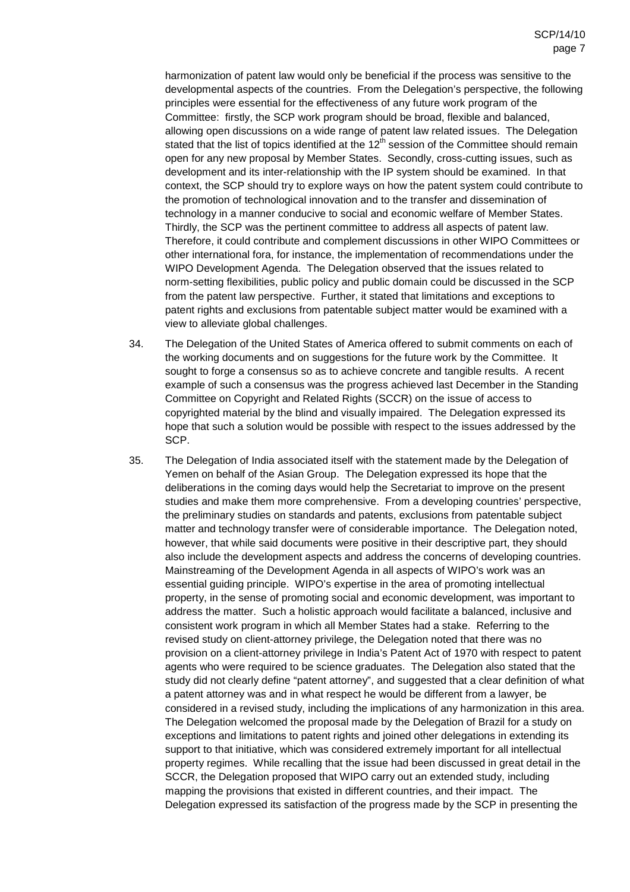harmonization of patent law would only be beneficial if the process was sensitive to the developmental aspects of the countries. From the Delegation's perspective, the following principles were essential for the effectiveness of any future work program of the Committee: firstly, the SCP work program should be broad, flexible and balanced, allowing open discussions on a wide range of patent law related issues. The Delegation stated that the list of topics identified at the 12th session of the Committee should remain open for any new proposal by Member States. Secondly, cross-cutting issues, such as development and its inter-relationship with the IP system should be examined. In that context, the SCP should try to explore ways on how the patent system could contribute to the promotion of technological innovation and to the transfer and dissemination of technology in a manner conducive to social and economic welfare of Member States. Thirdly, the SCP was the pertinent committee to address all aspects of patent law. Therefore, it could contribute and complement discussions in other WIPO Committees or other international fora, for instance, the implementation of recommendations under the WIPO Development Agenda. The Delegation observed that the issues related to norm-setting flexibilities, public policy and public domain could be discussed in the SCP from the patent law perspective. Further, it stated that limitations and exceptions to patent rights and exclusions from patentable subject matter would be examined with a view to alleviate global challenges.

34. The Delegation of the United States of America offered to submit comments on each of the working documents and on suggestions for the future work by the Committee. It sought to forge a consensus so as to achieve concrete and tangible results. A recent example of such a consensus was the progress achieved last December in the Standing Committee on Copyright and Related Rights (SCCR) on the issue of access to copyrighted material by the blind and visually impaired. The Delegation expressed its hope that such a solution would be possible with respect to the issues addressed by the SCP.

35. The Delegation of India associated itself with the statement made by the Delegation of Yemen on behalf of the Asian Group. The Delegation expressed its hope that the deliberations in the coming days would help the Secretariat to improve on the present studies and make them more comprehensive. From a developing countries' perspective, the preliminary studies on standards and patents, exclusions from patentable subject matter and technology transfer were of considerable importance. The Delegation noted, however, that while said documents were positive in their descriptive part, they should also include the development aspects and address the concerns of developing countries. Mainstreaming of the Development Agenda in all aspects of WIPO's work was an essential guiding principle. WIPO's expertise in the area of promoting intellectual property, in the sense of promoting social and economic development, was important to address the matter. Such a holistic approach would facilitate a balanced, inclusive and consistent work program in which all Member States had a stake. Referring to the revised study on client-attorney privilege, the Delegation noted that there was no provision on a client-attorney privilege in India's Patent Act of 1970 with respect to patent agents who were required to be science graduates. The Delegation also stated that the study did not clearly define "patent attorney", and suggested that a clear definition of what a patent attorney was and in what respect he would be different from a lawyer, be considered in a revised study, including the implications of any harmonization in this area. The Delegation welcomed the proposal made by the Delegation of Brazil for a study on exceptions and limitations to patent rights and joined other delegations in extending its support to that initiative, which was considered extremely important for all intellectual property regimes. While recalling that the issue had been discussed in great detail in the SCCR, the Delegation proposed that WIPO carry out an extended study, including mapping the provisions that existed in different countries, and their impact. The Delegation expressed its satisfaction of the progress made by the SCP in presenting the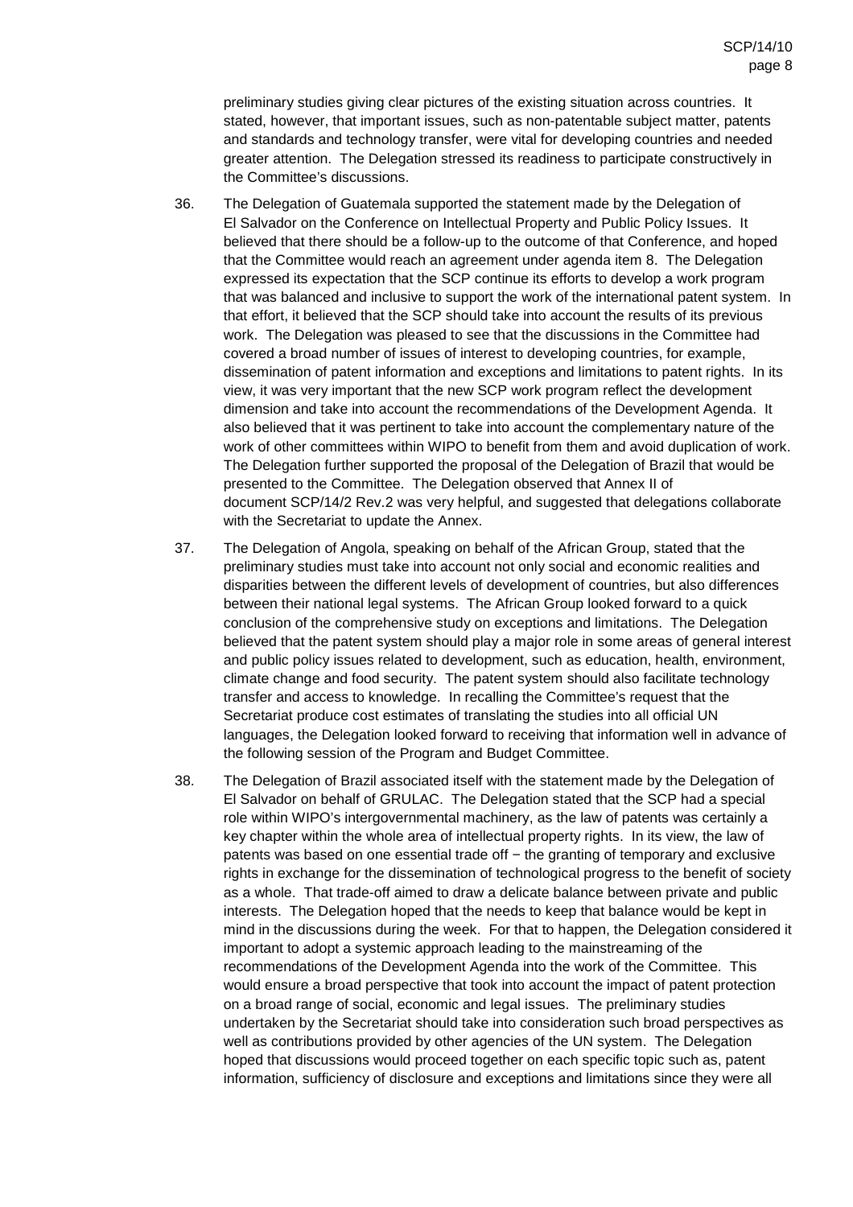preliminary studies giving clear pictures of the existing situation across countries. It stated, however, that important issues, such as non-patentable subject matter, patents and standards and technology transfer, were vital for developing countries and needed greater attention. The Delegation stressed its readiness to participate constructively in the Committee's discussions.

36. The Delegation of Guatemala supported the statement made by the Delegation of El Salvador on the Conference on Intellectual Property and Public Policy Issues. It believed that there should be a follow-up to the outcome of that Conference, and hoped that the Committee would reach an agreement under agenda item 8. The Delegation expressed its expectation that the SCP continue its efforts to develop a work program that was balanced and inclusive to support the work of the international patent system. In that effort, it believed that the SCP should take into account the results of its previous work. The Delegation was pleased to see that the discussions in the Committee had covered a broad number of issues of interest to developing countries, for example, dissemination of patent information and exceptions and limitations to patent rights. In its view, it was very important that the new SCP work program reflect the development dimension and take into account the recommendations of the Development Agenda. It also believed that it was pertinent to take into account the complementary nature of the work of other committees within WIPO to benefit from them and avoid duplication of work. The Delegation further supported the proposal of the Delegation of Brazil that would be presented to the Committee. The Delegation observed that Annex II of document SCP/14/2 Rev.2 was very helpful, and suggested that delegations collaborate with the Secretariat to update the Annex.

37. The Delegation of Angola, speaking on behalf of the African Group, stated that the preliminary studies must take into account not only social and economic realities and disparities between the different levels of development of countries, but also differences between their national legal systems. The African Group looked forward to a quick conclusion of the comprehensive study on exceptions and limitations. The Delegation believed that the patent system should play a major role in some areas of general interest and public policy issues related to development, such as education, health, environment, climate change and food security. The patent system should also facilitate technology transfer and access to knowledge. In recalling the Committee's request that the Secretariat produce cost estimates of translating the studies into all official UN languages, the Delegation looked forward to receiving that information well in advance of the following session of the Program and Budget Committee.

38. The Delegation of Brazil associated itself with the statement made by the Delegation of El Salvador on behalf of GRULAC. The Delegation stated that the SCP had a special role within WIPO's intergovernmental machinery, as the law of patents was certainly a key chapter within the whole area of intellectual property rights. In its view, the law of patents was based on one essential trade off − the granting of temporary and exclusive rights in exchange for the dissemination of technological progress to the benefit of society as a whole. That trade-off aimed to draw a delicate balance between private and public interests. The Delegation hoped that the needs to keep that balance would be kept in mind in the discussions during the week. For that to happen, the Delegation considered it important to adopt a systemic approach leading to the mainstreaming of the recommendations of the Development Agenda into the work of the Committee. This would ensure a broad perspective that took into account the impact of patent protection on a broad range of social, economic and legal issues. The preliminary studies undertaken by the Secretariat should take into consideration such broad perspectives as well as contributions provided by other agencies of the UN system. The Delegation hoped that discussions would proceed together on each specific topic such as, patent information, sufficiency of disclosure and exceptions and limitations since they were all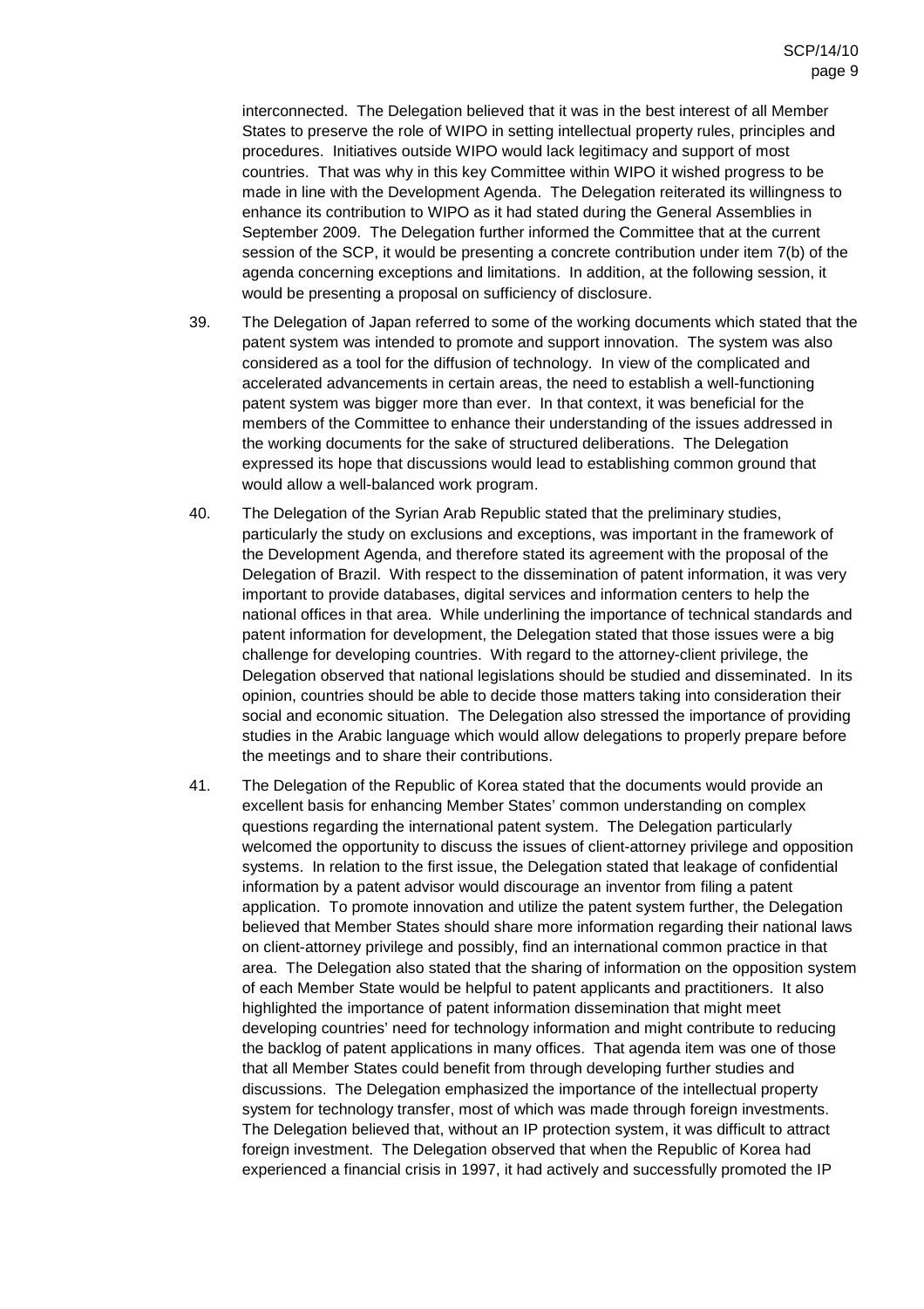interconnected. The Delegation believed that it was in the best interest of all Member States to preserve the role of WIPO in setting intellectual property rules, principles and procedures. Initiatives outside WIPO would lack legitimacy and support of most countries. That was why in this key Committee within WIPO it wished progress to be made in line with the Development Agenda. The Delegation reiterated its willingness to enhance its contribution to WIPO as it had stated during the General Assemblies in September 2009. The Delegation further informed the Committee that at the current session of the SCP, it would be presenting a concrete contribution under item 7(b) of the agenda concerning exceptions and limitations. In addition, at the following session, it would be presenting a proposal on sufficiency of disclosure.

39. The Delegation of Japan referred to some of the working documents which stated that the patent system was intended to promote and support innovation. The system was also considered as a tool for the diffusion of technology. In view of the complicated and accelerated advancements in certain areas, the need to establish a well-functioning patent system was bigger more than ever. In that context, it was beneficial for the members of the Committee to enhance their understanding of the issues addressed in the working documents for the sake of structured deliberations. The Delegation expressed its hope that discussions would lead to establishing common ground that would allow a well-balanced work program.

40. The Delegation of the Syrian Arab Republic stated that the preliminary studies, particularly the study on exclusions and exceptions, was important in the framework of the Development Agenda, and therefore stated its agreement with the proposal of the Delegation of Brazil. With respect to the dissemination of patent information, it was very important to provide databases, digital services and information centers to help the national offices in that area. While underlining the importance of technical standards and patent information for development, the Delegation stated that those issues were a big challenge for developing countries. With regard to the attorney-client privilege, the Delegation observed that national legislations should be studied and disseminated. In its opinion, countries should be able to decide those matters taking into consideration their social and economic situation. The Delegation also stressed the importance of providing studies in the Arabic language which would allow delegations to properly prepare before the meetings and to share their contributions.

41. The Delegation of the Republic of Korea stated that the documents would provide an excellent basis for enhancing Member States' common understanding on complex questions regarding the international patent system. The Delegation particularly welcomed the opportunity to discuss the issues of client-attorney privilege and opposition systems. In relation to the first issue, the Delegation stated that leakage of confidential information by a patent advisor would discourage an inventor from filing a patent application. To promote innovation and utilize the patent system further, the Delegation believed that Member States should share more information regarding their national laws on client-attorney privilege and possibly, find an international common practice in that area. The Delegation also stated that the sharing of information on the opposition system of each Member State would be helpful to patent applicants and practitioners. It also highlighted the importance of patent information dissemination that might meet developing countries' need for technology information and might contribute to reducing the backlog of patent applications in many offices. That agenda item was one of those that all Member States could benefit from through developing further studies and discussions. The Delegation emphasized the importance of the intellectual property system for technology transfer, most of which was made through foreign investments. The Delegation believed that, without an IP protection system, it was difficult to attract foreign investment. The Delegation observed that when the Republic of Korea had experienced a financial crisis in 1997, it had actively and successfully promoted the IP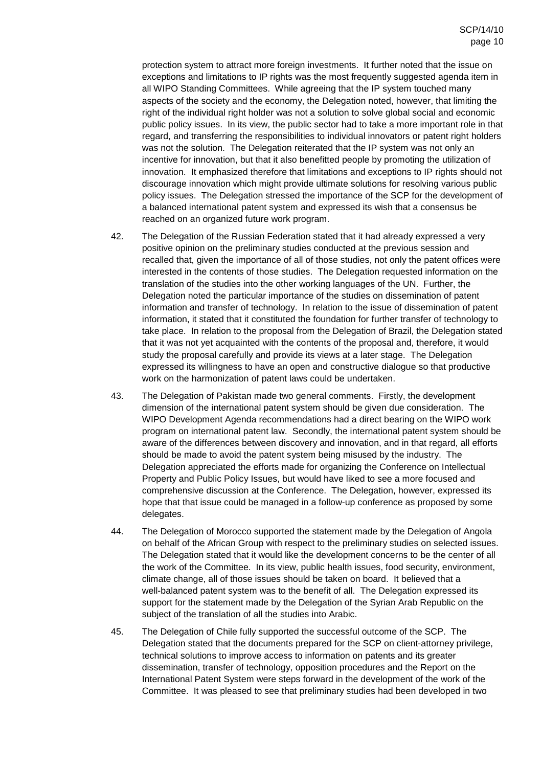protection system to attract more foreign investments. It further noted that the issue on exceptions and limitations to IP rights was the most frequently suggested agenda item in all WIPO Standing Committees. While agreeing that the IP system touched many aspects of the society and the economy, the Delegation noted, however, that limiting the right of the individual right holder was not a solution to solve global social and economic public policy issues. In its view, the public sector had to take a more important role in that regard, and transferring the responsibilities to individual innovators or patent right holders was not the solution. The Delegation reiterated that the IP system was not only an incentive for innovation, but that it also benefitted people by promoting the utilization of innovation. It emphasized therefore that limitations and exceptions to IP rights should not discourage innovation which might provide ultimate solutions for resolving various public policy issues. The Delegation stressed the importance of the SCP for the development of a balanced international patent system and expressed its wish that a consensus be reached on an organized future work program.

42. The Delegation of the Russian Federation stated that it had already expressed a very positive opinion on the preliminary studies conducted at the previous session and recalled that, given the importance of all of those studies, not only the patent offices were interested in the contents of those studies. The Delegation requested information on the translation of the studies into the other working languages of the UN. Further, the Delegation noted the particular importance of the studies on dissemination of patent information and transfer of technology. In relation to the issue of dissemination of patent information, it stated that it constituted the foundation for further transfer of technology to take place. In relation to the proposal from the Delegation of Brazil, the Delegation stated that it was not yet acquainted with the contents of the proposal and, therefore, it would study the proposal carefully and provide its views at a later stage. The Delegation expressed its willingness to have an open and constructive dialogue so that productive work on the harmonization of patent laws could be undertaken.

43. The Delegation of Pakistan made two general comments. Firstly, the development dimension of the international patent system should be given due consideration. The WIPO Development Agenda recommendations had a direct bearing on the WIPO work program on international patent law. Secondly, the international patent system should be aware of the differences between discovery and innovation, and in that regard, all efforts should be made to avoid the patent system being misused by the industry. The Delegation appreciated the efforts made for organizing the Conference on Intellectual Property and Public Policy Issues, but would have liked to see a more focused and comprehensive discussion at the Conference. The Delegation, however, expressed its hope that that issue could be managed in a follow-up conference as proposed by some delegates.

44. The Delegation of Morocco supported the statement made by the Delegation of Angola on behalf of the African Group with respect to the preliminary studies on selected issues. The Delegation stated that it would like the development concerns to be the center of all the work of the Committee. In its view, public health issues, food security, environment, climate change, all of those issues should be taken on board. It believed that a well-balanced patent system was to the benefit of all. The Delegation expressed its support for the statement made by the Delegation of the Syrian Arab Republic on the subject of the translation of all the studies into Arabic.

45. The Delegation of Chile fully supported the successful outcome of the SCP. The Delegation stated that the documents prepared for the SCP on client-attorney privilege, technical solutions to improve access to information on patents and its greater dissemination, transfer of technology, opposition procedures and the Report on the International Patent System were steps forward in the development of the work of the Committee. It was pleased to see that preliminary studies had been developed in two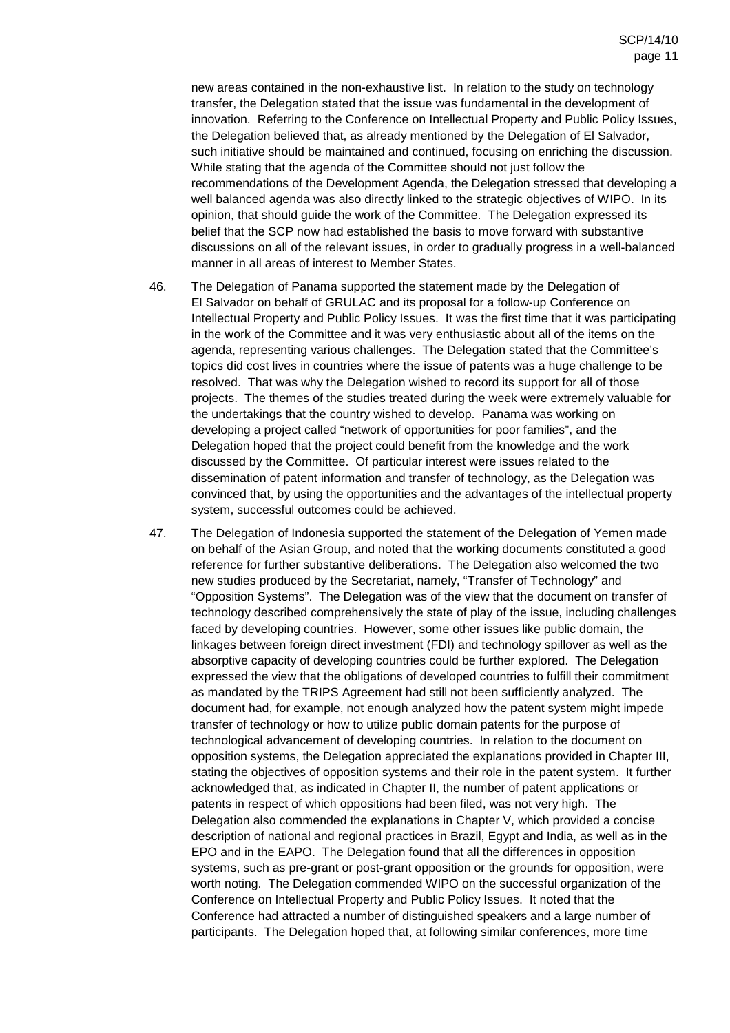new areas contained in the non-exhaustive list. In relation to the study on technology transfer, the Delegation stated that the issue was fundamental in the development of innovation. Referring to the Conference on Intellectual Property and Public Policy Issues, the Delegation believed that, as already mentioned by the Delegation of El Salvador, such initiative should be maintained and continued, focusing on enriching the discussion. While stating that the agenda of the Committee should not just follow the recommendations of the Development Agenda, the Delegation stressed that developing a well balanced agenda was also directly linked to the strategic objectives of WIPO. In its opinion, that should guide the work of the Committee. The Delegation expressed its belief that the SCP now had established the basis to move forward with substantive discussions on all of the relevant issues, in order to gradually progress in a well-balanced manner in all areas of interest to Member States.

46. The Delegation of Panama supported the statement made by the Delegation of El Salvador on behalf of GRULAC and its proposal for a follow-up Conference on Intellectual Property and Public Policy Issues. It was the first time that it was participating in the work of the Committee and it was very enthusiastic about all of the items on the agenda, representing various challenges. The Delegation stated that the Committee's topics did cost lives in countries where the issue of patents was a huge challenge to be resolved. That was why the Delegation wished to record its support for all of those projects. The themes of the studies treated during the week were extremely valuable for the undertakings that the country wished to develop. Panama was working on developing a project called "network of opportunities for poor families", and the Delegation hoped that the project could benefit from the knowledge and the work discussed by the Committee. Of particular interest were issues related to the dissemination of patent information and transfer of technology, as the Delegation was convinced that, by using the opportunities and the advantages of the intellectual property system, successful outcomes could be achieved.

47. The Delegation of Indonesia supported the statement of the Delegation of Yemen made on behalf of the Asian Group, and noted that the working documents constituted a good reference for further substantive deliberations. The Delegation also welcomed the two new studies produced by the Secretariat, namely, "Transfer of Technology" and "Opposition Systems". The Delegation was of the view that the document on transfer of technology described comprehensively the state of play of the issue, including challenges faced by developing countries. However, some other issues like public domain, the linkages between foreign direct investment (FDI) and technology spillover as well as the absorptive capacity of developing countries could be further explored. The Delegation expressed the view that the obligations of developed countries to fulfill their commitment as mandated by the TRIPS Agreement had still not been sufficiently analyzed. The document had, for example, not enough analyzed how the patent system might impede transfer of technology or how to utilize public domain patents for the purpose of technological advancement of developing countries. In relation to the document on opposition systems, the Delegation appreciated the explanations provided in Chapter III, stating the objectives of opposition systems and their role in the patent system. It further acknowledged that, as indicated in Chapter II, the number of patent applications or patents in respect of which oppositions had been filed, was not very high. The Delegation also commended the explanations in Chapter V, which provided a concise description of national and regional practices in Brazil, Egypt and India, as well as in the EPO and in the EAPO. The Delegation found that all the differences in opposition systems, such as pre-grant or post-grant opposition or the grounds for opposition, were worth noting. The Delegation commended WIPO on the successful organization of the Conference on Intellectual Property and Public Policy Issues. It noted that the Conference had attracted a number of distinguished speakers and a large number of participants. The Delegation hoped that, at following similar conferences, more time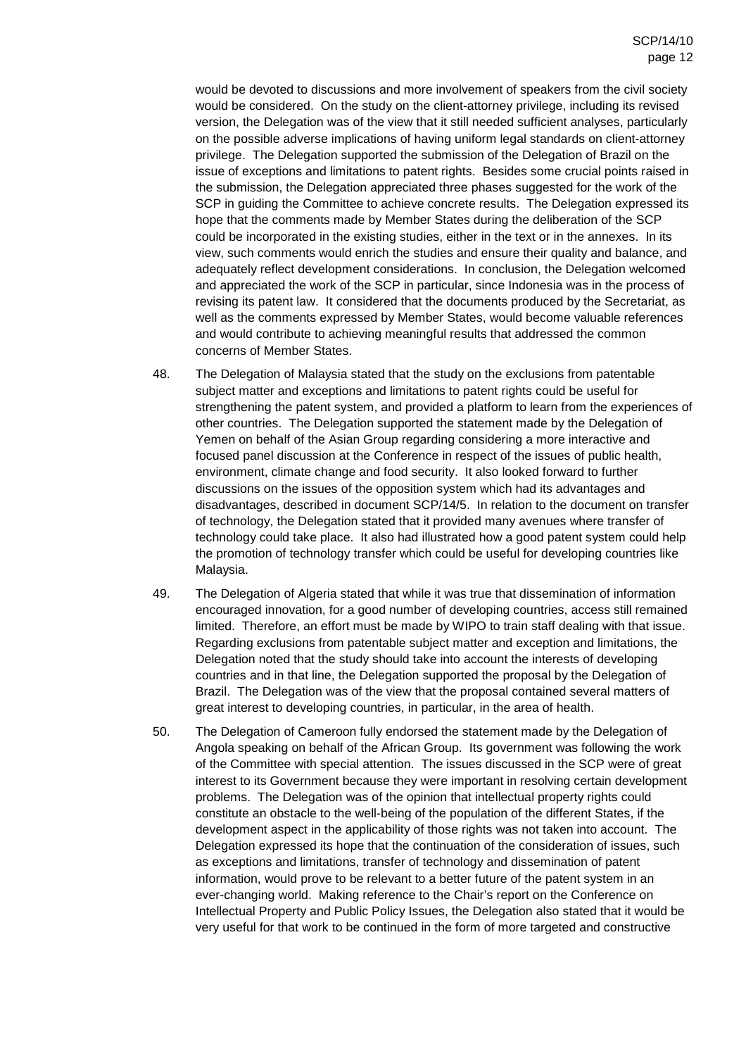would be devoted to discussions and more involvement of speakers from the civil society would be considered. On the study on the client-attorney privilege, including its revised version, the Delegation was of the view that it still needed sufficient analyses, particularly on the possible adverse implications of having uniform legal standards on client-attorney privilege. The Delegation supported the submission of the Delegation of Brazil on the issue of exceptions and limitations to patent rights. Besides some crucial points raised in the submission, the Delegation appreciated three phases suggested for the work of the SCP in guiding the Committee to achieve concrete results. The Delegation expressed its hope that the comments made by Member States during the deliberation of the SCP could be incorporated in the existing studies, either in the text or in the annexes. In its view, such comments would enrich the studies and ensure their quality and balance, and adequately reflect development considerations. In conclusion, the Delegation welcomed and appreciated the work of the SCP in particular, since Indonesia was in the process of revising its patent law. It considered that the documents produced by the Secretariat, as well as the comments expressed by Member States, would become valuable references and would contribute to achieving meaningful results that addressed the common concerns of Member States.

48. The Delegation of Malaysia stated that the study on the exclusions from patentable subject matter and exceptions and limitations to patent rights could be useful for strengthening the patent system, and provided a platform to learn from the experiences of other countries. The Delegation supported the statement made by the Delegation of Yemen on behalf of the Asian Group regarding considering a more interactive and focused panel discussion at the Conference in respect of the issues of public health, environment, climate change and food security. It also looked forward to further discussions on the issues of the opposition system which had its advantages and disadvantages, described in document SCP/14/5. In relation to the document on transfer of technology, the Delegation stated that it provided many avenues where transfer of technology could take place. It also had illustrated how a good patent system could help the promotion of technology transfer which could be useful for developing countries like Malaysia.

49. The Delegation of Algeria stated that while it was true that dissemination of information encouraged innovation, for a good number of developing countries, access still remained limited. Therefore, an effort must be made by WIPO to train staff dealing with that issue. Regarding exclusions from patentable subject matter and exception and limitations, the Delegation noted that the study should take into account the interests of developing countries and in that line, the Delegation supported the proposal by the Delegation of Brazil. The Delegation was of the view that the proposal contained several matters of great interest to developing countries, in particular, in the area of health.

50. The Delegation of Cameroon fully endorsed the statement made by the Delegation of Angola speaking on behalf of the African Group. Its government was following the work of the Committee with special attention. The issues discussed in the SCP were of great interest to its Government because they were important in resolving certain development problems. The Delegation was of the opinion that intellectual property rights could constitute an obstacle to the well-being of the population of the different States, if the development aspect in the applicability of those rights was not taken into account. The Delegation expressed its hope that the continuation of the consideration of issues, such as exceptions and limitations, transfer of technology and dissemination of patent information, would prove to be relevant to a better future of the patent system in an ever-changing world. Making reference to the Chair's report on the Conference on Intellectual Property and Public Policy Issues, the Delegation also stated that it would be very useful for that work to be continued in the form of more targeted and constructive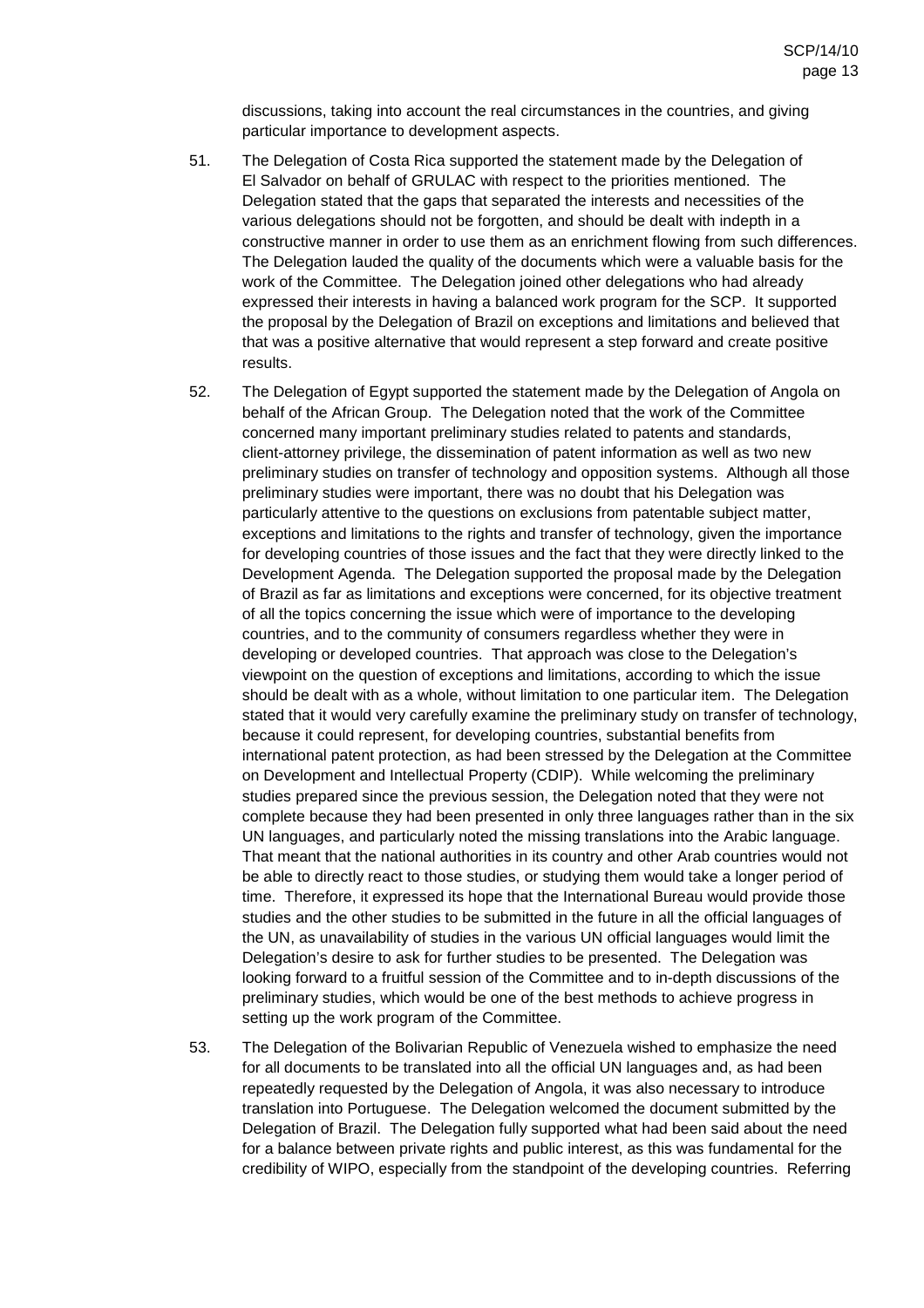discussions, taking into account the real circumstances in the countries, and giving particular importance to development aspects.

51. The Delegation of Costa Rica supported the statement made by the Delegation of El Salvador on behalf of GRULAC with respect to the priorities mentioned. The Delegation stated that the gaps that separated the interests and necessities of the various delegations should not be forgotten, and should be dealt with indepth in a constructive manner in order to use them as an enrichment flowing from such differences. The Delegation lauded the quality of the documents which were a valuable basis for the work of the Committee. The Delegation joined other delegations who had already expressed their interests in having a balanced work program for the SCP. It supported the proposal by the Delegation of Brazil on exceptions and limitations and believed that that was a positive alternative that would represent a step forward and create positive results.

52. The Delegation of Egypt supported the statement made by the Delegation of Angola on behalf of the African Group. The Delegation noted that the work of the Committee concerned many important preliminary studies related to patents and standards, client-attorney privilege, the dissemination of patent information as well as two new preliminary studies on transfer of technology and opposition systems. Although all those preliminary studies were important, there was no doubt that his Delegation was particularly attentive to the questions on exclusions from patentable subject matter, exceptions and limitations to the rights and transfer of technology, given the importance for developing countries of those issues and the fact that they were directly linked to the Development Agenda. The Delegation supported the proposal made by the Delegation of Brazil as far as limitations and exceptions were concerned, for its objective treatment of all the topics concerning the issue which were of importance to the developing countries, and to the community of consumers regardless whether they were in developing or developed countries. That approach was close to the Delegation's viewpoint on the question of exceptions and limitations, according to which the issue should be dealt with as a whole, without limitation to one particular item. The Delegation stated that it would very carefully examine the preliminary study on transfer of technology, because it could represent, for developing countries, substantial benefits from international patent protection, as had been stressed by the Delegation at the Committee on Development and Intellectual Property (CDIP). While welcoming the preliminary studies prepared since the previous session, the Delegation noted that they were not complete because they had been presented in only three languages rather than in the six UN languages, and particularly noted the missing translations into the Arabic language. That meant that the national authorities in its country and other Arab countries would not be able to directly react to those studies, or studying them would take a longer period of time. Therefore, it expressed its hope that the International Bureau would provide those studies and the other studies to be submitted in the future in all the official languages of the UN, as unavailability of studies in the various UN official languages would limit the Delegation's desire to ask for further studies to be presented. The Delegation was looking forward to a fruitful session of the Committee and to in-depth discussions of the preliminary studies, which would be one of the best methods to achieve progress in setting up the work program of the Committee.

53. The Delegation of the Bolivarian Republic of Venezuela wished to emphasize the need for all documents to be translated into all the official UN languages and, as had been repeatedly requested by the Delegation of Angola, it was also necessary to introduce translation into Portuguese. The Delegation welcomed the document submitted by the Delegation of Brazil. The Delegation fully supported what had been said about the need for a balance between private rights and public interest, as this was fundamental for the credibility of WIPO, especially from the standpoint of the developing countries. Referring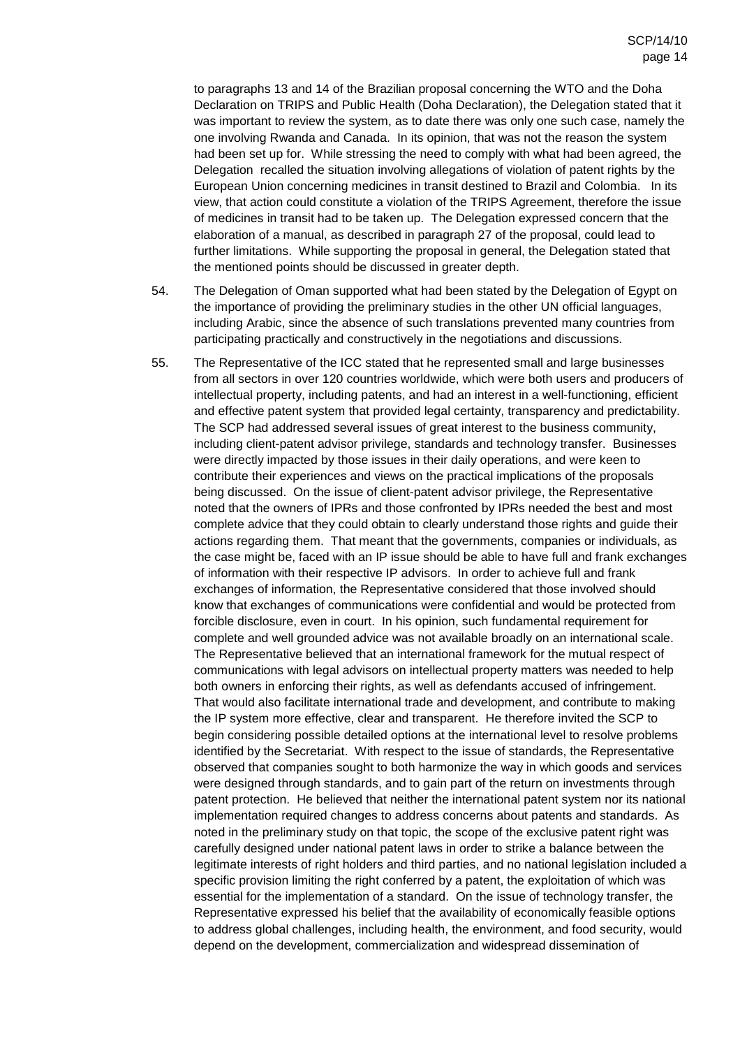to paragraphs 13 and 14 of the Brazilian proposal concerning the WTO and the Doha Declaration on TRIPS and Public Health (Doha Declaration), the Delegation stated that it was important to review the system, as to date there was only one such case, namely the one involving Rwanda and Canada. In its opinion, that was not the reason the system had been set up for. While stressing the need to comply with what had been agreed, the Delegation recalled the situation involving allegations of violation of patent rights by the European Union concerning medicines in transit destined to Brazil and Colombia. In its view, that action could constitute a violation of the TRIPS Agreement, therefore the issue of medicines in transit had to be taken up. The Delegation expressed concern that the elaboration of a manual, as described in paragraph 27 of the proposal, could lead to further limitations. While supporting the proposal in general, the Delegation stated that the mentioned points should be discussed in greater depth.

54. The Delegation of Oman supported what had been stated by the Delegation of Egypt on the importance of providing the preliminary studies in the other UN official languages, including Arabic, since the absence of such translations prevented many countries from participating practically and constructively in the negotiations and discussions.

55. The Representative of the ICC stated that he represented small and large businesses from all sectors in over 120 countries worldwide, which were both users and producers of intellectual property, including patents, and had an interest in a well-functioning, efficient and effective patent system that provided legal certainty, transparency and predictability. The SCP had addressed several issues of great interest to the business community, including client-patent advisor privilege, standards and technology transfer. Businesses were directly impacted by those issues in their daily operations, and were keen to contribute their experiences and views on the practical implications of the proposals being discussed. On the issue of client-patent advisor privilege, the Representative noted that the owners of IPRs and those confronted by IPRs needed the best and most complete advice that they could obtain to clearly understand those rights and guide their actions regarding them. That meant that the governments, companies or individuals, as the case might be, faced with an IP issue should be able to have full and frank exchanges of information with their respective IP advisors. In order to achieve full and frank exchanges of information, the Representative considered that those involved should know that exchanges of communications were confidential and would be protected from forcible disclosure, even in court. In his opinion, such fundamental requirement for complete and well grounded advice was not available broadly on an international scale. The Representative believed that an international framework for the mutual respect of communications with legal advisors on intellectual property matters was needed to help both owners in enforcing their rights, as well as defendants accused of infringement. That would also facilitate international trade and development, and contribute to making the IP system more effective, clear and transparent. He therefore invited the SCP to begin considering possible detailed options at the international level to resolve problems identified by the Secretariat. With respect to the issue of standards, the Representative observed that companies sought to both harmonize the way in which goods and services were designed through standards, and to gain part of the return on investments through patent protection. He believed that neither the international patent system nor its national implementation required changes to address concerns about patents and standards. As noted in the preliminary study on that topic, the scope of the exclusive patent right was carefully designed under national patent laws in order to strike a balance between the legitimate interests of right holders and third parties, and no national legislation included a specific provision limiting the right conferred by a patent, the exploitation of which was essential for the implementation of a standard. On the issue of technology transfer, the Representative expressed his belief that the availability of economically feasible options to address global challenges, including health, the environment, and food security, would depend on the development, commercialization and widespread dissemination of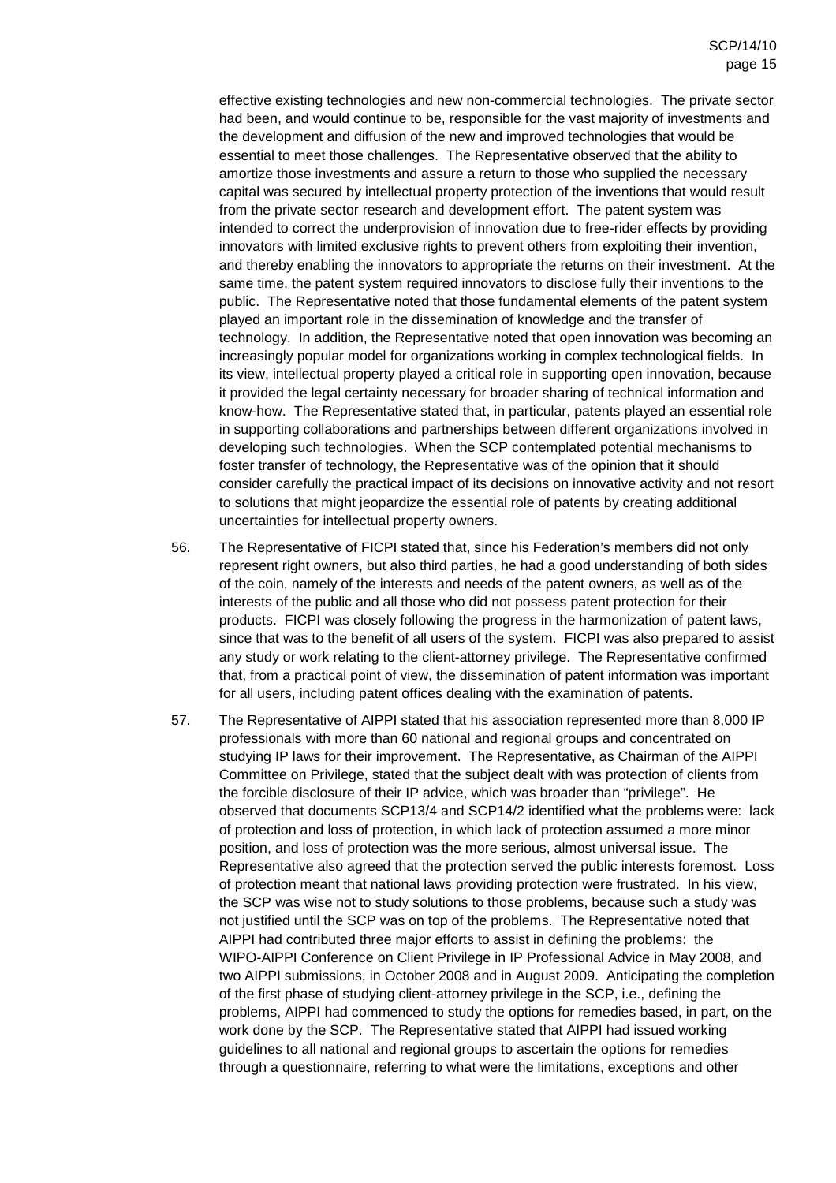effective existing technologies and new non-commercial technologies. The private sector had been, and would continue to be, responsible for the vast majority of investments and the development and diffusion of the new and improved technologies that would be essential to meet those challenges. The Representative observed that the ability to amortize those investments and assure a return to those who supplied the necessary capital was secured by intellectual property protection of the inventions that would result from the private sector research and development effort. The patent system was intended to correct the underprovision of innovation due to free-rider effects by providing innovators with limited exclusive rights to prevent others from exploiting their invention, and thereby enabling the innovators to appropriate the returns on their investment. At the same time, the patent system required innovators to disclose fully their inventions to the public. The Representative noted that those fundamental elements of the patent system played an important role in the dissemination of knowledge and the transfer of technology. In addition, the Representative noted that open innovation was becoming an increasingly popular model for organizations working in complex technological fields. In its view, intellectual property played a critical role in supporting open innovation, because it provided the legal certainty necessary for broader sharing of technical information and know-how. The Representative stated that, in particular, patents played an essential role in supporting collaborations and partnerships between different organizations involved in developing such technologies. When the SCP contemplated potential mechanisms to foster transfer of technology, the Representative was of the opinion that it should consider carefully the practical impact of its decisions on innovative activity and not resort to solutions that might jeopardize the essential role of patents by creating additional uncertainties for intellectual property owners.

56. The Representative of FICPI stated that, since his Federation's members did not only represent right owners, but also third parties, he had a good understanding of both sides of the coin, namely of the interests and needs of the patent owners, as well as of the interests of the public and all those who did not possess patent protection for their products. FICPI was closely following the progress in the harmonization of patent laws, since that was to the benefit of all users of the system. FICPI was also prepared to assist any study or work relating to the client-attorney privilege. The Representative confirmed that, from a practical point of view, the dissemination of patent information was important for all users, including patent offices dealing with the examination of patents.

57. The Representative of AIPPI stated that his association represented more than 8,000 IP professionals with more than 60 national and regional groups and concentrated on studying IP laws for their improvement. The Representative, as Chairman of the AIPPI Committee on Privilege, stated that the subject dealt with was protection of clients from the forcible disclosure of their IP advice, which was broader than "privilege". He observed that documents SCP13/4 and SCP14/2 identified what the problems were: lack of protection and loss of protection, in which lack of protection assumed a more minor position, and loss of protection was the more serious, almost universal issue. The Representative also agreed that the protection served the public interests foremost. Loss of protection meant that national laws providing protection were frustrated. In his view, the SCP was wise not to study solutions to those problems, because such a study was not justified until the SCP was on top of the problems. The Representative noted that AIPPI had contributed three major efforts to assist in defining the problems: the WIPO-AIPPI Conference on Client Privilege in IP Professional Advice in May 2008, and two AIPPI submissions, in October 2008 and in August 2009. Anticipating the completion of the first phase of studying client-attorney privilege in the SCP, i.e., defining the problems, AIPPI had commenced to study the options for remedies based, in part, on the work done by the SCP. The Representative stated that AIPPI had issued working guidelines to all national and regional groups to ascertain the options for remedies through a questionnaire, referring to what were the limitations, exceptions and other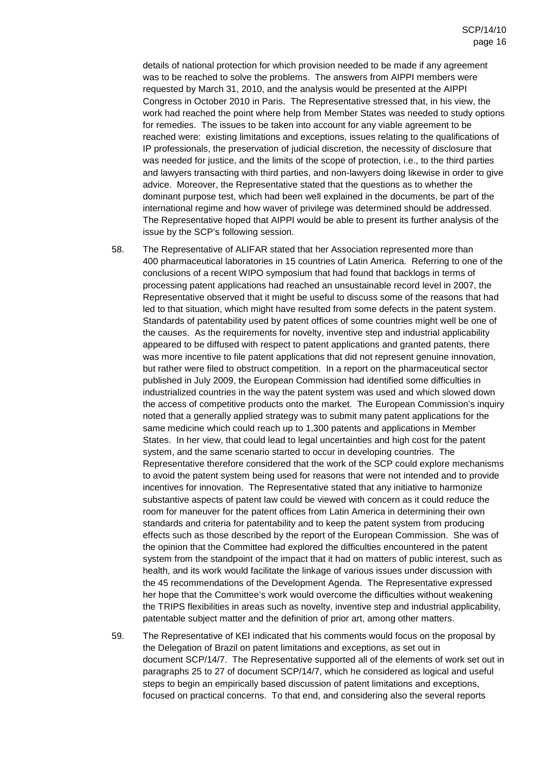details of national protection for which provision needed to be made if any agreement was to be reached to solve the problems. The answers from AIPPI members were requested by March 31, 2010, and the analysis would be presented at the AIPPI Congress in October 2010 in Paris. The Representative stressed that, in his view, the work had reached the point where help from Member States was needed to study options for remedies. The issues to be taken into account for any viable agreement to be reached were: existing limitations and exceptions, issues relating to the qualifications of IP professionals, the preservation of judicial discretion, the necessity of disclosure that was needed for justice, and the limits of the scope of protection, i.e., to the third parties and lawyers transacting with third parties, and non-lawyers doing likewise in order to give advice. Moreover, the Representative stated that the questions as to whether the dominant purpose test, which had been well explained in the documents, be part of the international regime and how waver of privilege was determined should be addressed. The Representative hoped that AIPPI would be able to present its further analysis of the issue by the SCP's following session.

58. The Representative of ALIFAR stated that her Association represented more than 400 pharmaceutical laboratories in 15 countries of Latin America. Referring to one of the conclusions of a recent WIPO symposium that had found that backlogs in terms of processing patent applications had reached an unsustainable record level in 2007, the Representative observed that it might be useful to discuss some of the reasons that had led to that situation, which might have resulted from some defects in the patent system. Standards of patentability used by patent offices of some countries might well be one of the causes. As the requirements for novelty, inventive step and industrial applicability appeared to be diffused with respect to patent applications and granted patents, there was more incentive to file patent applications that did not represent genuine innovation, but rather were filed to obstruct competition. In a report on the pharmaceutical sector published in July 2009, the European Commission had identified some difficulties in industrialized countries in the way the patent system was used and which slowed down the access of competitive products onto the market. The European Commission's inquiry noted that a generally applied strategy was to submit many patent applications for the same medicine which could reach up to 1,300 patents and applications in Member States. In her view, that could lead to legal uncertainties and high cost for the patent system, and the same scenario started to occur in developing countries. The Representative therefore considered that the work of the SCP could explore mechanisms to avoid the patent system being used for reasons that were not intended and to provide incentives for innovation. The Representative stated that any initiative to harmonize substantive aspects of patent law could be viewed with concern as it could reduce the room for maneuver for the patent offices from Latin America in determining their own standards and criteria for patentability and to keep the patent system from producing effects such as those described by the report of the European Commission. She was of the opinion that the Committee had explored the difficulties encountered in the patent system from the standpoint of the impact that it had on matters of public interest, such as health, and its work would facilitate the linkage of various issues under discussion with the 45 recommendations of the Development Agenda. The Representative expressed her hope that the Committee's work would overcome the difficulties without weakening the TRIPS flexibilities in areas such as novelty, inventive step and industrial applicability, patentable subject matter and the definition of prior art, among other matters.

59. The Representative of KEI indicated that his comments would focus on the proposal by the Delegation of Brazil on patent limitations and exceptions, as set out in document SCP/14/7. The Representative supported all of the elements of work set out in paragraphs 25 to 27 of document SCP/14/7, which he considered as logical and useful steps to begin an empirically based discussion of patent limitations and exceptions, focused on practical concerns. To that end, and considering also the several reports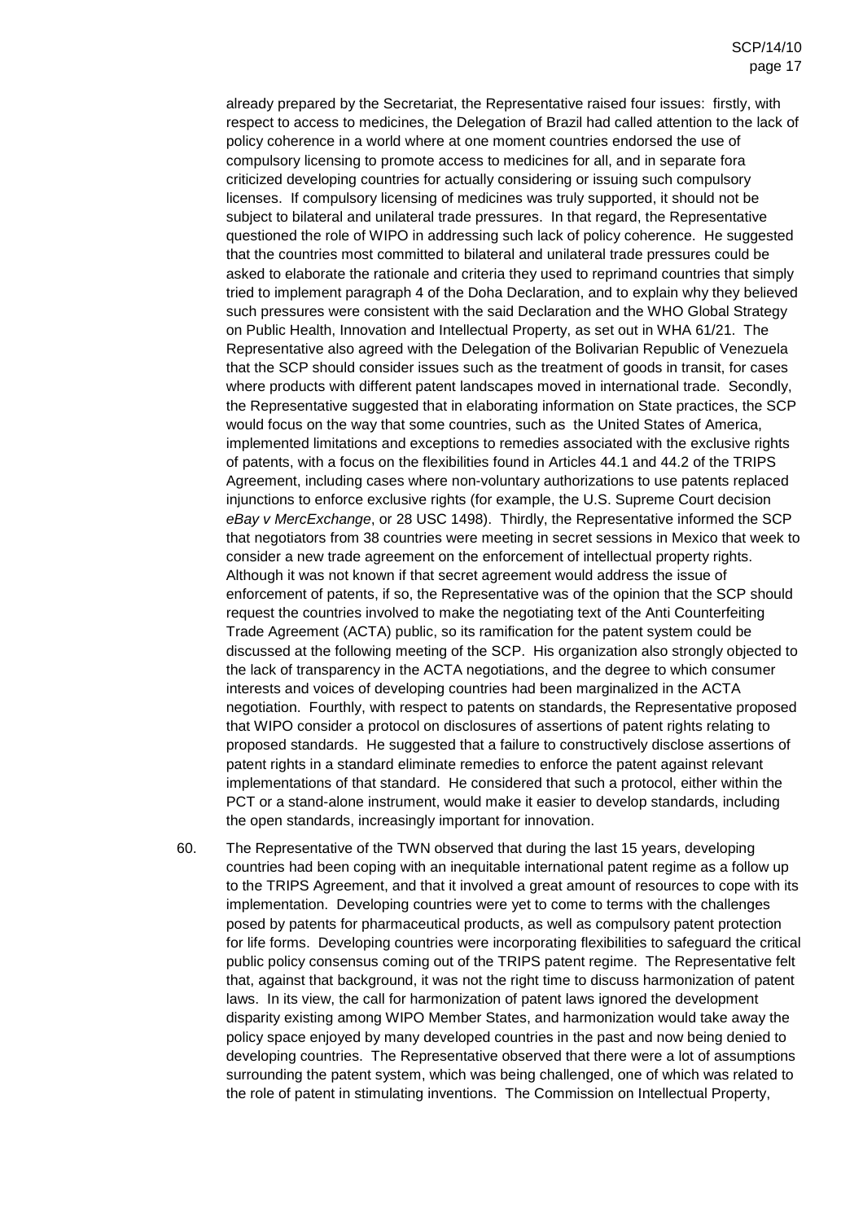already prepared by the Secretariat, the Representative raised four issues: firstly, with respect to access to medicines, the Delegation of Brazil had called attention to the lack of policy coherence in a world where at one moment countries endorsed the use of compulsory licensing to promote access to medicines for all, and in separate fora criticized developing countries for actually considering or issuing such compulsory licenses. If compulsory licensing of medicines was truly supported, it should not be subject to bilateral and unilateral trade pressures. In that regard, the Representative questioned the role of WIPO in addressing such lack of policy coherence. He suggested that the countries most committed to bilateral and unilateral trade pressures could be asked to elaborate the rationale and criteria they used to reprimand countries that simply tried to implement paragraph 4 of the Doha Declaration, and to explain why they believed such pressures were consistent with the said Declaration and the WHO Global Strategy on Public Health, Innovation and Intellectual Property, as set out in WHA 61/21. The Representative also agreed with the Delegation of the Bolivarian Republic of Venezuela that the SCP should consider issues such as the treatment of goods in transit, for cases where products with different patent landscapes moved in international trade. Secondly, the Representative suggested that in elaborating information on State practices, the SCP would focus on the way that some countries, such as the United States of America, implemented limitations and exceptions to remedies associated with the exclusive rights of patents, with a focus on the flexibilities found in Articles 44.1 and 44.2 of the TRIPS Agreement, including cases where non-voluntary authorizations to use patents replaced injunctions to enforce exclusive rights (for example, the U.S. Supreme Court decision *eBay v MercExchange*, or 28 USC 1498). Thirdly, the Representative informed the SCP that negotiators from 38 countries were meeting in secret sessions in Mexico that week to consider a new trade agreement on the enforcement of intellectual property rights. Although it was not known if that secret agreement would address the issue of enforcement of patents, if so, the Representative was of the opinion that the SCP should request the countries involved to make the negotiating text of the Anti Counterfeiting Trade Agreement (ACTA) public, so its ramification for the patent system could be discussed at the following meeting of the SCP. His organization also strongly objected to the lack of transparency in the ACTA negotiations, and the degree to which consumer interests and voices of developing countries had been marginalized in the ACTA negotiation. Fourthly, with respect to patents on standards, the Representative proposed that WIPO consider a protocol on disclosures of assertions of patent rights relating to proposed standards. He suggested that a failure to constructively disclose assertions of patent rights in a standard eliminate remedies to enforce the patent against relevant implementations of that standard. He considered that such a protocol, either within the PCT or a stand-alone instrument, would make it easier to develop standards, including the open standards, increasingly important for innovation.

60. The Representative of the TWN observed that during the last 15 years, developing countries had been coping with an inequitable international patent regime as a follow up to the TRIPS Agreement, and that it involved a great amount of resources to cope with its implementation. Developing countries were yet to come to terms with the challenges posed by patents for pharmaceutical products, as well as compulsory patent protection for life forms. Developing countries were incorporating flexibilities to safeguard the critical public policy consensus coming out of the TRIPS patent regime. The Representative felt that, against that background, it was not the right time to discuss harmonization of patent laws. In its view, the call for harmonization of patent laws ignored the development disparity existing among WIPO Member States, and harmonization would take away the policy space enjoyed by many developed countries in the past and now being denied to developing countries. The Representative observed that there were a lot of assumptions surrounding the patent system, which was being challenged, one of which was related to the role of patent in stimulating inventions. The Commission on Intellectual Property,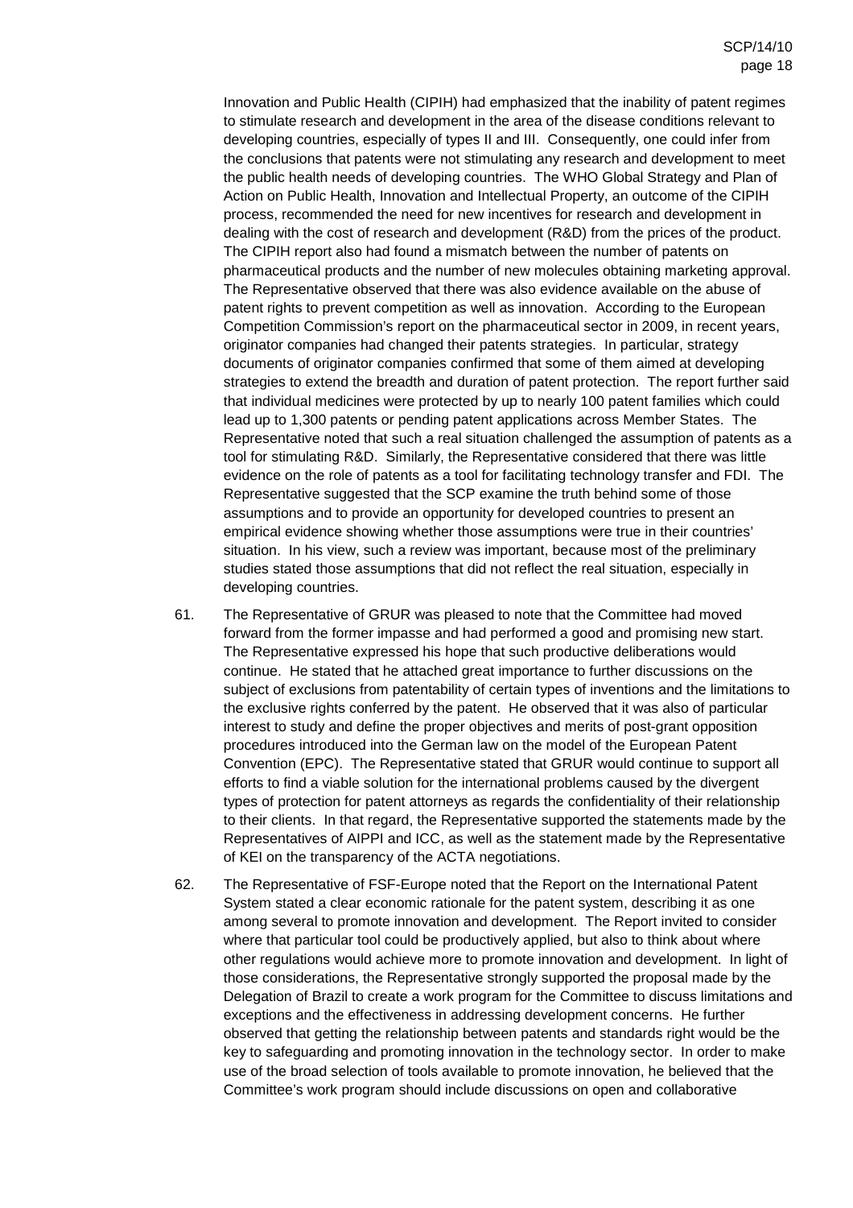Innovation and Public Health (CIPIH) had emphasized that the inability of patent regimes to stimulate research and development in the area of the disease conditions relevant to developing countries, especially of types II and III. Consequently, one could infer from the conclusions that patents were not stimulating any research and development to meet the public health needs of developing countries. The WHO Global Strategy and Plan of Action on Public Health, Innovation and Intellectual Property, an outcome of the CIPIH process, recommended the need for new incentives for research and development in dealing with the cost of research and development (R&D) from the prices of the product. The CIPIH report also had found a mismatch between the number of patents on pharmaceutical products and the number of new molecules obtaining marketing approval. The Representative observed that there was also evidence available on the abuse of patent rights to prevent competition as well as innovation. According to the European Competition Commission's report on the pharmaceutical sector in 2009, in recent years, originator companies had changed their patents strategies. In particular, strategy documents of originator companies confirmed that some of them aimed at developing strategies to extend the breadth and duration of patent protection. The report further said that individual medicines were protected by up to nearly 100 patent families which could lead up to 1,300 patents or pending patent applications across Member States. The Representative noted that such a real situation challenged the assumption of patents as a tool for stimulating R&D. Similarly, the Representative considered that there was little evidence on the role of patents as a tool for facilitating technology transfer and FDI. The Representative suggested that the SCP examine the truth behind some of those assumptions and to provide an opportunity for developed countries to present an empirical evidence showing whether those assumptions were true in their countries' situation. In his view, such a review was important, because most of the preliminary studies stated those assumptions that did not reflect the real situation, especially in developing countries.

61. The Representative of GRUR was pleased to note that the Committee had moved forward from the former impasse and had performed a good and promising new start. The Representative expressed his hope that such productive deliberations would continue. He stated that he attached great importance to further discussions on the subject of exclusions from patentability of certain types of inventions and the limitations to the exclusive rights conferred by the patent. He observed that it was also of particular interest to study and define the proper objectives and merits of post-grant opposition procedures introduced into the German law on the model of the European Patent Convention (EPC). The Representative stated that GRUR would continue to support all efforts to find a viable solution for the international problems caused by the divergent types of protection for patent attorneys as regards the confidentiality of their relationship to their clients. In that regard, the Representative supported the statements made by the Representatives of AIPPI and ICC, as well as the statement made by the Representative of KEI on the transparency of the ACTA negotiations.

62. The Representative of FSF-Europe noted that the Report on the International Patent System stated a clear economic rationale for the patent system, describing it as one among several to promote innovation and development. The Report invited to consider where that particular tool could be productively applied, but also to think about where other regulations would achieve more to promote innovation and development. In light of those considerations, the Representative strongly supported the proposal made by the Delegation of Brazil to create a work program for the Committee to discuss limitations and exceptions and the effectiveness in addressing development concerns. He further observed that getting the relationship between patents and standards right would be the key to safeguarding and promoting innovation in the technology sector. In order to make use of the broad selection of tools available to promote innovation, he believed that the Committee's work program should include discussions on open and collaborative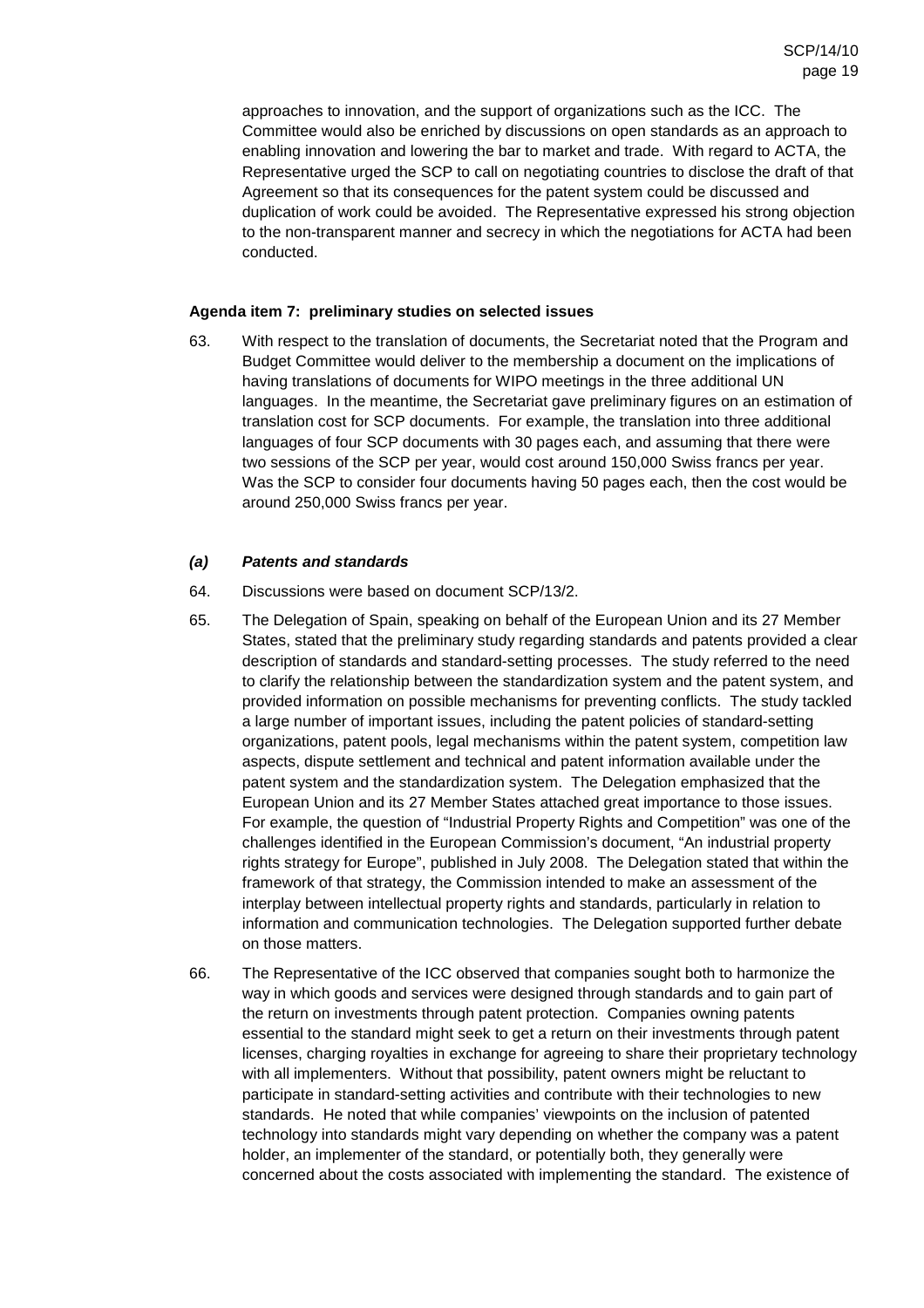approaches to innovation, and the support of organizations such as the ICC. The Committee would also be enriched by discussions on open standards as an approach to enabling innovation and lowering the bar to market and trade. With regard to ACTA, the Representative urged the SCP to call on negotiating countries to disclose the draft of that Agreement so that its consequences for the patent system could be discussed and duplication of work could be avoided. The Representative expressed his strong objection to the non-transparent manner and secrecy in which the negotiations for ACTA had been conducted.

**Agenda item 7: preliminary studies on selected issues**

63. With respect to the translation of documents, the Secretariat noted that the Program and Budget Committee would deliver to the membership a document on the implications of having translations of documents for WIPO meetings in the three additional UN languages. In the meantime, the Secretariat gave preliminary figures on an estimation of translation cost for SCP documents. For example, the translation into three additional languages of four SCP documents with 30 pages each, and assuming that there were two sessions of the SCP per year, would cost around 150,000 Swiss francs per year. Was the SCP to consider four documents having 50 pages each, then the cost would be around 250,000 Swiss francs per year.

***(a) Patents and standards***

64. Discussions were based on document SCP/13/2.

65. The Delegation of Spain, speaking on behalf of the European Union and its 27 Member States, stated that the preliminary study regarding standards and patents provided a clear description of standards and standard-setting processes. The study referred to the need to clarify the relationship between the standardization system and the patent system, and provided information on possible mechanisms for preventing conflicts. The study tackled a large number of important issues, including the patent policies of standard-setting organizations, patent pools, legal mechanisms within the patent system, competition law aspects, dispute settlement and technical and patent information available under the patent system and the standardization system. The Delegation emphasized that the European Union and its 27 Member States attached great importance to those issues. For example, the question of "Industrial Property Rights and Competition" was one of the challenges identified in the European Commission's document, "An industrial property rights strategy for Europe", published in July 2008. The Delegation stated that within the framework of that strategy, the Commission intended to make an assessment of the interplay between intellectual property rights and standards, particularly in relation to information and communication technologies. The Delegation supported further debate on those matters.

66. The Representative of the ICC observed that companies sought both to harmonize the way in which goods and services were designed through standards and to gain part of the return on investments through patent protection. Companies owning patents essential to the standard might seek to get a return on their investments through patent licenses, charging royalties in exchange for agreeing to share their proprietary technology with all implementers. Without that possibility, patent owners might be reluctant to participate in standard-setting activities and contribute with their technologies to new standards. He noted that while companies' viewpoints on the inclusion of patented technology into standards might vary depending on whether the company was a patent holder, an implementer of the standard, or potentially both, they generally were concerned about the costs associated with implementing the standard. The existence of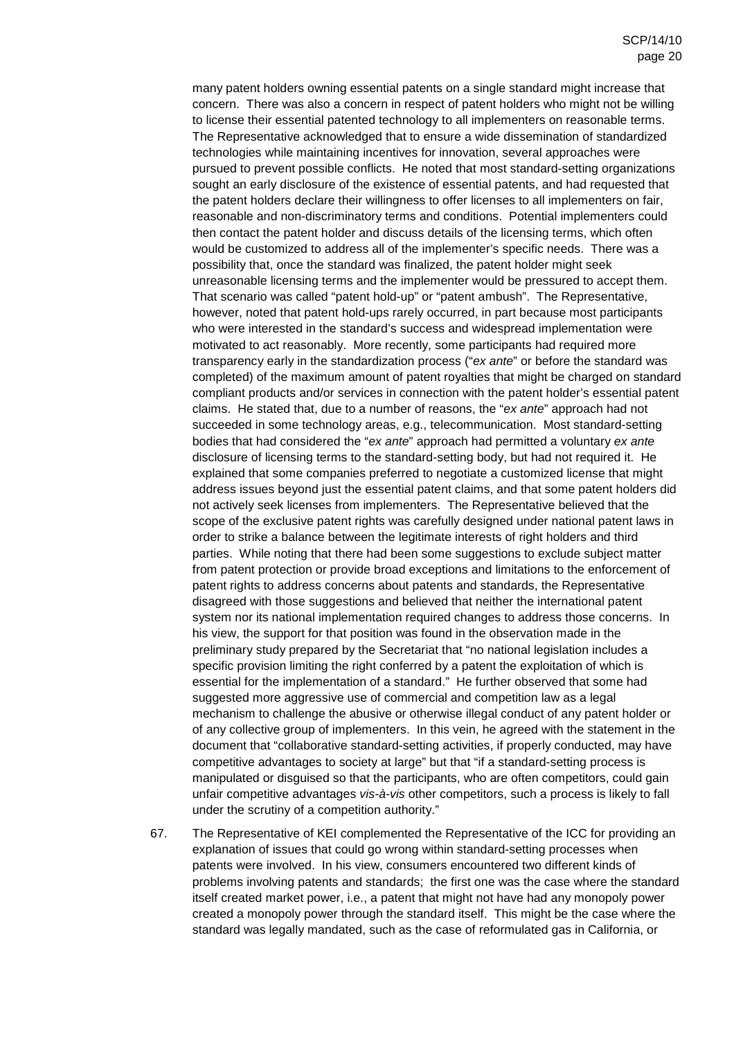many patent holders owning essential patents on a single standard might increase that concern. There was also a concern in respect of patent holders who might not be willing to license their essential patented technology to all implementers on reasonable terms. The Representative acknowledged that to ensure a wide dissemination of standardized technologies while maintaining incentives for innovation, several approaches were pursued to prevent possible conflicts. He noted that most standard-setting organizations sought an early disclosure of the existence of essential patents, and had requested that the patent holders declare their willingness to offer licenses to all implementers on fair, reasonable and non-discriminatory terms and conditions. Potential implementers could then contact the patent holder and discuss details of the licensing terms, which often would be customized to address all of the implementer's specific needs. There was a possibility that, once the standard was finalized, the patent holder might seek unreasonable licensing terms and the implementer would be pressured to accept them. That scenario was called "patent hold-up" or "patent ambush". The Representative, however, noted that patent hold-ups rarely occurred, in part because most participants who were interested in the standard's success and widespread implementation were motivated to act reasonably. More recently, some participants had required more transparency early in the standardization process ("*ex ante*" or before the standard was completed) of the maximum amount of patent royalties that might be charged on standard compliant products and/or services in connection with the patent holder's essential patent claims. He stated that, due to a number of reasons, the "*ex ante*" approach had not succeeded in some technology areas, e.g., telecommunication. Most standard-setting bodies that had considered the "*ex ante*" approach had permitted a voluntary *ex ante* disclosure of licensing terms to the standard-setting body, but had not required it. He explained that some companies preferred to negotiate a customized license that might address issues beyond just the essential patent claims, and that some patent holders did not actively seek licenses from implementers. The Representative believed that the scope of the exclusive patent rights was carefully designed under national patent laws in order to strike a balance between the legitimate interests of right holders and third parties. While noting that there had been some suggestions to exclude subject matter from patent protection or provide broad exceptions and limitations to the enforcement of patent rights to address concerns about patents and standards, the Representative disagreed with those suggestions and believed that neither the international patent system nor its national implementation required changes to address those concerns. In his view, the support for that position was found in the observation made in the preliminary study prepared by the Secretariat that "no national legislation includes a specific provision limiting the right conferred by a patent the exploitation of which is essential for the implementation of a standard." He further observed that some had suggested more aggressive use of commercial and competition law as a legal mechanism to challenge the abusive or otherwise illegal conduct of any patent holder or of any collective group of implementers. In this vein, he agreed with the statement in the document that "collaborative standard-setting activities, if properly conducted, may have competitive advantages to society at large" but that "if a standard-setting process is manipulated or disguised so that the participants, who are often competitors, could gain unfair competitive advantages *vis-à-vis* other competitors, such a process is likely to fall under the scrutiny of a competition authority."

67. The Representative of KEI complemented the Representative of the ICC for providing an explanation of issues that could go wrong within standard-setting processes when patents were involved. In his view, consumers encountered two different kinds of problems involving patents and standards; the first one was the case where the standard itself created market power, i.e., a patent that might not have had any monopoly power created a monopoly power through the standard itself. This might be the case where the standard was legally mandated, such as the case of reformulated gas in California, or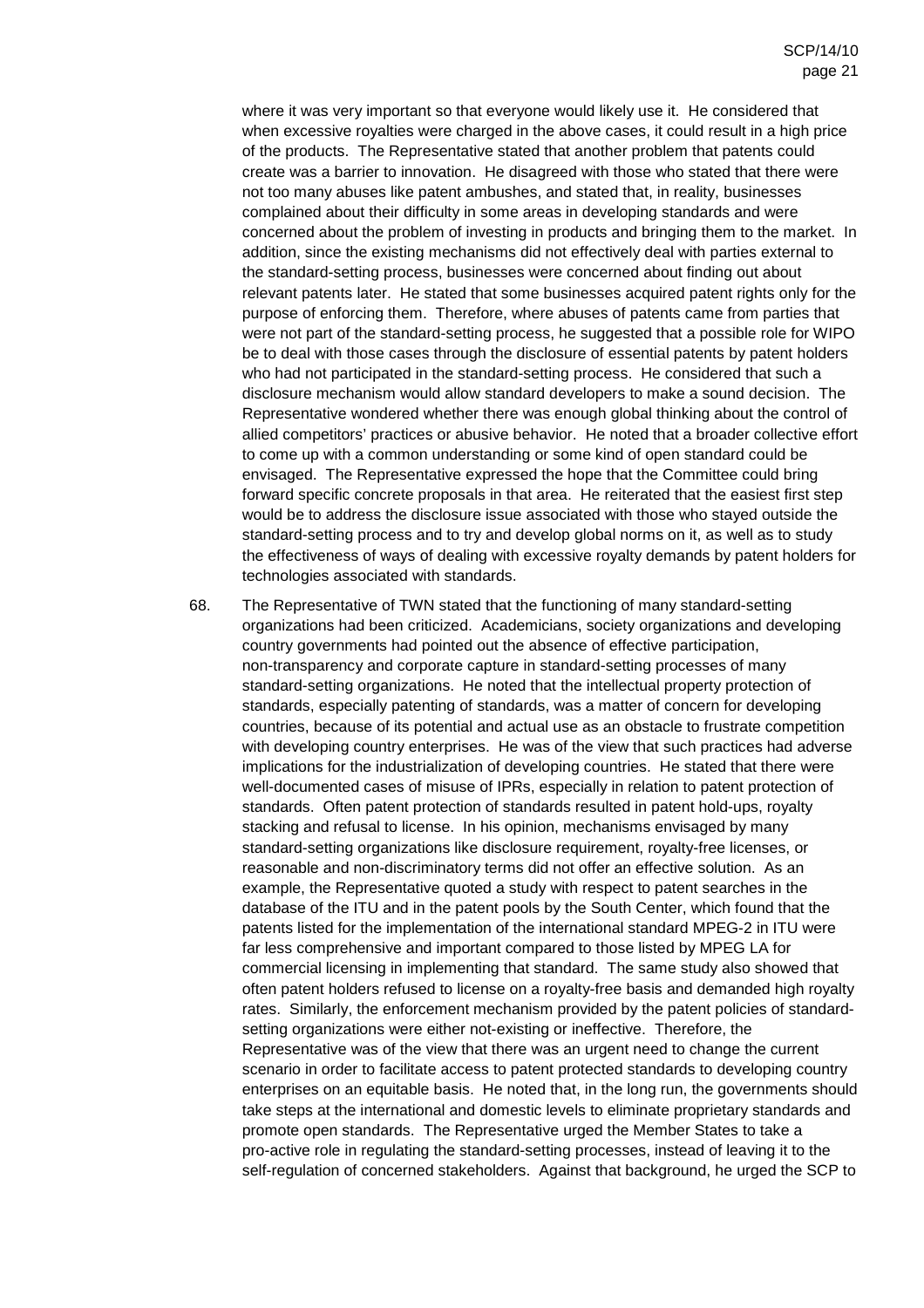where it was very important so that everyone would likely use it. He considered that when excessive royalties were charged in the above cases, it could result in a high price of the products. The Representative stated that another problem that patents could create was a barrier to innovation. He disagreed with those who stated that there were not too many abuses like patent ambushes, and stated that, in reality, businesses complained about their difficulty in some areas in developing standards and were concerned about the problem of investing in products and bringing them to the market. In addition, since the existing mechanisms did not effectively deal with parties external to the standard-setting process, businesses were concerned about finding out about relevant patents later. He stated that some businesses acquired patent rights only for the purpose of enforcing them. Therefore, where abuses of patents came from parties that were not part of the standard-setting process, he suggested that a possible role for WIPO be to deal with those cases through the disclosure of essential patents by patent holders who had not participated in the standard-setting process. He considered that such a disclosure mechanism would allow standard developers to make a sound decision. The Representative wondered whether there was enough global thinking about the control of allied competitors' practices or abusive behavior. He noted that a broader collective effort to come up with a common understanding or some kind of open standard could be envisaged. The Representative expressed the hope that the Committee could bring forward specific concrete proposals in that area. He reiterated that the easiest first step would be to address the disclosure issue associated with those who stayed outside the standard-setting process and to try and develop global norms on it, as well as to study the effectiveness of ways of dealing with excessive royalty demands by patent holders for technologies associated with standards.

68. The Representative of TWN stated that the functioning of many standard-setting organizations had been criticized. Academicians, society organizations and developing country governments had pointed out the absence of effective participation, non-transparency and corporate capture in standard-setting processes of many standard-setting organizations. He noted that the intellectual property protection of standards, especially patenting of standards, was a matter of concern for developing countries, because of its potential and actual use as an obstacle to frustrate competition with developing country enterprises. He was of the view that such practices had adverse implications for the industrialization of developing countries. He stated that there were well-documented cases of misuse of IPRs, especially in relation to patent protection of standards. Often patent protection of standards resulted in patent hold-ups, royalty stacking and refusal to license. In his opinion, mechanisms envisaged by many standard-setting organizations like disclosure requirement, royalty-free licenses, or reasonable and non-discriminatory terms did not offer an effective solution. As an example, the Representative quoted a study with respect to patent searches in the database of the ITU and in the patent pools by the South Center, which found that the patents listed for the implementation of the international standard MPEG-2 in ITU were far less comprehensive and important compared to those listed by MPEG LA for commercial licensing in implementing that standard. The same study also showed that often patent holders refused to license on a royalty-free basis and demanded high royalty rates. Similarly, the enforcement mechanism provided by the patent policies of standard-setting organizations were either not-existing or ineffective. Therefore, the Representative was of the view that there was an urgent need to change the current scenario in order to facilitate access to patent protected standards to developing country enterprises on an equitable basis. He noted that, in the long run, the governments should take steps at the international and domestic levels to eliminate proprietary standards and promote open standards. The Representative urged the Member States to take a pro-active role in regulating the standard-setting processes, instead of leaving it to the self-regulation of concerned stakeholders. Against that background, he urged the SCP to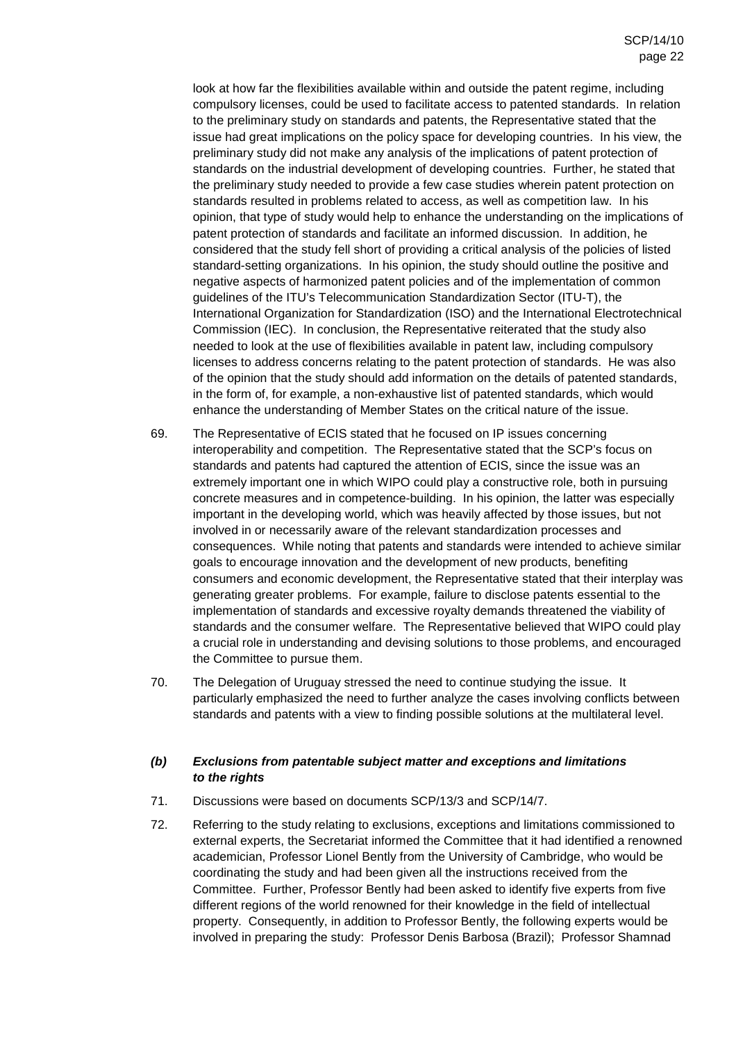look at how far the flexibilities available within and outside the patent regime, including compulsory licenses, could be used to facilitate access to patented standards. In relation to the preliminary study on standards and patents, the Representative stated that the issue had great implications on the policy space for developing countries. In his view, the preliminary study did not make any analysis of the implications of patent protection of standards on the industrial development of developing countries. Further, he stated that the preliminary study needed to provide a few case studies wherein patent protection on standards resulted in problems related to access, as well as competition law. In his opinion, that type of study would help to enhance the understanding on the implications of patent protection of standards and facilitate an informed discussion. In addition, he considered that the study fell short of providing a critical analysis of the policies of listed standard-setting organizations. In his opinion, the study should outline the positive and negative aspects of harmonized patent policies and of the implementation of common guidelines of the ITU's Telecommunication Standardization Sector (ITU-T), the International Organization for Standardization (ISO) and the International Electrotechnical Commission (IEC). In conclusion, the Representative reiterated that the study also needed to look at the use of flexibilities available in patent law, including compulsory licenses to address concerns relating to the patent protection of standards. He was also of the opinion that the study should add information on the details of patented standards, in the form of, for example, a non-exhaustive list of patented standards, which would enhance the understanding of Member States on the critical nature of the issue.

69. The Representative of ECIS stated that he focused on IP issues concerning interoperability and competition. The Representative stated that the SCP's focus on standards and patents had captured the attention of ECIS, since the issue was an extremely important one in which WIPO could play a constructive role, both in pursuing concrete measures and in competence-building. In his opinion, the latter was especially important in the developing world, which was heavily affected by those issues, but not involved in or necessarily aware of the relevant standardization processes and consequences. While noting that patents and standards were intended to achieve similar goals to encourage innovation and the development of new products, benefiting consumers and economic development, the Representative stated that their interplay was generating greater problems. For example, failure to disclose patents essential to the implementation of standards and excessive royalty demands threatened the viability of standards and the consumer welfare. The Representative believed that WIPO could play a crucial role in understanding and devising solutions to those problems, and encouraged the Committee to pursue them.

70. The Delegation of Uruguay stressed the need to continue studying the issue. It particularly emphasized the need to further analyze the cases involving conflicts between standards and patents with a view to finding possible solutions at the multilateral level.

### *(b) Exclusions from patentable subject matter and exceptions and limitations to the rights*

71. Discussions were based on documents SCP/13/3 and SCP/14/7.

72. Referring to the study relating to exclusions, exceptions and limitations commissioned to external experts, the Secretariat informed the Committee that it had identified a renowned academician, Professor Lionel Bently from the University of Cambridge, who would be coordinating the study and had been given all the instructions received from the Committee. Further, Professor Bently had been asked to identify five experts from five different regions of the world renowned for their knowledge in the field of intellectual property. Consequently, in addition to Professor Bently, the following experts would be involved in preparing the study: Professor Denis Barbosa (Brazil); Professor Shamnad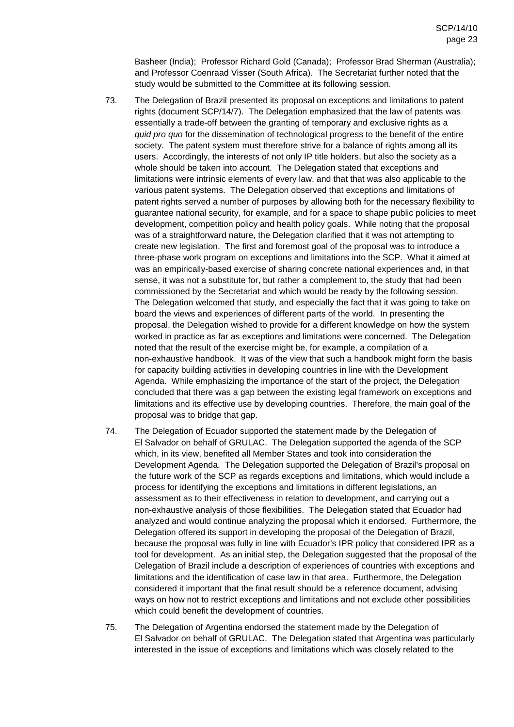Basheer (India); Professor Richard Gold (Canada); Professor Brad Sherman (Australia); and Professor Coenraad Visser (South Africa). The Secretariat further noted that the study would be submitted to the Committee at its following session.

73. The Delegation of Brazil presented its proposal on exceptions and limitations to patent rights (document SCP/14/7). The Delegation emphasized that the law of patents was essentially a trade-off between the granting of temporary and exclusive rights as a *quid pro quo* for the dissemination of technological progress to the benefit of the entire society. The patent system must therefore strive for a balance of rights among all its users. Accordingly, the interests of not only IP title holders, but also the society as a whole should be taken into account. The Delegation stated that exceptions and limitations were intrinsic elements of every law, and that that was also applicable to the various patent systems. The Delegation observed that exceptions and limitations of patent rights served a number of purposes by allowing both for the necessary flexibility to guarantee national security, for example, and for a space to shape public policies to meet development, competition policy and health policy goals. While noting that the proposal was of a straightforward nature, the Delegation clarified that it was not attempting to create new legislation. The first and foremost goal of the proposal was to introduce a three-phase work program on exceptions and limitations into the SCP. What it aimed at was an empirically-based exercise of sharing concrete national experiences and, in that sense, it was not a substitute for, but rather a complement to, the study that had been commissioned by the Secretariat and which would be ready by the following session. The Delegation welcomed that study, and especially the fact that it was going to take on board the views and experiences of different parts of the world. In presenting the proposal, the Delegation wished to provide for a different knowledge on how the system worked in practice as far as exceptions and limitations were concerned. The Delegation noted that the result of the exercise might be, for example, a compilation of a non-exhaustive handbook. It was of the view that such a handbook might form the basis for capacity building activities in developing countries in line with the Development Agenda. While emphasizing the importance of the start of the project, the Delegation concluded that there was a gap between the existing legal framework on exceptions and limitations and its effective use by developing countries. Therefore, the main goal of the proposal was to bridge that gap.

74. The Delegation of Ecuador supported the statement made by the Delegation of El Salvador on behalf of GRULAC. The Delegation supported the agenda of the SCP which, in its view, benefited all Member States and took into consideration the Development Agenda. The Delegation supported the Delegation of Brazil's proposal on the future work of the SCP as regards exceptions and limitations, which would include a process for identifying the exceptions and limitations in different legislations, an assessment as to their effectiveness in relation to development, and carrying out a non-exhaustive analysis of those flexibilities. The Delegation stated that Ecuador had analyzed and would continue analyzing the proposal which it endorsed. Furthermore, the Delegation offered its support in developing the proposal of the Delegation of Brazil, because the proposal was fully in line with Ecuador's IPR policy that considered IPR as a tool for development. As an initial step, the Delegation suggested that the proposal of the Delegation of Brazil include a description of experiences of countries with exceptions and limitations and the identification of case law in that area. Furthermore, the Delegation considered it important that the final result should be a reference document, advising ways on how not to restrict exceptions and limitations and not exclude other possibilities which could benefit the development of countries.

75. The Delegation of Argentina endorsed the statement made by the Delegation of El Salvador on behalf of GRULAC. The Delegation stated that Argentina was particularly interested in the issue of exceptions and limitations which was closely related to the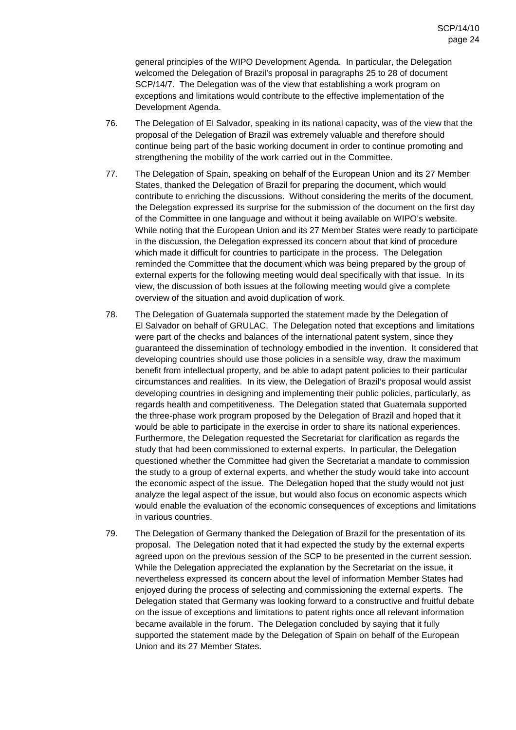general principles of the WIPO Development Agenda. In particular, the Delegation welcomed the Delegation of Brazil's proposal in paragraphs 25 to 28 of document SCP/14/7. The Delegation was of the view that establishing a work program on exceptions and limitations would contribute to the effective implementation of the Development Agenda.

76. The Delegation of El Salvador, speaking in its national capacity, was of the view that the proposal of the Delegation of Brazil was extremely valuable and therefore should continue being part of the basic working document in order to continue promoting and strengthening the mobility of the work carried out in the Committee.

77. The Delegation of Spain, speaking on behalf of the European Union and its 27 Member States, thanked the Delegation of Brazil for preparing the document, which would contribute to enriching the discussions. Without considering the merits of the document, the Delegation expressed its surprise for the submission of the document on the first day of the Committee in one language and without it being available on WIPO's website. While noting that the European Union and its 27 Member States were ready to participate in the discussion, the Delegation expressed its concern about that kind of procedure which made it difficult for countries to participate in the process. The Delegation reminded the Committee that the document which was being prepared by the group of external experts for the following meeting would deal specifically with that issue. In its view, the discussion of both issues at the following meeting would give a complete overview of the situation and avoid duplication of work.

78. The Delegation of Guatemala supported the statement made by the Delegation of El Salvador on behalf of GRULAC. The Delegation noted that exceptions and limitations were part of the checks and balances of the international patent system, since they guaranteed the dissemination of technology embodied in the invention. It considered that developing countries should use those policies in a sensible way, draw the maximum benefit from intellectual property, and be able to adapt patent policies to their particular circumstances and realities. In its view, the Delegation of Brazil's proposal would assist developing countries in designing and implementing their public policies, particularly, as regards health and competitiveness. The Delegation stated that Guatemala supported the three-phase work program proposed by the Delegation of Brazil and hoped that it would be able to participate in the exercise in order to share its national experiences. Furthermore, the Delegation requested the Secretariat for clarification as regards the study that had been commissioned to external experts. In particular, the Delegation questioned whether the Committee had given the Secretariat a mandate to commission the study to a group of external experts, and whether the study would take into account the economic aspect of the issue. The Delegation hoped that the study would not just analyze the legal aspect of the issue, but would also focus on economic aspects which would enable the evaluation of the economic consequences of exceptions and limitations in various countries.

79. The Delegation of Germany thanked the Delegation of Brazil for the presentation of its proposal. The Delegation noted that it had expected the study by the external experts agreed upon on the previous session of the SCP to be presented in the current session. While the Delegation appreciated the explanation by the Secretariat on the issue, it nevertheless expressed its concern about the level of information Member States had enjoyed during the process of selecting and commissioning the external experts. The Delegation stated that Germany was looking forward to a constructive and fruitful debate on the issue of exceptions and limitations to patent rights once all relevant information became available in the forum. The Delegation concluded by saying that it fully supported the statement made by the Delegation of Spain on behalf of the European Union and its 27 Member States.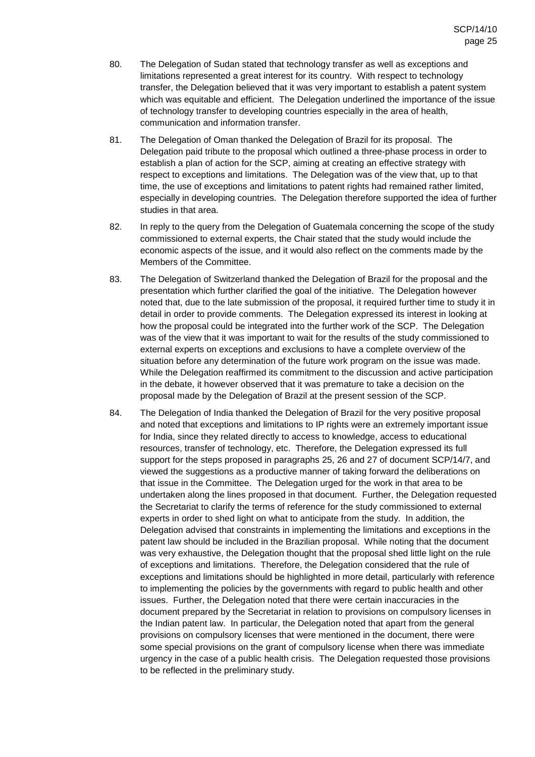80. The Delegation of Sudan stated that technology transfer as well as exceptions and limitations represented a great interest for its country. With respect to technology transfer, the Delegation believed that it was very important to establish a patent system which was equitable and efficient. The Delegation underlined the importance of the issue of technology transfer to developing countries especially in the area of health, communication and information transfer.

81. The Delegation of Oman thanked the Delegation of Brazil for its proposal. The Delegation paid tribute to the proposal which outlined a three-phase process in order to establish a plan of action for the SCP, aiming at creating an effective strategy with respect to exceptions and limitations. The Delegation was of the view that, up to that time, the use of exceptions and limitations to patent rights had remained rather limited, especially in developing countries. The Delegation therefore supported the idea of further studies in that area.

82. In reply to the query from the Delegation of Guatemala concerning the scope of the study commissioned to external experts, the Chair stated that the study would include the economic aspects of the issue, and it would also reflect on the comments made by the Members of the Committee.

83. The Delegation of Switzerland thanked the Delegation of Brazil for the proposal and the presentation which further clarified the goal of the initiative. The Delegation however noted that, due to the late submission of the proposal, it required further time to study it in detail in order to provide comments. The Delegation expressed its interest in looking at how the proposal could be integrated into the further work of the SCP. The Delegation was of the view that it was important to wait for the results of the study commissioned to external experts on exceptions and exclusions to have a complete overview of the situation before any determination of the future work program on the issue was made. While the Delegation reaffirmed its commitment to the discussion and active participation in the debate, it however observed that it was premature to take a decision on the proposal made by the Delegation of Brazil at the present session of the SCP.

84. The Delegation of India thanked the Delegation of Brazil for the very positive proposal and noted that exceptions and limitations to IP rights were an extremely important issue for India, since they related directly to access to knowledge, access to educational resources, transfer of technology, etc. Therefore, the Delegation expressed its full support for the steps proposed in paragraphs 25, 26 and 27 of document SCP/14/7, and viewed the suggestions as a productive manner of taking forward the deliberations on that issue in the Committee. The Delegation urged for the work in that area to be undertaken along the lines proposed in that document. Further, the Delegation requested the Secretariat to clarify the terms of reference for the study commissioned to external experts in order to shed light on what to anticipate from the study. In addition, the Delegation advised that constraints in implementing the limitations and exceptions in the patent law should be included in the Brazilian proposal. While noting that the document was very exhaustive, the Delegation thought that the proposal shed little light on the rule of exceptions and limitations. Therefore, the Delegation considered that the rule of exceptions and limitations should be highlighted in more detail, particularly with reference to implementing the policies by the governments with regard to public health and other issues. Further, the Delegation noted that there were certain inaccuracies in the document prepared by the Secretariat in relation to provisions on compulsory licenses in the Indian patent law. In particular, the Delegation noted that apart from the general provisions on compulsory licenses that were mentioned in the document, there were some special provisions on the grant of compulsory license when there was immediate urgency in the case of a public health crisis. The Delegation requested those provisions to be reflected in the preliminary study.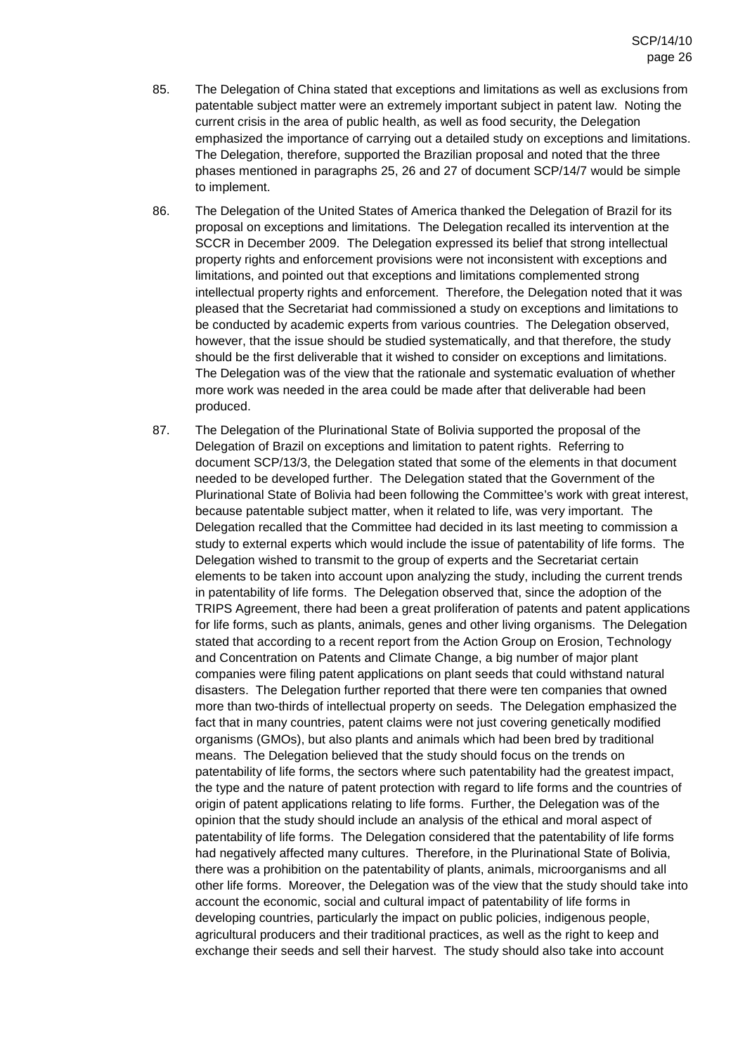85. The Delegation of China stated that exceptions and limitations as well as exclusions from patentable subject matter were an extremely important subject in patent law. Noting the current crisis in the area of public health, as well as food security, the Delegation emphasized the importance of carrying out a detailed study on exceptions and limitations. The Delegation, therefore, supported the Brazilian proposal and noted that the three phases mentioned in paragraphs 25, 26 and 27 of document SCP/14/7 would be simple to implement.

86. The Delegation of the United States of America thanked the Delegation of Brazil for its proposal on exceptions and limitations. The Delegation recalled its intervention at the SCCR in December 2009. The Delegation expressed its belief that strong intellectual property rights and enforcement provisions were not inconsistent with exceptions and limitations, and pointed out that exceptions and limitations complemented strong intellectual property rights and enforcement. Therefore, the Delegation noted that it was pleased that the Secretariat had commissioned a study on exceptions and limitations to be conducted by academic experts from various countries. The Delegation observed, however, that the issue should be studied systematically, and that therefore, the study should be the first deliverable that it wished to consider on exceptions and limitations. The Delegation was of the view that the rationale and systematic evaluation of whether more work was needed in the area could be made after that deliverable had been produced.

87. The Delegation of the Plurinational State of Bolivia supported the proposal of the Delegation of Brazil on exceptions and limitation to patent rights. Referring to document SCP/13/3, the Delegation stated that some of the elements in that document needed to be developed further. The Delegation stated that the Government of the Plurinational State of Bolivia had been following the Committee's work with great interest, because patentable subject matter, when it related to life, was very important. The Delegation recalled that the Committee had decided in its last meeting to commission a study to external experts which would include the issue of patentability of life forms. The Delegation wished to transmit to the group of experts and the Secretariat certain elements to be taken into account upon analyzing the study, including the current trends in patentability of life forms. The Delegation observed that, since the adoption of the TRIPS Agreement, there had been a great proliferation of patents and patent applications for life forms, such as plants, animals, genes and other living organisms. The Delegation stated that according to a recent report from the Action Group on Erosion, Technology and Concentration on Patents and Climate Change, a big number of major plant companies were filing patent applications on plant seeds that could withstand natural disasters. The Delegation further reported that there were ten companies that owned more than two-thirds of intellectual property on seeds. The Delegation emphasized the fact that in many countries, patent claims were not just covering genetically modified organisms (GMOs), but also plants and animals which had been bred by traditional means. The Delegation believed that the study should focus on the trends on patentability of life forms, the sectors where such patentability had the greatest impact, the type and the nature of patent protection with regard to life forms and the countries of origin of patent applications relating to life forms. Further, the Delegation was of the opinion that the study should include an analysis of the ethical and moral aspect of patentability of life forms. The Delegation considered that the patentability of life forms had negatively affected many cultures. Therefore, in the Plurinational State of Bolivia, there was a prohibition on the patentability of plants, animals, microorganisms and all other life forms. Moreover, the Delegation was of the view that the study should take into account the economic, social and cultural impact of patentability of life forms in developing countries, particularly the impact on public policies, indigenous people, agricultural producers and their traditional practices, as well as the right to keep and exchange their seeds and sell their harvest. The study should also take into account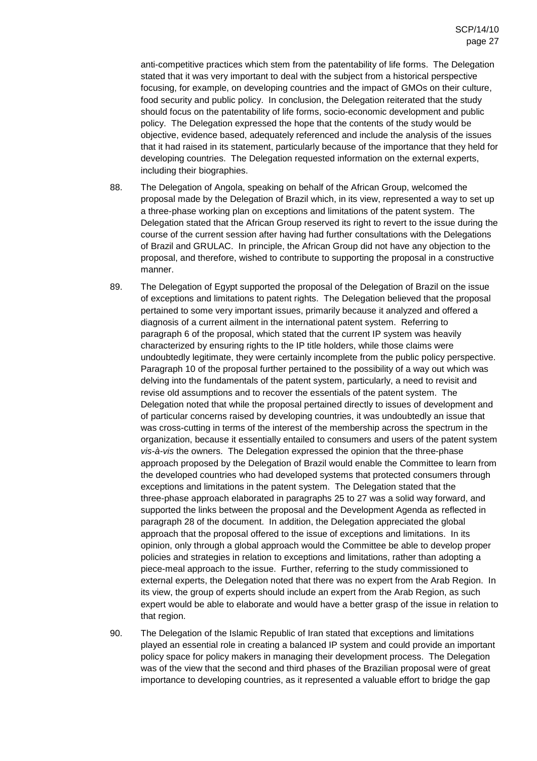anti-competitive practices which stem from the patentability of life forms. The Delegation stated that it was very important to deal with the subject from a historical perspective focusing, for example, on developing countries and the impact of GMOs on their culture, food security and public policy. In conclusion, the Delegation reiterated that the study should focus on the patentability of life forms, socio-economic development and public policy. The Delegation expressed the hope that the contents of the study would be objective, evidence based, adequately referenced and include the analysis of the issues that it had raised in its statement, particularly because of the importance that they held for developing countries. The Delegation requested information on the external experts, including their biographies.

88. The Delegation of Angola, speaking on behalf of the African Group, welcomed the proposal made by the Delegation of Brazil which, in its view, represented a way to set up a three-phase working plan on exceptions and limitations of the patent system. The Delegation stated that the African Group reserved its right to revert to the issue during the course of the current session after having had further consultations with the Delegations of Brazil and GRULAC. In principle, the African Group did not have any objection to the proposal, and therefore, wished to contribute to supporting the proposal in a constructive manner.

89. The Delegation of Egypt supported the proposal of the Delegation of Brazil on the issue of exceptions and limitations to patent rights. The Delegation believed that the proposal pertained to some very important issues, primarily because it analyzed and offered a diagnosis of a current ailment in the international patent system. Referring to paragraph 6 of the proposal, which stated that the current IP system was heavily characterized by ensuring rights to the IP title holders, while those claims were undoubtedly legitimate, they were certainly incomplete from the public policy perspective. Paragraph 10 of the proposal further pertained to the possibility of a way out which was delving into the fundamentals of the patent system, particularly, a need to revisit and revise old assumptions and to recover the essentials of the patent system. The Delegation noted that while the proposal pertained directly to issues of development and of particular concerns raised by developing countries, it was undoubtedly an issue that was cross-cutting in terms of the interest of the membership across the spectrum in the organization, because it essentially entailed to consumers and users of the patent system *vis-à-vis* the owners. The Delegation expressed the opinion that the three-phase approach proposed by the Delegation of Brazil would enable the Committee to learn from the developed countries who had developed systems that protected consumers through exceptions and limitations in the patent system. The Delegation stated that the three-phase approach elaborated in paragraphs 25 to 27 was a solid way forward, and supported the links between the proposal and the Development Agenda as reflected in paragraph 28 of the document. In addition, the Delegation appreciated the global approach that the proposal offered to the issue of exceptions and limitations. In its opinion, only through a global approach would the Committee be able to develop proper policies and strategies in relation to exceptions and limitations, rather than adopting a piece-meal approach to the issue. Further, referring to the study commissioned to external experts, the Delegation noted that there was no expert from the Arab Region. In its view, the group of experts should include an expert from the Arab Region, as such expert would be able to elaborate and would have a better grasp of the issue in relation to that region.

90. The Delegation of the Islamic Republic of Iran stated that exceptions and limitations played an essential role in creating a balanced IP system and could provide an important policy space for policy makers in managing their development process. The Delegation was of the view that the second and third phases of the Brazilian proposal were of great importance to developing countries, as it represented a valuable effort to bridge the gap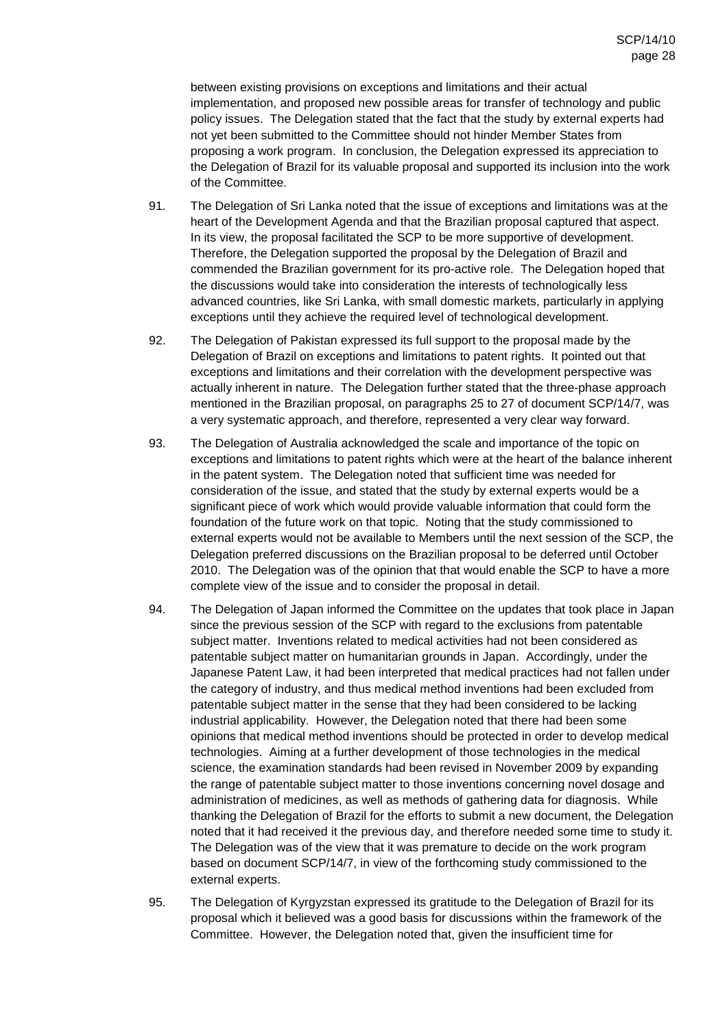between existing provisions on exceptions and limitations and their actual implementation, and proposed new possible areas for transfer of technology and public policy issues. The Delegation stated that the fact that the study by external experts had not yet been submitted to the Committee should not hinder Member States from proposing a work program. In conclusion, the Delegation expressed its appreciation to the Delegation of Brazil for its valuable proposal and supported its inclusion into the work of the Committee.

91. The Delegation of Sri Lanka noted that the issue of exceptions and limitations was at the heart of the Development Agenda and that the Brazilian proposal captured that aspect. In its view, the proposal facilitated the SCP to be more supportive of development. Therefore, the Delegation supported the proposal by the Delegation of Brazil and commended the Brazilian government for its pro-active role. The Delegation hoped that the discussions would take into consideration the interests of technologically less advanced countries, like Sri Lanka, with small domestic markets, particularly in applying exceptions until they achieve the required level of technological development.

92. The Delegation of Pakistan expressed its full support to the proposal made by the Delegation of Brazil on exceptions and limitations to patent rights. It pointed out that exceptions and limitations and their correlation with the development perspective was actually inherent in nature. The Delegation further stated that the three-phase approach mentioned in the Brazilian proposal, on paragraphs 25 to 27 of document SCP/14/7, was a very systematic approach, and therefore, represented a very clear way forward.

93. The Delegation of Australia acknowledged the scale and importance of the topic on exceptions and limitations to patent rights which were at the heart of the balance inherent in the patent system. The Delegation noted that sufficient time was needed for consideration of the issue, and stated that the study by external experts would be a significant piece of work which would provide valuable information that could form the foundation of the future work on that topic. Noting that the study commissioned to external experts would not be available to Members until the next session of the SCP, the Delegation preferred discussions on the Brazilian proposal to be deferred until October 2010. The Delegation was of the opinion that that would enable the SCP to have a more complete view of the issue and to consider the proposal in detail.

94. The Delegation of Japan informed the Committee on the updates that took place in Japan since the previous session of the SCP with regard to the exclusions from patentable subject matter. Inventions related to medical activities had not been considered as patentable subject matter on humanitarian grounds in Japan. Accordingly, under the Japanese Patent Law, it had been interpreted that medical practices had not fallen under the category of industry, and thus medical method inventions had been excluded from patentable subject matter in the sense that they had been considered to be lacking industrial applicability. However, the Delegation noted that there had been some opinions that medical method inventions should be protected in order to develop medical technologies. Aiming at a further development of those technologies in the medical science, the examination standards had been revised in November 2009 by expanding the range of patentable subject matter to those inventions concerning novel dosage and administration of medicines, as well as methods of gathering data for diagnosis. While thanking the Delegation of Brazil for the efforts to submit a new document, the Delegation noted that it had received it the previous day, and therefore needed some time to study it. The Delegation was of the view that it was premature to decide on the work program based on document SCP/14/7, in view of the forthcoming study commissioned to the external experts.

95. The Delegation of Kyrgyzstan expressed its gratitude to the Delegation of Brazil for its proposal which it believed was a good basis for discussions within the framework of the Committee. However, the Delegation noted that, given the insufficient time for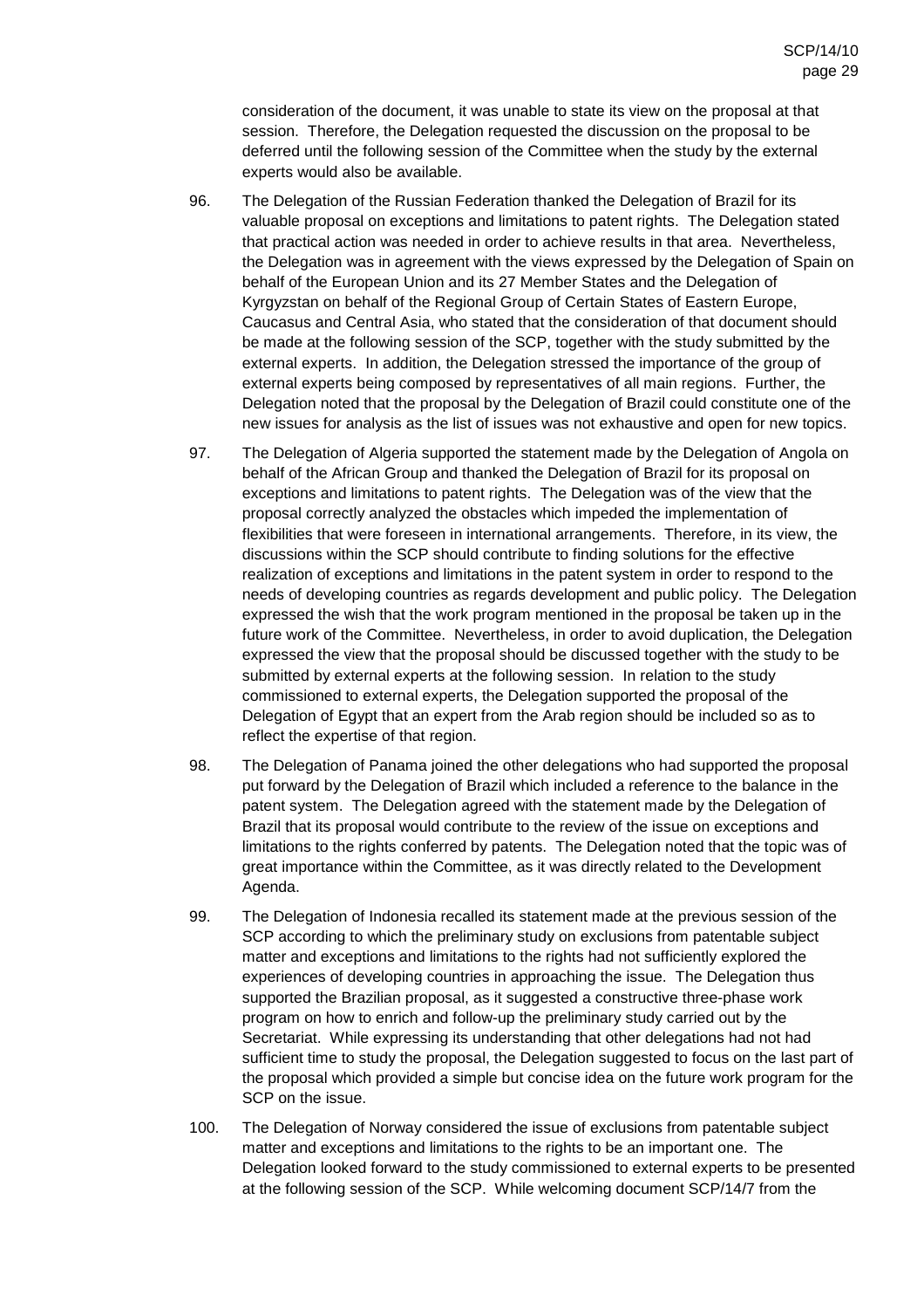consideration of the document, it was unable to state its view on the proposal at that session. Therefore, the Delegation requested the discussion on the proposal to be deferred until the following session of the Committee when the study by the external experts would also be available.

96. The Delegation of the Russian Federation thanked the Delegation of Brazil for its valuable proposal on exceptions and limitations to patent rights. The Delegation stated that practical action was needed in order to achieve results in that area. Nevertheless, the Delegation was in agreement with the views expressed by the Delegation of Spain on behalf of the European Union and its 27 Member States and the Delegation of Kyrgyzstan on behalf of the Regional Group of Certain States of Eastern Europe, Caucasus and Central Asia, who stated that the consideration of that document should be made at the following session of the SCP, together with the study submitted by the external experts. In addition, the Delegation stressed the importance of the group of external experts being composed by representatives of all main regions. Further, the Delegation noted that the proposal by the Delegation of Brazil could constitute one of the new issues for analysis as the list of issues was not exhaustive and open for new topics.

97. The Delegation of Algeria supported the statement made by the Delegation of Angola on behalf of the African Group and thanked the Delegation of Brazil for its proposal on exceptions and limitations to patent rights. The Delegation was of the view that the proposal correctly analyzed the obstacles which impeded the implementation of flexibilities that were foreseen in international arrangements. Therefore, in its view, the discussions within the SCP should contribute to finding solutions for the effective realization of exceptions and limitations in the patent system in order to respond to the needs of developing countries as regards development and public policy. The Delegation expressed the wish that the work program mentioned in the proposal be taken up in the future work of the Committee. Nevertheless, in order to avoid duplication, the Delegation expressed the view that the proposal should be discussed together with the study to be submitted by external experts at the following session. In relation to the study commissioned to external experts, the Delegation supported the proposal of the Delegation of Egypt that an expert from the Arab region should be included so as to reflect the expertise of that region.

98. The Delegation of Panama joined the other delegations who had supported the proposal put forward by the Delegation of Brazil which included a reference to the balance in the patent system. The Delegation agreed with the statement made by the Delegation of Brazil that its proposal would contribute to the review of the issue on exceptions and limitations to the rights conferred by patents. The Delegation noted that the topic was of great importance within the Committee, as it was directly related to the Development Agenda.

99. The Delegation of Indonesia recalled its statement made at the previous session of the SCP according to which the preliminary study on exclusions from patentable subject matter and exceptions and limitations to the rights had not sufficiently explored the experiences of developing countries in approaching the issue. The Delegation thus supported the Brazilian proposal, as it suggested a constructive three-phase work program on how to enrich and follow-up the preliminary study carried out by the Secretariat. While expressing its understanding that other delegations had not had sufficient time to study the proposal, the Delegation suggested to focus on the last part of the proposal which provided a simple but concise idea on the future work program for the SCP on the issue.

100. The Delegation of Norway considered the issue of exclusions from patentable subject matter and exceptions and limitations to the rights to be an important one. The Delegation looked forward to the study commissioned to external experts to be presented at the following session of the SCP. While welcoming document SCP/14/7 from the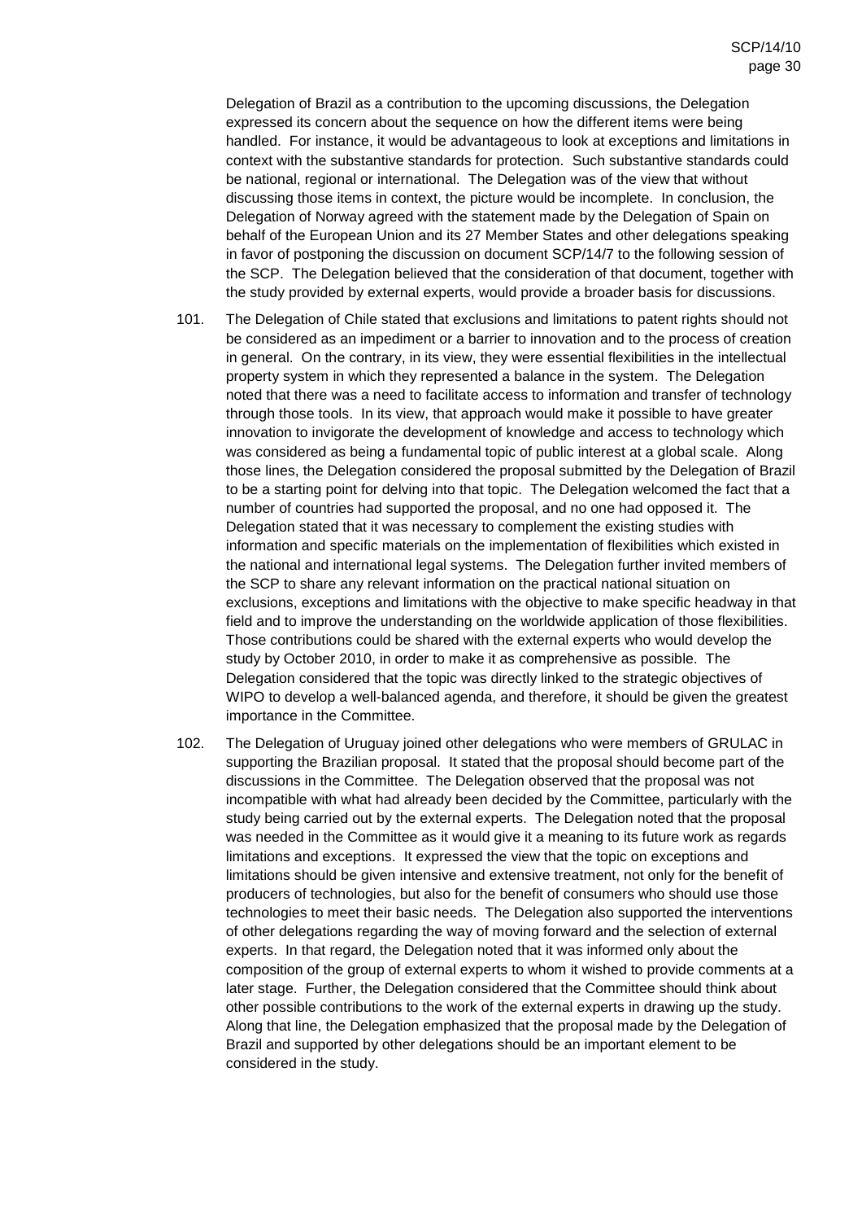Delegation of Brazil as a contribution to the upcoming discussions, the Delegation expressed its concern about the sequence on how the different items were being handled. For instance, it would be advantageous to look at exceptions and limitations in context with the substantive standards for protection. Such substantive standards could be national, regional or international. The Delegation was of the view that without discussing those items in context, the picture would be incomplete. In conclusion, the Delegation of Norway agreed with the statement made by the Delegation of Spain on behalf of the European Union and its 27 Member States and other delegations speaking in favor of postponing the discussion on document SCP/14/7 to the following session of the SCP. The Delegation believed that the consideration of that document, together with the study provided by external experts, would provide a broader basis for discussions.

101. The Delegation of Chile stated that exclusions and limitations to patent rights should not be considered as an impediment or a barrier to innovation and to the process of creation in general. On the contrary, in its view, they were essential flexibilities in the intellectual property system in which they represented a balance in the system. The Delegation noted that there was a need to facilitate access to information and transfer of technology through those tools. In its view, that approach would make it possible to have greater innovation to invigorate the development of knowledge and access to technology which was considered as being a fundamental topic of public interest at a global scale. Along those lines, the Delegation considered the proposal submitted by the Delegation of Brazil to be a starting point for delving into that topic. The Delegation welcomed the fact that a number of countries had supported the proposal, and no one had opposed it. The Delegation stated that it was necessary to complement the existing studies with information and specific materials on the implementation of flexibilities which existed in the national and international legal systems. The Delegation further invited members of the SCP to share any relevant information on the practical national situation on exclusions, exceptions and limitations with the objective to make specific headway in that field and to improve the understanding on the worldwide application of those flexibilities. Those contributions could be shared with the external experts who would develop the study by October 2010, in order to make it as comprehensive as possible. The Delegation considered that the topic was directly linked to the strategic objectives of WIPO to develop a well-balanced agenda, and therefore, it should be given the greatest importance in the Committee.

102. The Delegation of Uruguay joined other delegations who were members of GRULAC in supporting the Brazilian proposal. It stated that the proposal should become part of the discussions in the Committee. The Delegation observed that the proposal was not incompatible with what had already been decided by the Committee, particularly with the study being carried out by the external experts. The Delegation noted that the proposal was needed in the Committee as it would give it a meaning to its future work as regards limitations and exceptions. It expressed the view that the topic on exceptions and limitations should be given intensive and extensive treatment, not only for the benefit of producers of technologies, but also for the benefit of consumers who should use those technologies to meet their basic needs. The Delegation also supported the interventions of other delegations regarding the way of moving forward and the selection of external experts. In that regard, the Delegation noted that it was informed only about the composition of the group of external experts to whom it wished to provide comments at a later stage. Further, the Delegation considered that the Committee should think about other possible contributions to the work of the external experts in drawing up the study. Along that line, the Delegation emphasized that the proposal made by the Delegation of Brazil and supported by other delegations should be an important element to be considered in the study.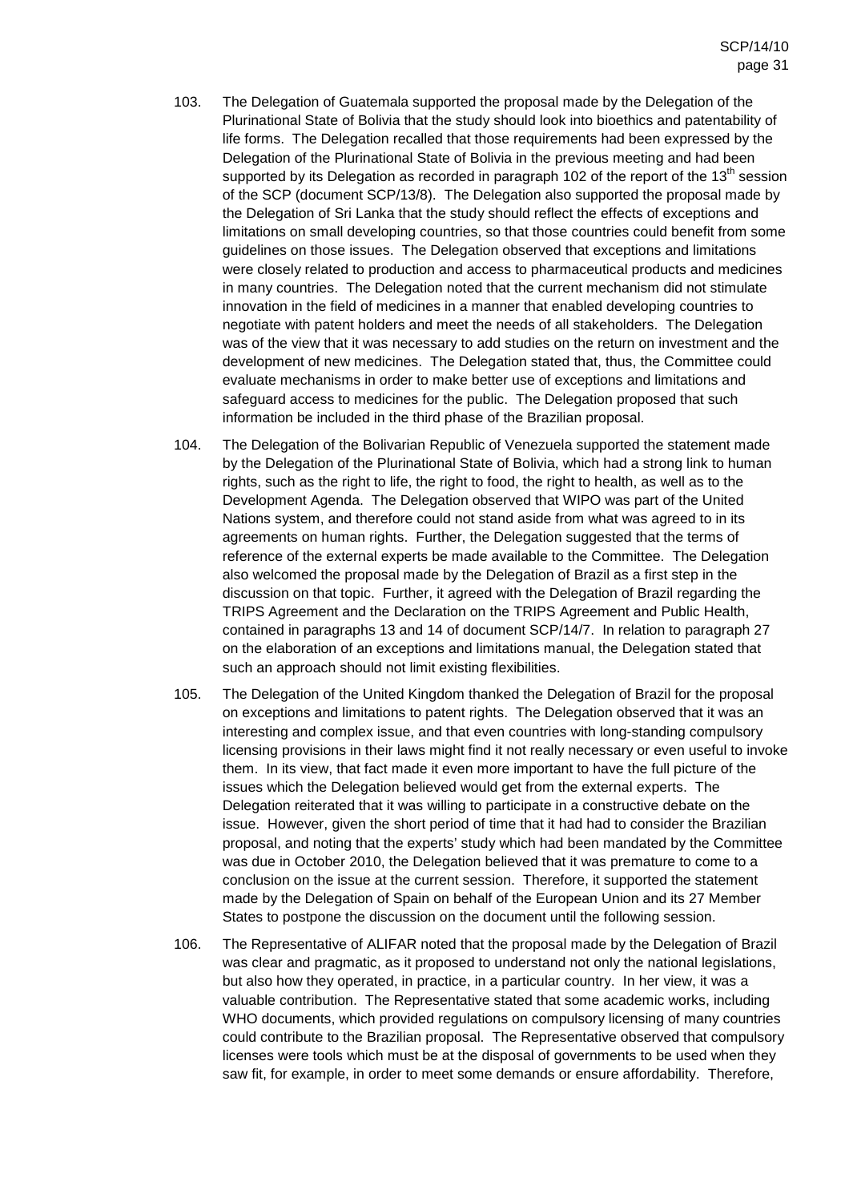103. The Delegation of Guatemala supported the proposal made by the Delegation of the Plurinational State of Bolivia that the study should look into bioethics and patentability of life forms. The Delegation recalled that those requirements had been expressed by the Delegation of the Plurinational State of Bolivia in the previous meeting and had been supported by its Delegation as recorded in paragraph 102 of the report of the 13th session of the SCP (document SCP/13/8). The Delegation also supported the proposal made by the Delegation of Sri Lanka that the study should reflect the effects of exceptions and limitations on small developing countries, so that those countries could benefit from some guidelines on those issues. The Delegation observed that exceptions and limitations were closely related to production and access to pharmaceutical products and medicines in many countries. The Delegation noted that the current mechanism did not stimulate innovation in the field of medicines in a manner that enabled developing countries to negotiate with patent holders and meet the needs of all stakeholders. The Delegation was of the view that it was necessary to add studies on the return on investment and the development of new medicines. The Delegation stated that, thus, the Committee could evaluate mechanisms in order to make better use of exceptions and limitations and safeguard access to medicines for the public. The Delegation proposed that such information be included in the third phase of the Brazilian proposal.

104. The Delegation of the Bolivarian Republic of Venezuela supported the statement made by the Delegation of the Plurinational State of Bolivia, which had a strong link to human rights, such as the right to life, the right to food, the right to health, as well as to the Development Agenda. The Delegation observed that WIPO was part of the United Nations system, and therefore could not stand aside from what was agreed to in its agreements on human rights. Further, the Delegation suggested that the terms of reference of the external experts be made available to the Committee. The Delegation also welcomed the proposal made by the Delegation of Brazil as a first step in the discussion on that topic. Further, it agreed with the Delegation of Brazil regarding the TRIPS Agreement and the Declaration on the TRIPS Agreement and Public Health, contained in paragraphs 13 and 14 of document SCP/14/7. In relation to paragraph 27 on the elaboration of an exceptions and limitations manual, the Delegation stated that such an approach should not limit existing flexibilities.

105. The Delegation of the United Kingdom thanked the Delegation of Brazil for the proposal on exceptions and limitations to patent rights. The Delegation observed that it was an interesting and complex issue, and that even countries with long-standing compulsory licensing provisions in their laws might find it not really necessary or even useful to invoke them. In its view, that fact made it even more important to have the full picture of the issues which the Delegation believed would get from the external experts. The Delegation reiterated that it was willing to participate in a constructive debate on the issue. However, given the short period of time that it had had to consider the Brazilian proposal, and noting that the experts' study which had been mandated by the Committee was due in October 2010, the Delegation believed that it was premature to come to a conclusion on the issue at the current session. Therefore, it supported the statement made by the Delegation of Spain on behalf of the European Union and its 27 Member States to postpone the discussion on the document until the following session.

106. The Representative of ALIFAR noted that the proposal made by the Delegation of Brazil was clear and pragmatic, as it proposed to understand not only the national legislations, but also how they operated, in practice, in a particular country. In her view, it was a valuable contribution. The Representative stated that some academic works, including WHO documents, which provided regulations on compulsory licensing of many countries could contribute to the Brazilian proposal. The Representative observed that compulsory licenses were tools which must be at the disposal of governments to be used when they saw fit, for example, in order to meet some demands or ensure affordability. Therefore,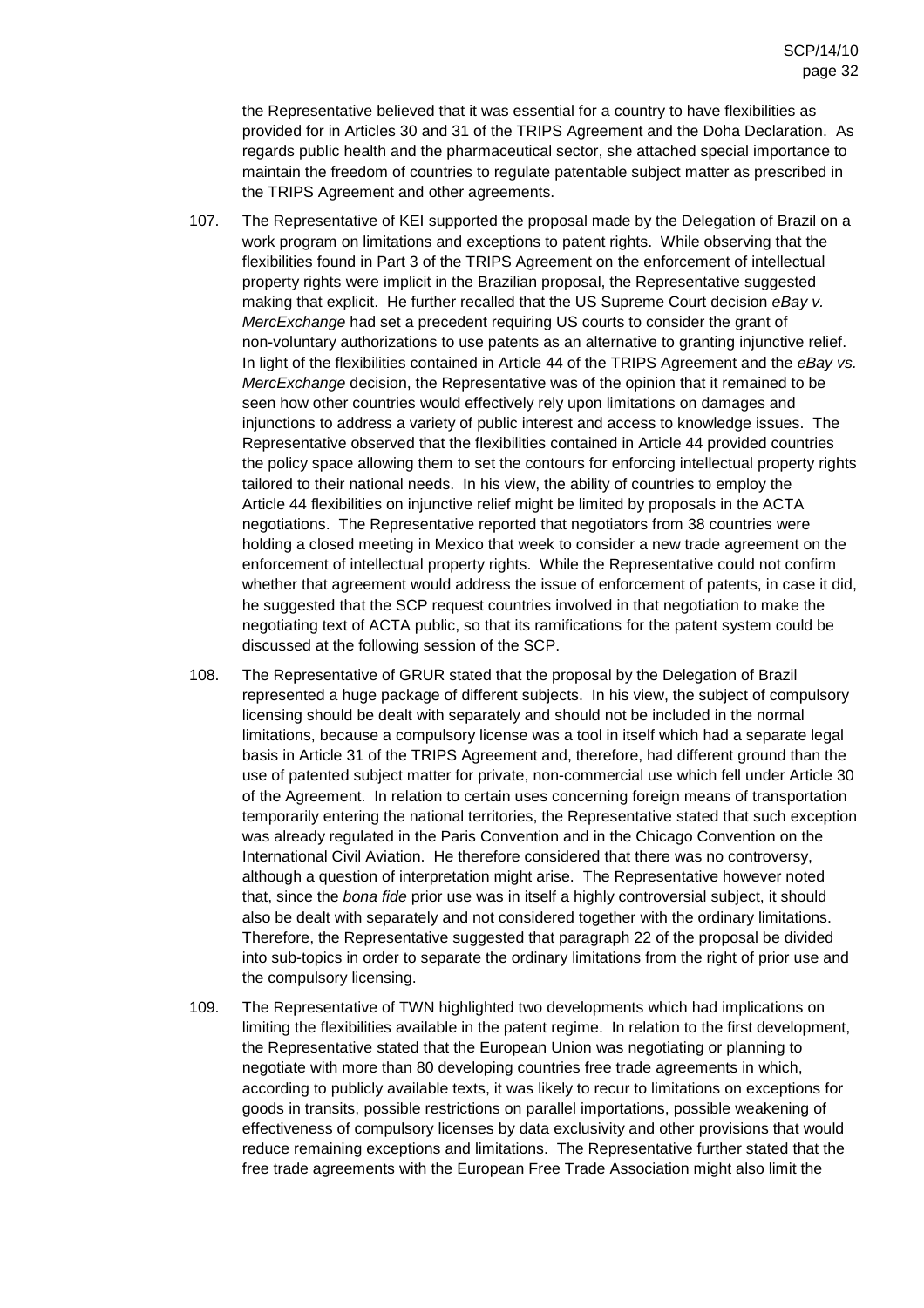the Representative believed that it was essential for a country to have flexibilities as provided for in Articles 30 and 31 of the TRIPS Agreement and the Doha Declaration. As regards public health and the pharmaceutical sector, she attached special importance to maintain the freedom of countries to regulate patentable subject matter as prescribed in the TRIPS Agreement and other agreements.

107. The Representative of KEI supported the proposal made by the Delegation of Brazil on a work program on limitations and exceptions to patent rights. While observing that the flexibilities found in Part 3 of the TRIPS Agreement on the enforcement of intellectual property rights were implicit in the Brazilian proposal, the Representative suggested making that explicit. He further recalled that the US Supreme Court decision *eBay v. MercExchange* had set a precedent requiring US courts to consider the grant of non-voluntary authorizations to use patents as an alternative to granting injunctive relief. In light of the flexibilities contained in Article 44 of the TRIPS Agreement and the *eBay vs. MercExchange* decision, the Representative was of the opinion that it remained to be seen how other countries would effectively rely upon limitations on damages and injunctions to address a variety of public interest and access to knowledge issues. The Representative observed that the flexibilities contained in Article 44 provided countries the policy space allowing them to set the contours for enforcing intellectual property rights tailored to their national needs. In his view, the ability of countries to employ the Article 44 flexibilities on injunctive relief might be limited by proposals in the ACTA negotiations. The Representative reported that negotiators from 38 countries were holding a closed meeting in Mexico that week to consider a new trade agreement on the enforcement of intellectual property rights. While the Representative could not confirm whether that agreement would address the issue of enforcement of patents, in case it did, he suggested that the SCP request countries involved in that negotiation to make the negotiating text of ACTA public, so that its ramifications for the patent system could be discussed at the following session of the SCP.

108. The Representative of GRUR stated that the proposal by the Delegation of Brazil represented a huge package of different subjects. In his view, the subject of compulsory licensing should be dealt with separately and should not be included in the normal limitations, because a compulsory license was a tool in itself which had a separate legal basis in Article 31 of the TRIPS Agreement and, therefore, had different ground than the use of patented subject matter for private, non-commercial use which fell under Article 30 of the Agreement. In relation to certain uses concerning foreign means of transportation temporarily entering the national territories, the Representative stated that such exception was already regulated in the Paris Convention and in the Chicago Convention on the International Civil Aviation. He therefore considered that there was no controversy, although a question of interpretation might arise. The Representative however noted that, since the *bona fide* prior use was in itself a highly controversial subject, it should also be dealt with separately and not considered together with the ordinary limitations. Therefore, the Representative suggested that paragraph 22 of the proposal be divided into sub-topics in order to separate the ordinary limitations from the right of prior use and the compulsory licensing.

109. The Representative of TWN highlighted two developments which had implications on limiting the flexibilities available in the patent regime. In relation to the first development, the Representative stated that the European Union was negotiating or planning to negotiate with more than 80 developing countries free trade agreements in which, according to publicly available texts, it was likely to recur to limitations on exceptions for goods in transits, possible restrictions on parallel importations, possible weakening of effectiveness of compulsory licenses by data exclusivity and other provisions that would reduce remaining exceptions and limitations. The Representative further stated that the free trade agreements with the European Free Trade Association might also limit the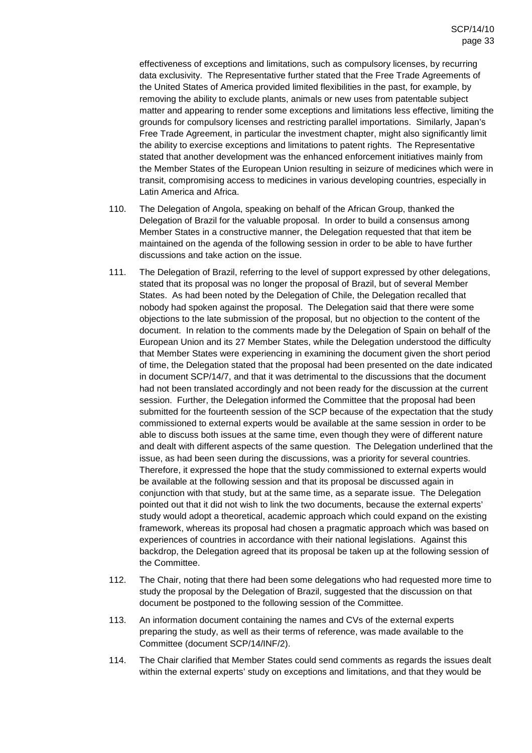effectiveness of exceptions and limitations, such as compulsory licenses, by recurring data exclusivity. The Representative further stated that the Free Trade Agreements of the United States of America provided limited flexibilities in the past, for example, by removing the ability to exclude plants, animals or new uses from patentable subject matter and appearing to render some exceptions and limitations less effective, limiting the grounds for compulsory licenses and restricting parallel importations. Similarly, Japan's Free Trade Agreement, in particular the investment chapter, might also significantly limit the ability to exercise exceptions and limitations to patent rights. The Representative stated that another development was the enhanced enforcement initiatives mainly from the Member States of the European Union resulting in seizure of medicines which were in transit, compromising access to medicines in various developing countries, especially in Latin America and Africa.

110. The Delegation of Angola, speaking on behalf of the African Group, thanked the Delegation of Brazil for the valuable proposal. In order to build a consensus among Member States in a constructive manner, the Delegation requested that that item be maintained on the agenda of the following session in order to be able to have further discussions and take action on the issue.

111. The Delegation of Brazil, referring to the level of support expressed by other delegations, stated that its proposal was no longer the proposal of Brazil, but of several Member States. As had been noted by the Delegation of Chile, the Delegation recalled that nobody had spoken against the proposal. The Delegation said that there were some objections to the late submission of the proposal, but no objection to the content of the document. In relation to the comments made by the Delegation of Spain on behalf of the European Union and its 27 Member States, while the Delegation understood the difficulty that Member States were experiencing in examining the document given the short period of time, the Delegation stated that the proposal had been presented on the date indicated in document SCP/14/7, and that it was detrimental to the discussions that the document had not been translated accordingly and not been ready for the discussion at the current session. Further, the Delegation informed the Committee that the proposal had been submitted for the fourteenth session of the SCP because of the expectation that the study commissioned to external experts would be available at the same session in order to be able to discuss both issues at the same time, even though they were of different nature and dealt with different aspects of the same question. The Delegation underlined that the issue, as had been seen during the discussions, was a priority for several countries. Therefore, it expressed the hope that the study commissioned to external experts would be available at the following session and that its proposal be discussed again in conjunction with that study, but at the same time, as a separate issue. The Delegation pointed out that it did not wish to link the two documents, because the external experts' study would adopt a theoretical, academic approach which could expand on the existing framework, whereas its proposal had chosen a pragmatic approach which was based on experiences of countries in accordance with their national legislations. Against this backdrop, the Delegation agreed that its proposal be taken up at the following session of the Committee.

112. The Chair, noting that there had been some delegations who had requested more time to study the proposal by the Delegation of Brazil, suggested that the discussion on that document be postponed to the following session of the Committee.

113. An information document containing the names and CVs of the external experts preparing the study, as well as their terms of reference, was made available to the Committee (document SCP/14/INF/2).

114. The Chair clarified that Member States could send comments as regards the issues dealt within the external experts' study on exceptions and limitations, and that they would be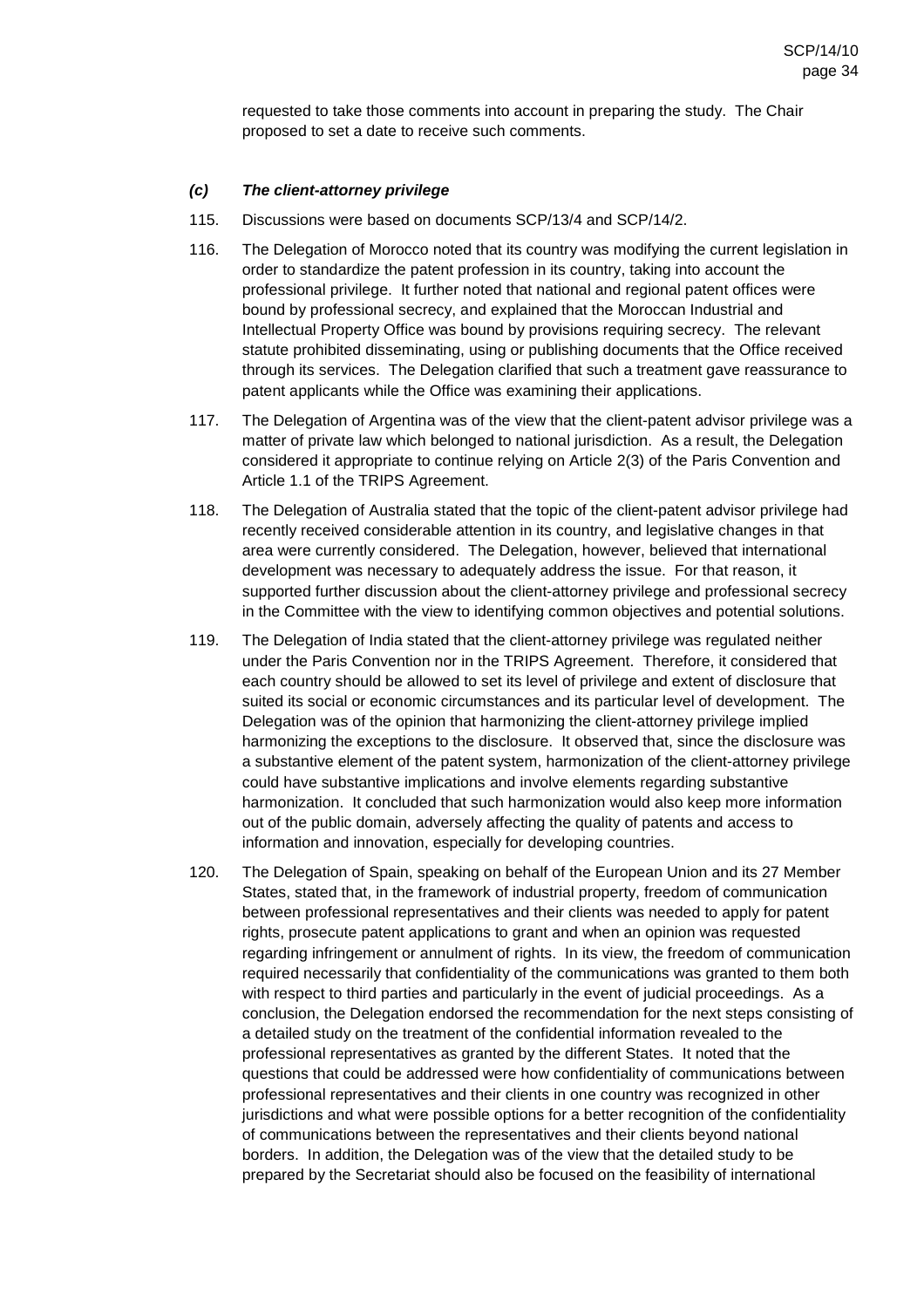requested to take those comments into account in preparing the study. The Chair proposed to set a date to receive such comments.

### *(c) The client-attorney privilege*

115. Discussions were based on documents SCP/13/4 and SCP/14/2.

116. The Delegation of Morocco noted that its country was modifying the current legislation in order to standardize the patent profession in its country, taking into account the professional privilege. It further noted that national and regional patent offices were bound by professional secrecy, and explained that the Moroccan Industrial and Intellectual Property Office was bound by provisions requiring secrecy. The relevant statute prohibited disseminating, using or publishing documents that the Office received through its services. The Delegation clarified that such a treatment gave reassurance to patent applicants while the Office was examining their applications.

117. The Delegation of Argentina was of the view that the client-patent advisor privilege was a matter of private law which belonged to national jurisdiction. As a result, the Delegation considered it appropriate to continue relying on Article 2(3) of the Paris Convention and Article 1.1 of the TRIPS Agreement.

118. The Delegation of Australia stated that the topic of the client-patent advisor privilege had recently received considerable attention in its country, and legislative changes in that area were currently considered. The Delegation, however, believed that international development was necessary to adequately address the issue. For that reason, it supported further discussion about the client-attorney privilege and professional secrecy in the Committee with the view to identifying common objectives and potential solutions.

119. The Delegation of India stated that the client-attorney privilege was regulated neither under the Paris Convention nor in the TRIPS Agreement. Therefore, it considered that each country should be allowed to set its level of privilege and extent of disclosure that suited its social or economic circumstances and its particular level of development. The Delegation was of the opinion that harmonizing the client-attorney privilege implied harmonizing the exceptions to the disclosure. It observed that, since the disclosure was a substantive element of the patent system, harmonization of the client-attorney privilege could have substantive implications and involve elements regarding substantive harmonization. It concluded that such harmonization would also keep more information out of the public domain, adversely affecting the quality of patents and access to information and innovation, especially for developing countries.

120. The Delegation of Spain, speaking on behalf of the European Union and its 27 Member States, stated that, in the framework of industrial property, freedom of communication between professional representatives and their clients was needed to apply for patent rights, prosecute patent applications to grant and when an opinion was requested regarding infringement or annulment of rights. In its view, the freedom of communication required necessarily that confidentiality of the communications was granted to them both with respect to third parties and particularly in the event of judicial proceedings. As a conclusion, the Delegation endorsed the recommendation for the next steps consisting of a detailed study on the treatment of the confidential information revealed to the professional representatives as granted by the different States. It noted that the questions that could be addressed were how confidentiality of communications between professional representatives and their clients in one country was recognized in other jurisdictions and what were possible options for a better recognition of the confidentiality of communications between the representatives and their clients beyond national borders. In addition, the Delegation was of the view that the detailed study to be prepared by the Secretariat should also be focused on the feasibility of international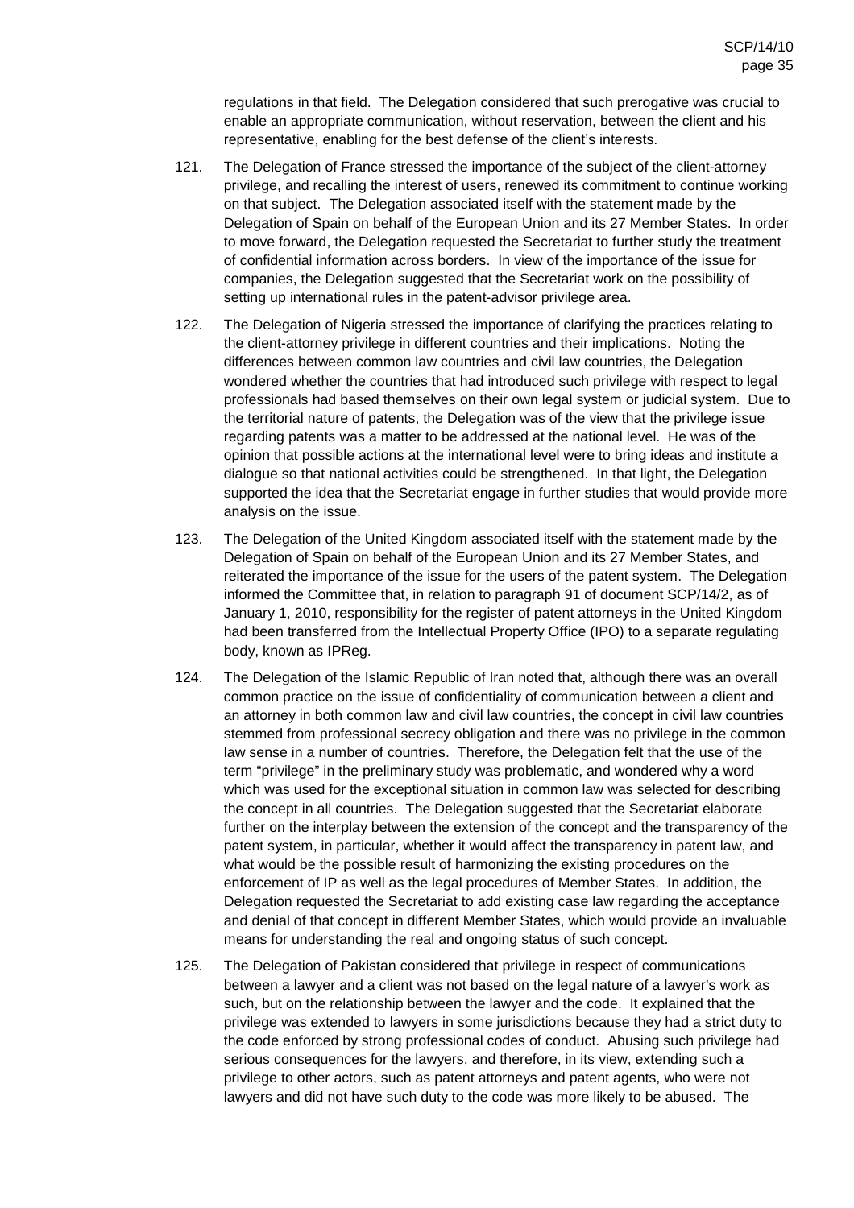regulations in that field. The Delegation considered that such prerogative was crucial to enable an appropriate communication, without reservation, between the client and his representative, enabling for the best defense of the client's interests.

121. The Delegation of France stressed the importance of the subject of the client-attorney privilege, and recalling the interest of users, renewed its commitment to continue working on that subject. The Delegation associated itself with the statement made by the Delegation of Spain on behalf of the European Union and its 27 Member States. In order to move forward, the Delegation requested the Secretariat to further study the treatment of confidential information across borders. In view of the importance of the issue for companies, the Delegation suggested that the Secretariat work on the possibility of setting up international rules in the patent-advisor privilege area.

122. The Delegation of Nigeria stressed the importance of clarifying the practices relating to the client-attorney privilege in different countries and their implications. Noting the differences between common law countries and civil law countries, the Delegation wondered whether the countries that had introduced such privilege with respect to legal professionals had based themselves on their own legal system or judicial system. Due to the territorial nature of patents, the Delegation was of the view that the privilege issue regarding patents was a matter to be addressed at the national level. He was of the opinion that possible actions at the international level were to bring ideas and institute a dialogue so that national activities could be strengthened. In that light, the Delegation supported the idea that the Secretariat engage in further studies that would provide more analysis on the issue.

123. The Delegation of the United Kingdom associated itself with the statement made by the Delegation of Spain on behalf of the European Union and its 27 Member States, and reiterated the importance of the issue for the users of the patent system. The Delegation informed the Committee that, in relation to paragraph 91 of document SCP/14/2, as of January 1, 2010, responsibility for the register of patent attorneys in the United Kingdom had been transferred from the Intellectual Property Office (IPO) to a separate regulating body, known as IPReg.

124. The Delegation of the Islamic Republic of Iran noted that, although there was an overall common practice on the issue of confidentiality of communication between a client and an attorney in both common law and civil law countries, the concept in civil law countries stemmed from professional secrecy obligation and there was no privilege in the common law sense in a number of countries. Therefore, the Delegation felt that the use of the term "privilege" in the preliminary study was problematic, and wondered why a word which was used for the exceptional situation in common law was selected for describing the concept in all countries. The Delegation suggested that the Secretariat elaborate further on the interplay between the extension of the concept and the transparency of the patent system, in particular, whether it would affect the transparency in patent law, and what would be the possible result of harmonizing the existing procedures on the enforcement of IP as well as the legal procedures of Member States. In addition, the Delegation requested the Secretariat to add existing case law regarding the acceptance and denial of that concept in different Member States, which would provide an invaluable means for understanding the real and ongoing status of such concept.

125. The Delegation of Pakistan considered that privilege in respect of communications between a lawyer and a client was not based on the legal nature of a lawyer's work as such, but on the relationship between the lawyer and the code. It explained that the privilege was extended to lawyers in some jurisdictions because they had a strict duty to the code enforced by strong professional codes of conduct. Abusing such privilege had serious consequences for the lawyers, and therefore, in its view, extending such a privilege to other actors, such as patent attorneys and patent agents, who were not lawyers and did not have such duty to the code was more likely to be abused. The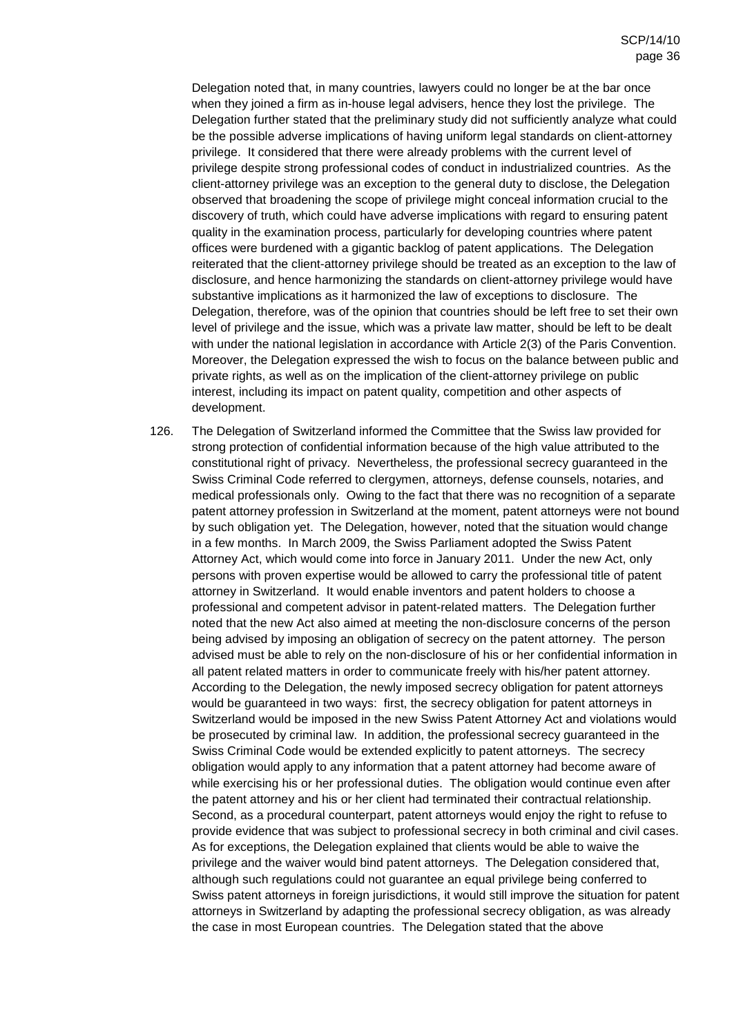Delegation noted that, in many countries, lawyers could no longer be at the bar once when they joined a firm as in-house legal advisers, hence they lost the privilege. The Delegation further stated that the preliminary study did not sufficiently analyze what could be the possible adverse implications of having uniform legal standards on client-attorney privilege. It considered that there were already problems with the current level of privilege despite strong professional codes of conduct in industrialized countries. As the client-attorney privilege was an exception to the general duty to disclose, the Delegation observed that broadening the scope of privilege might conceal information crucial to the discovery of truth, which could have adverse implications with regard to ensuring patent quality in the examination process, particularly for developing countries where patent offices were burdened with a gigantic backlog of patent applications. The Delegation reiterated that the client-attorney privilege should be treated as an exception to the law of disclosure, and hence harmonizing the standards on client-attorney privilege would have substantive implications as it harmonized the law of exceptions to disclosure. The Delegation, therefore, was of the opinion that countries should be left free to set their own level of privilege and the issue, which was a private law matter, should be left to be dealt with under the national legislation in accordance with Article 2(3) of the Paris Convention. Moreover, the Delegation expressed the wish to focus on the balance between public and private rights, as well as on the implication of the client-attorney privilege on public interest, including its impact on patent quality, competition and other aspects of development.

126. The Delegation of Switzerland informed the Committee that the Swiss law provided for strong protection of confidential information because of the high value attributed to the constitutional right of privacy. Nevertheless, the professional secrecy guaranteed in the Swiss Criminal Code referred to clergymen, attorneys, defense counsels, notaries, and medical professionals only. Owing to the fact that there was no recognition of a separate patent attorney profession in Switzerland at the moment, patent attorneys were not bound by such obligation yet. The Delegation, however, noted that the situation would change in a few months. In March 2009, the Swiss Parliament adopted the Swiss Patent Attorney Act, which would come into force in January 2011. Under the new Act, only persons with proven expertise would be allowed to carry the professional title of patent attorney in Switzerland. It would enable inventors and patent holders to choose a professional and competent advisor in patent-related matters. The Delegation further noted that the new Act also aimed at meeting the non-disclosure concerns of the person being advised by imposing an obligation of secrecy on the patent attorney. The person advised must be able to rely on the non-disclosure of his or her confidential information in all patent related matters in order to communicate freely with his/her patent attorney. According to the Delegation, the newly imposed secrecy obligation for patent attorneys would be guaranteed in two ways: first, the secrecy obligation for patent attorneys in Switzerland would be imposed in the new Swiss Patent Attorney Act and violations would be prosecuted by criminal law. In addition, the professional secrecy guaranteed in the Swiss Criminal Code would be extended explicitly to patent attorneys. The secrecy obligation would apply to any information that a patent attorney had become aware of while exercising his or her professional duties. The obligation would continue even after the patent attorney and his or her client had terminated their contractual relationship. Second, as a procedural counterpart, patent attorneys would enjoy the right to refuse to provide evidence that was subject to professional secrecy in both criminal and civil cases. As for exceptions, the Delegation explained that clients would be able to waive the privilege and the waiver would bind patent attorneys. The Delegation considered that, although such regulations could not guarantee an equal privilege being conferred to Swiss patent attorneys in foreign jurisdictions, it would still improve the situation for patent attorneys in Switzerland by adapting the professional secrecy obligation, as was already the case in most European countries. The Delegation stated that the above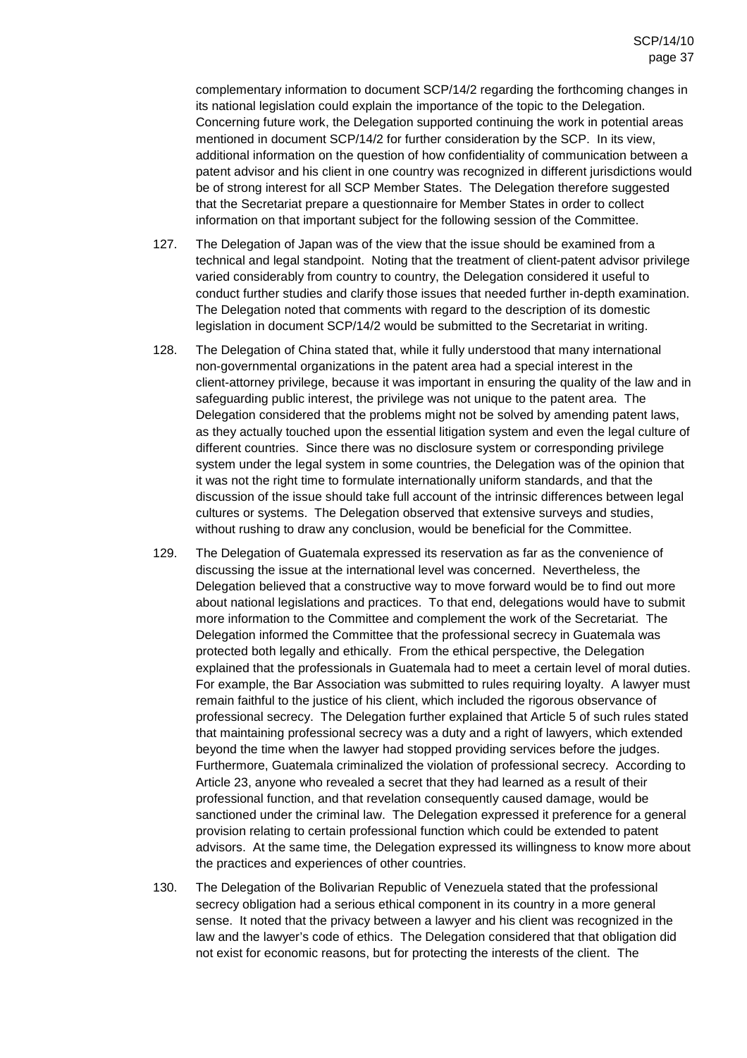complementary information to document SCP/14/2 regarding the forthcoming changes in its national legislation could explain the importance of the topic to the Delegation. Concerning future work, the Delegation supported continuing the work in potential areas mentioned in document SCP/14/2 for further consideration by the SCP. In its view, additional information on the question of how confidentiality of communication between a patent advisor and his client in one country was recognized in different jurisdictions would be of strong interest for all SCP Member States. The Delegation therefore suggested that the Secretariat prepare a questionnaire for Member States in order to collect information on that important subject for the following session of the Committee.

127. The Delegation of Japan was of the view that the issue should be examined from a technical and legal standpoint. Noting that the treatment of client-patent advisor privilege varied considerably from country to country, the Delegation considered it useful to conduct further studies and clarify those issues that needed further in-depth examination. The Delegation noted that comments with regard to the description of its domestic legislation in document SCP/14/2 would be submitted to the Secretariat in writing.

128. The Delegation of China stated that, while it fully understood that many international non-governmental organizations in the patent area had a special interest in the client-attorney privilege, because it was important in ensuring the quality of the law and in safeguarding public interest, the privilege was not unique to the patent area. The Delegation considered that the problems might not be solved by amending patent laws, as they actually touched upon the essential litigation system and even the legal culture of different countries. Since there was no disclosure system or corresponding privilege system under the legal system in some countries, the Delegation was of the opinion that it was not the right time to formulate internationally uniform standards, and that the discussion of the issue should take full account of the intrinsic differences between legal cultures or systems. The Delegation observed that extensive surveys and studies, without rushing to draw any conclusion, would be beneficial for the Committee.

129. The Delegation of Guatemala expressed its reservation as far as the convenience of discussing the issue at the international level was concerned. Nevertheless, the Delegation believed that a constructive way to move forward would be to find out more about national legislations and practices. To that end, delegations would have to submit more information to the Committee and complement the work of the Secretariat. The Delegation informed the Committee that the professional secrecy in Guatemala was protected both legally and ethically. From the ethical perspective, the Delegation explained that the professionals in Guatemala had to meet a certain level of moral duties. For example, the Bar Association was submitted to rules requiring loyalty. A lawyer must remain faithful to the justice of his client, which included the rigorous observance of professional secrecy. The Delegation further explained that Article 5 of such rules stated that maintaining professional secrecy was a duty and a right of lawyers, which extended beyond the time when the lawyer had stopped providing services before the judges. Furthermore, Guatemala criminalized the violation of professional secrecy. According to Article 23, anyone who revealed a secret that they had learned as a result of their professional function, and that revelation consequently caused damage, would be sanctioned under the criminal law. The Delegation expressed it preference for a general provision relating to certain professional function which could be extended to patent advisors. At the same time, the Delegation expressed its willingness to know more about the practices and experiences of other countries.

130. The Delegation of the Bolivarian Republic of Venezuela stated that the professional secrecy obligation had a serious ethical component in its country in a more general sense. It noted that the privacy between a lawyer and his client was recognized in the law and the lawyer's code of ethics. The Delegation considered that that obligation did not exist for economic reasons, but for protecting the interests of the client. The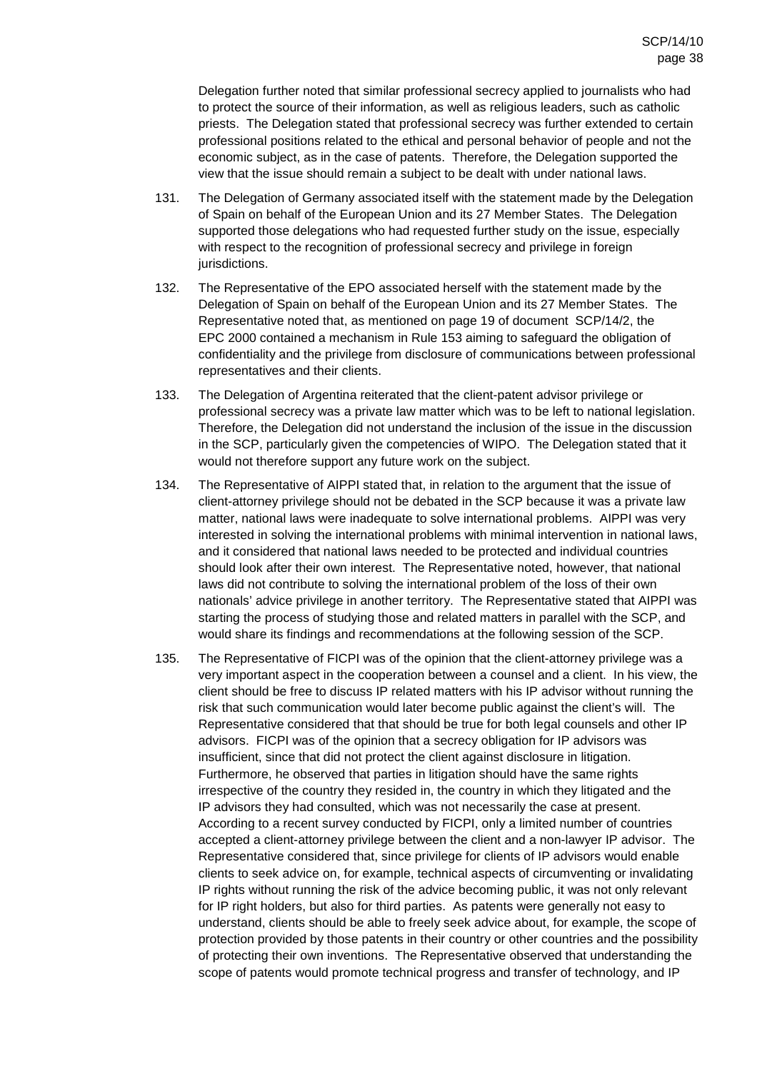Delegation further noted that similar professional secrecy applied to journalists who had to protect the source of their information, as well as religious leaders, such as catholic priests. The Delegation stated that professional secrecy was further extended to certain professional positions related to the ethical and personal behavior of people and not the economic subject, as in the case of patents. Therefore, the Delegation supported the view that the issue should remain a subject to be dealt with under national laws.

131. The Delegation of Germany associated itself with the statement made by the Delegation of Spain on behalf of the European Union and its 27 Member States. The Delegation supported those delegations who had requested further study on the issue, especially with respect to the recognition of professional secrecy and privilege in foreign jurisdictions.

132. The Representative of the EPO associated herself with the statement made by the Delegation of Spain on behalf of the European Union and its 27 Member States. The Representative noted that, as mentioned on page 19 of document SCP/14/2, the EPC 2000 contained a mechanism in Rule 153 aiming to safeguard the obligation of confidentiality and the privilege from disclosure of communications between professional representatives and their clients.

133. The Delegation of Argentina reiterated that the client-patent advisor privilege or professional secrecy was a private law matter which was to be left to national legislation. Therefore, the Delegation did not understand the inclusion of the issue in the discussion in the SCP, particularly given the competencies of WIPO. The Delegation stated that it would not therefore support any future work on the subject.

134. The Representative of AIPPI stated that, in relation to the argument that the issue of client-attorney privilege should not be debated in the SCP because it was a private law matter, national laws were inadequate to solve international problems. AIPPI was very interested in solving the international problems with minimal intervention in national laws, and it considered that national laws needed to be protected and individual countries should look after their own interest. The Representative noted, however, that national laws did not contribute to solving the international problem of the loss of their own nationals' advice privilege in another territory. The Representative stated that AIPPI was starting the process of studying those and related matters in parallel with the SCP, and would share its findings and recommendations at the following session of the SCP.

135. The Representative of FICPI was of the opinion that the client-attorney privilege was a very important aspect in the cooperation between a counsel and a client. In his view, the client should be free to discuss IP related matters with his IP advisor without running the risk that such communication would later become public against the client's will. The Representative considered that that should be true for both legal counsels and other IP advisors. FICPI was of the opinion that a secrecy obligation for IP advisors was insufficient, since that did not protect the client against disclosure in litigation. Furthermore, he observed that parties in litigation should have the same rights irrespective of the country they resided in, the country in which they litigated and the IP advisors they had consulted, which was not necessarily the case at present. According to a recent survey conducted by FICPI, only a limited number of countries accepted a client-attorney privilege between the client and a non-lawyer IP advisor. The Representative considered that, since privilege for clients of IP advisors would enable clients to seek advice on, for example, technical aspects of circumventing or invalidating IP rights without running the risk of the advice becoming public, it was not only relevant for IP right holders, but also for third parties. As patents were generally not easy to understand, clients should be able to freely seek advice about, for example, the scope of protection provided by those patents in their country or other countries and the possibility of protecting their own inventions. The Representative observed that understanding the scope of patents would promote technical progress and transfer of technology, and IP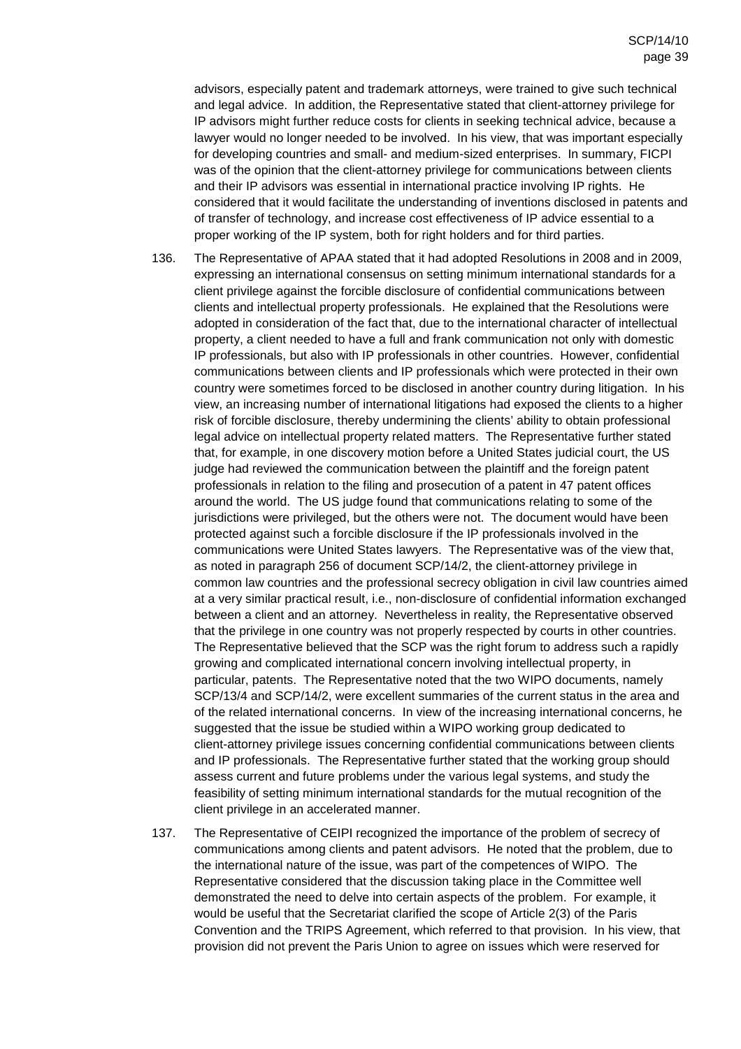advisors, especially patent and trademark attorneys, were trained to give such technical and legal advice. In addition, the Representative stated that client-attorney privilege for IP advisors might further reduce costs for clients in seeking technical advice, because a lawyer would no longer needed to be involved. In his view, that was important especially for developing countries and small- and medium-sized enterprises. In summary, FICPI was of the opinion that the client-attorney privilege for communications between clients and their IP advisors was essential in international practice involving IP rights. He considered that it would facilitate the understanding of inventions disclosed in patents and of transfer of technology, and increase cost effectiveness of IP advice essential to a proper working of the IP system, both for right holders and for third parties.

136. The Representative of APAA stated that it had adopted Resolutions in 2008 and in 2009, expressing an international consensus on setting minimum international standards for a client privilege against the forcible disclosure of confidential communications between clients and intellectual property professionals. He explained that the Resolutions were adopted in consideration of the fact that, due to the international character of intellectual property, a client needed to have a full and frank communication not only with domestic IP professionals, but also with IP professionals in other countries. However, confidential communications between clients and IP professionals which were protected in their own country were sometimes forced to be disclosed in another country during litigation. In his view, an increasing number of international litigations had exposed the clients to a higher risk of forcible disclosure, thereby undermining the clients' ability to obtain professional legal advice on intellectual property related matters. The Representative further stated that, for example, in one discovery motion before a United States judicial court, the US judge had reviewed the communication between the plaintiff and the foreign patent professionals in relation to the filing and prosecution of a patent in 47 patent offices around the world. The US judge found that communications relating to some of the jurisdictions were privileged, but the others were not. The document would have been protected against such a forcible disclosure if the IP professionals involved in the communications were United States lawyers. The Representative was of the view that, as noted in paragraph 256 of document SCP/14/2, the client-attorney privilege in common law countries and the professional secrecy obligation in civil law countries aimed at a very similar practical result, i.e., non-disclosure of confidential information exchanged between a client and an attorney. Nevertheless in reality, the Representative observed that the privilege in one country was not properly respected by courts in other countries. The Representative believed that the SCP was the right forum to address such a rapidly growing and complicated international concern involving intellectual property, in particular, patents. The Representative noted that the two WIPO documents, namely SCP/13/4 and SCP/14/2, were excellent summaries of the current status in the area and of the related international concerns. In view of the increasing international concerns, he suggested that the issue be studied within a WIPO working group dedicated to client-attorney privilege issues concerning confidential communications between clients and IP professionals. The Representative further stated that the working group should assess current and future problems under the various legal systems, and study the feasibility of setting minimum international standards for the mutual recognition of the client privilege in an accelerated manner.

137. The Representative of CEIPI recognized the importance of the problem of secrecy of communications among clients and patent advisors. He noted that the problem, due to the international nature of the issue, was part of the competences of WIPO. The Representative considered that the discussion taking place in the Committee well demonstrated the need to delve into certain aspects of the problem. For example, it would be useful that the Secretariat clarified the scope of Article 2(3) of the Paris Convention and the TRIPS Agreement, which referred to that provision. In his view, that provision did not prevent the Paris Union to agree on issues which were reserved for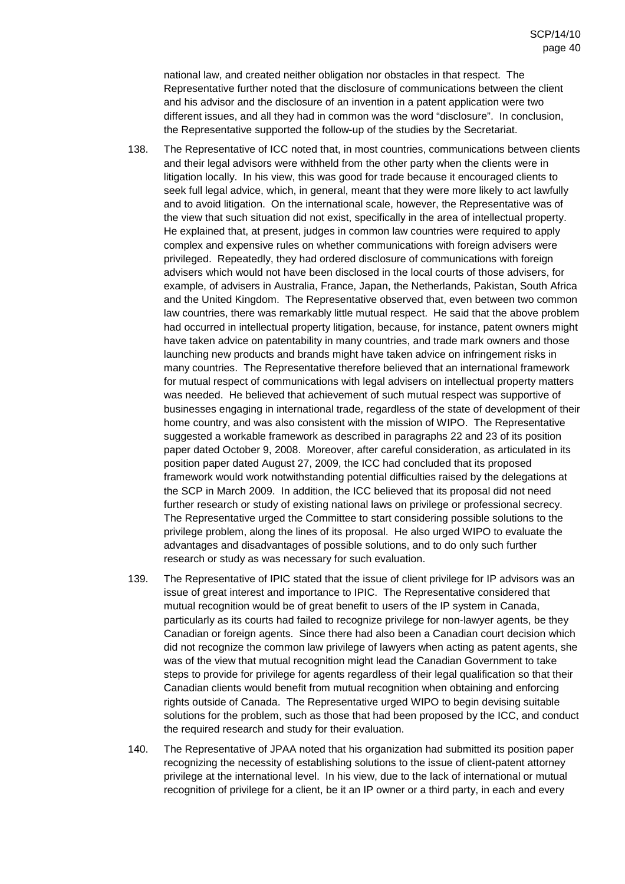national law, and created neither obligation nor obstacles in that respect. The Representative further noted that the disclosure of communications between the client and his advisor and the disclosure of an invention in a patent application were two different issues, and all they had in common was the word "disclosure". In conclusion, the Representative supported the follow-up of the studies by the Secretariat.

138. The Representative of ICC noted that, in most countries, communications between clients and their legal advisors were withheld from the other party when the clients were in litigation locally. In his view, this was good for trade because it encouraged clients to seek full legal advice, which, in general, meant that they were more likely to act lawfully and to avoid litigation. On the international scale, however, the Representative was of the view that such situation did not exist, specifically in the area of intellectual property. He explained that, at present, judges in common law countries were required to apply complex and expensive rules on whether communications with foreign advisers were privileged. Repeatedly, they had ordered disclosure of communications with foreign advisers which would not have been disclosed in the local courts of those advisers, for example, of advisers in Australia, France, Japan, the Netherlands, Pakistan, South Africa and the United Kingdom. The Representative observed that, even between two common law countries, there was remarkably little mutual respect. He said that the above problem had occurred in intellectual property litigation, because, for instance, patent owners might have taken advice on patentability in many countries, and trade mark owners and those launching new products and brands might have taken advice on infringement risks in many countries. The Representative therefore believed that an international framework for mutual respect of communications with legal advisers on intellectual property matters was needed. He believed that achievement of such mutual respect was supportive of businesses engaging in international trade, regardless of the state of development of their home country, and was also consistent with the mission of WIPO. The Representative suggested a workable framework as described in paragraphs 22 and 23 of its position paper dated October 9, 2008. Moreover, after careful consideration, as articulated in its position paper dated August 27, 2009, the ICC had concluded that its proposed framework would work notwithstanding potential difficulties raised by the delegations at the SCP in March 2009. In addition, the ICC believed that its proposal did not need further research or study of existing national laws on privilege or professional secrecy. The Representative urged the Committee to start considering possible solutions to the privilege problem, along the lines of its proposal. He also urged WIPO to evaluate the advantages and disadvantages of possible solutions, and to do only such further research or study as was necessary for such evaluation.

139. The Representative of IPIC stated that the issue of client privilege for IP advisors was an issue of great interest and importance to IPIC. The Representative considered that mutual recognition would be of great benefit to users of the IP system in Canada, particularly as its courts had failed to recognize privilege for non-lawyer agents, be they Canadian or foreign agents. Since there had also been a Canadian court decision which did not recognize the common law privilege of lawyers when acting as patent agents, she was of the view that mutual recognition might lead the Canadian Government to take steps to provide for privilege for agents regardless of their legal qualification so that their Canadian clients would benefit from mutual recognition when obtaining and enforcing rights outside of Canada. The Representative urged WIPO to begin devising suitable solutions for the problem, such as those that had been proposed by the ICC, and conduct the required research and study for their evaluation.

140. The Representative of JPAA noted that his organization had submitted its position paper recognizing the necessity of establishing solutions to the issue of client-patent attorney privilege at the international level. In his view, due to the lack of international or mutual recognition of privilege for a client, be it an IP owner or a third party, in each and every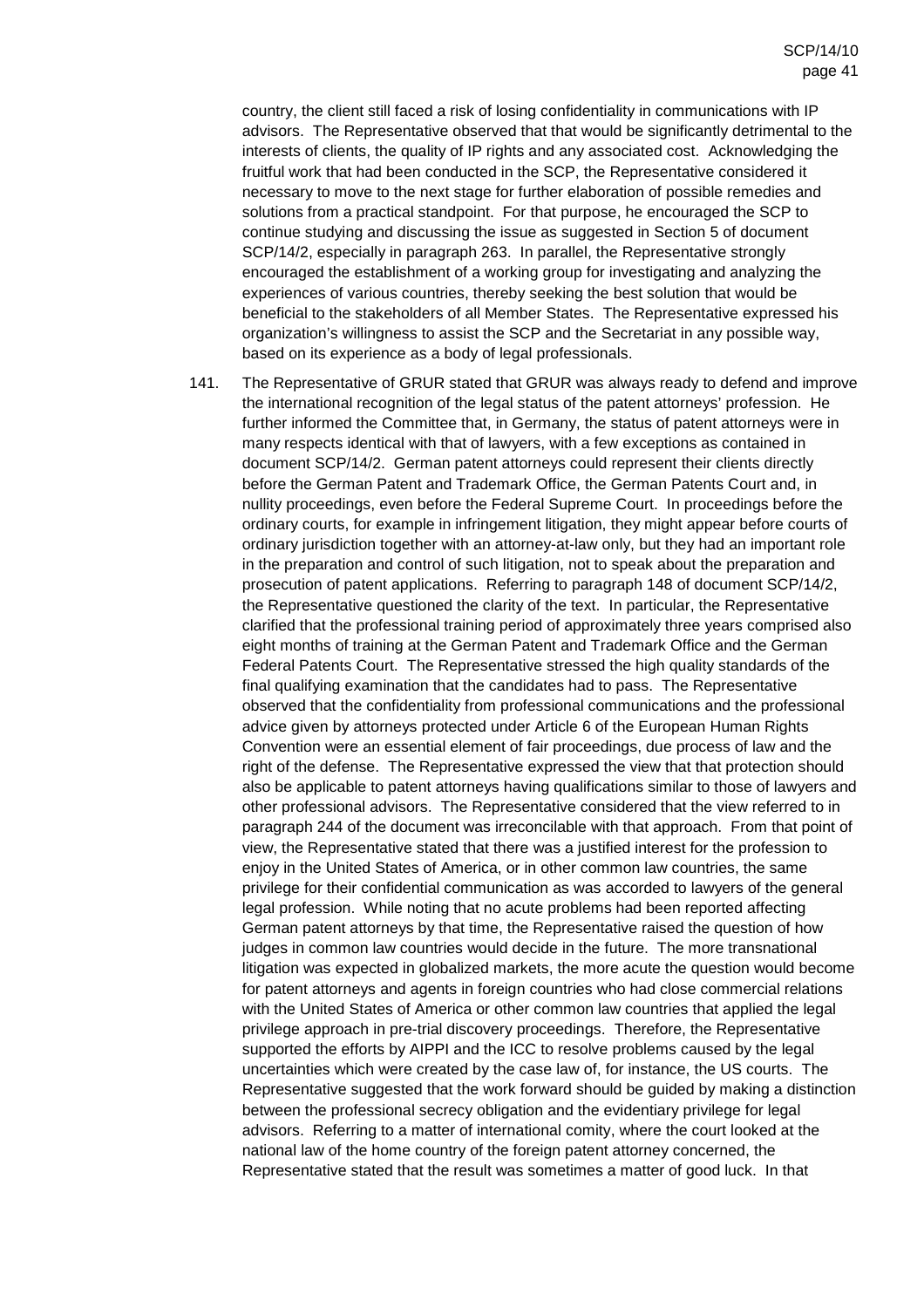country, the client still faced a risk of losing confidentiality in communications with IP advisors. The Representative observed that that would be significantly detrimental to the interests of clients, the quality of IP rights and any associated cost. Acknowledging the fruitful work that had been conducted in the SCP, the Representative considered it necessary to move to the next stage for further elaboration of possible remedies and solutions from a practical standpoint. For that purpose, he encouraged the SCP to continue studying and discussing the issue as suggested in Section 5 of document SCP/14/2, especially in paragraph 263. In parallel, the Representative strongly encouraged the establishment of a working group for investigating and analyzing the experiences of various countries, thereby seeking the best solution that would be beneficial to the stakeholders of all Member States. The Representative expressed his organization's willingness to assist the SCP and the Secretariat in any possible way, based on its experience as a body of legal professionals.

141. The Representative of GRUR stated that GRUR was always ready to defend and improve the international recognition of the legal status of the patent attorneys' profession. He further informed the Committee that, in Germany, the status of patent attorneys were in many respects identical with that of lawyers, with a few exceptions as contained in document SCP/14/2. German patent attorneys could represent their clients directly before the German Patent and Trademark Office, the German Patents Court and, in nullity proceedings, even before the Federal Supreme Court. In proceedings before the ordinary courts, for example in infringement litigation, they might appear before courts of ordinary jurisdiction together with an attorney-at-law only, but they had an important role in the preparation and control of such litigation, not to speak about the preparation and prosecution of patent applications. Referring to paragraph 148 of document SCP/14/2, the Representative questioned the clarity of the text. In particular, the Representative clarified that the professional training period of approximately three years comprised also eight months of training at the German Patent and Trademark Office and the German Federal Patents Court. The Representative stressed the high quality standards of the final qualifying examination that the candidates had to pass. The Representative observed that the confidentiality from professional communications and the professional advice given by attorneys protected under Article 6 of the European Human Rights Convention were an essential element of fair proceedings, due process of law and the right of the defense. The Representative expressed the view that that protection should also be applicable to patent attorneys having qualifications similar to those of lawyers and other professional advisors. The Representative considered that the view referred to in paragraph 244 of the document was irreconcilable with that approach. From that point of view, the Representative stated that there was a justified interest for the profession to enjoy in the United States of America, or in other common law countries, the same privilege for their confidential communication as was accorded to lawyers of the general legal profession. While noting that no acute problems had been reported affecting German patent attorneys by that time, the Representative raised the question of how judges in common law countries would decide in the future. The more transnational litigation was expected in globalized markets, the more acute the question would become for patent attorneys and agents in foreign countries who had close commercial relations with the United States of America or other common law countries that applied the legal privilege approach in pre-trial discovery proceedings. Therefore, the Representative supported the efforts by AIPPI and the ICC to resolve problems caused by the legal uncertainties which were created by the case law of, for instance, the US courts. The Representative suggested that the work forward should be guided by making a distinction between the professional secrecy obligation and the evidentiary privilege for legal advisors. Referring to a matter of international comity, where the court looked at the national law of the home country of the foreign patent attorney concerned, the Representative stated that the result was sometimes a matter of good luck. In that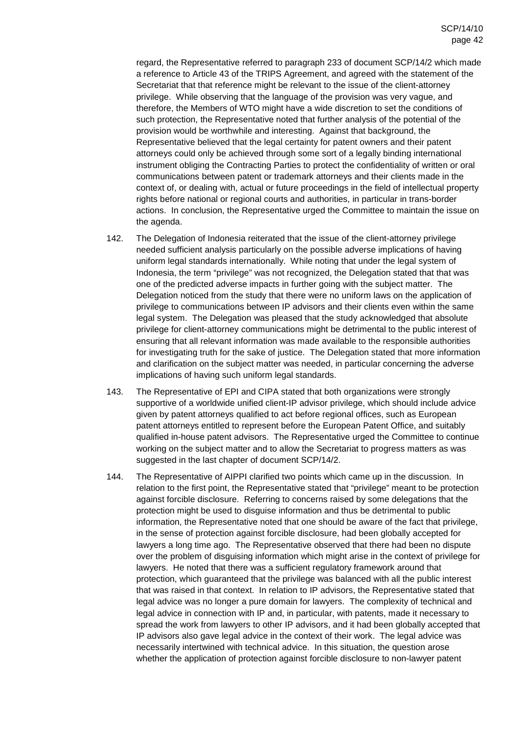regard, the Representative referred to paragraph 233 of document SCP/14/2 which made a reference to Article 43 of the TRIPS Agreement, and agreed with the statement of the Secretariat that that reference might be relevant to the issue of the client-attorney privilege. While observing that the language of the provision was very vague, and therefore, the Members of WTO might have a wide discretion to set the conditions of such protection, the Representative noted that further analysis of the potential of the provision would be worthwhile and interesting. Against that background, the Representative believed that the legal certainty for patent owners and their patent attorneys could only be achieved through some sort of a legally binding international instrument obliging the Contracting Parties to protect the confidentiality of written or oral communications between patent or trademark attorneys and their clients made in the context of, or dealing with, actual or future proceedings in the field of intellectual property rights before national or regional courts and authorities, in particular in trans-border actions. In conclusion, the Representative urged the Committee to maintain the issue on the agenda.

142. The Delegation of Indonesia reiterated that the issue of the client-attorney privilege needed sufficient analysis particularly on the possible adverse implications of having uniform legal standards internationally. While noting that under the legal system of Indonesia, the term "privilege" was not recognized, the Delegation stated that that was one of the predicted adverse impacts in further going with the subject matter. The Delegation noticed from the study that there were no uniform laws on the application of privilege to communications between IP advisors and their clients even within the same legal system. The Delegation was pleased that the study acknowledged that absolute privilege for client-attorney communications might be detrimental to the public interest of ensuring that all relevant information was made available to the responsible authorities for investigating truth for the sake of justice. The Delegation stated that more information and clarification on the subject matter was needed, in particular concerning the adverse implications of having such uniform legal standards.

143. The Representative of EPI and CIPA stated that both organizations were strongly supportive of a worldwide unified client-IP advisor privilege, which should include advice given by patent attorneys qualified to act before regional offices, such as European patent attorneys entitled to represent before the European Patent Office, and suitably qualified in-house patent advisors. The Representative urged the Committee to continue working on the subject matter and to allow the Secretariat to progress matters as was suggested in the last chapter of document SCP/14/2.

144. The Representative of AIPPI clarified two points which came up in the discussion. In relation to the first point, the Representative stated that "privilege" meant to be protection against forcible disclosure. Referring to concerns raised by some delegations that the protection might be used to disguise information and thus be detrimental to public information, the Representative noted that one should be aware of the fact that privilege, in the sense of protection against forcible disclosure, had been globally accepted for lawyers a long time ago. The Representative observed that there had been no dispute over the problem of disguising information which might arise in the context of privilege for lawyers. He noted that there was a sufficient regulatory framework around that protection, which guaranteed that the privilege was balanced with all the public interest that was raised in that context. In relation to IP advisors, the Representative stated that legal advice was no longer a pure domain for lawyers. The complexity of technical and legal advice in connection with IP and, in particular, with patents, made it necessary to spread the work from lawyers to other IP advisors, and it had been globally accepted that IP advisors also gave legal advice in the context of their work. The legal advice was necessarily intertwined with technical advice. In this situation, the question arose whether the application of protection against forcible disclosure to non-lawyer patent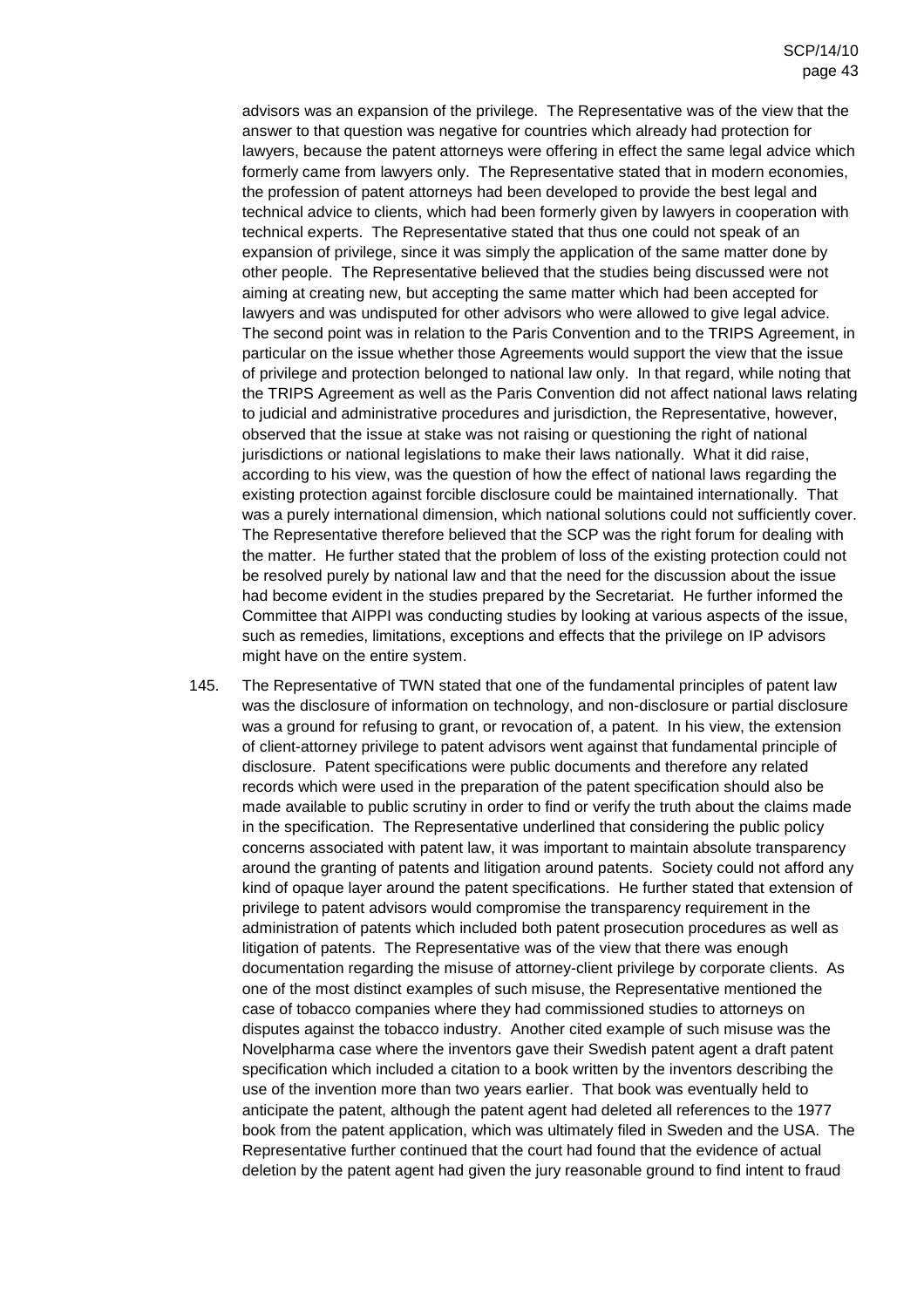advisors was an expansion of the privilege. The Representative was of the view that the answer to that question was negative for countries which already had protection for lawyers, because the patent attorneys were offering in effect the same legal advice which formerly came from lawyers only. The Representative stated that in modern economies, the profession of patent attorneys had been developed to provide the best legal and technical advice to clients, which had been formerly given by lawyers in cooperation with technical experts. The Representative stated that thus one could not speak of an expansion of privilege, since it was simply the application of the same matter done by other people. The Representative believed that the studies being discussed were not aiming at creating new, but accepting the same matter which had been accepted for lawyers and was undisputed for other advisors who were allowed to give legal advice. The second point was in relation to the Paris Convention and to the TRIPS Agreement, in particular on the issue whether those Agreements would support the view that the issue of privilege and protection belonged to national law only. In that regard, while noting that the TRIPS Agreement as well as the Paris Convention did not affect national laws relating to judicial and administrative procedures and jurisdiction, the Representative, however, observed that the issue at stake was not raising or questioning the right of national jurisdictions or national legislations to make their laws nationally. What it did raise, according to his view, was the question of how the effect of national laws regarding the existing protection against forcible disclosure could be maintained internationally. That was a purely international dimension, which national solutions could not sufficiently cover. The Representative therefore believed that the SCP was the right forum for dealing with the matter. He further stated that the problem of loss of the existing protection could not be resolved purely by national law and that the need for the discussion about the issue had become evident in the studies prepared by the Secretariat. He further informed the Committee that AIPPI was conducting studies by looking at various aspects of the issue, such as remedies, limitations, exceptions and effects that the privilege on IP advisors might have on the entire system.

145. The Representative of TWN stated that one of the fundamental principles of patent law was the disclosure of information on technology, and non-disclosure or partial disclosure was a ground for refusing to grant, or revocation of, a patent. In his view, the extension of client-attorney privilege to patent advisors went against that fundamental principle of disclosure. Patent specifications were public documents and therefore any related records which were used in the preparation of the patent specification should also be made available to public scrutiny in order to find or verify the truth about the claims made in the specification. The Representative underlined that considering the public policy concerns associated with patent law, it was important to maintain absolute transparency around the granting of patents and litigation around patents. Society could not afford any kind of opaque layer around the patent specifications. He further stated that extension of privilege to patent advisors would compromise the transparency requirement in the administration of patents which included both patent prosecution procedures as well as litigation of patents. The Representative was of the view that there was enough documentation regarding the misuse of attorney-client privilege by corporate clients. As one of the most distinct examples of such misuse, the Representative mentioned the case of tobacco companies where they had commissioned studies to attorneys on disputes against the tobacco industry. Another cited example of such misuse was the Novelpharma case where the inventors gave their Swedish patent agent a draft patent specification which included a citation to a book written by the inventors describing the use of the invention more than two years earlier. That book was eventually held to anticipate the patent, although the patent agent had deleted all references to the 1977 book from the patent application, which was ultimately filed in Sweden and the USA. The Representative further continued that the court had found that the evidence of actual deletion by the patent agent had given the jury reasonable ground to find intent to fraud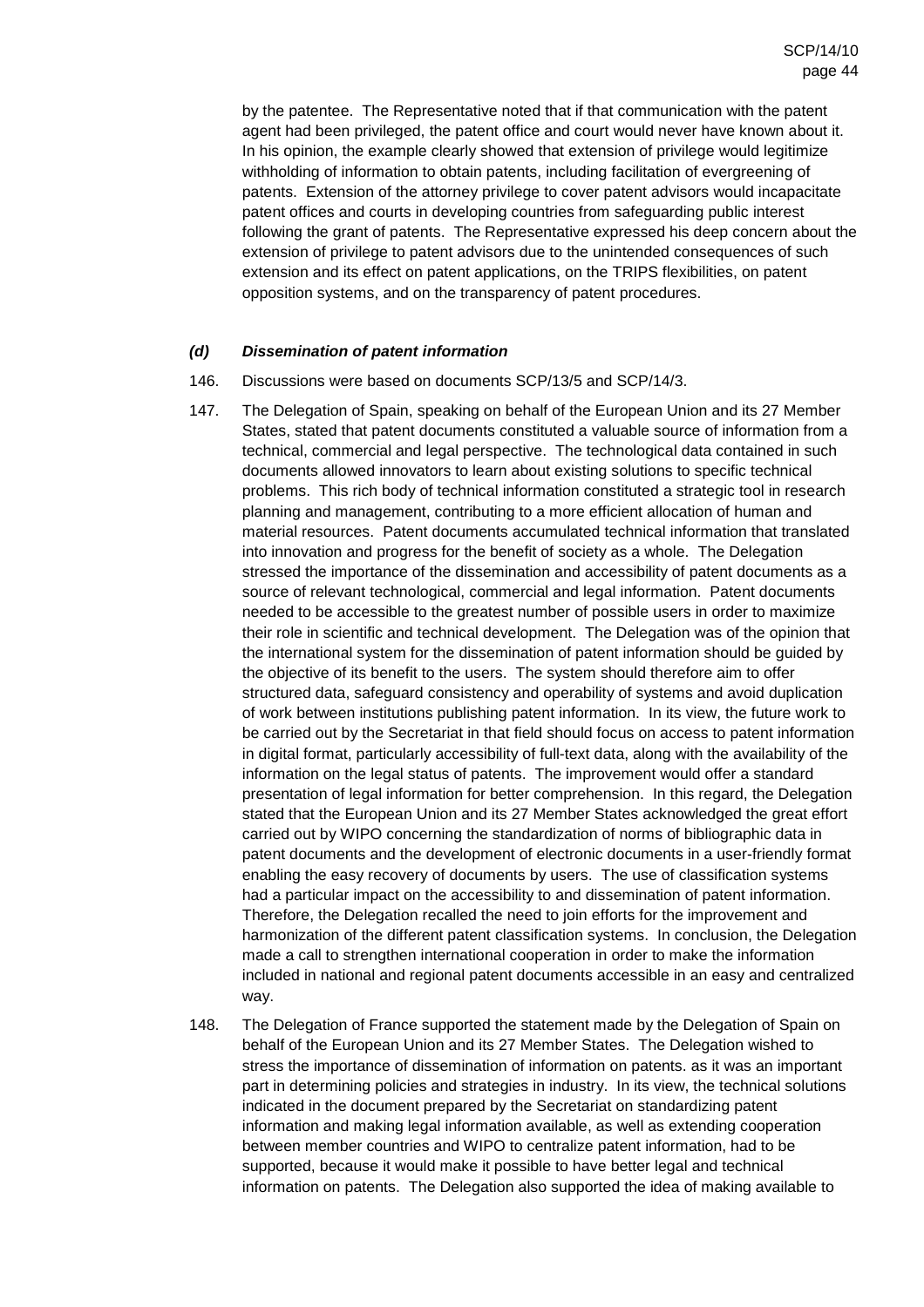by the patentee. The Representative noted that if that communication with the patent agent had been privileged, the patent office and court would never have known about it. In his opinion, the example clearly showed that extension of privilege would legitimize withholding of information to obtain patents, including facilitation of evergreening of patents. Extension of the attorney privilege to cover patent advisors would incapacitate patent offices and courts in developing countries from safeguarding public interest following the grant of patents. The Representative expressed his deep concern about the extension of privilege to patent advisors due to the unintended consequences of such extension and its effect on patent applications, on the TRIPS flexibilities, on patent opposition systems, and on the transparency of patent procedures.

### ***(d) Dissemination of patent information***

146. Discussions were based on documents SCP/13/5 and SCP/14/3.

147. The Delegation of Spain, speaking on behalf of the European Union and its 27 Member States, stated that patent documents constituted a valuable source of information from a technical, commercial and legal perspective. The technological data contained in such documents allowed innovators to learn about existing solutions to specific technical problems. This rich body of technical information constituted a strategic tool in research planning and management, contributing to a more efficient allocation of human and material resources. Patent documents accumulated technical information that translated into innovation and progress for the benefit of society as a whole. The Delegation stressed the importance of the dissemination and accessibility of patent documents as a source of relevant technological, commercial and legal information. Patent documents needed to be accessible to the greatest number of possible users in order to maximize their role in scientific and technical development. The Delegation was of the opinion that the international system for the dissemination of patent information should be guided by the objective of its benefit to the users. The system should therefore aim to offer structured data, safeguard consistency and operability of systems and avoid duplication of work between institutions publishing patent information. In its view, the future work to be carried out by the Secretariat in that field should focus on access to patent information in digital format, particularly accessibility of full-text data, along with the availability of the information on the legal status of patents. The improvement would offer a standard presentation of legal information for better comprehension. In this regard, the Delegation stated that the European Union and its 27 Member States acknowledged the great effort carried out by WIPO concerning the standardization of norms of bibliographic data in patent documents and the development of electronic documents in a user-friendly format enabling the easy recovery of documents by users. The use of classification systems had a particular impact on the accessibility to and dissemination of patent information. Therefore, the Delegation recalled the need to join efforts for the improvement and harmonization of the different patent classification systems. In conclusion, the Delegation made a call to strengthen international cooperation in order to make the information included in national and regional patent documents accessible in an easy and centralized way.

148. The Delegation of France supported the statement made by the Delegation of Spain on behalf of the European Union and its 27 Member States. The Delegation wished to stress the importance of dissemination of information on patents. as it was an important part in determining policies and strategies in industry. In its view, the technical solutions indicated in the document prepared by the Secretariat on standardizing patent information and making legal information available, as well as extending cooperation between member countries and WIPO to centralize patent information, had to be supported, because it would make it possible to have better legal and technical information on patents. The Delegation also supported the idea of making available to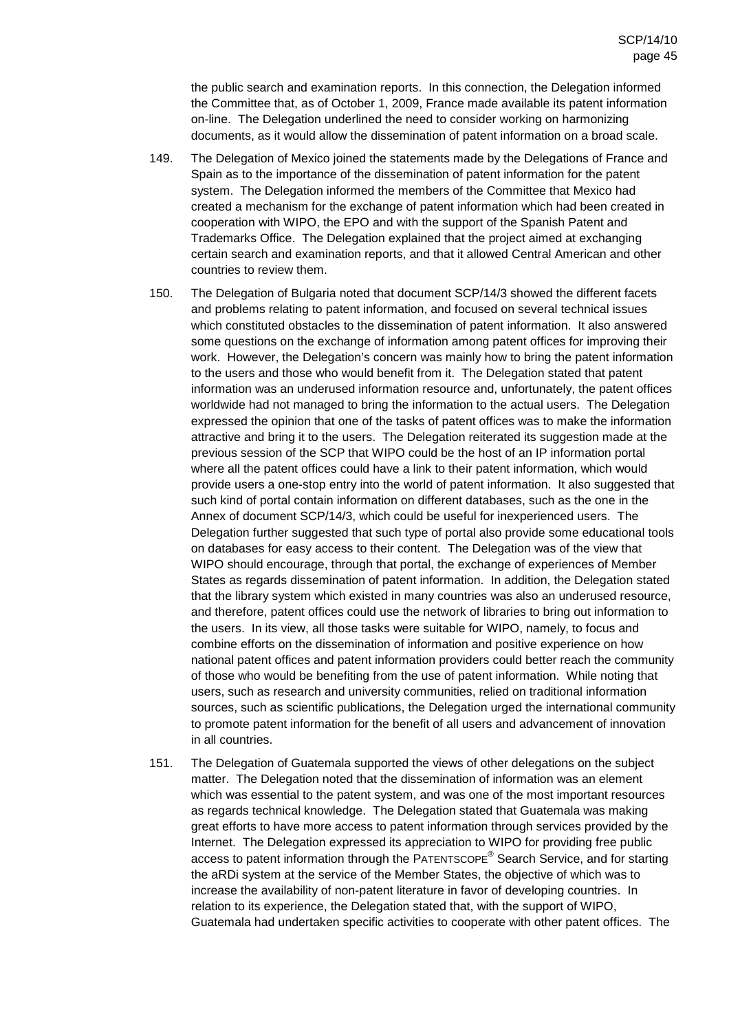the public search and examination reports. In this connection, the Delegation informed the Committee that, as of October 1, 2009, France made available its patent information on-line. The Delegation underlined the need to consider working on harmonizing documents, as it would allow the dissemination of patent information on a broad scale.

149. The Delegation of Mexico joined the statements made by the Delegations of France and Spain as to the importance of the dissemination of patent information for the patent system. The Delegation informed the members of the Committee that Mexico had created a mechanism for the exchange of patent information which had been created in cooperation with WIPO, the EPO and with the support of the Spanish Patent and Trademarks Office. The Delegation explained that the project aimed at exchanging certain search and examination reports, and that it allowed Central American and other countries to review them.

150. The Delegation of Bulgaria noted that document SCP/14/3 showed the different facets and problems relating to patent information, and focused on several technical issues which constituted obstacles to the dissemination of patent information. It also answered some questions on the exchange of information among patent offices for improving their work. However, the Delegation's concern was mainly how to bring the patent information to the users and those who would benefit from it. The Delegation stated that patent information was an underused information resource and, unfortunately, the patent offices worldwide had not managed to bring the information to the actual users. The Delegation expressed the opinion that one of the tasks of patent offices was to make the information attractive and bring it to the users. The Delegation reiterated its suggestion made at the previous session of the SCP that WIPO could be the host of an IP information portal where all the patent offices could have a link to their patent information, which would provide users a one-stop entry into the world of patent information. It also suggested that such kind of portal contain information on different databases, such as the one in the Annex of document SCP/14/3, which could be useful for inexperienced users. The Delegation further suggested that such type of portal also provide some educational tools on databases for easy access to their content. The Delegation was of the view that WIPO should encourage, through that portal, the exchange of experiences of Member States as regards dissemination of patent information. In addition, the Delegation stated that the library system which existed in many countries was also an underused resource, and therefore, patent offices could use the network of libraries to bring out information to the users. In its view, all those tasks were suitable for WIPO, namely, to focus and combine efforts on the dissemination of information and positive experience on how national patent offices and patent information providers could better reach the community of those who would be benefiting from the use of patent information. While noting that users, such as research and university communities, relied on traditional information sources, such as scientific publications, the Delegation urged the international community to promote patent information for the benefit of all users and advancement of innovation in all countries.

151. The Delegation of Guatemala supported the views of other delegations on the subject matter. The Delegation noted that the dissemination of information was an element which was essential to the patent system, and was one of the most important resources as regards technical knowledge. The Delegation stated that Guatemala was making great efforts to have more access to patent information through services provided by the Internet. The Delegation expressed its appreciation to WIPO for providing free public access to patent information through the PATENTSCOPE® Search Service, and for starting the aRDi system at the service of the Member States, the objective of which was to increase the availability of non-patent literature in favor of developing countries. In relation to its experience, the Delegation stated that, with the support of WIPO, Guatemala had undertaken specific activities to cooperate with other patent offices. The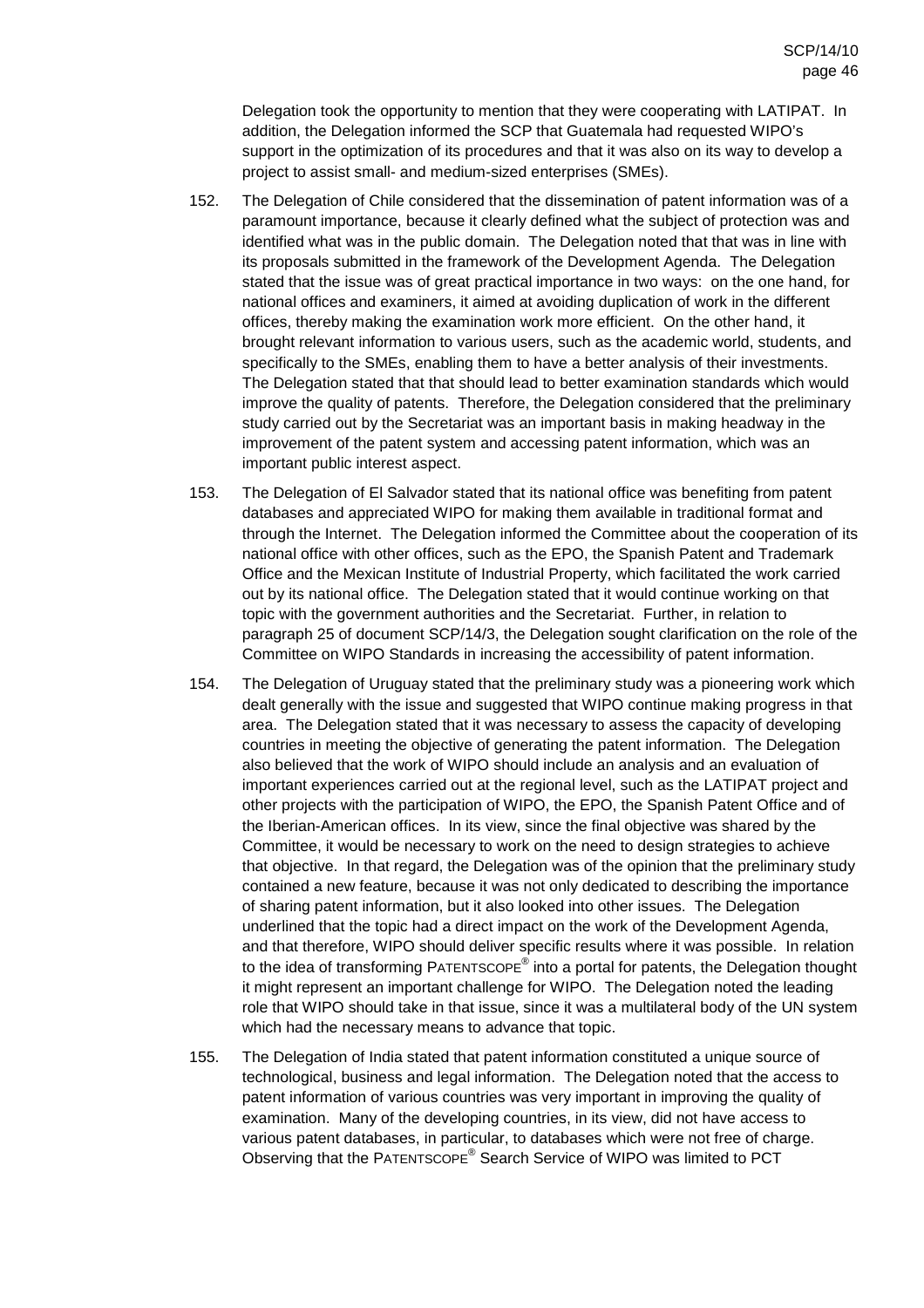Delegation took the opportunity to mention that they were cooperating with LATIPAT. In addition, the Delegation informed the SCP that Guatemala had requested WIPO's support in the optimization of its procedures and that it was also on its way to develop a project to assist small- and medium-sized enterprises (SMEs).

152. The Delegation of Chile considered that the dissemination of patent information was of a paramount importance, because it clearly defined what the subject of protection was and identified what was in the public domain. The Delegation noted that that was in line with its proposals submitted in the framework of the Development Agenda. The Delegation stated that the issue was of great practical importance in two ways: on the one hand, for national offices and examiners, it aimed at avoiding duplication of work in the different offices, thereby making the examination work more efficient. On the other hand, it brought relevant information to various users, such as the academic world, students, and specifically to the SMEs, enabling them to have a better analysis of their investments. The Delegation stated that that should lead to better examination standards which would improve the quality of patents. Therefore, the Delegation considered that the preliminary study carried out by the Secretariat was an important basis in making headway in the improvement of the patent system and accessing patent information, which was an important public interest aspect.

153. The Delegation of El Salvador stated that its national office was benefiting from patent databases and appreciated WIPO for making them available in traditional format and through the Internet. The Delegation informed the Committee about the cooperation of its national office with other offices, such as the EPO, the Spanish Patent and Trademark Office and the Mexican Institute of Industrial Property, which facilitated the work carried out by its national office. The Delegation stated that it would continue working on that topic with the government authorities and the Secretariat. Further, in relation to paragraph 25 of document SCP/14/3, the Delegation sought clarification on the role of the Committee on WIPO Standards in increasing the accessibility of patent information.

154. The Delegation of Uruguay stated that the preliminary study was a pioneering work which dealt generally with the issue and suggested that WIPO continue making progress in that area. The Delegation stated that it was necessary to assess the capacity of developing countries in meeting the objective of generating the patent information. The Delegation also believed that the work of WIPO should include an analysis and an evaluation of important experiences carried out at the regional level, such as the LATIPAT project and other projects with the participation of WIPO, the EPO, the Spanish Patent Office and of the Iberian-American offices. In its view, since the final objective was shared by the Committee, it would be necessary to work on the need to design strategies to achieve that objective. In that regard, the Delegation was of the opinion that the preliminary study contained a new feature, because it was not only dedicated to describing the importance of sharing patent information, but it also looked into other issues. The Delegation underlined that the topic had a direct impact on the work of the Development Agenda, and that therefore, WIPO should deliver specific results where it was possible. In relation to the idea of transforming PATENTSCOPE® into a portal for patents, the Delegation thought it might represent an important challenge for WIPO. The Delegation noted the leading role that WIPO should take in that issue, since it was a multilateral body of the UN system which had the necessary means to advance that topic.

155. The Delegation of India stated that patent information constituted a unique source of technological, business and legal information. The Delegation noted that the access to patent information of various countries was very important in improving the quality of examination. Many of the developing countries, in its view, did not have access to various patent databases, in particular, to databases which were not free of charge. Observing that the PATENTSCOPE® Search Service of WIPO was limited to PCT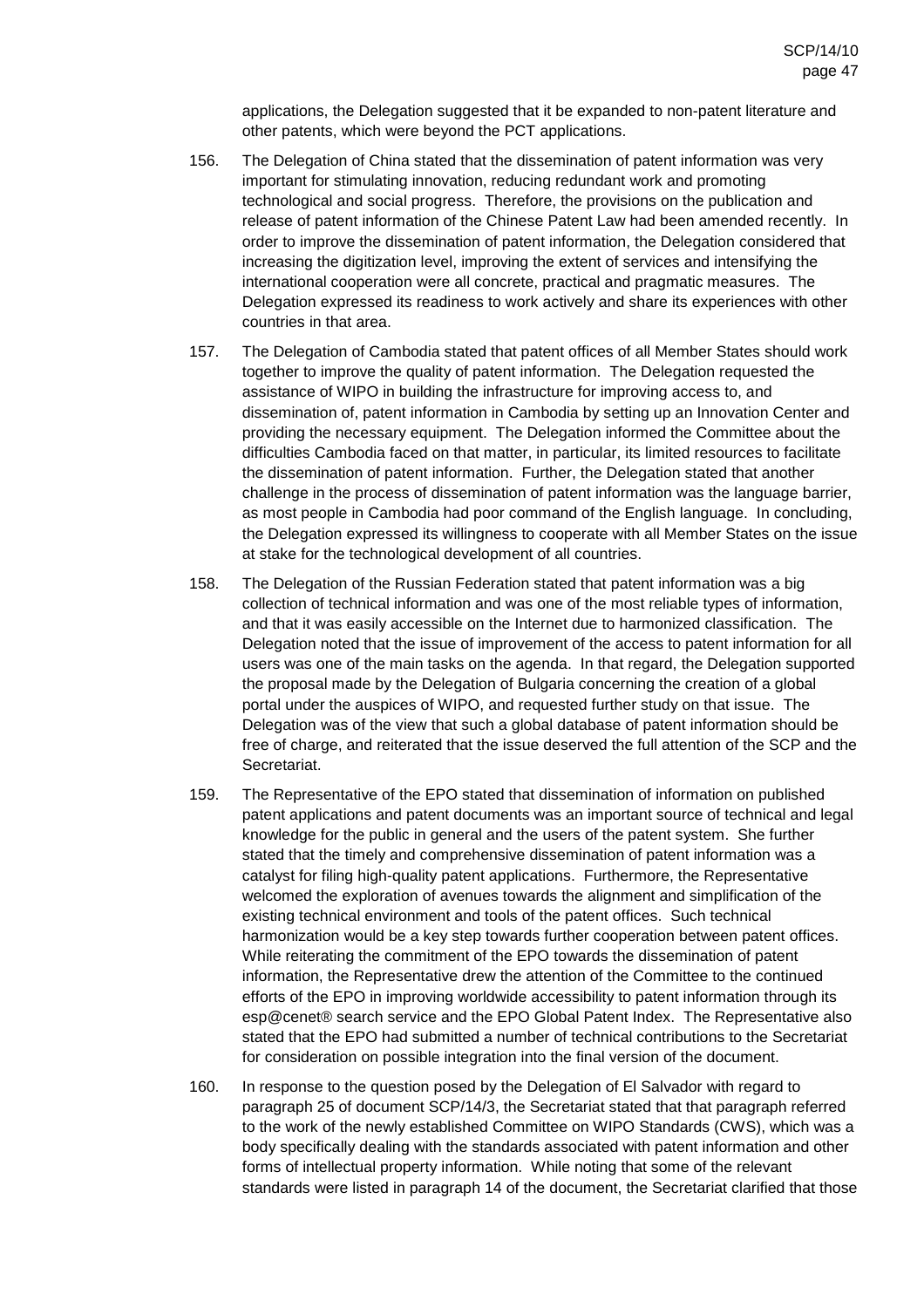applications, the Delegation suggested that it be expanded to non-patent literature and other patents, which were beyond the PCT applications.

156. The Delegation of China stated that the dissemination of patent information was very important for stimulating innovation, reducing redundant work and promoting technological and social progress. Therefore, the provisions on the publication and release of patent information of the Chinese Patent Law had been amended recently. In order to improve the dissemination of patent information, the Delegation considered that increasing the digitization level, improving the extent of services and intensifying the international cooperation were all concrete, practical and pragmatic measures. The Delegation expressed its readiness to work actively and share its experiences with other countries in that area.

157. The Delegation of Cambodia stated that patent offices of all Member States should work together to improve the quality of patent information. The Delegation requested the assistance of WIPO in building the infrastructure for improving access to, and dissemination of, patent information in Cambodia by setting up an Innovation Center and providing the necessary equipment. The Delegation informed the Committee about the difficulties Cambodia faced on that matter, in particular, its limited resources to facilitate the dissemination of patent information. Further, the Delegation stated that another challenge in the process of dissemination of patent information was the language barrier, as most people in Cambodia had poor command of the English language. In concluding, the Delegation expressed its willingness to cooperate with all Member States on the issue at stake for the technological development of all countries.

158. The Delegation of the Russian Federation stated that patent information was a big collection of technical information and was one of the most reliable types of information, and that it was easily accessible on the Internet due to harmonized classification. The Delegation noted that the issue of improvement of the access to patent information for all users was one of the main tasks on the agenda. In that regard, the Delegation supported the proposal made by the Delegation of Bulgaria concerning the creation of a global portal under the auspices of WIPO, and requested further study on that issue. The Delegation was of the view that such a global database of patent information should be free of charge, and reiterated that the issue deserved the full attention of the SCP and the Secretariat.

159. The Representative of the EPO stated that dissemination of information on published patent applications and patent documents was an important source of technical and legal knowledge for the public in general and the users of the patent system. She further stated that the timely and comprehensive dissemination of patent information was a catalyst for filing high-quality patent applications. Furthermore, the Representative welcomed the exploration of avenues towards the alignment and simplification of the existing technical environment and tools of the patent offices. Such technical harmonization would be a key step towards further cooperation between patent offices. While reiterating the commitment of the EPO towards the dissemination of patent information, the Representative drew the attention of the Committee to the continued efforts of the EPO in improving worldwide accessibility to patent information through its esp@cenet® search service and the EPO Global Patent Index. The Representative also stated that the EPO had submitted a number of technical contributions to the Secretariat for consideration on possible integration into the final version of the document.

160. In response to the question posed by the Delegation of El Salvador with regard to paragraph 25 of document SCP/14/3, the Secretariat stated that that paragraph referred to the work of the newly established Committee on WIPO Standards (CWS), which was a body specifically dealing with the standards associated with patent information and other forms of intellectual property information. While noting that some of the relevant standards were listed in paragraph 14 of the document, the Secretariat clarified that those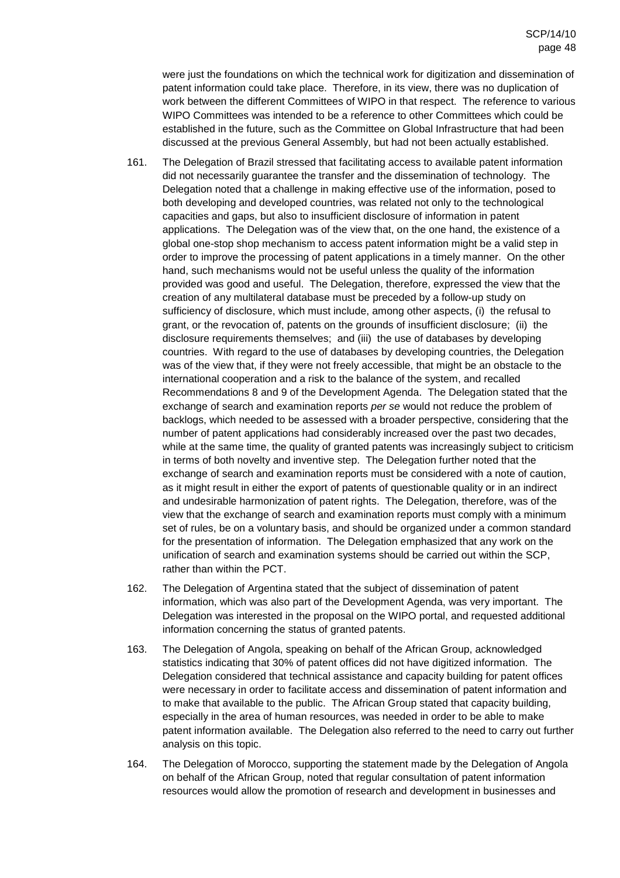were just the foundations on which the technical work for digitization and dissemination of patent information could take place. Therefore, in its view, there was no duplication of work between the different Committees of WIPO in that respect. The reference to various WIPO Committees was intended to be a reference to other Committees which could be established in the future, such as the Committee on Global Infrastructure that had been discussed at the previous General Assembly, but had not been actually established.

161. The Delegation of Brazil stressed that facilitating access to available patent information did not necessarily guarantee the transfer and the dissemination of technology. The Delegation noted that a challenge in making effective use of the information, posed to both developing and developed countries, was related not only to the technological capacities and gaps, but also to insufficient disclosure of information in patent applications. The Delegation was of the view that, on the one hand, the existence of a global one-stop shop mechanism to access patent information might be a valid step in order to improve the processing of patent applications in a timely manner. On the other hand, such mechanisms would not be useful unless the quality of the information provided was good and useful. The Delegation, therefore, expressed the view that the creation of any multilateral database must be preceded by a follow-up study on sufficiency of disclosure, which must include, among other aspects, (i) the refusal to grant, or the revocation of, patents on the grounds of insufficient disclosure; (ii) the disclosure requirements themselves; and (iii) the use of databases by developing countries. With regard to the use of databases by developing countries, the Delegation was of the view that, if they were not freely accessible, that might be an obstacle to the international cooperation and a risk to the balance of the system, and recalled Recommendations 8 and 9 of the Development Agenda. The Delegation stated that the exchange of search and examination reports *per se* would not reduce the problem of backlogs, which needed to be assessed with a broader perspective, considering that the number of patent applications had considerably increased over the past two decades, while at the same time, the quality of granted patents was increasingly subject to criticism in terms of both novelty and inventive step. The Delegation further noted that the exchange of search and examination reports must be considered with a note of caution, as it might result in either the export of patents of questionable quality or in an indirect and undesirable harmonization of patent rights. The Delegation, therefore, was of the view that the exchange of search and examination reports must comply with a minimum set of rules, be on a voluntary basis, and should be organized under a common standard for the presentation of information. The Delegation emphasized that any work on the unification of search and examination systems should be carried out within the SCP, rather than within the PCT.

162. The Delegation of Argentina stated that the subject of dissemination of patent information, which was also part of the Development Agenda, was very important. The Delegation was interested in the proposal on the WIPO portal, and requested additional information concerning the status of granted patents.

163. The Delegation of Angola, speaking on behalf of the African Group, acknowledged statistics indicating that 30% of patent offices did not have digitized information. The Delegation considered that technical assistance and capacity building for patent offices were necessary in order to facilitate access and dissemination of patent information and to make that available to the public. The African Group stated that capacity building, especially in the area of human resources, was needed in order to be able to make patent information available. The Delegation also referred to the need to carry out further analysis on this topic.

164. The Delegation of Morocco, supporting the statement made by the Delegation of Angola on behalf of the African Group, noted that regular consultation of patent information resources would allow the promotion of research and development in businesses and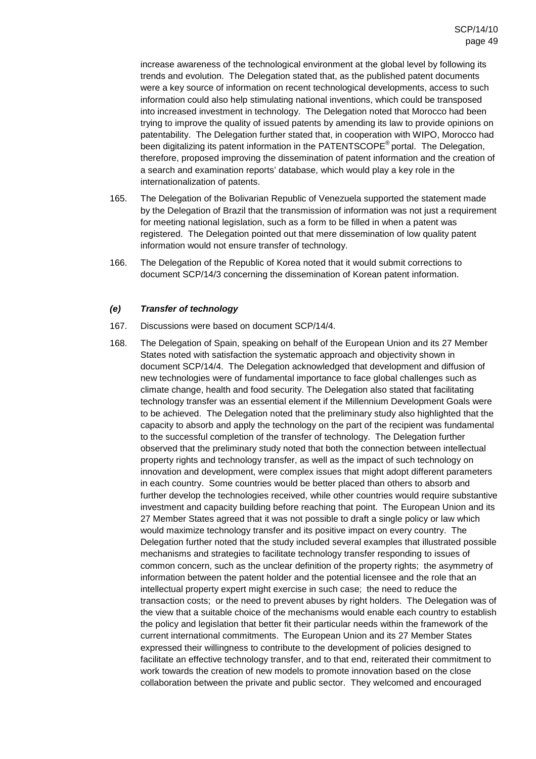increase awareness of the technological environment at the global level by following its trends and evolution. The Delegation stated that, as the published patent documents were a key source of information on recent technological developments, access to such information could also help stimulating national inventions, which could be transposed into increased investment in technology. The Delegation noted that Morocco had been trying to improve the quality of issued patents by amending its law to provide opinions on patentability. The Delegation further stated that, in cooperation with WIPO, Morocco had been digitalizing its patent information in the PATENTSCOPE® portal. The Delegation, therefore, proposed improving the dissemination of patent information and the creation of a search and examination reports' database, which would play a key role in the internationalization of patents.

165. The Delegation of the Bolivarian Republic of Venezuela supported the statement made by the Delegation of Brazil that the transmission of information was not just a requirement for meeting national legislation, such as a form to be filled in when a patent was registered. The Delegation pointed out that mere dissemination of low quality patent information would not ensure transfer of technology.

166. The Delegation of the Republic of Korea noted that it would submit corrections to document SCP/14/3 concerning the dissemination of Korean patent information.

#### *(e) Transfer of technology*

167. Discussions were based on document SCP/14/4.

168. The Delegation of Spain, speaking on behalf of the European Union and its 27 Member States noted with satisfaction the systematic approach and objectivity shown in document SCP/14/4. The Delegation acknowledged that development and diffusion of new technologies were of fundamental importance to face global challenges such as climate change, health and food security. The Delegation also stated that facilitating technology transfer was an essential element if the Millennium Development Goals were to be achieved. The Delegation noted that the preliminary study also highlighted that the capacity to absorb and apply the technology on the part of the recipient was fundamental to the successful completion of the transfer of technology. The Delegation further observed that the preliminary study noted that both the connection between intellectual property rights and technology transfer, as well as the impact of such technology on innovation and development, were complex issues that might adopt different parameters in each country. Some countries would be better placed than others to absorb and further develop the technologies received, while other countries would require substantive investment and capacity building before reaching that point. The European Union and its 27 Member States agreed that it was not possible to draft a single policy or law which would maximize technology transfer and its positive impact on every country. The Delegation further noted that the study included several examples that illustrated possible mechanisms and strategies to facilitate technology transfer responding to issues of common concern, such as the unclear definition of the property rights; the asymmetry of information between the patent holder and the potential licensee and the role that an intellectual property expert might exercise in such case; the need to reduce the transaction costs; or the need to prevent abuses by right holders. The Delegation was of the view that a suitable choice of the mechanisms would enable each country to establish the policy and legislation that better fit their particular needs within the framework of the current international commitments. The European Union and its 27 Member States expressed their willingness to contribute to the development of policies designed to facilitate an effective technology transfer, and to that end, reiterated their commitment to work towards the creation of new models to promote innovation based on the close collaboration between the private and public sector. They welcomed and encouraged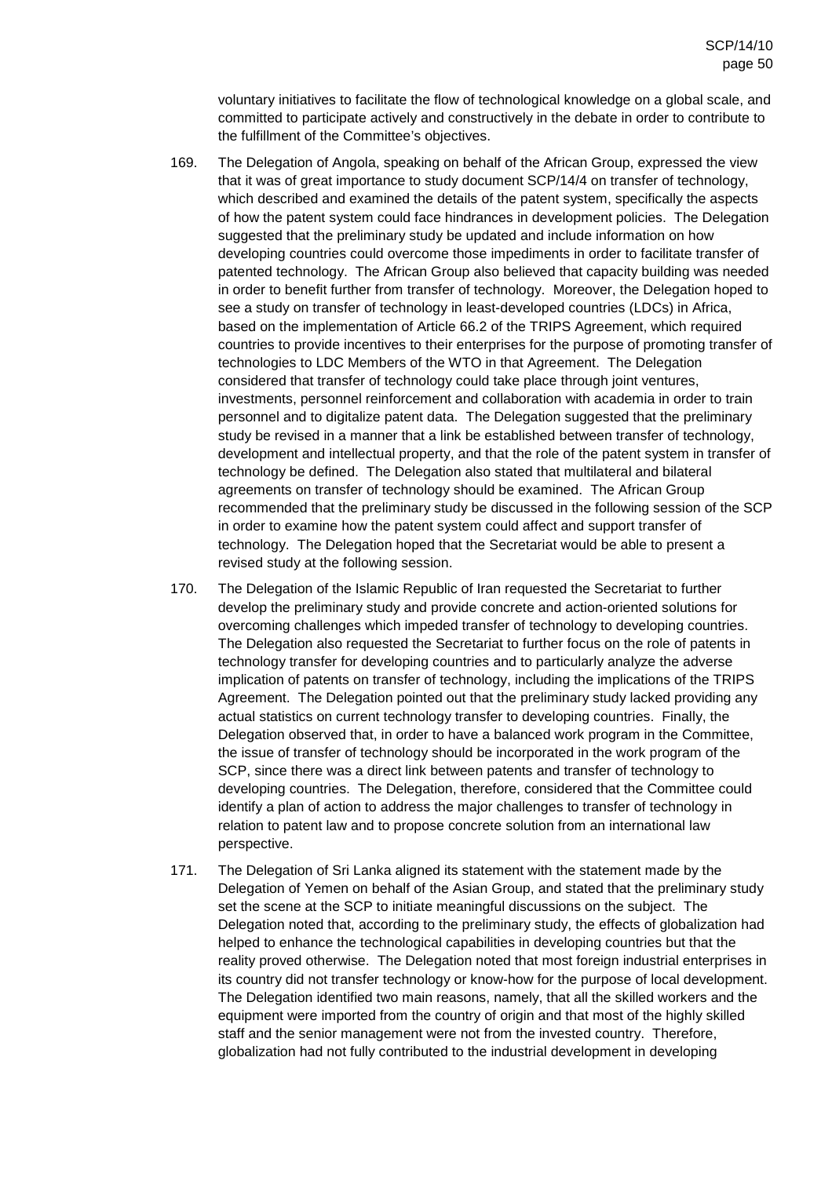voluntary initiatives to facilitate the flow of technological knowledge on a global scale, and committed to participate actively and constructively in the debate in order to contribute to the fulfillment of the Committee's objectives.

169. The Delegation of Angola, speaking on behalf of the African Group, expressed the view that it was of great importance to study document SCP/14/4 on transfer of technology, which described and examined the details of the patent system, specifically the aspects of how the patent system could face hindrances in development policies. The Delegation suggested that the preliminary study be updated and include information on how developing countries could overcome those impediments in order to facilitate transfer of patented technology. The African Group also believed that capacity building was needed in order to benefit further from transfer of technology. Moreover, the Delegation hoped to see a study on transfer of technology in least-developed countries (LDCs) in Africa, based on the implementation of Article 66.2 of the TRIPS Agreement, which required countries to provide incentives to their enterprises for the purpose of promoting transfer of technologies to LDC Members of the WTO in that Agreement. The Delegation considered that transfer of technology could take place through joint ventures, investments, personnel reinforcement and collaboration with academia in order to train personnel and to digitalize patent data. The Delegation suggested that the preliminary study be revised in a manner that a link be established between transfer of technology, development and intellectual property, and that the role of the patent system in transfer of technology be defined. The Delegation also stated that multilateral and bilateral agreements on transfer of technology should be examined. The African Group recommended that the preliminary study be discussed in the following session of the SCP in order to examine how the patent system could affect and support transfer of technology. The Delegation hoped that the Secretariat would be able to present a revised study at the following session.

170. The Delegation of the Islamic Republic of Iran requested the Secretariat to further develop the preliminary study and provide concrete and action-oriented solutions for overcoming challenges which impeded transfer of technology to developing countries. The Delegation also requested the Secretariat to further focus on the role of patents in technology transfer for developing countries and to particularly analyze the adverse implication of patents on transfer of technology, including the implications of the TRIPS Agreement. The Delegation pointed out that the preliminary study lacked providing any actual statistics on current technology transfer to developing countries. Finally, the Delegation observed that, in order to have a balanced work program in the Committee, the issue of transfer of technology should be incorporated in the work program of the SCP, since there was a direct link between patents and transfer of technology to developing countries. The Delegation, therefore, considered that the Committee could identify a plan of action to address the major challenges to transfer of technology in relation to patent law and to propose concrete solution from an international law perspective.

171. The Delegation of Sri Lanka aligned its statement with the statement made by the Delegation of Yemen on behalf of the Asian Group, and stated that the preliminary study set the scene at the SCP to initiate meaningful discussions on the subject. The Delegation noted that, according to the preliminary study, the effects of globalization had helped to enhance the technological capabilities in developing countries but that the reality proved otherwise. The Delegation noted that most foreign industrial enterprises in its country did not transfer technology or know-how for the purpose of local development. The Delegation identified two main reasons, namely, that all the skilled workers and the equipment were imported from the country of origin and that most of the highly skilled staff and the senior management were not from the invested country. Therefore, globalization had not fully contributed to the industrial development in developing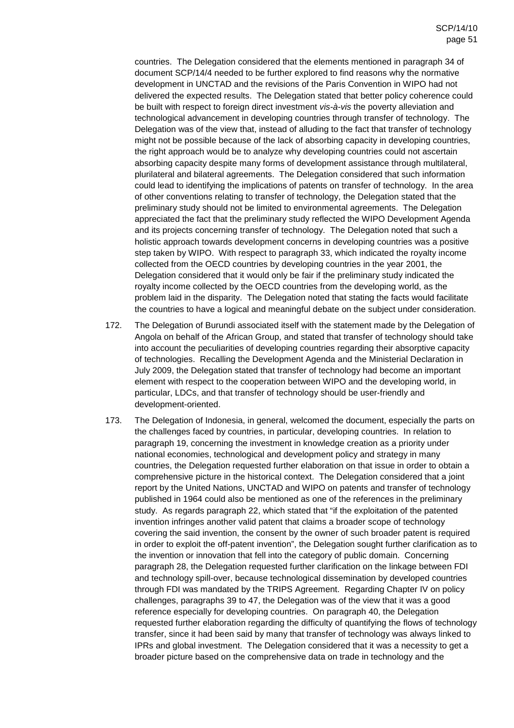countries. The Delegation considered that the elements mentioned in paragraph 34 of document SCP/14/4 needed to be further explored to find reasons why the normative development in UNCTAD and the revisions of the Paris Convention in WIPO had not delivered the expected results. The Delegation stated that better policy coherence could be built with respect to foreign direct investment *vis-à-vis* the poverty alleviation and technological advancement in developing countries through transfer of technology. The Delegation was of the view that, instead of alluding to the fact that transfer of technology might not be possible because of the lack of absorbing capacity in developing countries, the right approach would be to analyze why developing countries could not ascertain absorbing capacity despite many forms of development assistance through multilateral, plurilateral and bilateral agreements. The Delegation considered that such information could lead to identifying the implications of patents on transfer of technology. In the area of other conventions relating to transfer of technology, the Delegation stated that the preliminary study should not be limited to environmental agreements. The Delegation appreciated the fact that the preliminary study reflected the WIPO Development Agenda and its projects concerning transfer of technology. The Delegation noted that such a holistic approach towards development concerns in developing countries was a positive step taken by WIPO. With respect to paragraph 33, which indicated the royalty income collected from the OECD countries by developing countries in the year 2001, the Delegation considered that it would only be fair if the preliminary study indicated the royalty income collected by the OECD countries from the developing world, as the problem laid in the disparity. The Delegation noted that stating the facts would facilitate the countries to have a logical and meaningful debate on the subject under consideration.

172. The Delegation of Burundi associated itself with the statement made by the Delegation of Angola on behalf of the African Group, and stated that transfer of technology should take into account the peculiarities of developing countries regarding their absorptive capacity of technologies. Recalling the Development Agenda and the Ministerial Declaration in July 2009, the Delegation stated that transfer of technology had become an important element with respect to the cooperation between WIPO and the developing world, in particular, LDCs, and that transfer of technology should be user-friendly and development-oriented.

173. The Delegation of Indonesia, in general, welcomed the document, especially the parts on the challenges faced by countries, in particular, developing countries. In relation to paragraph 19, concerning the investment in knowledge creation as a priority under national economies, technological and development policy and strategy in many countries, the Delegation requested further elaboration on that issue in order to obtain a comprehensive picture in the historical context. The Delegation considered that a joint report by the United Nations, UNCTAD and WIPO on patents and transfer of technology published in 1964 could also be mentioned as one of the references in the preliminary study. As regards paragraph 22, which stated that "if the exploitation of the patented invention infringes another valid patent that claims a broader scope of technology covering the said invention, the consent by the owner of such broader patent is required in order to exploit the off-patent invention", the Delegation sought further clarification as to the invention or innovation that fell into the category of public domain. Concerning paragraph 28, the Delegation requested further clarification on the linkage between FDI and technology spill-over, because technological dissemination by developed countries through FDI was mandated by the TRIPS Agreement. Regarding Chapter IV on policy challenges, paragraphs 39 to 47, the Delegation was of the view that it was a good reference especially for developing countries. On paragraph 40, the Delegation requested further elaboration regarding the difficulty of quantifying the flows of technology transfer, since it had been said by many that transfer of technology was always linked to IPRs and global investment. The Delegation considered that it was a necessity to get a broader picture based on the comprehensive data on trade in technology and the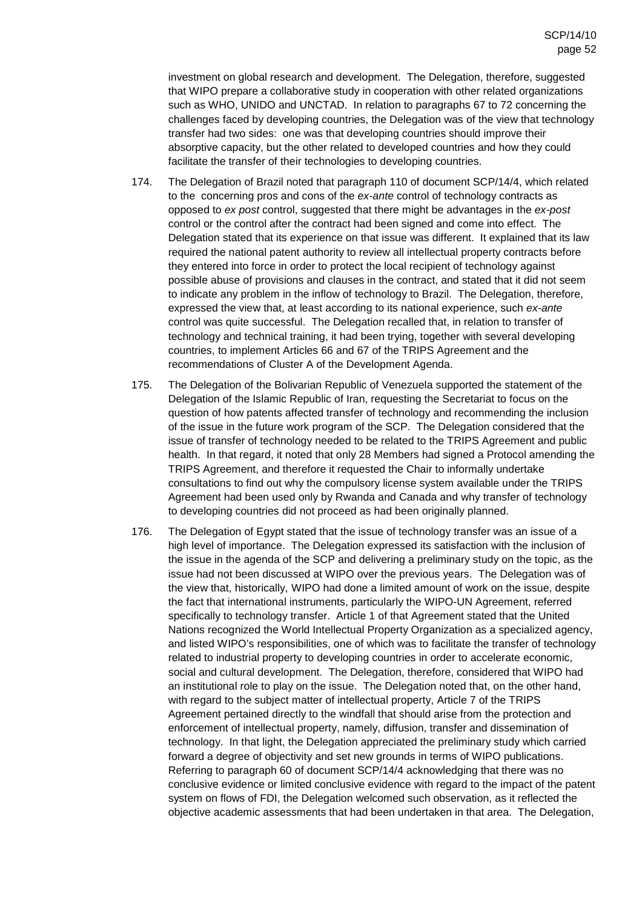investment on global research and development. The Delegation, therefore, suggested that WIPO prepare a collaborative study in cooperation with other related organizations such as WHO, UNIDO and UNCTAD. In relation to paragraphs 67 to 72 concerning the challenges faced by developing countries, the Delegation was of the view that technology transfer had two sides: one was that developing countries should improve their absorptive capacity, but the other related to developed countries and how they could facilitate the transfer of their technologies to developing countries.

174. The Delegation of Brazil noted that paragraph 110 of document SCP/14/4, which related to the concerning pros and cons of the *ex-ante* control of technology contracts as opposed to *ex post* control, suggested that there might be advantages in the *ex-post* control or the control after the contract had been signed and come into effect. The Delegation stated that its experience on that issue was different. It explained that its law required the national patent authority to review all intellectual property contracts before they entered into force in order to protect the local recipient of technology against possible abuse of provisions and clauses in the contract, and stated that it did not seem to indicate any problem in the inflow of technology to Brazil. The Delegation, therefore, expressed the view that, at least according to its national experience, such *ex-ante* control was quite successful. The Delegation recalled that, in relation to transfer of technology and technical training, it had been trying, together with several developing countries, to implement Articles 66 and 67 of the TRIPS Agreement and the recommendations of Cluster A of the Development Agenda.

175. The Delegation of the Bolivarian Republic of Venezuela supported the statement of the Delegation of the Islamic Republic of Iran, requesting the Secretariat to focus on the question of how patents affected transfer of technology and recommending the inclusion of the issue in the future work program of the SCP. The Delegation considered that the issue of transfer of technology needed to be related to the TRIPS Agreement and public health. In that regard, it noted that only 28 Members had signed a Protocol amending the TRIPS Agreement, and therefore it requested the Chair to informally undertake consultations to find out why the compulsory license system available under the TRIPS Agreement had been used only by Rwanda and Canada and why transfer of technology to developing countries did not proceed as had been originally planned.

176. The Delegation of Egypt stated that the issue of technology transfer was an issue of a high level of importance. The Delegation expressed its satisfaction with the inclusion of the issue in the agenda of the SCP and delivering a preliminary study on the topic, as the issue had not been discussed at WIPO over the previous years. The Delegation was of the view that, historically, WIPO had done a limited amount of work on the issue, despite the fact that international instruments, particularly the WIPO-UN Agreement, referred specifically to technology transfer. Article 1 of that Agreement stated that the United Nations recognized the World Intellectual Property Organization as a specialized agency, and listed WIPO's responsibilities, one of which was to facilitate the transfer of technology related to industrial property to developing countries in order to accelerate economic, social and cultural development. The Delegation, therefore, considered that WIPO had an institutional role to play on the issue. The Delegation noted that, on the other hand, with regard to the subject matter of intellectual property, Article 7 of the TRIPS Agreement pertained directly to the windfall that should arise from the protection and enforcement of intellectual property, namely, diffusion, transfer and dissemination of technology. In that light, the Delegation appreciated the preliminary study which carried forward a degree of objectivity and set new grounds in terms of WIPO publications. Referring to paragraph 60 of document SCP/14/4 acknowledging that there was no conclusive evidence or limited conclusive evidence with regard to the impact of the patent system on flows of FDI, the Delegation welcomed such observation, as it reflected the objective academic assessments that had been undertaken in that area. The Delegation,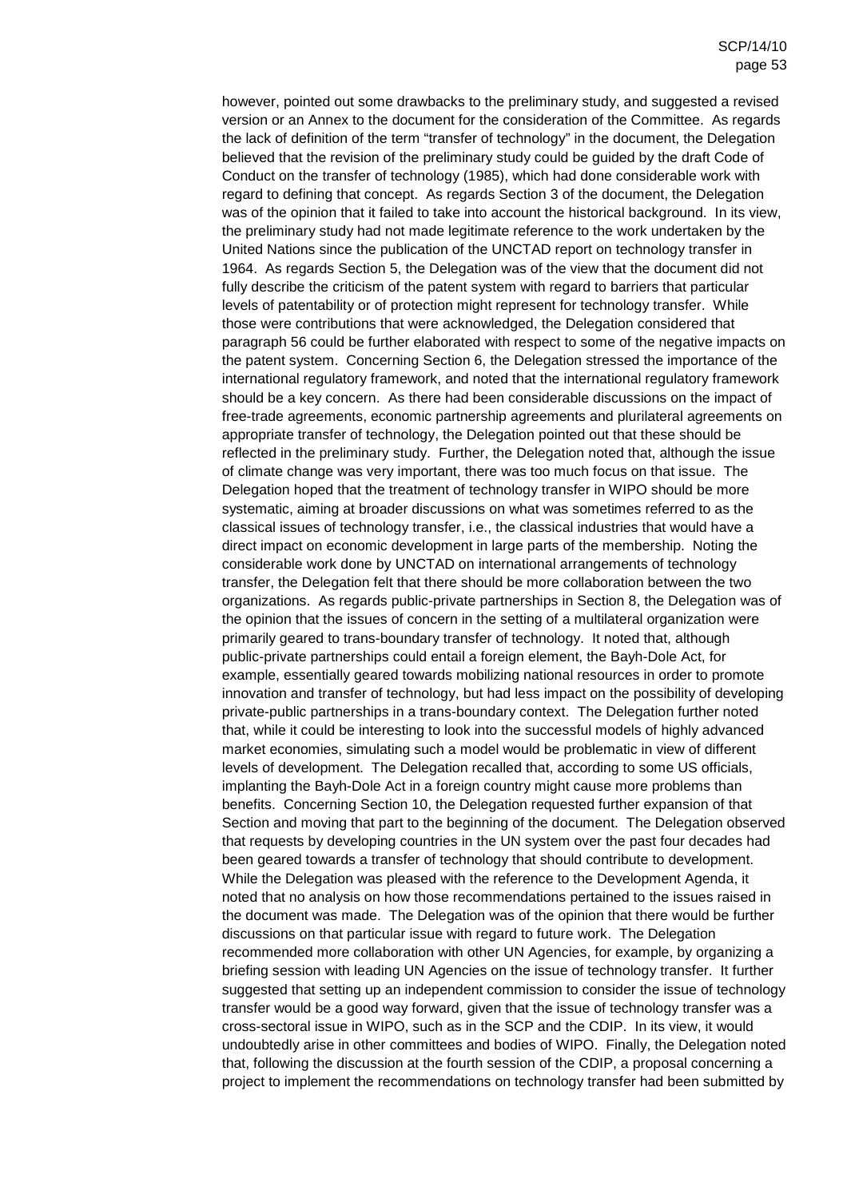however, pointed out some drawbacks to the preliminary study, and suggested a revised version or an Annex to the document for the consideration of the Committee. As regards the lack of definition of the term "transfer of technology" in the document, the Delegation believed that the revision of the preliminary study could be guided by the draft Code of Conduct on the transfer of technology (1985), which had done considerable work with regard to defining that concept. As regards Section 3 of the document, the Delegation was of the opinion that it failed to take into account the historical background. In its view, the preliminary study had not made legitimate reference to the work undertaken by the United Nations since the publication of the UNCTAD report on technology transfer in 1964. As regards Section 5, the Delegation was of the view that the document did not fully describe the criticism of the patent system with regard to barriers that particular levels of patentability or of protection might represent for technology transfer. While those were contributions that were acknowledged, the Delegation considered that paragraph 56 could be further elaborated with respect to some of the negative impacts on the patent system. Concerning Section 6, the Delegation stressed the importance of the international regulatory framework, and noted that the international regulatory framework should be a key concern. As there had been considerable discussions on the impact of free-trade agreements, economic partnership agreements and plurilateral agreements on appropriate transfer of technology, the Delegation pointed out that these should be reflected in the preliminary study. Further, the Delegation noted that, although the issue of climate change was very important, there was too much focus on that issue. The Delegation hoped that the treatment of technology transfer in WIPO should be more systematic, aiming at broader discussions on what was sometimes referred to as the classical issues of technology transfer, i.e., the classical industries that would have a direct impact on economic development in large parts of the membership. Noting the considerable work done by UNCTAD on international arrangements of technology transfer, the Delegation felt that there should be more collaboration between the two organizations. As regards public-private partnerships in Section 8, the Delegation was of the opinion that the issues of concern in the setting of a multilateral organization were primarily geared to trans-boundary transfer of technology. It noted that, although public-private partnerships could entail a foreign element, the Bayh-Dole Act, for example, essentially geared towards mobilizing national resources in order to promote innovation and transfer of technology, but had less impact on the possibility of developing private-public partnerships in a trans-boundary context. The Delegation further noted that, while it could be interesting to look into the successful models of highly advanced market economies, simulating such a model would be problematic in view of different levels of development. The Delegation recalled that, according to some US officials, implanting the Bayh-Dole Act in a foreign country might cause more problems than benefits. Concerning Section 10, the Delegation requested further expansion of that Section and moving that part to the beginning of the document. The Delegation observed that requests by developing countries in the UN system over the past four decades had been geared towards a transfer of technology that should contribute to development. While the Delegation was pleased with the reference to the Development Agenda, it noted that no analysis on how those recommendations pertained to the issues raised in the document was made. The Delegation was of the opinion that there would be further discussions on that particular issue with regard to future work. The Delegation recommended more collaboration with other UN Agencies, for example, by organizing a briefing session with leading UN Agencies on the issue of technology transfer. It further suggested that setting up an independent commission to consider the issue of technology transfer would be a good way forward, given that the issue of technology transfer was a cross-sectoral issue in WIPO, such as in the SCP and the CDIP. In its view, it would undoubtedly arise in other committees and bodies of WIPO. Finally, the Delegation noted that, following the discussion at the fourth session of the CDIP, a proposal concerning a project to implement the recommendations on technology transfer had been submitted by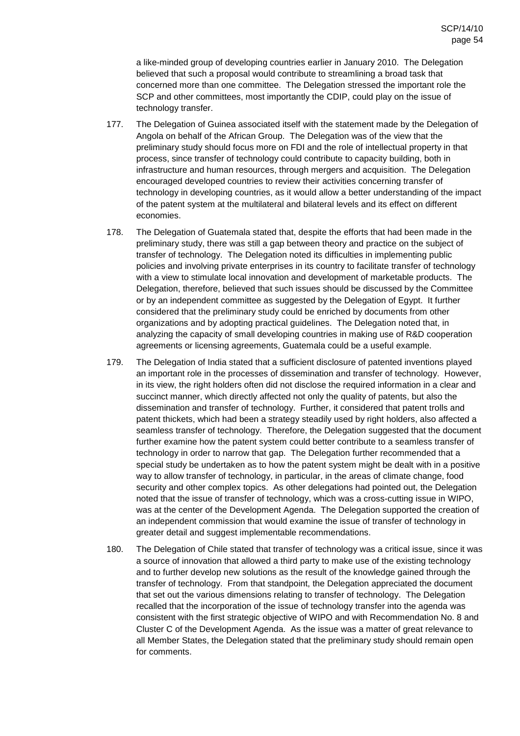a like-minded group of developing countries earlier in January 2010. The Delegation believed that such a proposal would contribute to streamlining a broad task that concerned more than one committee. The Delegation stressed the important role the SCP and other committees, most importantly the CDIP, could play on the issue of technology transfer.

177. The Delegation of Guinea associated itself with the statement made by the Delegation of Angola on behalf of the African Group. The Delegation was of the view that the preliminary study should focus more on FDI and the role of intellectual property in that process, since transfer of technology could contribute to capacity building, both in infrastructure and human resources, through mergers and acquisition. The Delegation encouraged developed countries to review their activities concerning transfer of technology in developing countries, as it would allow a better understanding of the impact of the patent system at the multilateral and bilateral levels and its effect on different economies.

178. The Delegation of Guatemala stated that, despite the efforts that had been made in the preliminary study, there was still a gap between theory and practice on the subject of transfer of technology. The Delegation noted its difficulties in implementing public policies and involving private enterprises in its country to facilitate transfer of technology with a view to stimulate local innovation and development of marketable products. The Delegation, therefore, believed that such issues should be discussed by the Committee or by an independent committee as suggested by the Delegation of Egypt. It further considered that the preliminary study could be enriched by documents from other organizations and by adopting practical guidelines. The Delegation noted that, in analyzing the capacity of small developing countries in making use of R&D cooperation agreements or licensing agreements, Guatemala could be a useful example.

179. The Delegation of India stated that a sufficient disclosure of patented inventions played an important role in the processes of dissemination and transfer of technology. However, in its view, the right holders often did not disclose the required information in a clear and succinct manner, which directly affected not only the quality of patents, but also the dissemination and transfer of technology. Further, it considered that patent trolls and patent thickets, which had been a strategy steadily used by right holders, also affected a seamless transfer of technology. Therefore, the Delegation suggested that the document further examine how the patent system could better contribute to a seamless transfer of technology in order to narrow that gap. The Delegation further recommended that a special study be undertaken as to how the patent system might be dealt with in a positive way to allow transfer of technology, in particular, in the areas of climate change, food security and other complex topics. As other delegations had pointed out, the Delegation noted that the issue of transfer of technology, which was a cross-cutting issue in WIPO, was at the center of the Development Agenda. The Delegation supported the creation of an independent commission that would examine the issue of transfer of technology in greater detail and suggest implementable recommendations.

180. The Delegation of Chile stated that transfer of technology was a critical issue, since it was a source of innovation that allowed a third party to make use of the existing technology and to further develop new solutions as the result of the knowledge gained through the transfer of technology. From that standpoint, the Delegation appreciated the document that set out the various dimensions relating to transfer of technology. The Delegation recalled that the incorporation of the issue of technology transfer into the agenda was consistent with the first strategic objective of WIPO and with Recommendation No. 8 and Cluster C of the Development Agenda. As the issue was a matter of great relevance to all Member States, the Delegation stated that the preliminary study should remain open for comments.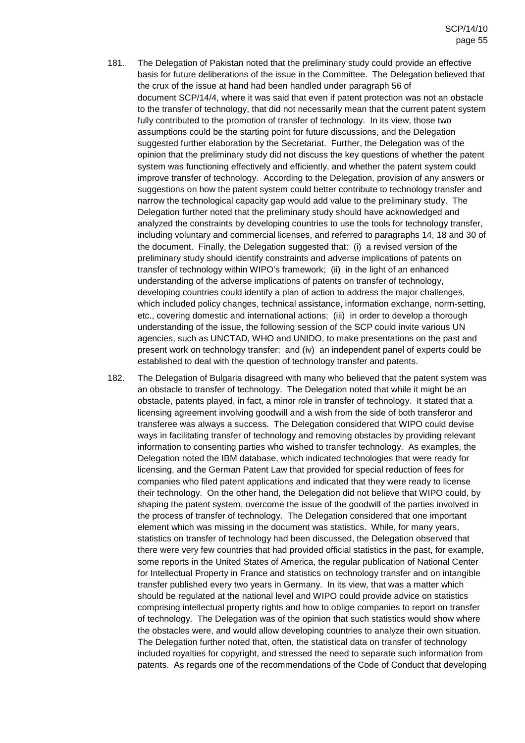181. The Delegation of Pakistan noted that the preliminary study could provide an effective basis for future deliberations of the issue in the Committee. The Delegation believed that the crux of the issue at hand had been handled under paragraph 56 of document SCP/14/4, where it was said that even if patent protection was not an obstacle to the transfer of technology, that did not necessarily mean that the current patent system fully contributed to the promotion of transfer of technology. In its view, those two assumptions could be the starting point for future discussions, and the Delegation suggested further elaboration by the Secretariat. Further, the Delegation was of the opinion that the preliminary study did not discuss the key questions of whether the patent system was functioning effectively and efficiently, and whether the patent system could improve transfer of technology. According to the Delegation, provision of any answers or suggestions on how the patent system could better contribute to technology transfer and narrow the technological capacity gap would add value to the preliminary study. The Delegation further noted that the preliminary study should have acknowledged and analyzed the constraints by developing countries to use the tools for technology transfer, including voluntary and commercial licenses, and referred to paragraphs 14, 18 and 30 of the document. Finally, the Delegation suggested that: (i) a revised version of the preliminary study should identify constraints and adverse implications of patents on transfer of technology within WIPO's framework; (ii) in the light of an enhanced understanding of the adverse implications of patents on transfer of technology, developing countries could identify a plan of action to address the major challenges, which included policy changes, technical assistance, information exchange, norm-setting, etc., covering domestic and international actions; (iii) in order to develop a thorough understanding of the issue, the following session of the SCP could invite various UN agencies, such as UNCTAD, WHO and UNIDO, to make presentations on the past and present work on technology transfer; and (iv) an independent panel of experts could be established to deal with the question of technology transfer and patents.

182. The Delegation of Bulgaria disagreed with many who believed that the patent system was an obstacle to transfer of technology. The Delegation noted that while it might be an obstacle, patents played, in fact, a minor role in transfer of technology. It stated that a licensing agreement involving goodwill and a wish from the side of both transferor and transferee was always a success. The Delegation considered that WIPO could devise ways in facilitating transfer of technology and removing obstacles by providing relevant information to consenting parties who wished to transfer technology. As examples, the Delegation noted the IBM database, which indicated technologies that were ready for licensing, and the German Patent Law that provided for special reduction of fees for companies who filed patent applications and indicated that they were ready to license their technology. On the other hand, the Delegation did not believe that WIPO could, by shaping the patent system, overcome the issue of the goodwill of the parties involved in the process of transfer of technology. The Delegation considered that one important element which was missing in the document was statistics. While, for many years, statistics on transfer of technology had been discussed, the Delegation observed that there were very few countries that had provided official statistics in the past, for example, some reports in the United States of America, the regular publication of National Center for Intellectual Property in France and statistics on technology transfer and on intangible transfer published every two years in Germany. In its view, that was a matter which should be regulated at the national level and WIPO could provide advice on statistics comprising intellectual property rights and how to oblige companies to report on transfer of technology. The Delegation was of the opinion that such statistics would show where the obstacles were, and would allow developing countries to analyze their own situation. The Delegation further noted that, often, the statistical data on transfer of technology included royalties for copyright, and stressed the need to separate such information from patents. As regards one of the recommendations of the Code of Conduct that developing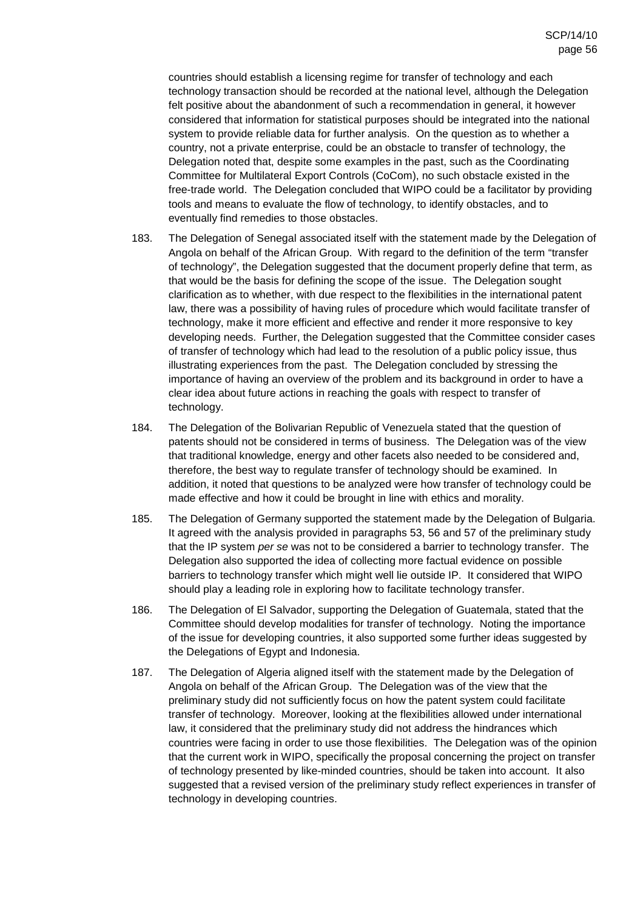countries should establish a licensing regime for transfer of technology and each technology transaction should be recorded at the national level, although the Delegation felt positive about the abandonment of such a recommendation in general, it however considered that information for statistical purposes should be integrated into the national system to provide reliable data for further analysis. On the question as to whether a country, not a private enterprise, could be an obstacle to transfer of technology, the Delegation noted that, despite some examples in the past, such as the Coordinating Committee for Multilateral Export Controls (CoCom), no such obstacle existed in the free-trade world. The Delegation concluded that WIPO could be a facilitator by providing tools and means to evaluate the flow of technology, to identify obstacles, and to eventually find remedies to those obstacles.

183. The Delegation of Senegal associated itself with the statement made by the Delegation of Angola on behalf of the African Group. With regard to the definition of the term "transfer of technology", the Delegation suggested that the document properly define that term, as that would be the basis for defining the scope of the issue. The Delegation sought clarification as to whether, with due respect to the flexibilities in the international patent law, there was a possibility of having rules of procedure which would facilitate transfer of technology, make it more efficient and effective and render it more responsive to key developing needs. Further, the Delegation suggested that the Committee consider cases of transfer of technology which had lead to the resolution of a public policy issue, thus illustrating experiences from the past. The Delegation concluded by stressing the importance of having an overview of the problem and its background in order to have a clear idea about future actions in reaching the goals with respect to transfer of technology.

184. The Delegation of the Bolivarian Republic of Venezuela stated that the question of patents should not be considered in terms of business. The Delegation was of the view that traditional knowledge, energy and other facets also needed to be considered and, therefore, the best way to regulate transfer of technology should be examined. In addition, it noted that questions to be analyzed were how transfer of technology could be made effective and how it could be brought in line with ethics and morality.

185. The Delegation of Germany supported the statement made by the Delegation of Bulgaria. It agreed with the analysis provided in paragraphs 53, 56 and 57 of the preliminary study that the IP system *per se* was not to be considered a barrier to technology transfer. The Delegation also supported the idea of collecting more factual evidence on possible barriers to technology transfer which might well lie outside IP. It considered that WIPO should play a leading role in exploring how to facilitate technology transfer.

186. The Delegation of El Salvador, supporting the Delegation of Guatemala, stated that the Committee should develop modalities for transfer of technology. Noting the importance of the issue for developing countries, it also supported some further ideas suggested by the Delegations of Egypt and Indonesia.

187. The Delegation of Algeria aligned itself with the statement made by the Delegation of Angola on behalf of the African Group. The Delegation was of the view that the preliminary study did not sufficiently focus on how the patent system could facilitate transfer of technology. Moreover, looking at the flexibilities allowed under international law, it considered that the preliminary study did not address the hindrances which countries were facing in order to use those flexibilities. The Delegation was of the opinion that the current work in WIPO, specifically the proposal concerning the project on transfer of technology presented by like-minded countries, should be taken into account. It also suggested that a revised version of the preliminary study reflect experiences in transfer of technology in developing countries.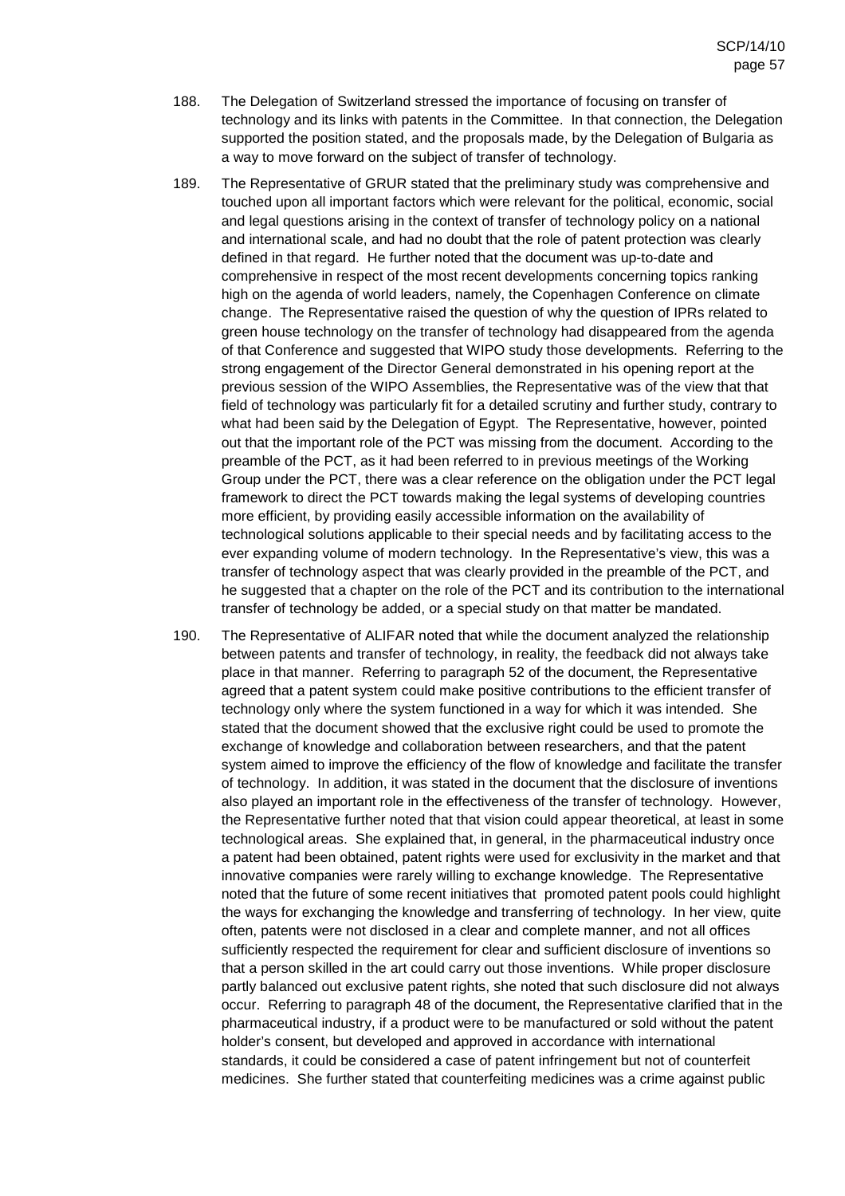188. The Delegation of Switzerland stressed the importance of focusing on transfer of technology and its links with patents in the Committee. In that connection, the Delegation supported the position stated, and the proposals made, by the Delegation of Bulgaria as a way to move forward on the subject of transfer of technology.

189. The Representative of GRUR stated that the preliminary study was comprehensive and touched upon all important factors which were relevant for the political, economic, social and legal questions arising in the context of transfer of technology policy on a national and international scale, and had no doubt that the role of patent protection was clearly defined in that regard. He further noted that the document was up-to-date and comprehensive in respect of the most recent developments concerning topics ranking high on the agenda of world leaders, namely, the Copenhagen Conference on climate change. The Representative raised the question of why the question of IPRs related to green house technology on the transfer of technology had disappeared from the agenda of that Conference and suggested that WIPO study those developments. Referring to the strong engagement of the Director General demonstrated in his opening report at the previous session of the WIPO Assemblies, the Representative was of the view that that field of technology was particularly fit for a detailed scrutiny and further study, contrary to what had been said by the Delegation of Egypt. The Representative, however, pointed out that the important role of the PCT was missing from the document. According to the preamble of the PCT, as it had been referred to in previous meetings of the Working Group under the PCT, there was a clear reference on the obligation under the PCT legal framework to direct the PCT towards making the legal systems of developing countries more efficient, by providing easily accessible information on the availability of technological solutions applicable to their special needs and by facilitating access to the ever expanding volume of modern technology. In the Representative's view, this was a transfer of technology aspect that was clearly provided in the preamble of the PCT, and he suggested that a chapter on the role of the PCT and its contribution to the international transfer of technology be added, or a special study on that matter be mandated.

190. The Representative of ALIFAR noted that while the document analyzed the relationship between patents and transfer of technology, in reality, the feedback did not always take place in that manner. Referring to paragraph 52 of the document, the Representative agreed that a patent system could make positive contributions to the efficient transfer of technology only where the system functioned in a way for which it was intended. She stated that the document showed that the exclusive right could be used to promote the exchange of knowledge and collaboration between researchers, and that the patent system aimed to improve the efficiency of the flow of knowledge and facilitate the transfer of technology. In addition, it was stated in the document that the disclosure of inventions also played an important role in the effectiveness of the transfer of technology. However, the Representative further noted that that vision could appear theoretical, at least in some technological areas. She explained that, in general, in the pharmaceutical industry once a patent had been obtained, patent rights were used for exclusivity in the market and that innovative companies were rarely willing to exchange knowledge. The Representative noted that the future of some recent initiatives that promoted patent pools could highlight the ways for exchanging the knowledge and transferring of technology. In her view, quite often, patents were not disclosed in a clear and complete manner, and not all offices sufficiently respected the requirement for clear and sufficient disclosure of inventions so that a person skilled in the art could carry out those inventions. While proper disclosure partly balanced out exclusive patent rights, she noted that such disclosure did not always occur. Referring to paragraph 48 of the document, the Representative clarified that in the pharmaceutical industry, if a product were to be manufactured or sold without the patent holder's consent, but developed and approved in accordance with international standards, it could be considered a case of patent infringement but not of counterfeit medicines. She further stated that counterfeiting medicines was a crime against public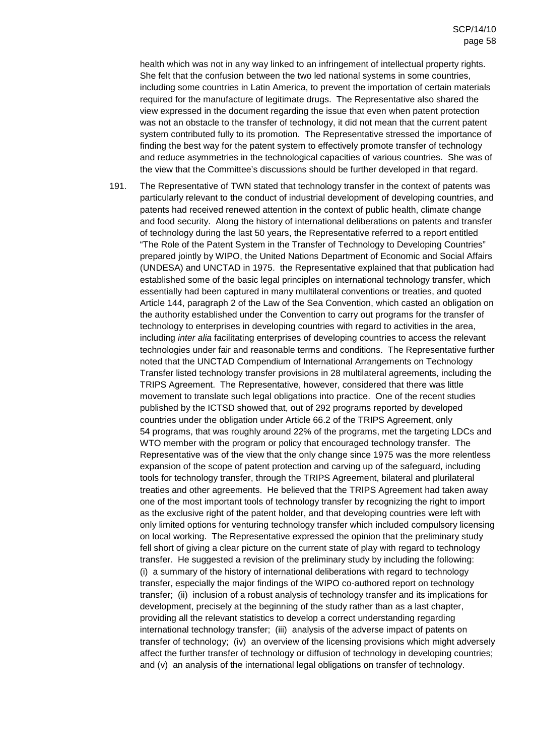health which was not in any way linked to an infringement of intellectual property rights. She felt that the confusion between the two led national systems in some countries, including some countries in Latin America, to prevent the importation of certain materials required for the manufacture of legitimate drugs. The Representative also shared the view expressed in the document regarding the issue that even when patent protection was not an obstacle to the transfer of technology, it did not mean that the current patent system contributed fully to its promotion. The Representative stressed the importance of finding the best way for the patent system to effectively promote transfer of technology and reduce asymmetries in the technological capacities of various countries. She was of the view that the Committee's discussions should be further developed in that regard.

191. The Representative of TWN stated that technology transfer in the context of patents was particularly relevant to the conduct of industrial development of developing countries, and patents had received renewed attention in the context of public health, climate change and food security. Along the history of international deliberations on patents and transfer of technology during the last 50 years, the Representative referred to a report entitled "The Role of the Patent System in the Transfer of Technology to Developing Countries" prepared jointly by WIPO, the United Nations Department of Economic and Social Affairs (UNDESA) and UNCTAD in 1975. the Representative explained that that publication had established some of the basic legal principles on international technology transfer, which essentially had been captured in many multilateral conventions or treaties, and quoted Article 144, paragraph 2 of the Law of the Sea Convention, which casted an obligation on the authority established under the Convention to carry out programs for the transfer of technology to enterprises in developing countries with regard to activities in the area, including *inter alia* facilitating enterprises of developing countries to access the relevant technologies under fair and reasonable terms and conditions. The Representative further noted that the UNCTAD Compendium of International Arrangements on Technology Transfer listed technology transfer provisions in 28 multilateral agreements, including the TRIPS Agreement. The Representative, however, considered that there was little movement to translate such legal obligations into practice. One of the recent studies published by the ICTSD showed that, out of 292 programs reported by developed countries under the obligation under Article 66.2 of the TRIPS Agreement, only 54 programs, that was roughly around 22% of the programs, met the targeting LDCs and WTO member with the program or policy that encouraged technology transfer. The Representative was of the view that the only change since 1975 was the more relentless expansion of the scope of patent protection and carving up of the safeguard, including tools for technology transfer, through the TRIPS Agreement, bilateral and plurilateral treaties and other agreements. He believed that the TRIPS Agreement had taken away one of the most important tools of technology transfer by recognizing the right to import as the exclusive right of the patent holder, and that developing countries were left with only limited options for venturing technology transfer which included compulsory licensing on local working. The Representative expressed the opinion that the preliminary study fell short of giving a clear picture on the current state of play with regard to technology transfer. He suggested a revision of the preliminary study by including the following: (i) a summary of the history of international deliberations with regard to technology transfer, especially the major findings of the WIPO co-authored report on technology transfer; (ii) inclusion of a robust analysis of technology transfer and its implications for development, precisely at the beginning of the study rather than as a last chapter, providing all the relevant statistics to develop a correct understanding regarding international technology transfer; (iii) analysis of the adverse impact of patents on transfer of technology; (iv) an overview of the licensing provisions which might adversely affect the further transfer of technology or diffusion of technology in developing countries; and (v) an analysis of the international legal obligations on transfer of technology.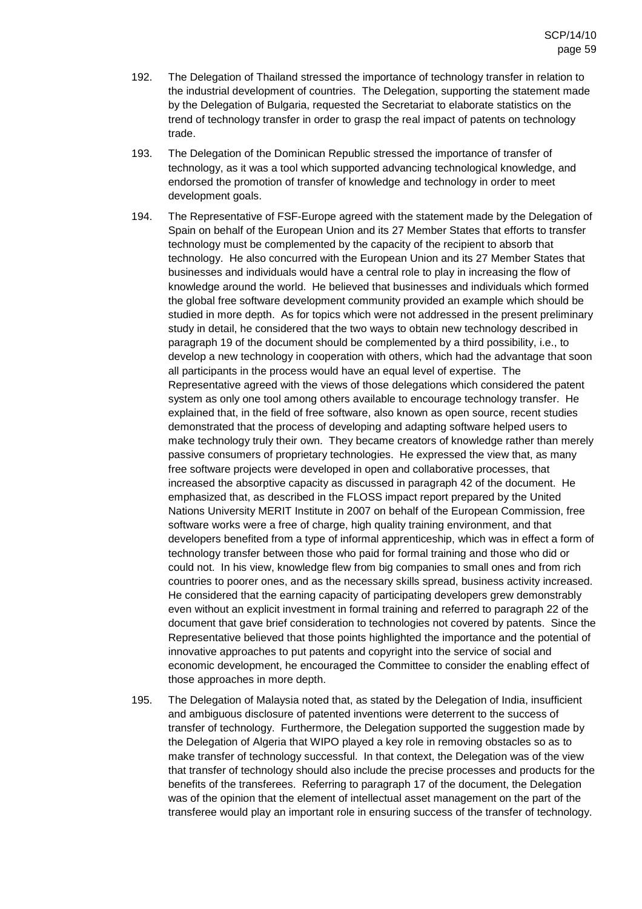192. The Delegation of Thailand stressed the importance of technology transfer in relation to the industrial development of countries. The Delegation, supporting the statement made by the Delegation of Bulgaria, requested the Secretariat to elaborate statistics on the trend of technology transfer in order to grasp the real impact of patents on technology trade.

193. The Delegation of the Dominican Republic stressed the importance of transfer of technology, as it was a tool which supported advancing technological knowledge, and endorsed the promotion of transfer of knowledge and technology in order to meet development goals.

194. The Representative of FSF-Europe agreed with the statement made by the Delegation of Spain on behalf of the European Union and its 27 Member States that efforts to transfer technology must be complemented by the capacity of the recipient to absorb that technology. He also concurred with the European Union and its 27 Member States that businesses and individuals would have a central role to play in increasing the flow of knowledge around the world. He believed that businesses and individuals which formed the global free software development community provided an example which should be studied in more depth. As for topics which were not addressed in the present preliminary study in detail, he considered that the two ways to obtain new technology described in paragraph 19 of the document should be complemented by a third possibility, i.e., to develop a new technology in cooperation with others, which had the advantage that soon all participants in the process would have an equal level of expertise. The Representative agreed with the views of those delegations which considered the patent system as only one tool among others available to encourage technology transfer. He explained that, in the field of free software, also known as open source, recent studies demonstrated that the process of developing and adapting software helped users to make technology truly their own. They became creators of knowledge rather than merely passive consumers of proprietary technologies. He expressed the view that, as many free software projects were developed in open and collaborative processes, that increased the absorptive capacity as discussed in paragraph 42 of the document. He emphasized that, as described in the FLOSS impact report prepared by the United Nations University MERIT Institute in 2007 on behalf of the European Commission, free software works were a free of charge, high quality training environment, and that developers benefited from a type of informal apprenticeship, which was in effect a form of technology transfer between those who paid for formal training and those who did or could not. In his view, knowledge flew from big companies to small ones and from rich countries to poorer ones, and as the necessary skills spread, business activity increased. He considered that the earning capacity of participating developers grew demonstrably even without an explicit investment in formal training and referred to paragraph 22 of the document that gave brief consideration to technologies not covered by patents. Since the Representative believed that those points highlighted the importance and the potential of innovative approaches to put patents and copyright into the service of social and economic development, he encouraged the Committee to consider the enabling effect of those approaches in more depth.

195. The Delegation of Malaysia noted that, as stated by the Delegation of India, insufficient and ambiguous disclosure of patented inventions were deterrent to the success of transfer of technology. Furthermore, the Delegation supported the suggestion made by the Delegation of Algeria that WIPO played a key role in removing obstacles so as to make transfer of technology successful. In that context, the Delegation was of the view that transfer of technology should also include the precise processes and products for the benefits of the transferees. Referring to paragraph 17 of the document, the Delegation was of the opinion that the element of intellectual asset management on the part of the transferee would play an important role in ensuring success of the transfer of technology.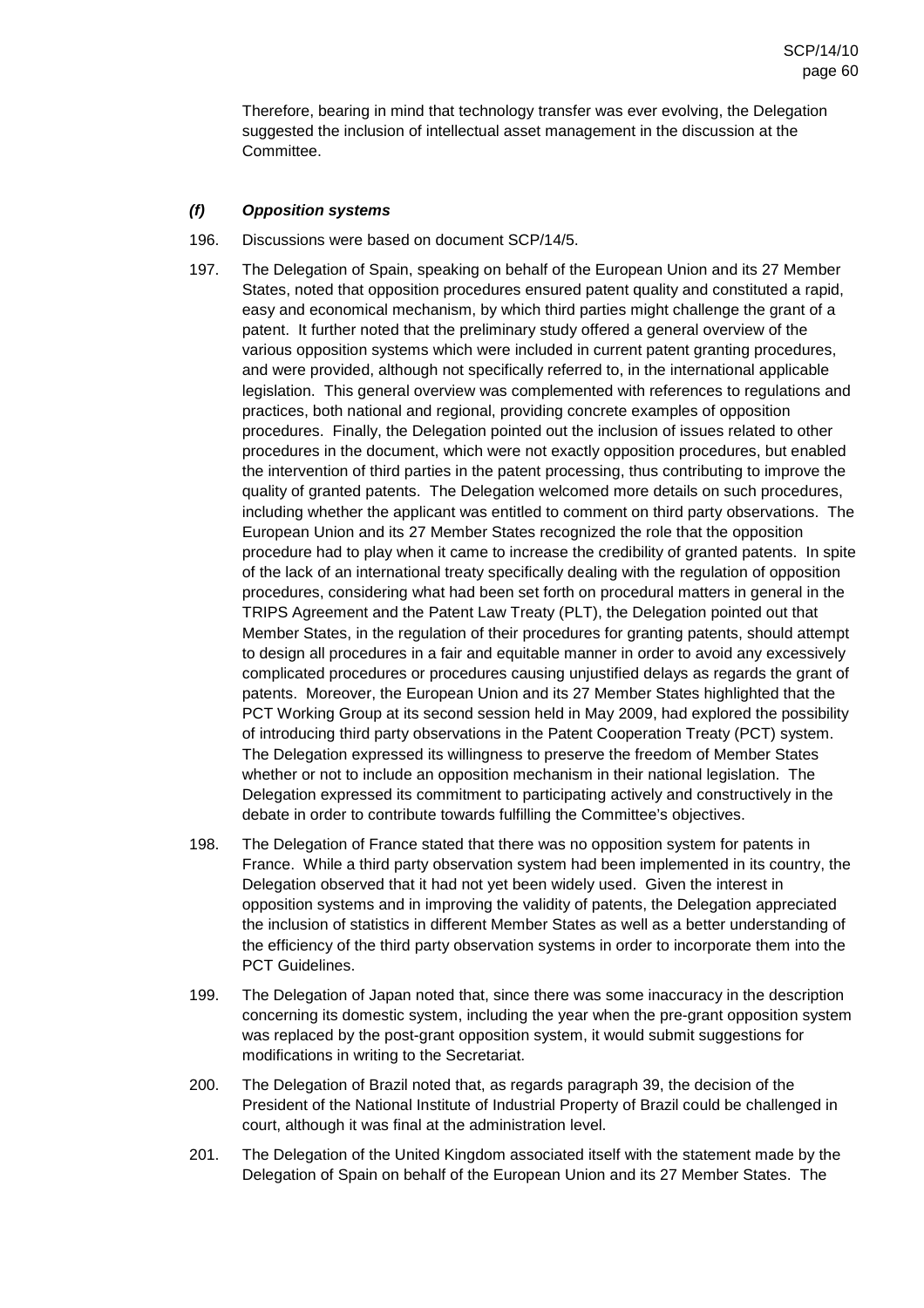Therefore, bearing in mind that technology transfer was ever evolving, the Delegation suggested the inclusion of intellectual asset management in the discussion at the Committee.

### *(f) Opposition systems*

196. Discussions were based on document SCP/14/5.

197. The Delegation of Spain, speaking on behalf of the European Union and its 27 Member States, noted that opposition procedures ensured patent quality and constituted a rapid, easy and economical mechanism, by which third parties might challenge the grant of a patent. It further noted that the preliminary study offered a general overview of the various opposition systems which were included in current patent granting procedures, and were provided, although not specifically referred to, in the international applicable legislation. This general overview was complemented with references to regulations and practices, both national and regional, providing concrete examples of opposition procedures. Finally, the Delegation pointed out the inclusion of issues related to other procedures in the document, which were not exactly opposition procedures, but enabled the intervention of third parties in the patent processing, thus contributing to improve the quality of granted patents. The Delegation welcomed more details on such procedures, including whether the applicant was entitled to comment on third party observations. The European Union and its 27 Member States recognized the role that the opposition procedure had to play when it came to increase the credibility of granted patents. In spite of the lack of an international treaty specifically dealing with the regulation of opposition procedures, considering what had been set forth on procedural matters in general in the TRIPS Agreement and the Patent Law Treaty (PLT), the Delegation pointed out that Member States, in the regulation of their procedures for granting patents, should attempt to design all procedures in a fair and equitable manner in order to avoid any excessively complicated procedures or procedures causing unjustified delays as regards the grant of patents. Moreover, the European Union and its 27 Member States highlighted that the PCT Working Group at its second session held in May 2009, had explored the possibility of introducing third party observations in the Patent Cooperation Treaty (PCT) system. The Delegation expressed its willingness to preserve the freedom of Member States whether or not to include an opposition mechanism in their national legislation. The Delegation expressed its commitment to participating actively and constructively in the debate in order to contribute towards fulfilling the Committee's objectives.

198. The Delegation of France stated that there was no opposition system for patents in France. While a third party observation system had been implemented in its country, the Delegation observed that it had not yet been widely used. Given the interest in opposition systems and in improving the validity of patents, the Delegation appreciated the inclusion of statistics in different Member States as well as a better understanding of the efficiency of the third party observation systems in order to incorporate them into the PCT Guidelines.

199. The Delegation of Japan noted that, since there was some inaccuracy in the description concerning its domestic system, including the year when the pre-grant opposition system was replaced by the post-grant opposition system, it would submit suggestions for modifications in writing to the Secretariat.

200. The Delegation of Brazil noted that, as regards paragraph 39, the decision of the President of the National Institute of Industrial Property of Brazil could be challenged in court, although it was final at the administration level.

201. The Delegation of the United Kingdom associated itself with the statement made by the Delegation of Spain on behalf of the European Union and its 27 Member States. The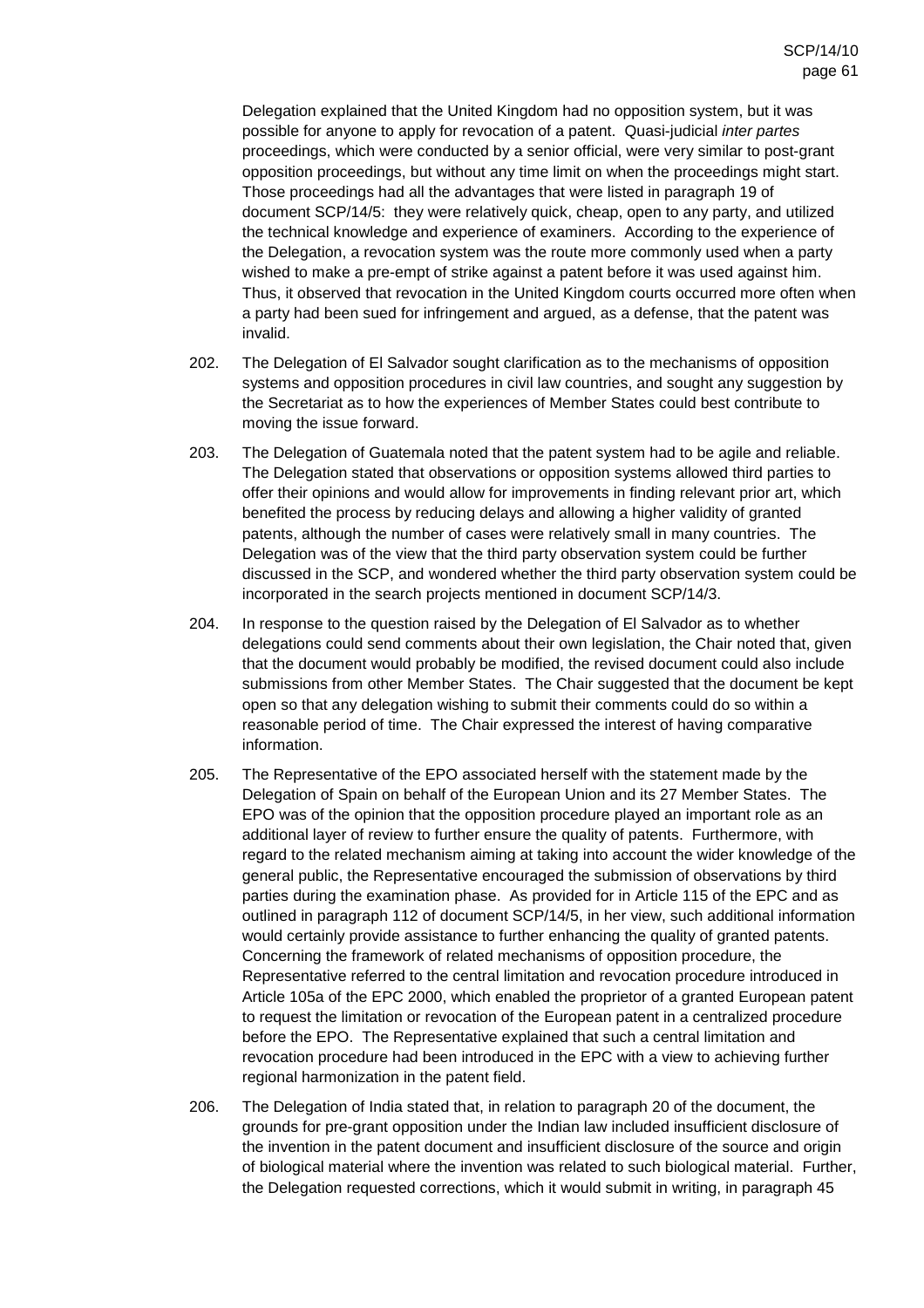Delegation explained that the United Kingdom had no opposition system, but it was possible for anyone to apply for revocation of a patent. Quasi-judicial *inter partes* proceedings, which were conducted by a senior official, were very similar to post-grant opposition proceedings, but without any time limit on when the proceedings might start. Those proceedings had all the advantages that were listed in paragraph 19 of document SCP/14/5: they were relatively quick, cheap, open to any party, and utilized the technical knowledge and experience of examiners. According to the experience of the Delegation, a revocation system was the route more commonly used when a party wished to make a pre-empt of strike against a patent before it was used against him. Thus, it observed that revocation in the United Kingdom courts occurred more often when a party had been sued for infringement and argued, as a defense, that the patent was invalid.

202. The Delegation of El Salvador sought clarification as to the mechanisms of opposition systems and opposition procedures in civil law countries, and sought any suggestion by the Secretariat as to how the experiences of Member States could best contribute to moving the issue forward.

203. The Delegation of Guatemala noted that the patent system had to be agile and reliable. The Delegation stated that observations or opposition systems allowed third parties to offer their opinions and would allow for improvements in finding relevant prior art, which benefited the process by reducing delays and allowing a higher validity of granted patents, although the number of cases were relatively small in many countries. The Delegation was of the view that the third party observation system could be further discussed in the SCP, and wondered whether the third party observation system could be incorporated in the search projects mentioned in document SCP/14/3.

204. In response to the question raised by the Delegation of El Salvador as to whether delegations could send comments about their own legislation, the Chair noted that, given that the document would probably be modified, the revised document could also include submissions from other Member States. The Chair suggested that the document be kept open so that any delegation wishing to submit their comments could do so within a reasonable period of time. The Chair expressed the interest of having comparative information.

205. The Representative of the EPO associated herself with the statement made by the Delegation of Spain on behalf of the European Union and its 27 Member States. The EPO was of the opinion that the opposition procedure played an important role as an additional layer of review to further ensure the quality of patents. Furthermore, with regard to the related mechanism aiming at taking into account the wider knowledge of the general public, the Representative encouraged the submission of observations by third parties during the examination phase. As provided for in Article 115 of the EPC and as outlined in paragraph 112 of document SCP/14/5, in her view, such additional information would certainly provide assistance to further enhancing the quality of granted patents. Concerning the framework of related mechanisms of opposition procedure, the Representative referred to the central limitation and revocation procedure introduced in Article 105a of the EPC 2000, which enabled the proprietor of a granted European patent to request the limitation or revocation of the European patent in a centralized procedure before the EPO. The Representative explained that such a central limitation and revocation procedure had been introduced in the EPC with a view to achieving further regional harmonization in the patent field.

206. The Delegation of India stated that, in relation to paragraph 20 of the document, the grounds for pre-grant opposition under the Indian law included insufficient disclosure of the invention in the patent document and insufficient disclosure of the source and origin of biological material where the invention was related to such biological material. Further, the Delegation requested corrections, which it would submit in writing, in paragraph 45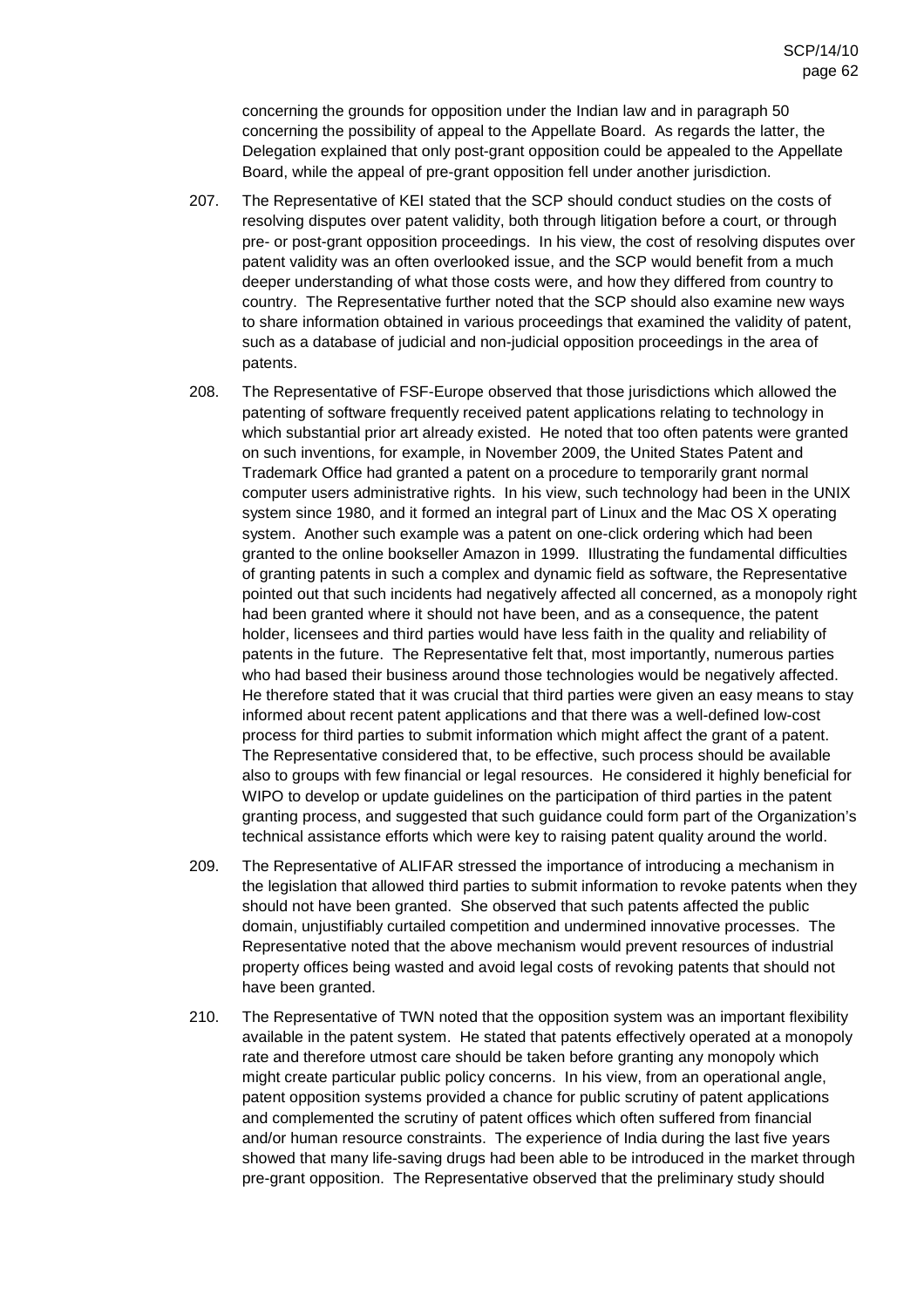concerning the grounds for opposition under the Indian law and in paragraph 50 concerning the possibility of appeal to the Appellate Board. As regards the latter, the Delegation explained that only post-grant opposition could be appealed to the Appellate Board, while the appeal of pre-grant opposition fell under another jurisdiction.

207. The Representative of KEI stated that the SCP should conduct studies on the costs of resolving disputes over patent validity, both through litigation before a court, or through pre- or post-grant opposition proceedings. In his view, the cost of resolving disputes over patent validity was an often overlooked issue, and the SCP would benefit from a much deeper understanding of what those costs were, and how they differed from country to country. The Representative further noted that the SCP should also examine new ways to share information obtained in various proceedings that examined the validity of patent, such as a database of judicial and non-judicial opposition proceedings in the area of patents.

208. The Representative of FSF-Europe observed that those jurisdictions which allowed the patenting of software frequently received patent applications relating to technology in which substantial prior art already existed. He noted that too often patents were granted on such inventions, for example, in November 2009, the United States Patent and Trademark Office had granted a patent on a procedure to temporarily grant normal computer users administrative rights. In his view, such technology had been in the UNIX system since 1980, and it formed an integral part of Linux and the Mac OS X operating system. Another such example was a patent on one-click ordering which had been granted to the online bookseller Amazon in 1999. Illustrating the fundamental difficulties of granting patents in such a complex and dynamic field as software, the Representative pointed out that such incidents had negatively affected all concerned, as a monopoly right had been granted where it should not have been, and as a consequence, the patent holder, licensees and third parties would have less faith in the quality and reliability of patents in the future. The Representative felt that, most importantly, numerous parties who had based their business around those technologies would be negatively affected. He therefore stated that it was crucial that third parties were given an easy means to stay informed about recent patent applications and that there was a well-defined low-cost process for third parties to submit information which might affect the grant of a patent. The Representative considered that, to be effective, such process should be available also to groups with few financial or legal resources. He considered it highly beneficial for WIPO to develop or update guidelines on the participation of third parties in the patent granting process, and suggested that such guidance could form part of the Organization's technical assistance efforts which were key to raising patent quality around the world.

209. The Representative of ALIFAR stressed the importance of introducing a mechanism in the legislation that allowed third parties to submit information to revoke patents when they should not have been granted. She observed that such patents affected the public domain, unjustifiably curtailed competition and undermined innovative processes. The Representative noted that the above mechanism would prevent resources of industrial property offices being wasted and avoid legal costs of revoking patents that should not have been granted.

210. The Representative of TWN noted that the opposition system was an important flexibility available in the patent system. He stated that patents effectively operated at a monopoly rate and therefore utmost care should be taken before granting any monopoly which might create particular public policy concerns. In his view, from an operational angle, patent opposition systems provided a chance for public scrutiny of patent applications and complemented the scrutiny of patent offices which often suffered from financial and/or human resource constraints. The experience of India during the last five years showed that many life-saving drugs had been able to be introduced in the market through pre-grant opposition. The Representative observed that the preliminary study should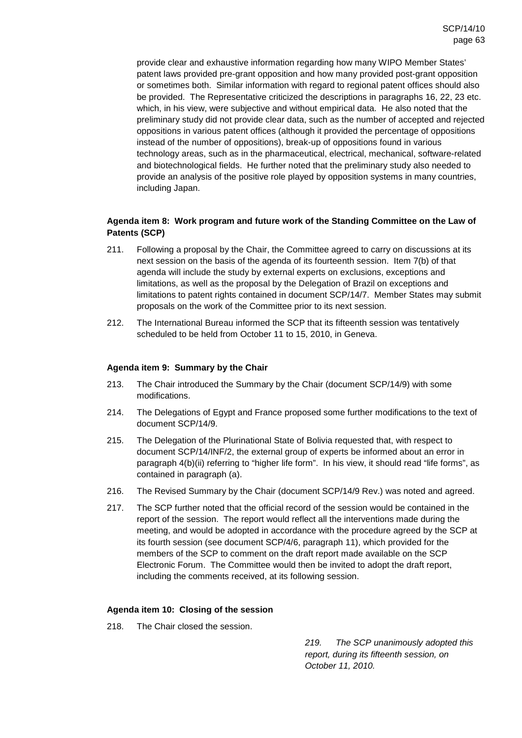provide clear and exhaustive information regarding how many WIPO Member States' patent laws provided pre-grant opposition and how many provided post-grant opposition or sometimes both. Similar information with regard to regional patent offices should also be provided. The Representative criticized the descriptions in paragraphs 16, 22, 23 etc. which, in his view, were subjective and without empirical data. He also noted that the preliminary study did not provide clear data, such as the number of accepted and rejected oppositions in various patent offices (although it provided the percentage of oppositions instead of the number of oppositions), break-up of oppositions found in various technology areas, such as in the pharmaceutical, electrical, mechanical, software-related and biotechnological fields. He further noted that the preliminary study also needed to provide an analysis of the positive role played by opposition systems in many countries, including Japan.

**Agenda item 8: Work program and future work of the Standing Committee on the Law of Patents (SCP)**

211. Following a proposal by the Chair, the Committee agreed to carry on discussions at its next session on the basis of the agenda of its fourteenth session. Item 7(b) of that agenda will include the study by external experts on exclusions, exceptions and limitations, as well as the proposal by the Delegation of Brazil on exceptions and limitations to patent rights contained in document SCP/14/7. Member States may submit proposals on the work of the Committee prior to its next session.

212. The International Bureau informed the SCP that its fifteenth session was tentatively scheduled to be held from October 11 to 15, 2010, in Geneva.

**Agenda item 9: Summary by the Chair**

213. The Chair introduced the Summary by the Chair (document SCP/14/9) with some modifications.

214. The Delegations of Egypt and France proposed some further modifications to the text of document SCP/14/9.

215. The Delegation of the Plurinational State of Bolivia requested that, with respect to document SCP/14/INF/2, the external group of experts be informed about an error in paragraph 4(b)(ii) referring to "higher life form". In his view, it should read "life forms", as contained in paragraph (a).

216. The Revised Summary by the Chair (document SCP/14/9 Rev.) was noted and agreed.

217. The SCP further noted that the official record of the session would be contained in the report of the session. The report would reflect all the interventions made during the meeting, and would be adopted in accordance with the procedure agreed by the SCP at its fourth session (see document SCP/4/6, paragraph 11), which provided for the members of the SCP to comment on the draft report made available on the SCP Electronic Forum. The Committee would then be invited to adopt the draft report, including the comments received, at its following session.

**Agenda item 10: Closing of the session**

218. The Chair closed the session.

*219. The SCP unanimously adopted this report, during its fifteenth session, on October 11, 2010.*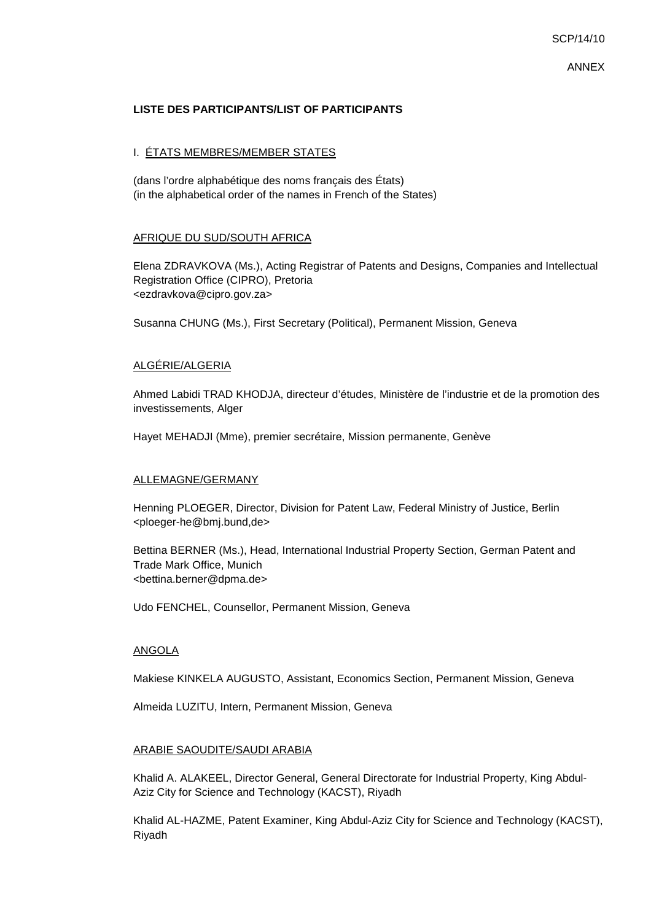SCP/14/10

ANNEX

**LISTE DES PARTICIPANTS/LIST OF PARTICIPANTS**

I. ÉTATS MEMBRES/MEMBER STATES

(dans l'ordre alphabétique des noms français des États)
(in the alphabetical order of the names in French of the States)

AFRIQUE DU SUD/SOUTH AFRICA

Elena ZDRAVKOVA (Ms.), Acting Registrar of Patents and Designs, Companies and Intellectual Registration Office (CIPRO), Pretoria
<ezdravkova@cipro.gov.za>

Susanna CHUNG (Ms.), First Secretary (Political), Permanent Mission, Geneva

ALGÉRIE/ALGERIA

Ahmed Labidi TRAD KHODJA, directeur d'études, Ministère de l'industrie et de la promotion des investissements, Alger

Hayet MEHADJI (Mme), premier secrétaire, Mission permanente, Genève

ALLEMAGNE/GERMANY

Henning PLOEGER, Director, Division for Patent Law, Federal Ministry of Justice, Berlin
<ploeger-he@bmj.bund,de>

Bettina BERNER (Ms.), Head, International Industrial Property Section, German Patent and Trade Mark Office, Munich
<bettina.berner@dpma.de>

Udo FENCHEL, Counsellor, Permanent Mission, Geneva

ANGOLA

Makiese KINKELA AUGUSTO, Assistant, Economics Section, Permanent Mission, Geneva

Almeida LUZITU, Intern, Permanent Mission, Geneva

ARABIE SAOUDITE/SAUDI ARABIA

Khalid A. ALAKEEL, Director General, General Directorate for Industrial Property, King Abdul-Aziz City for Science and Technology (KACST), Riyadh

Khalid AL-HAZME, Patent Examiner, King Abdul-Aziz City for Science and Technology (KACST), Riyadh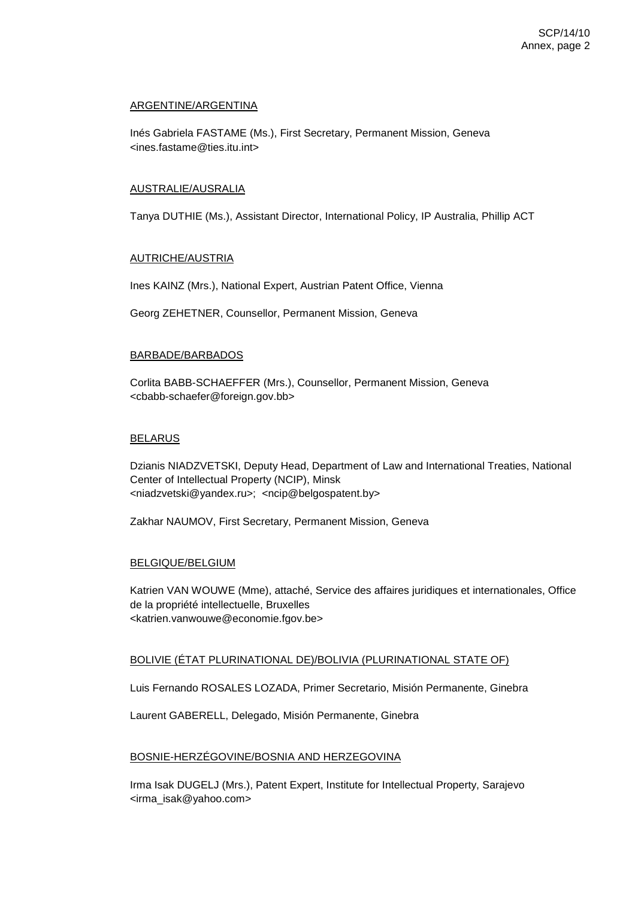ARGENTINE/ARGENTINA

Inés Gabriela FASTAME (Ms.), First Secretary, Permanent Mission, Geneva
<ines.fastame@ties.itu.int>

AUSTRALIE/AUSRALIA

Tanya DUTHIE (Ms.), Assistant Director, International Policy, IP Australia, Phillip ACT

AUTRICHE/AUSTRIA

Ines KAINZ (Mrs.), National Expert, Austrian Patent Office, Vienna

Georg ZEHETNER, Counsellor, Permanent Mission, Geneva

BARBADE/BARBADOS

Corlita BABB-SCHAEFFER (Mrs.), Counsellor, Permanent Mission, Geneva
<cbabb-schaefer@foreign.gov.bb>

BELARUS

Dzianis NIADZVETSKI, Deputy Head, Department of Law and International Treaties, National Center of Intellectual Property (NCIP), Minsk
<niadzvetski@yandex.ru>; <ncip@belgospatent.by>

Zakhar NAUMOV, First Secretary, Permanent Mission, Geneva

BELGIQUE/BELGIUM

Katrien VAN WOUWE (Mme), attaché, Service des affaires juridiques et internationales, Office de la propriété intellectuelle, Bruxelles
<katrien.vanwouwe@economie.fgov.be>

BOLIVIE (ÉTAT PLURINATIONAL DE)/BOLIVIA (PLURINATIONAL STATE OF)

Luis Fernando ROSALES LOZADA, Primer Secretario, Misión Permanente, Ginebra

Laurent GABERELL, Delegado, Misión Permanente, Ginebra

BOSNIE-HERZÉGOVINE/BOSNIA AND HERZEGOVINA

Irma Isak DUGELJ (Mrs.), Patent Expert, Institute for Intellectual Property, Sarajevo
<irma_isak@yahoo.com>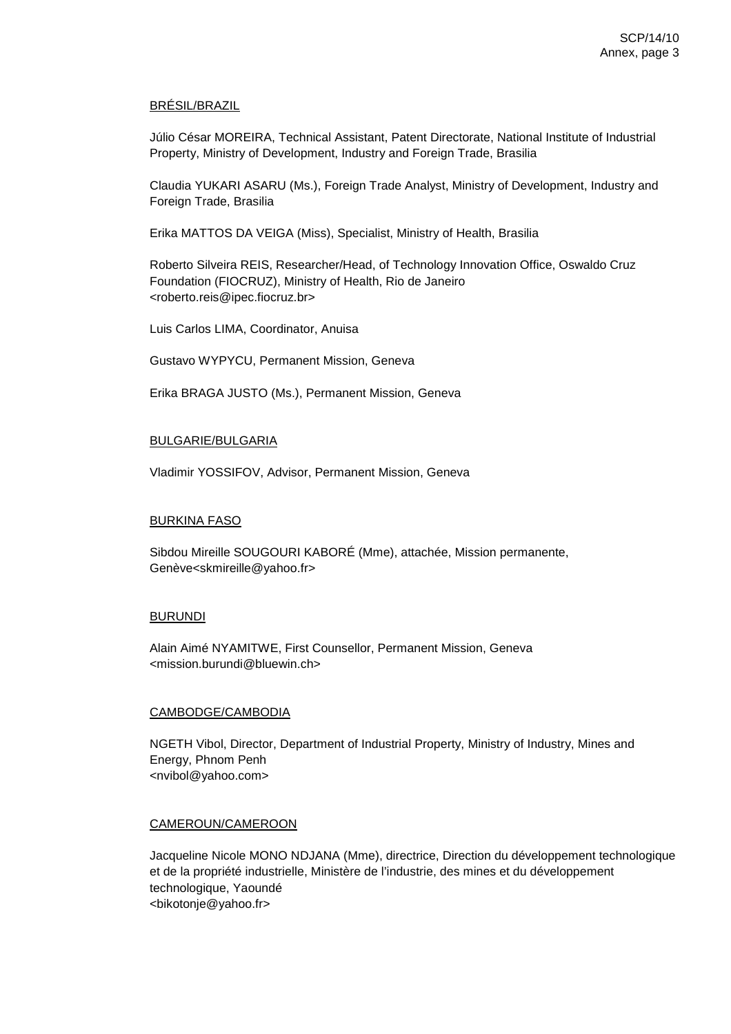BRÉSIL/BRAZIL

Júlio César MOREIRA, Technical Assistant, Patent Directorate, National Institute of Industrial Property, Ministry of Development, Industry and Foreign Trade, Brasilia

Claudia YUKARI ASARU (Ms.), Foreign Trade Analyst, Ministry of Development, Industry and Foreign Trade, Brasilia

Erika MATTOS DA VEIGA (Miss), Specialist, Ministry of Health, Brasilia

Roberto Silveira REIS, Researcher/Head, of Technology Innovation Office, Oswaldo Cruz Foundation (FIOCRUZ), Ministry of Health, Rio de Janeiro
<roberto.reis@ipec.fiocruz.br>

Luis Carlos LIMA, Coordinator, Anuisa

Gustavo WYPYCU, Permanent Mission, Geneva

Erika BRAGA JUSTO (Ms.), Permanent Mission, Geneva

BULGARIE/BULGARIA

Vladimir YOSSIFOV, Advisor, Permanent Mission, Geneva

BURKINA FASO

Sibdou Mireille SOUGOURI KABORÉ (Mme), attachée, Mission permanente, Genève<skmireille@yahoo.fr>

BURUNDI

Alain Aimé NYAMITWE, First Counsellor, Permanent Mission, Geneva
<mission.burundi@bluewin.ch>

CAMBODGE/CAMBODIA

NGETH Vibol, Director, Department of Industrial Property, Ministry of Industry, Mines and Energy, Phnom Penh
<nvibol@yahoo.com>

CAMEROUN/CAMEROON

Jacqueline Nicole MONO NDJANA (Mme), directrice, Direction du développement technologique et de la propriété industrielle, Ministère de l'industrie, des mines et du développement technologique, Yaoundé
<bikotonje@yahoo.fr>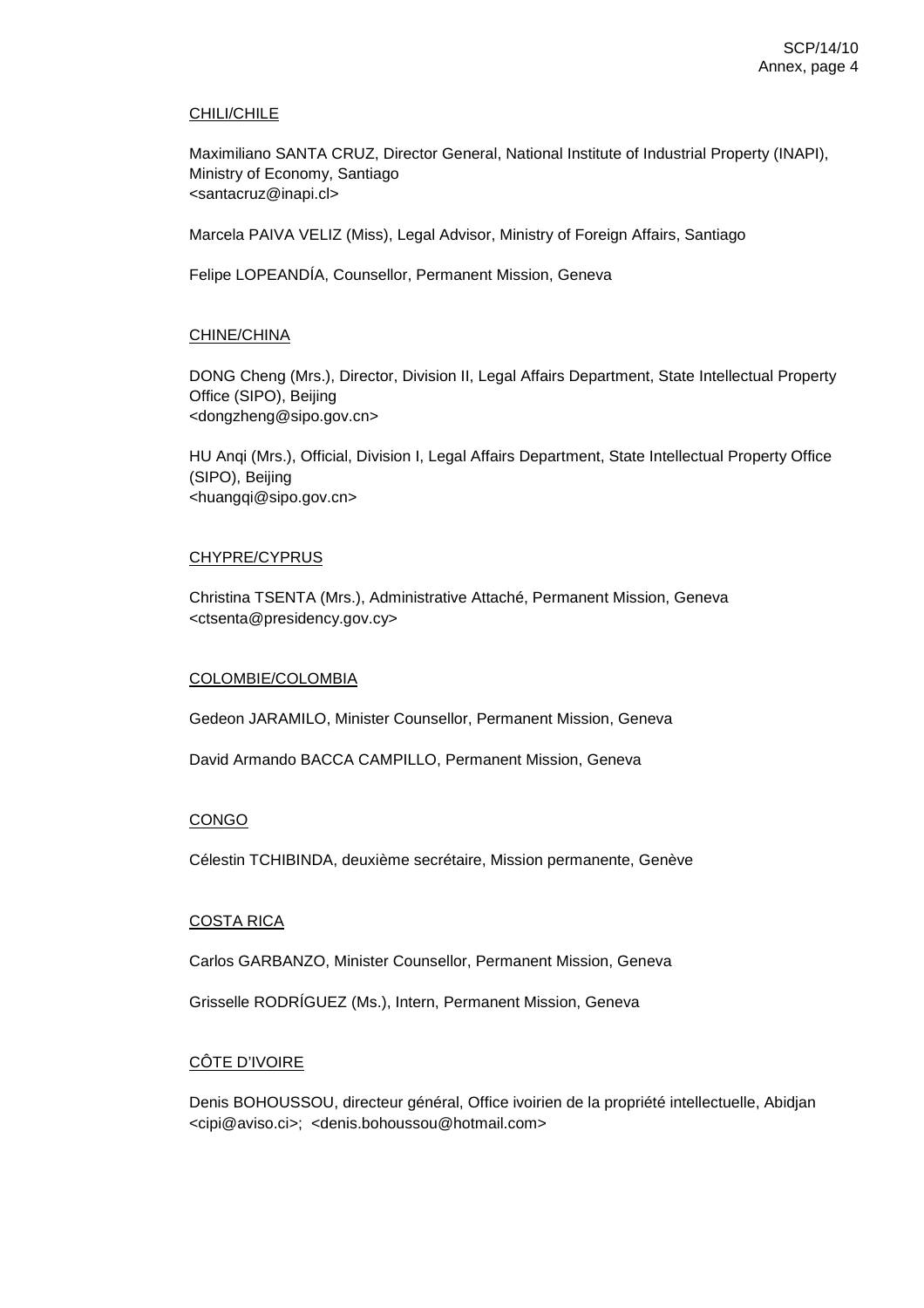CHILI/CHILE

Maximiliano SANTA CRUZ, Director General, National Institute of Industrial Property (INAPI), Ministry of Economy, Santiago
<santacruz@inapi.cl>

Marcela PAIVA VELIZ (Miss), Legal Advisor, Ministry of Foreign Affairs, Santiago

Felipe LOPEANDÍA, Counsellor, Permanent Mission, Geneva

CHINE/CHINA

DONG Cheng (Mrs.), Director, Division II, Legal Affairs Department, State Intellectual Property Office (SIPO), Beijing
<dongzheng@sipo.gov.cn>

HU Anqi (Mrs.), Official, Division I, Legal Affairs Department, State Intellectual Property Office (SIPO), Beijing
<huangqi@sipo.gov.cn>

CHYPRE/CYPRUS

Christina TSENTA (Mrs.), Administrative Attaché, Permanent Mission, Geneva
<ctsenta@presidency.gov.cy>

COLOMBIE/COLOMBIA

Gedeon JARAMILO, Minister Counsellor, Permanent Mission, Geneva

David Armando BACCA CAMPILLO, Permanent Mission, Geneva

CONGO

Célestin TCHIBINDA, deuxième secrétaire, Mission permanente, Genève

COSTA RICA

Carlos GARBANZO, Minister Counsellor, Permanent Mission, Geneva

Grisselle RODRÍGUEZ (Ms.), Intern, Permanent Mission, Geneva

CÔTE D'IVOIRE

Denis BOHOUSSOU, directeur général, Office ivoirien de la propriété intellectuelle, Abidjan
<cipi@aviso.ci>; <denis.bohoussou@hotmail.com>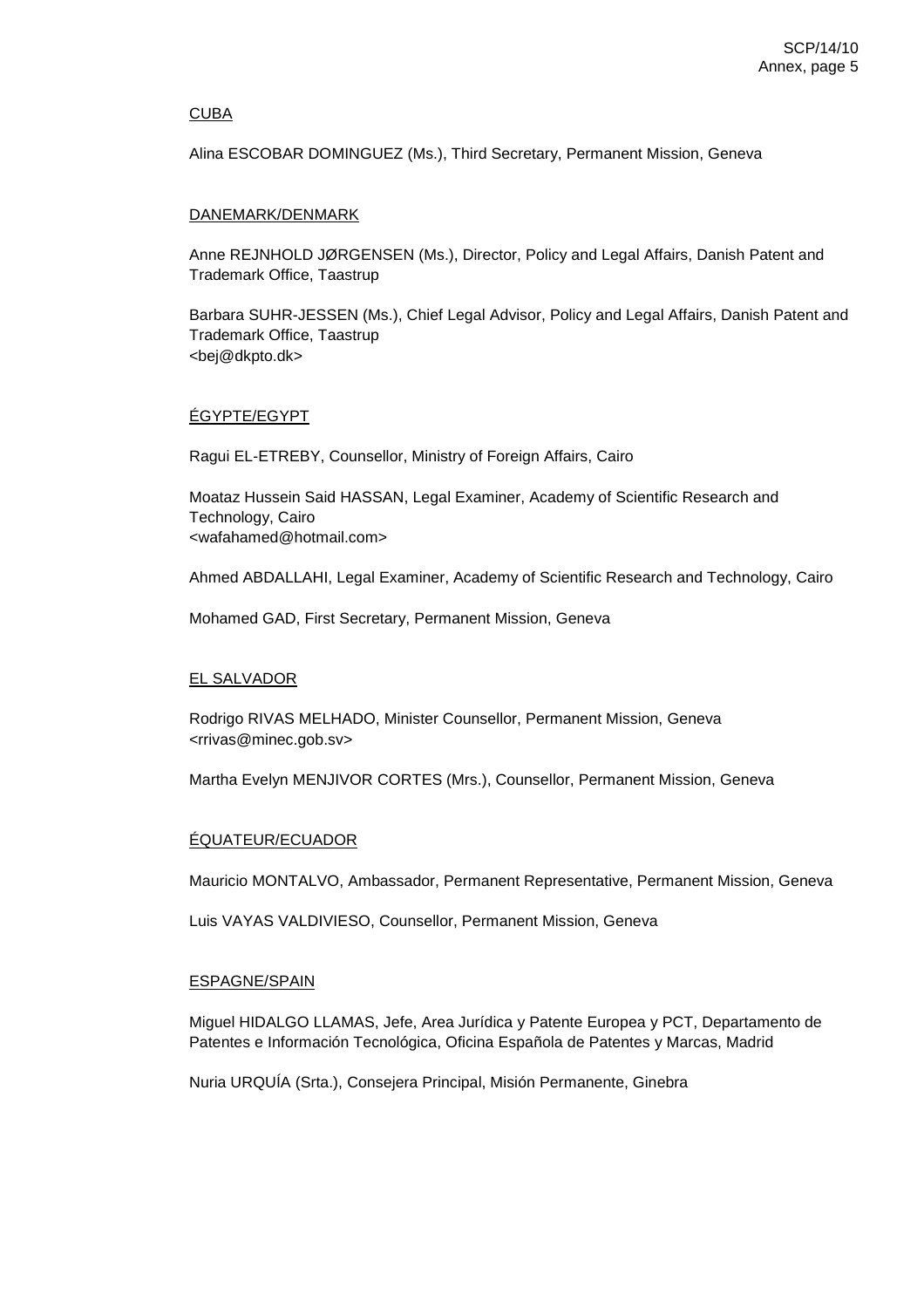CUBA

Alina ESCOBAR DOMINGUEZ (Ms.), Third Secretary, Permanent Mission, Geneva

DANEMARK/DENMARK

Anne REJNHOLD JØRGENSEN (Ms.), Director, Policy and Legal Affairs, Danish Patent and Trademark Office, Taastrup

Barbara SUHR-JESSEN (Ms.), Chief Legal Advisor, Policy and Legal Affairs, Danish Patent and Trademark Office, Taastrup
<bej@dkpto.dk>

ÉGYPTE/EGYPT

Ragui EL-ETREBY, Counsellor, Ministry of Foreign Affairs, Cairo

Moataz Hussein Said HASSAN, Legal Examiner, Academy of Scientific Research and Technology, Cairo
<wafahamed@hotmail.com>

Ahmed ABDALLAHI, Legal Examiner, Academy of Scientific Research and Technology, Cairo

Mohamed GAD, First Secretary, Permanent Mission, Geneva

EL SALVADOR

Rodrigo RIVAS MELHADO, Minister Counsellor, Permanent Mission, Geneva
<rrivas@minec.gob.sv>

Martha Evelyn MENJIVOR CORTES (Mrs.), Counsellor, Permanent Mission, Geneva

ÉQUATEUR/ECUADOR

Mauricio MONTALVO, Ambassador, Permanent Representative, Permanent Mission, Geneva

Luis VAYAS VALDIVIESO, Counsellor, Permanent Mission, Geneva

ESPAGNE/SPAIN

Miguel HIDALGO LLAMAS, Jefe, Area Jurídica y Patente Europea y PCT, Departamento de Patentes e Información Tecnológica, Oficina Española de Patentes y Marcas, Madrid

Nuria URQUÍA (Srta.), Consejera Principal, Misión Permanente, Ginebra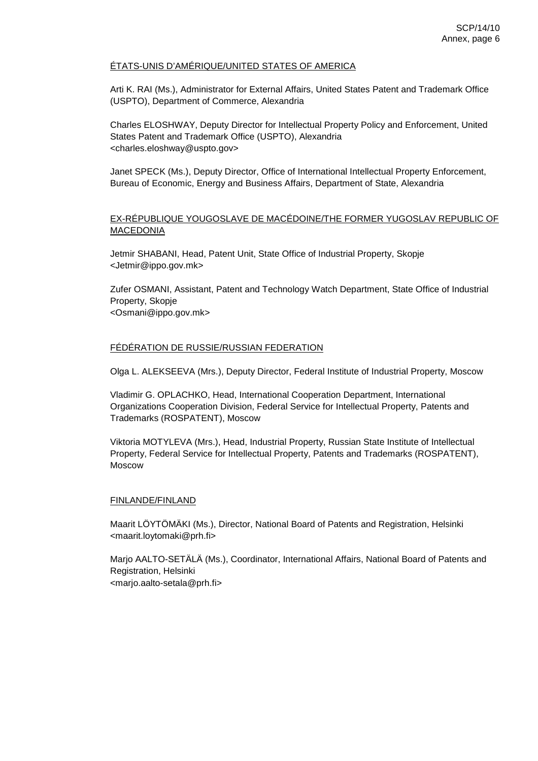ÉTATS-UNIS D'AMÉRIQUE/UNITED STATES OF AMERICA

Arti K. RAI (Ms.), Administrator for External Affairs, United States Patent and Trademark Office (USPTO), Department of Commerce, Alexandria

Charles ELOSHWAY, Deputy Director for Intellectual Property Policy and Enforcement, United States Patent and Trademark Office (USPTO), Alexandria
<charles.eloshway@uspto.gov>

Janet SPECK (Ms.), Deputy Director, Office of International Intellectual Property Enforcement, Bureau of Economic, Energy and Business Affairs, Department of State, Alexandria

EX-RÉPUBLIQUE YOUGOSLAVE DE MACÉDOINE/THE FORMER YUGOSLAV REPUBLIC OF MACEDONIA

Jetmir SHABANI, Head, Patent Unit, State Office of Industrial Property, Skopje
<Jetmir@ippo.gov.mk>

Zufer OSMANI, Assistant, Patent and Technology Watch Department, State Office of Industrial Property, Skopje
<Osmani@ippo.gov.mk>

FÉDÉRATION DE RUSSIE/RUSSIAN FEDERATION

Olga L. ALEKSEEVA (Mrs.), Deputy Director, Federal Institute of Industrial Property, Moscow

Vladimir G. OPLACHKO, Head, International Cooperation Department, International Organizations Cooperation Division, Federal Service for Intellectual Property, Patents and Trademarks (ROSPATENT), Moscow

Viktoria MOTYLEVA (Mrs.), Head, Industrial Property, Russian State Institute of Intellectual Property, Federal Service for Intellectual Property, Patents and Trademarks (ROSPATENT), Moscow

FINLANDE/FINLAND

Maarit LÖYTÖMÄKI (Ms.), Director, National Board of Patents and Registration, Helsinki
<maarit.loytomaki@prh.fi>

Marjo AALTO-SETÄLÄ (Ms.), Coordinator, International Affairs, National Board of Patents and Registration, Helsinki
<marjo.aalto-setala@prh.fi>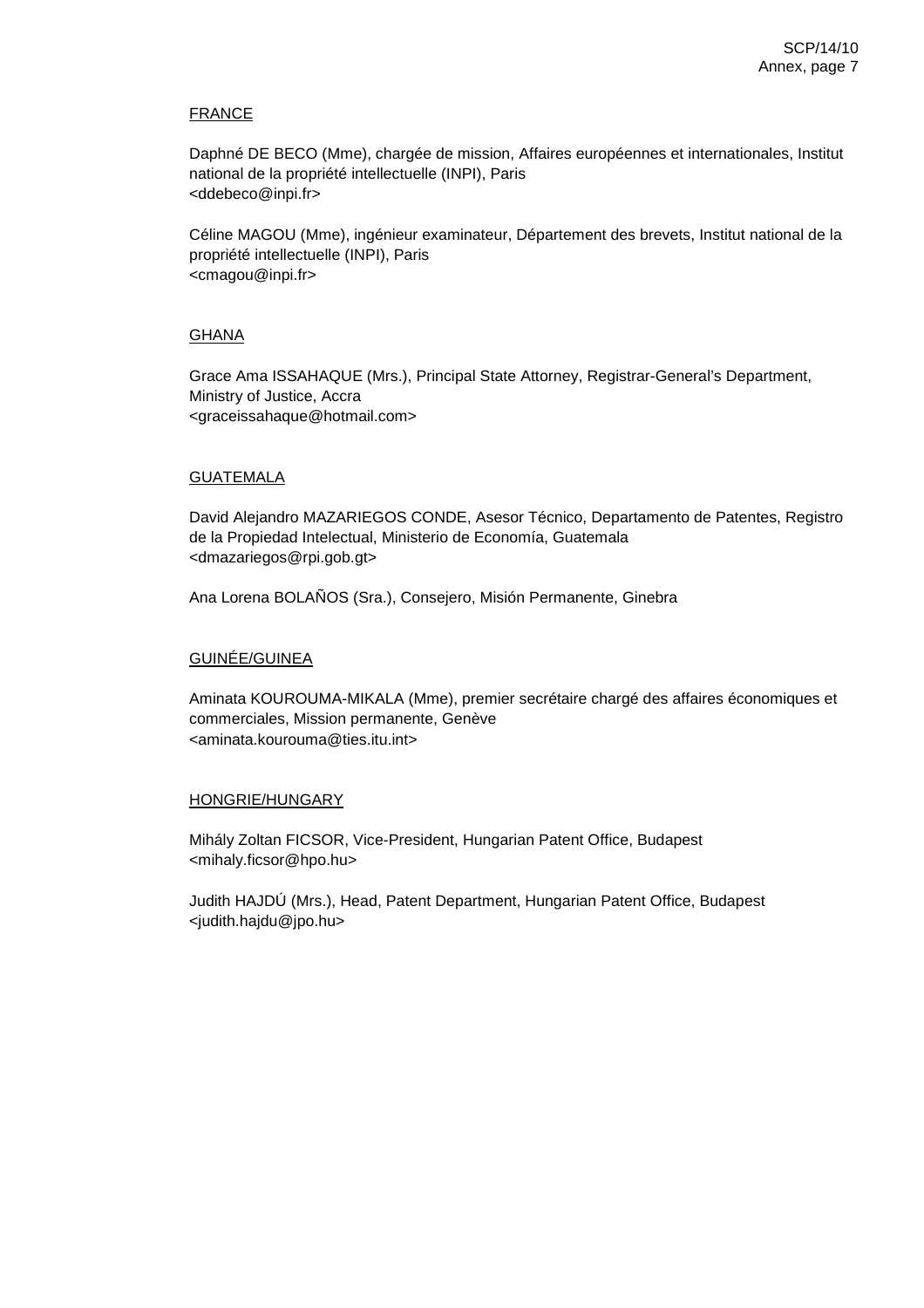FRANCE

Daphné DE BECO (Mme), chargée de mission, Affaires européennes et internationales, Institut national de la propriété intellectuelle (INPI), Paris
<ddebeco@inpi.fr>

Céline MAGOU (Mme), ingénieur examinateur, Département des brevets, Institut national de la propriété intellectuelle (INPI), Paris
<cmagou@inpi.fr>

GHANA

Grace Ama ISSAHAQUE (Mrs.), Principal State Attorney, Registrar-General's Department, Ministry of Justice, Accra
<graceissahaque@hotmail.com>

GUATEMALA

David Alejandro MAZARIEGOS CONDE, Asesor Técnico, Departamento de Patentes, Registro de la Propiedad Intelectual, Ministerio de Economía, Guatemala
<dmazariegos@rpi.gob.gt>

Ana Lorena BOLAÑOS (Sra.), Consejero, Misión Permanente, Ginebra

GUINÉE/GUINEA

Aminata KOUROUMA-MIKALA (Mme), premier secrétaire chargé des affaires économiques et commerciales, Mission permanente, Genève
<aminata.kourouma@ties.itu.int>

HONGRIE/HUNGARY

Mihály Zoltan FICSOR, Vice-President, Hungarian Patent Office, Budapest
<mihaly.ficsor@hpo.hu>

Judith HAJDÚ (Mrs.), Head, Patent Department, Hungarian Patent Office, Budapest
<judith.hajdu@jpo.hu>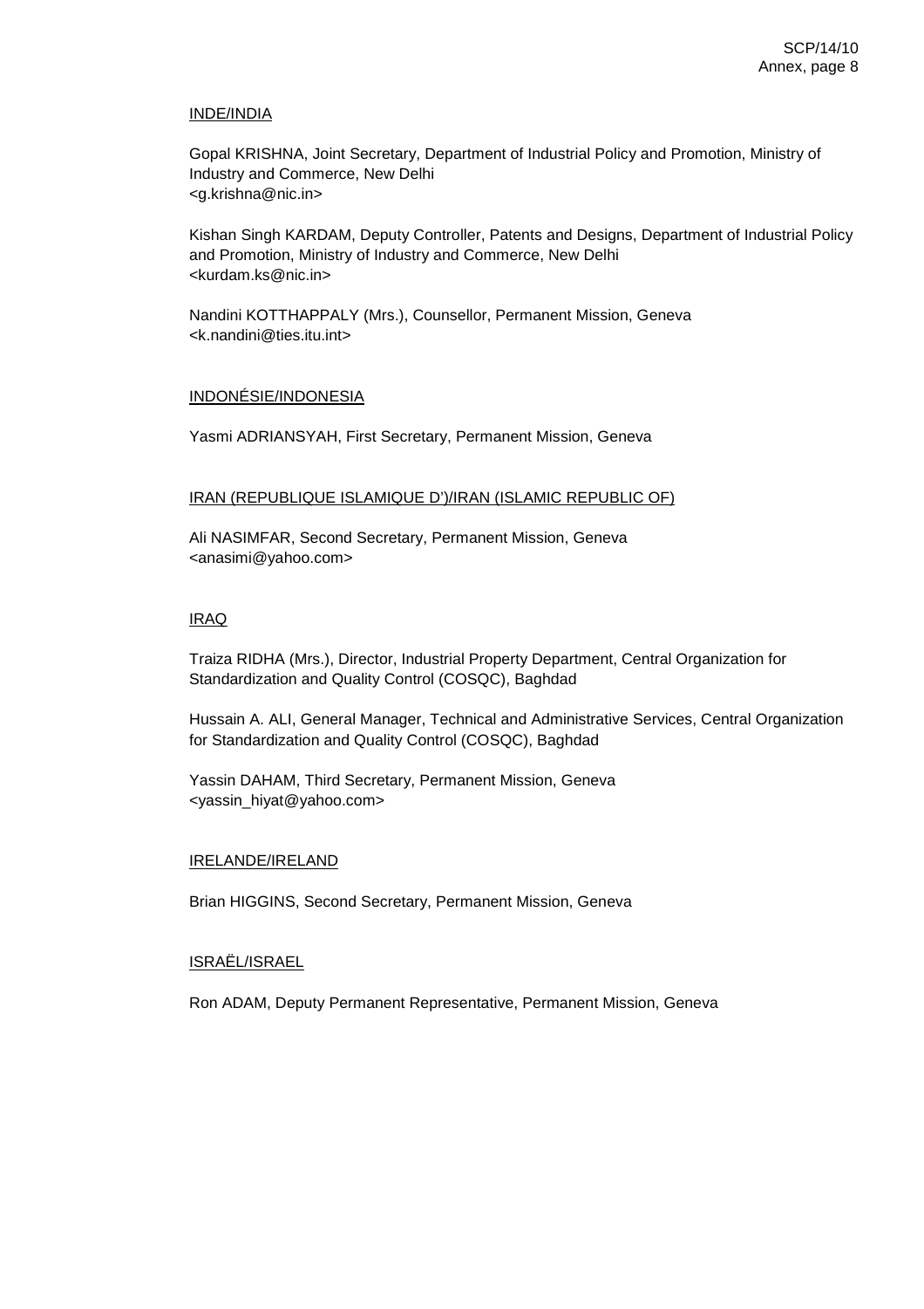INDE/INDIA

Gopal KRISHNA, Joint Secretary, Department of Industrial Policy and Promotion, Ministry of Industry and Commerce, New Delhi
<g.krishna@nic.in>

Kishan Singh KARDAM, Deputy Controller, Patents and Designs, Department of Industrial Policy and Promotion, Ministry of Industry and Commerce, New Delhi
<kurdam.ks@nic.in>

Nandini KOTTHAPPALY (Mrs.), Counsellor, Permanent Mission, Geneva
<k.nandini@ties.itu.int>

INDONÉSIE/INDONESIA

Yasmi ADRIANSYAH, First Secretary, Permanent Mission, Geneva

IRAN (REPUBLIQUE ISLAMIQUE D')/IRAN (ISLAMIC REPUBLIC OF)

Ali NASIMFAR, Second Secretary, Permanent Mission, Geneva
<anasimi@yahoo.com>

IRAQ

Traiza RIDHA (Mrs.), Director, Industrial Property Department, Central Organization for Standardization and Quality Control (COSQC), Baghdad

Hussain A. ALI, General Manager, Technical and Administrative Services, Central Organization for Standardization and Quality Control (COSQC), Baghdad

Yassin DAHAM, Third Secretary, Permanent Mission, Geneva
<yassin_hiyat@yahoo.com>

IRELANDE/IRELAND

Brian HIGGINS, Second Secretary, Permanent Mission, Geneva

ISRAËL/ISRAEL

Ron ADAM, Deputy Permanent Representative, Permanent Mission, Geneva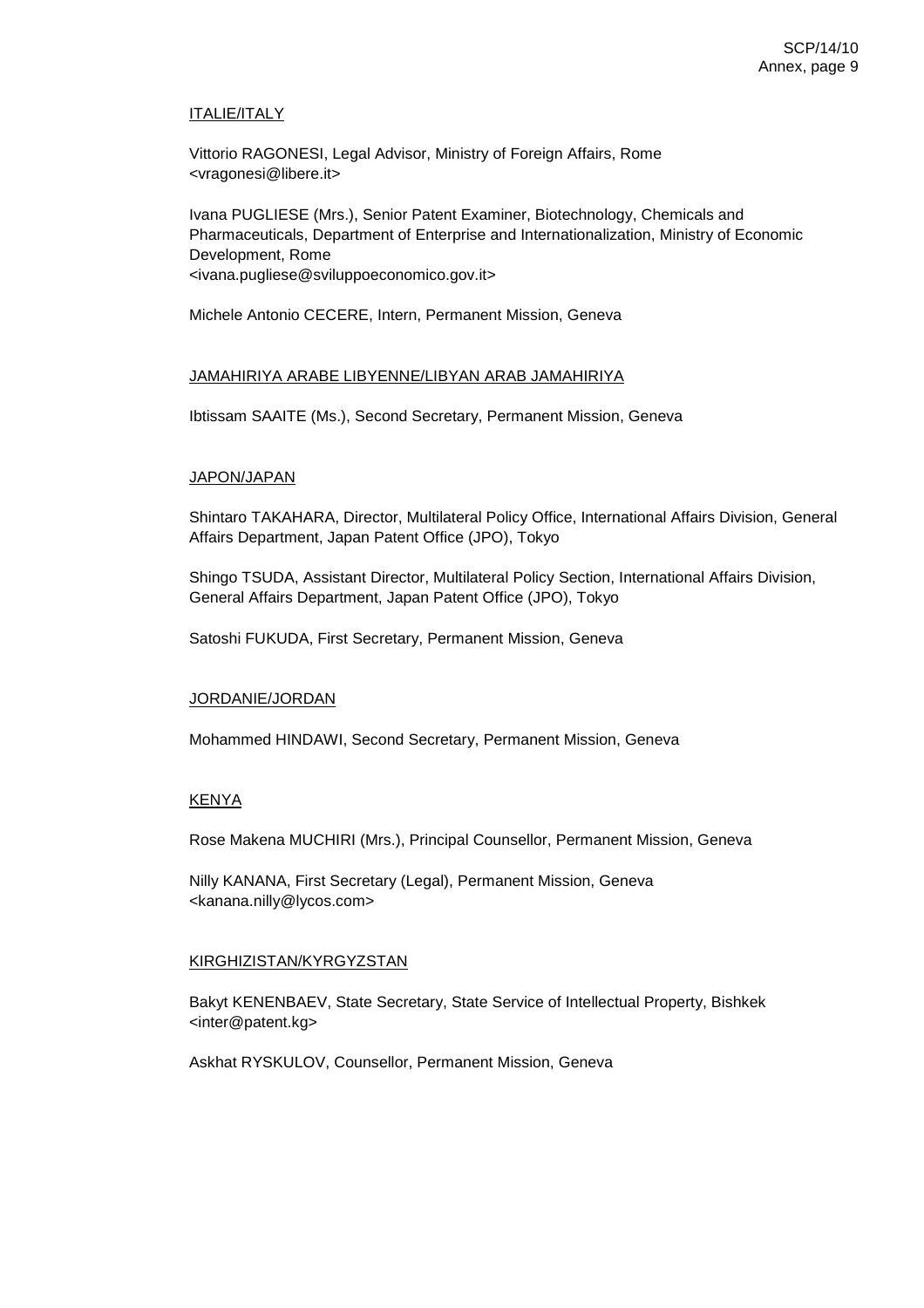ITALIE/ITALY

Vittorio RAGONESI, Legal Advisor, Ministry of Foreign Affairs, Rome
<vragonesi@libere.it>

Ivana PUGLIESE (Mrs.), Senior Patent Examiner, Biotechnology, Chemicals and Pharmaceuticals, Department of Enterprise and Internationalization, Ministry of Economic Development, Rome
<ivana.pugliese@sviluppoeconomico.gov.it>

Michele Antonio CECERE, Intern, Permanent Mission, Geneva

JAMAHIRIYA ARABE LIBYENNE/LIBYAN ARAB JAMAHIRIYA

Ibtissam SAAITE (Ms.), Second Secretary, Permanent Mission, Geneva

JAPON/JAPAN

Shintaro TAKAHARA, Director, Multilateral Policy Office, International Affairs Division, General Affairs Department, Japan Patent Office (JPO), Tokyo

Shingo TSUDA, Assistant Director, Multilateral Policy Section, International Affairs Division, General Affairs Department, Japan Patent Office (JPO), Tokyo

Satoshi FUKUDA, First Secretary, Permanent Mission, Geneva

JORDANIE/JORDAN

Mohammed HINDAWI, Second Secretary, Permanent Mission, Geneva

KENYA

Rose Makena MUCHIRI (Mrs.), Principal Counsellor, Permanent Mission, Geneva

Nilly KANANA, First Secretary (Legal), Permanent Mission, Geneva
<kanana.nilly@lycos.com>

KIRGHIZISTAN/KYRGYZSTAN

Bakyt KENENBAEV, State Secretary, State Service of Intellectual Property, Bishkek
<inter@patent.kg>

Askhat RYSKULOV, Counsellor, Permanent Mission, Geneva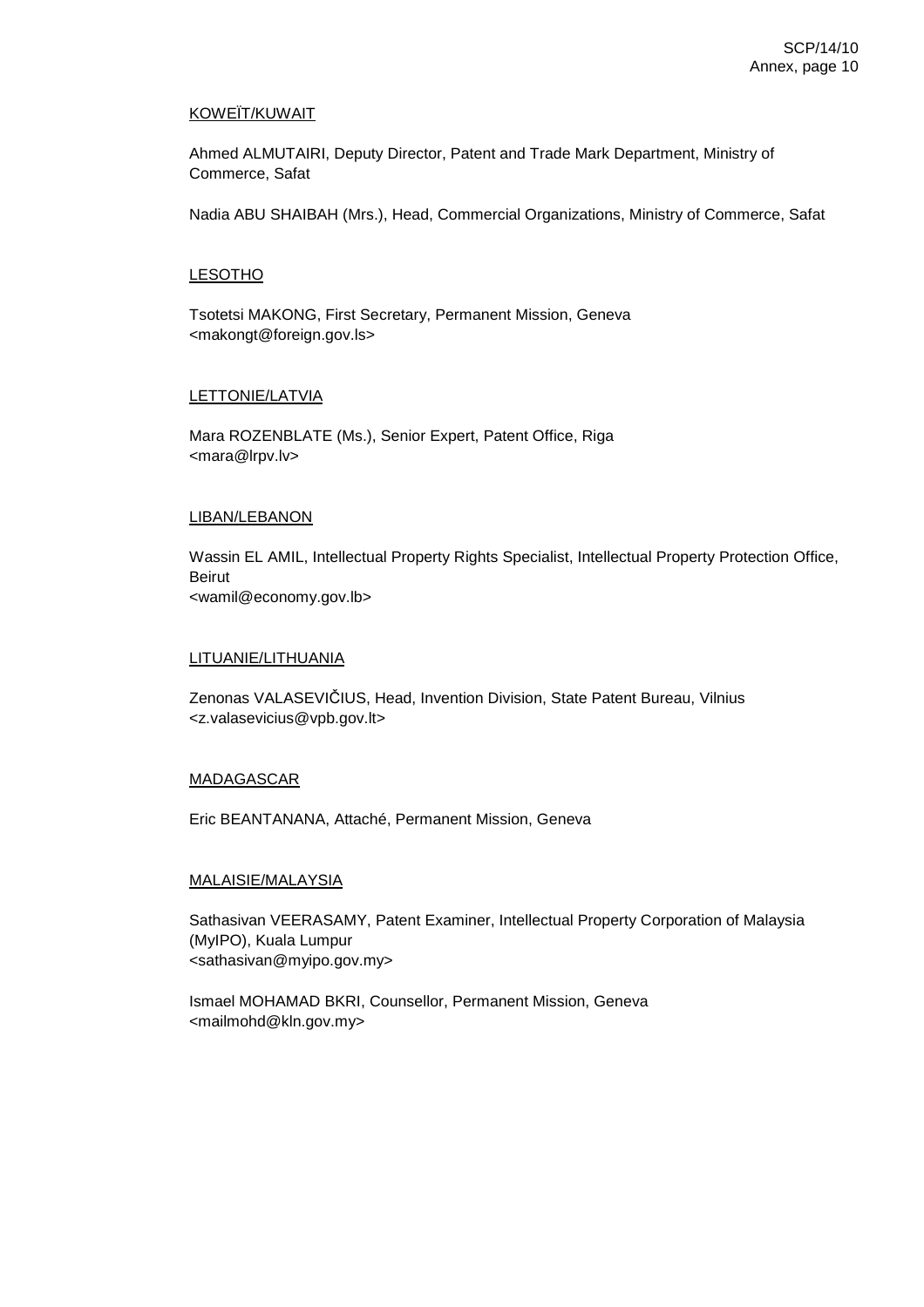<u>KOWEÏT/KUWAIT</u>

Ahmed ALMUTAIRI, Deputy Director, Patent and Trade Mark Department, Ministry of Commerce, Safat

Nadia ABU SHAIBAH (Mrs.), Head, Commercial Organizations, Ministry of Commerce, Safat

<u>LESOTHO</u>

Tsotetsi MAKONG, First Secretary, Permanent Mission, Geneva
<makongt@foreign.gov.ls>

<u>LETTONIE/LATVIA</u>

Mara ROZENBLATE (Ms.), Senior Expert, Patent Office, Riga
<mara@lrpv.lv>

<u>LIBAN/LEBANON</u>

Wassin EL AMIL, Intellectual Property Rights Specialist, Intellectual Property Protection Office, Beirut
<wamil@economy.gov.lb>

<u>LITUANIE/LITHUANIA</u>

Zenonas VALASEVIČIUS, Head, Invention Division, State Patent Bureau, Vilnius
<z.valasevicius@vpb.gov.lt>

<u>MADAGASCAR</u>

Eric BEANTANANA, Attaché, Permanent Mission, Geneva

<u>MALAISIE/MALAYSIA</u>

Sathasivan VEERASAMY, Patent Examiner, Intellectual Property Corporation of Malaysia (MyIPO), Kuala Lumpur
<sathasivan@myipo.gov.my>

Ismael MOHAMAD BKRI, Counsellor, Permanent Mission, Geneva
<mailmohd@kln.gov.my>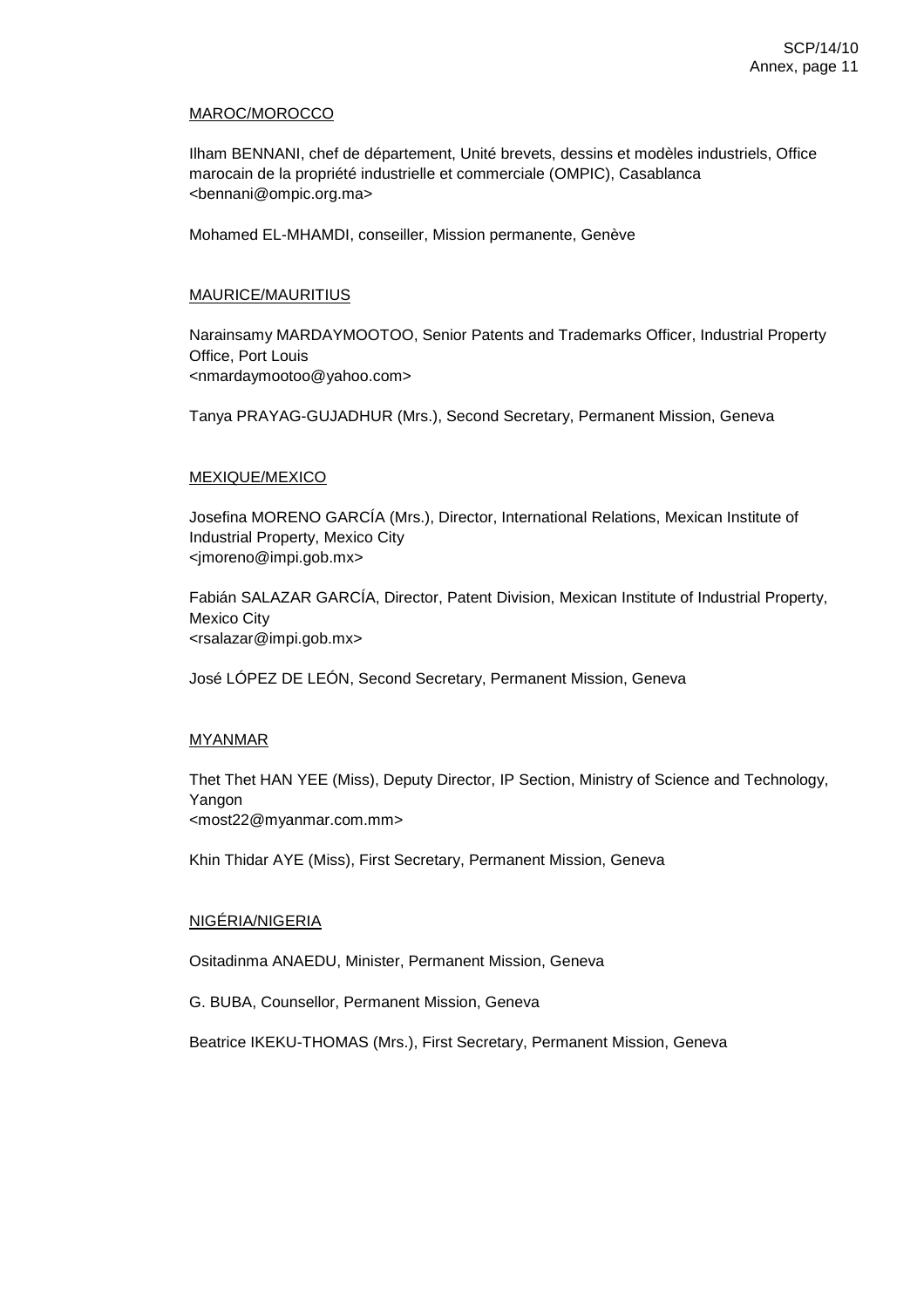MAROC/MOROCCO

Ilham BENNANI, chef de département, Unité brevets, dessins et modèles industriels, Office marocain de la propriété industrielle et commerciale (OMPIC), Casablanca
<bennani@ompic.org.ma>

Mohamed EL-MHAMDI, conseiller, Mission permanente, Genève

MAURICE/MAURITIUS

Narainsamy MARDAYMOOTOO, Senior Patents and Trademarks Officer, Industrial Property Office, Port Louis
<nmardaymootoo@yahoo.com>

Tanya PRAYAG-GUJADHUR (Mrs.), Second Secretary, Permanent Mission, Geneva

MEXIQUE/MEXICO

Josefina MORENO GARCÍA (Mrs.), Director, International Relations, Mexican Institute of Industrial Property, Mexico City
<jmoreno@impi.gob.mx>

Fabián SALAZAR GARCÍA, Director, Patent Division, Mexican Institute of Industrial Property, Mexico City
<rsalazar@impi.gob.mx>

José LÓPEZ DE LEÓN, Second Secretary, Permanent Mission, Geneva

MYANMAR

Thet Thet HAN YEE (Miss), Deputy Director, IP Section, Ministry of Science and Technology, Yangon
<most22@myanmar.com.mm>

Khin Thidar AYE (Miss), First Secretary, Permanent Mission, Geneva

NIGÉRIA/NIGERIA

Ositadinma ANAEDU, Minister, Permanent Mission, Geneva

G. BUBA, Counsellor, Permanent Mission, Geneva

Beatrice IKEKU-THOMAS (Mrs.), First Secretary, Permanent Mission, Geneva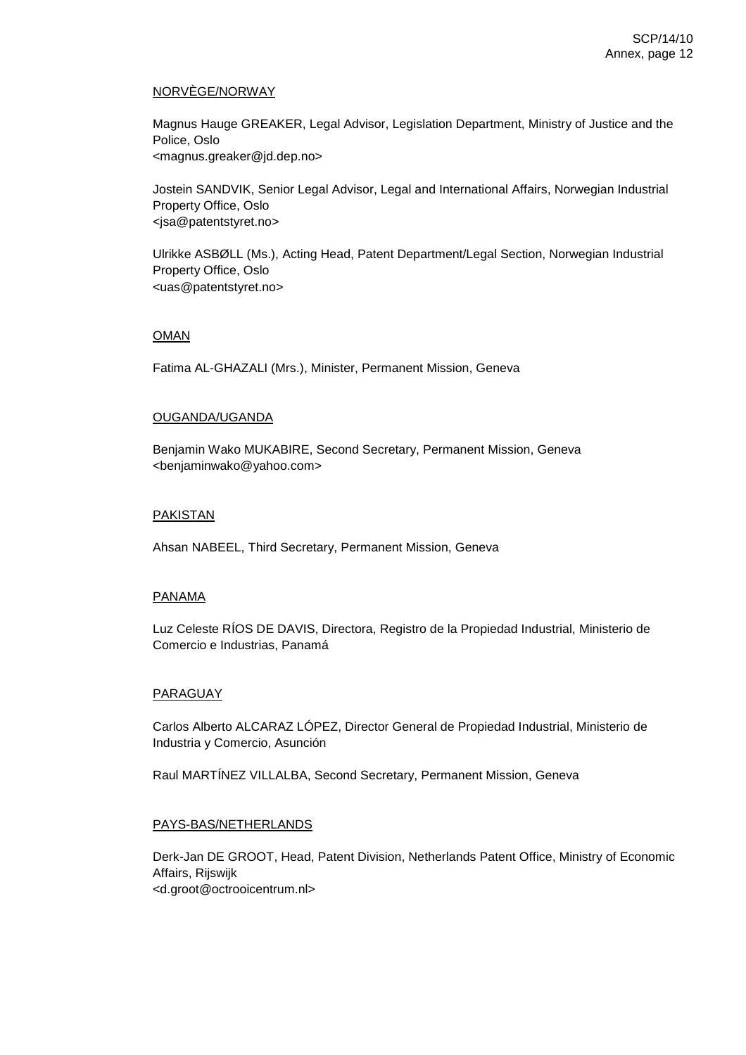NORVÈGE/NORWAY

Magnus Hauge GREAKER, Legal Advisor, Legislation Department, Ministry of Justice and the Police, Oslo
<magnus.greaker@jd.dep.no>

Jostein SANDVIK, Senior Legal Advisor, Legal and International Affairs, Norwegian Industrial Property Office, Oslo
<jsa@patentstyret.no>

Ulrikke ASBØLL (Ms.), Acting Head, Patent Department/Legal Section, Norwegian Industrial Property Office, Oslo
<uas@patentstyret.no>

OMAN

Fatima AL-GHAZALI (Mrs.), Minister, Permanent Mission, Geneva

OUGANDA/UGANDA

Benjamin Wako MUKABIRE, Second Secretary, Permanent Mission, Geneva
<benjaminwako@yahoo.com>

PAKISTAN

Ahsan NABEEL, Third Secretary, Permanent Mission, Geneva

PANAMA

Luz Celeste RÍOS DE DAVIS, Directora, Registro de la Propiedad Industrial, Ministerio de Comercio e Industrias, Panamá

PARAGUAY

Carlos Alberto ALCARAZ LÓPEZ, Director General de Propiedad Industrial, Ministerio de Industria y Comercio, Asunción

Raul MARTÍNEZ VILLALBA, Second Secretary, Permanent Mission, Geneva

PAYS-BAS/NETHERLANDS

Derk-Jan DE GROOT, Head, Patent Division, Netherlands Patent Office, Ministry of Economic Affairs, Rijswijk
<d.groot@octrooicentrum.nl>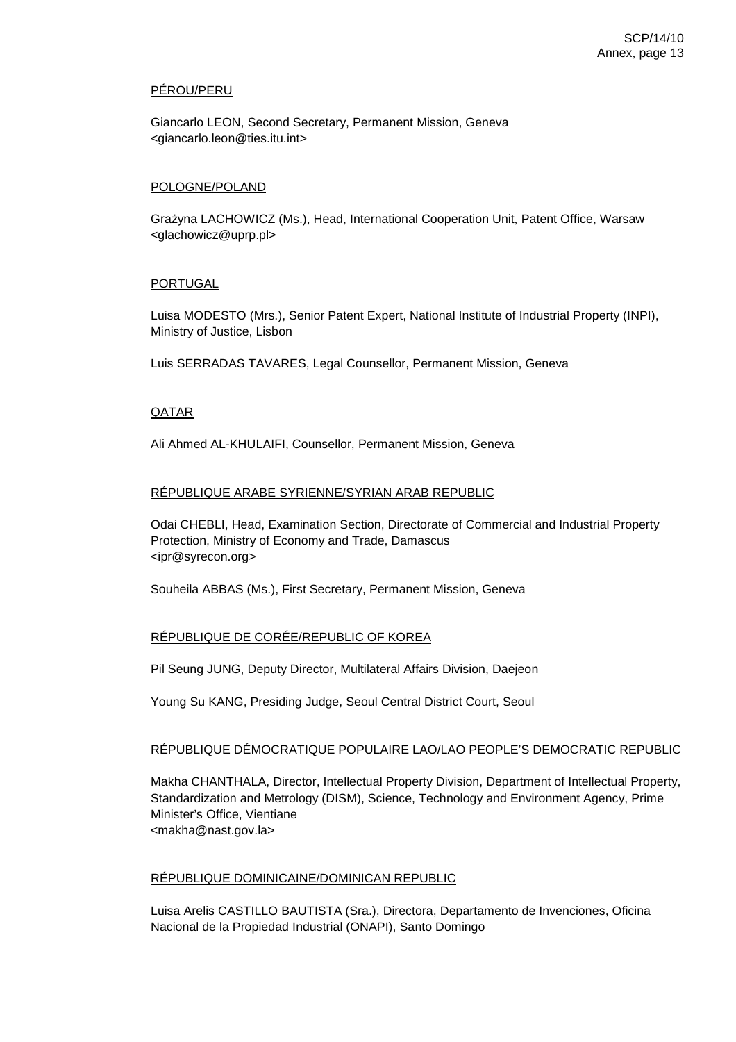PÉROU/PERU

Giancarlo LEON, Second Secretary, Permanent Mission, Geneva
<giancarlo.leon@ties.itu.int>

POLOGNE/POLAND

Grażyna LACHOWICZ (Ms.), Head, International Cooperation Unit, Patent Office, Warsaw
<glachowicz@uprp.pl>

PORTUGAL

Luisa MODESTO (Mrs.), Senior Patent Expert, National Institute of Industrial Property (INPI), Ministry of Justice, Lisbon

Luis SERRADAS TAVARES, Legal Counsellor, Permanent Mission, Geneva

QATAR

Ali Ahmed AL-KHULAIFI, Counsellor, Permanent Mission, Geneva

RÉPUBLIQUE ARABE SYRIENNE/SYRIAN ARAB REPUBLIC

Odai CHEBLI, Head, Examination Section, Directorate of Commercial and Industrial Property Protection, Ministry of Economy and Trade, Damascus
<ipr@syrecon.org>

Souheila ABBAS (Ms.), First Secretary, Permanent Mission, Geneva

RÉPUBLIQUE DE CORÉE/REPUBLIC OF KOREA

Pil Seung JUNG, Deputy Director, Multilateral Affairs Division, Daejeon

Young Su KANG, Presiding Judge, Seoul Central District Court, Seoul

RÉPUBLIQUE DÉMOCRATIQUE POPULAIRE LAO/LAO PEOPLE'S DEMOCRATIC REPUBLIC

Makha CHANTHALA, Director, Intellectual Property Division, Department of Intellectual Property, Standardization and Metrology (DISM), Science, Technology and Environment Agency, Prime Minister's Office, Vientiane
<makha@nast.gov.la>

RÉPUBLIQUE DOMINICAINE/DOMINICAN REPUBLIC

Luisa Arelis CASTILLO BAUTISTA (Sra.), Directora, Departamento de Invenciones, Oficina Nacional de la Propiedad Industrial (ONAPI), Santo Domingo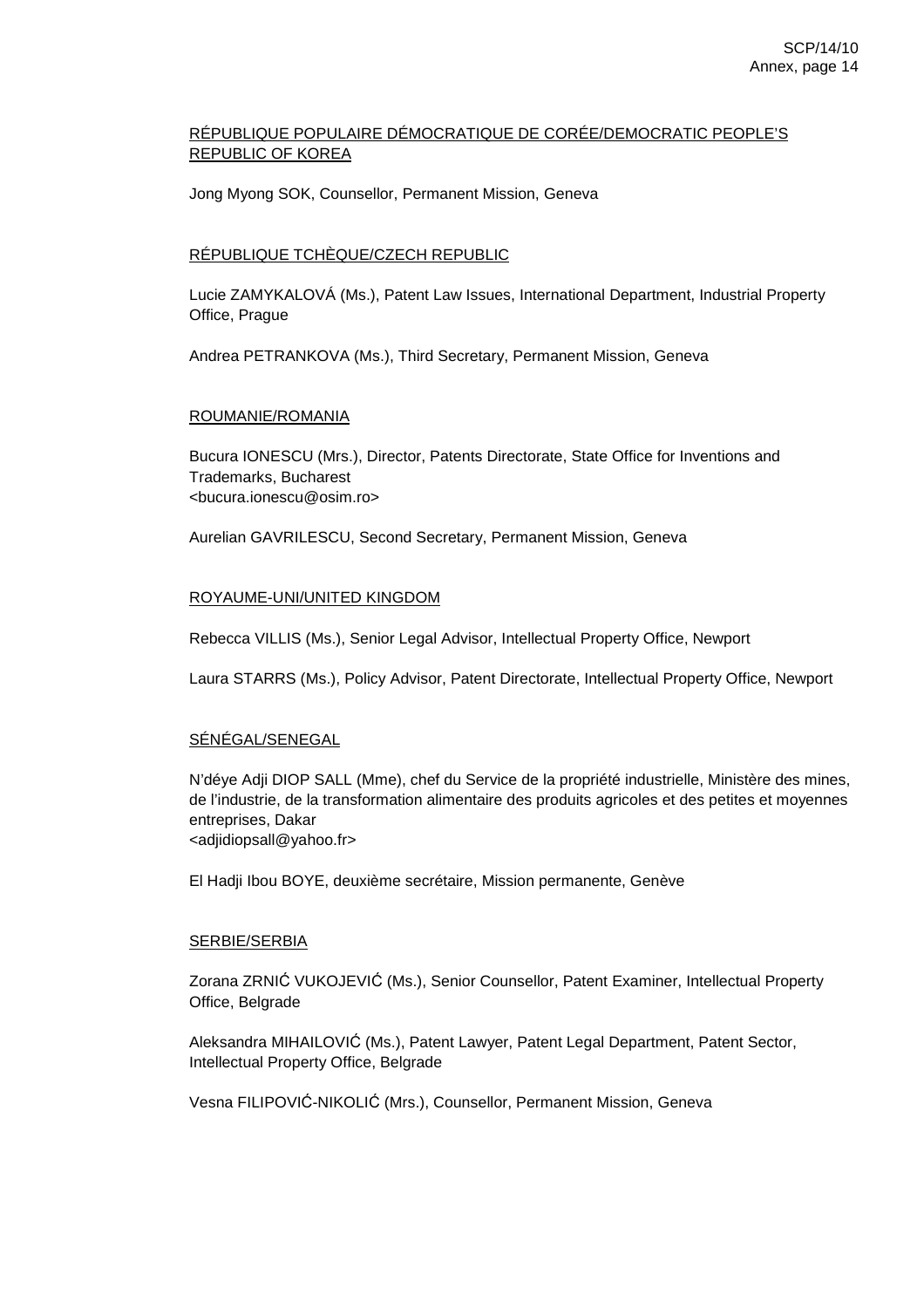<u>RÉPUBLIQUE POPULAIRE DÉMOCRATIQUE DE CORÉE/DEMOCRATIC PEOPLE'S REPUBLIC OF KOREA</u>

Jong Myong SOK, Counsellor, Permanent Mission, Geneva

<u>RÉPUBLIQUE TCHÈQUE/CZECH REPUBLIC</u>

Lucie ZAMYKALOVÁ (Ms.), Patent Law Issues, International Department, Industrial Property Office, Prague

Andrea PETRANKOVA (Ms.), Third Secretary, Permanent Mission, Geneva

<u>ROUMANIE/ROMANIA</u>

Bucura IONESCU (Mrs.), Director, Patents Directorate, State Office for Inventions and Trademarks, Bucharest
<bucura.ionescu@osim.ro>

Aurelian GAVRILESCU, Second Secretary, Permanent Mission, Geneva

<u>ROYAUME-UNI/UNITED KINGDOM</u>

Rebecca VILLIS (Ms.), Senior Legal Advisor, Intellectual Property Office, Newport

Laura STARRS (Ms.), Policy Advisor, Patent Directorate, Intellectual Property Office, Newport

<u>SÉNÉGAL/SENEGAL</u>

N'déye Adji DIOP SALL (Mme), chef du Service de la propriété industrielle, Ministère des mines, de l'industrie, de la transformation alimentaire des produits agricoles et des petites et moyennes entreprises, Dakar
<adjidiopsall@yahoo.fr>

El Hadji Ibou BOYE, deuxième secrétaire, Mission permanente, Genève

<u>SERBIE/SERBIA</u>

Zorana ZRNIĆ VUKOJEVIĆ (Ms.), Senior Counsellor, Patent Examiner, Intellectual Property Office, Belgrade

Aleksandra MIHAILOVIĆ (Ms.), Patent Lawyer, Patent Legal Department, Patent Sector, Intellectual Property Office, Belgrade

Vesna FILIPOVIĆ-NIKOLIĆ (Mrs.), Counsellor, Permanent Mission, Geneva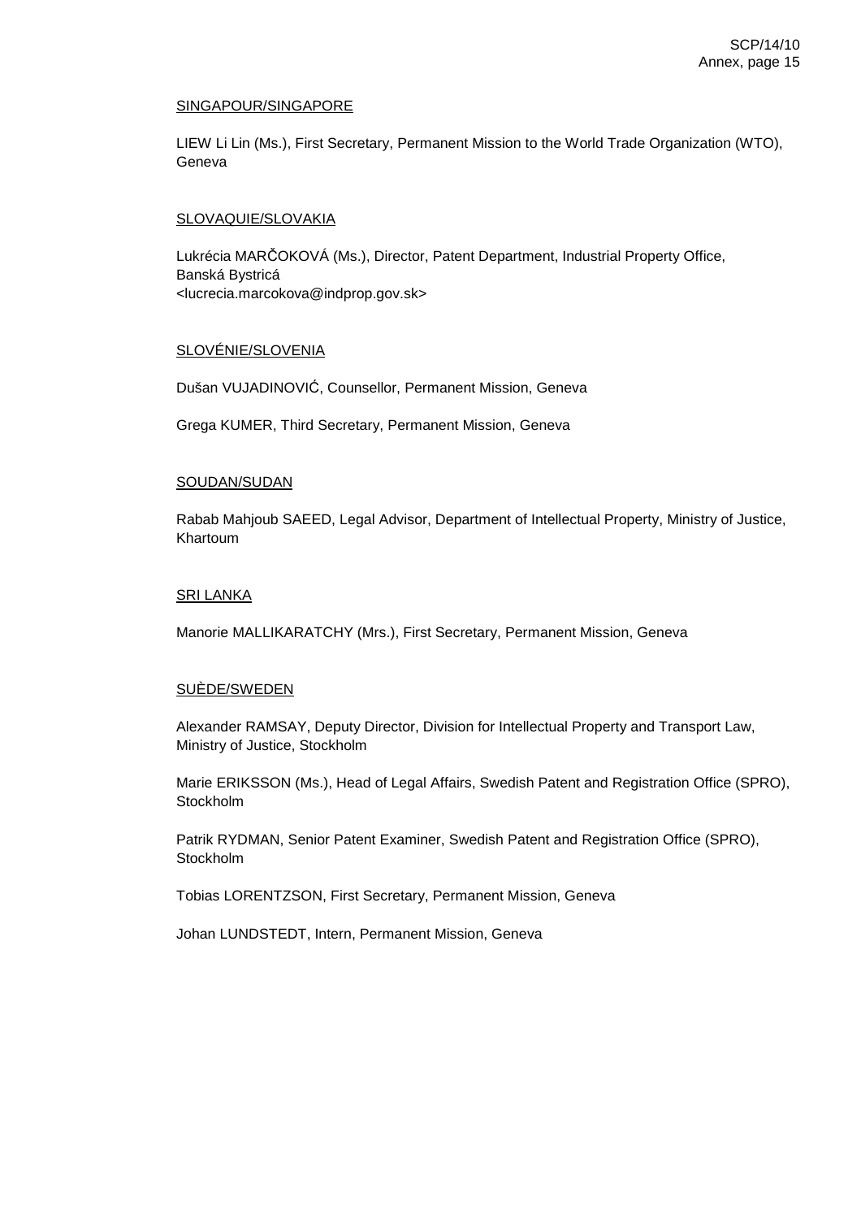SINGAPOUR/SINGAPORE

LIEW Li Lin (Ms.), First Secretary, Permanent Mission to the World Trade Organization (WTO), Geneva

SLOVAQUIE/SLOVAKIA

Lukrécia MARČOKOVÁ (Ms.), Director, Patent Department, Industrial Property Office, Banská Bystricá
<lucrecia.marcokova@indprop.gov.sk>

SLOVÉNIE/SLOVENIA

Dušan VUJADINOVIĆ, Counsellor, Permanent Mission, Geneva

Grega KUMER, Third Secretary, Permanent Mission, Geneva

SOUDAN/SUDAN

Rabab Mahjoub SAEED, Legal Advisor, Department of Intellectual Property, Ministry of Justice, Khartoum

SRI LANKA

Manorie MALLIKARATCHY (Mrs.), First Secretary, Permanent Mission, Geneva

SUÈDE/SWEDEN

Alexander RAMSAY, Deputy Director, Division for Intellectual Property and Transport Law, Ministry of Justice, Stockholm

Marie ERIKSSON (Ms.), Head of Legal Affairs, Swedish Patent and Registration Office (SPRO), Stockholm

Patrik RYDMAN, Senior Patent Examiner, Swedish Patent and Registration Office (SPRO), Stockholm

Tobias LORENTZSON, First Secretary, Permanent Mission, Geneva

Johan LUNDSTEDT, Intern, Permanent Mission, Geneva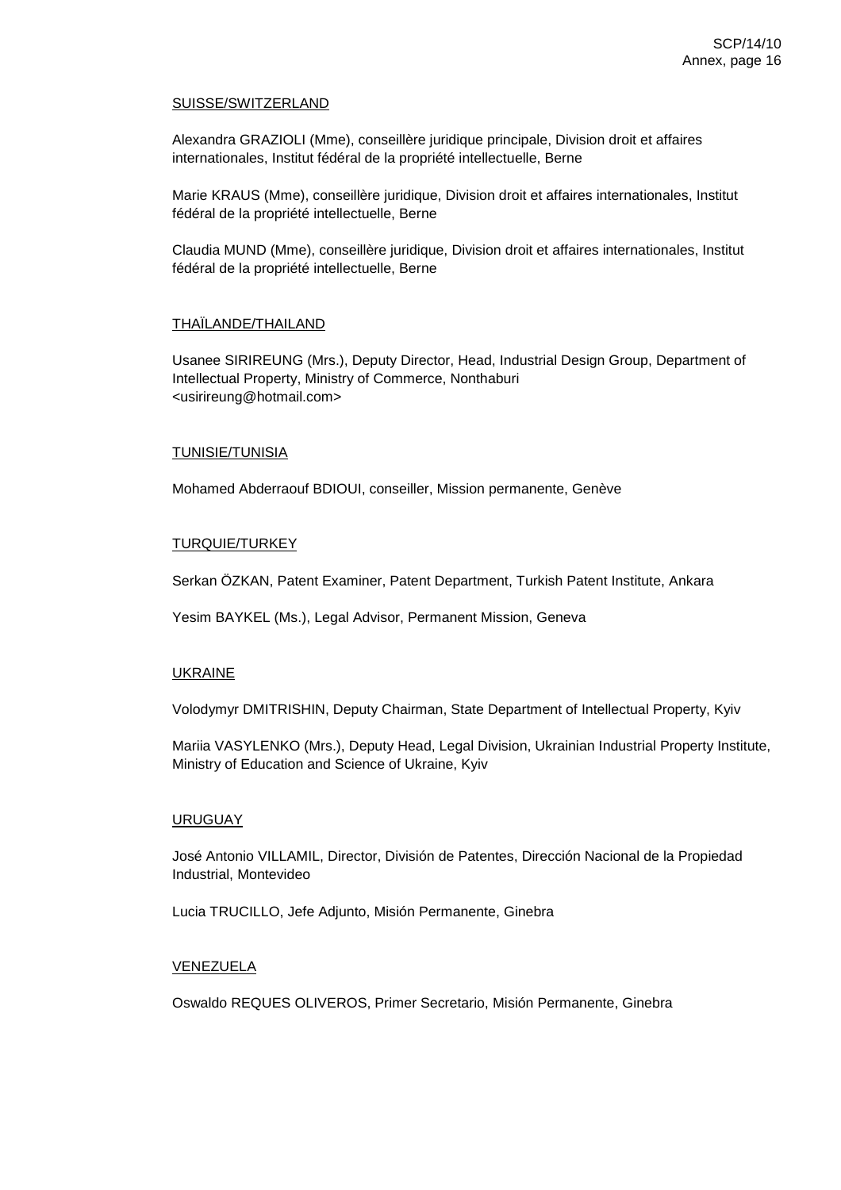SUISSE/SWITZERLAND

Alexandra GRAZIOLI (Mme), conseillère juridique principale, Division droit et affaires internationales, Institut fédéral de la propriété intellectuelle, Berne

Marie KRAUS (Mme), conseillère juridique, Division droit et affaires internationales, Institut fédéral de la propriété intellectuelle, Berne

Claudia MUND (Mme), conseillère juridique, Division droit et affaires internationales, Institut fédéral de la propriété intellectuelle, Berne

THAÏLANDE/THAILAND

Usanee SIRIREUNG (Mrs.), Deputy Director, Head, Industrial Design Group, Department of Intellectual Property, Ministry of Commerce, Nonthaburi
<usirireung@hotmail.com>

TUNISIE/TUNISIA

Mohamed Abderraouf BDIOUI, conseiller, Mission permanente, Genève

TURQUIE/TURKEY

Serkan ÖZKAN, Patent Examiner, Patent Department, Turkish Patent Institute, Ankara

Yesim BAYKEL (Ms.), Legal Advisor, Permanent Mission, Geneva

UKRAINE

Volodymyr DMITRISHIN, Deputy Chairman, State Department of Intellectual Property, Kyiv

Mariia VASYLENKO (Mrs.), Deputy Head, Legal Division, Ukrainian Industrial Property Institute, Ministry of Education and Science of Ukraine, Kyiv

URUGUAY

José Antonio VILLAMIL, Director, División de Patentes, Dirección Nacional de la Propiedad Industrial, Montevideo

Lucia TRUCILLO, Jefe Adjunto, Misión Permanente, Ginebra

VENEZUELA

Oswaldo REQUES OLIVEROS, Primer Secretario, Misión Permanente, Ginebra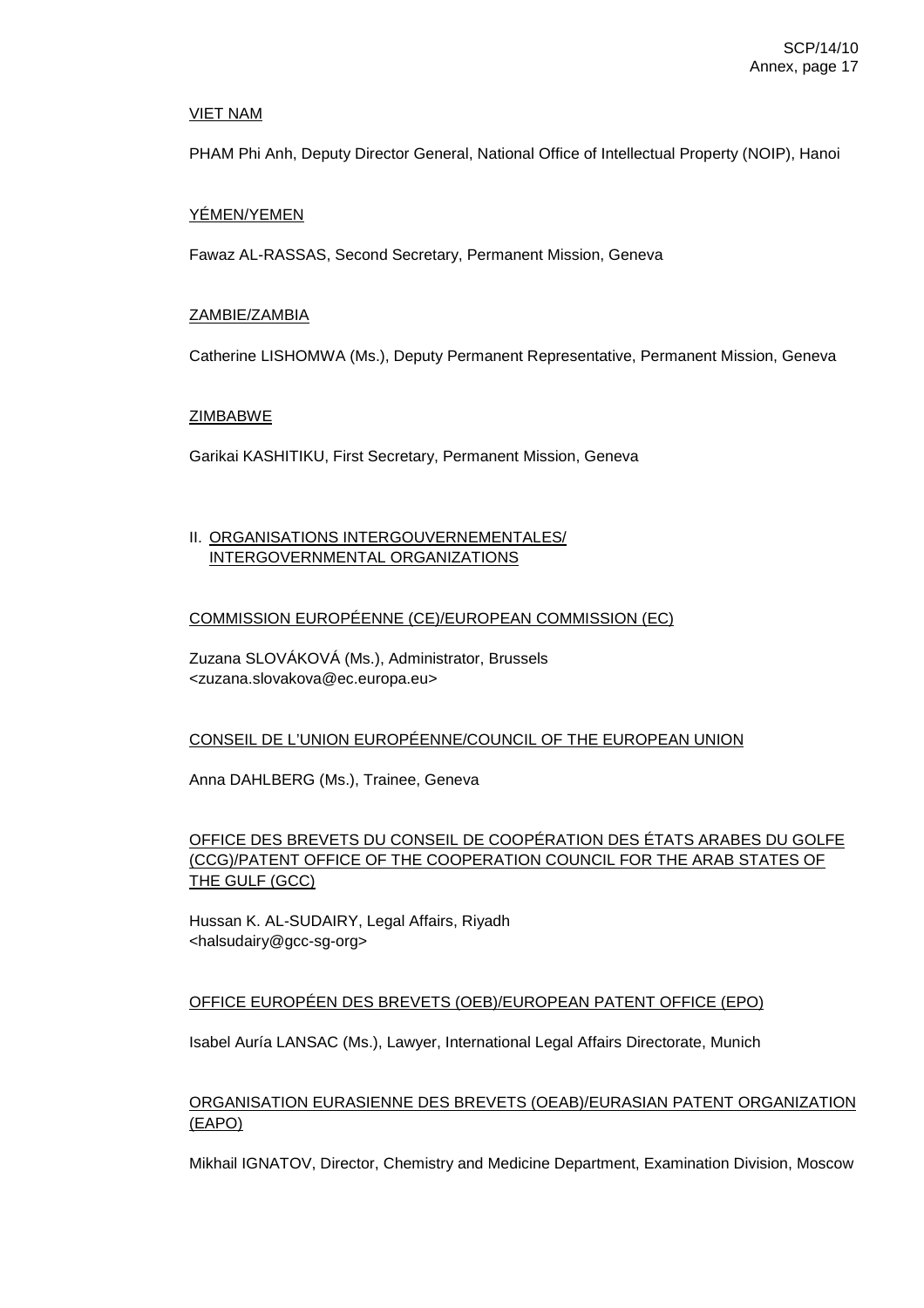VIET NAM

PHAM Phi Anh, Deputy Director General, National Office of Intellectual Property (NOIP), Hanoi

YÉMEN/YEMEN

Fawaz AL-RASSAS, Second Secretary, Permanent Mission, Geneva

ZAMBIE/ZAMBIA

Catherine LISHOMWA (Ms.), Deputy Permanent Representative, Permanent Mission, Geneva

ZIMBABWE

Garikai KASHITIKU, First Secretary, Permanent Mission, Geneva

## II. ORGANISATIONS INTERGOUVERNEMENTALES/ INTERGOVERNMENTAL ORGANIZATIONS

COMMISSION EUROPÉENNE (CE)/EUROPEAN COMMISSION (EC)

Zuzana SLOVÁKOVÁ (Ms.), Administrator, Brussels
<zuzana.slovakova@ec.europa.eu>

CONSEIL DE L'UNION EUROPÉENNE/COUNCIL OF THE EUROPEAN UNION

Anna DAHLBERG (Ms.), Trainee, Geneva

OFFICE DES BREVETS DU CONSEIL DE COOPÉRATION DES ÉTATS ARABES DU GOLFE (CCG)/PATENT OFFICE OF THE COOPERATION COUNCIL FOR THE ARAB STATES OF THE GULF (GCC)

Hussan K. AL-SUDAIRY, Legal Affairs, Riyadh
<halsudairy@gcc-sg-org>

OFFICE EUROPÉEN DES BREVETS (OEB)/EUROPEAN PATENT OFFICE (EPO)

Isabel Auría LANSAC (Ms.), Lawyer, International Legal Affairs Directorate, Munich

ORGANISATION EURASIENNE DES BREVETS (OEAB)/EURASIAN PATENT ORGANIZATION (EAPO)

Mikhail IGNATOV, Director, Chemistry and Medicine Department, Examination Division, Moscow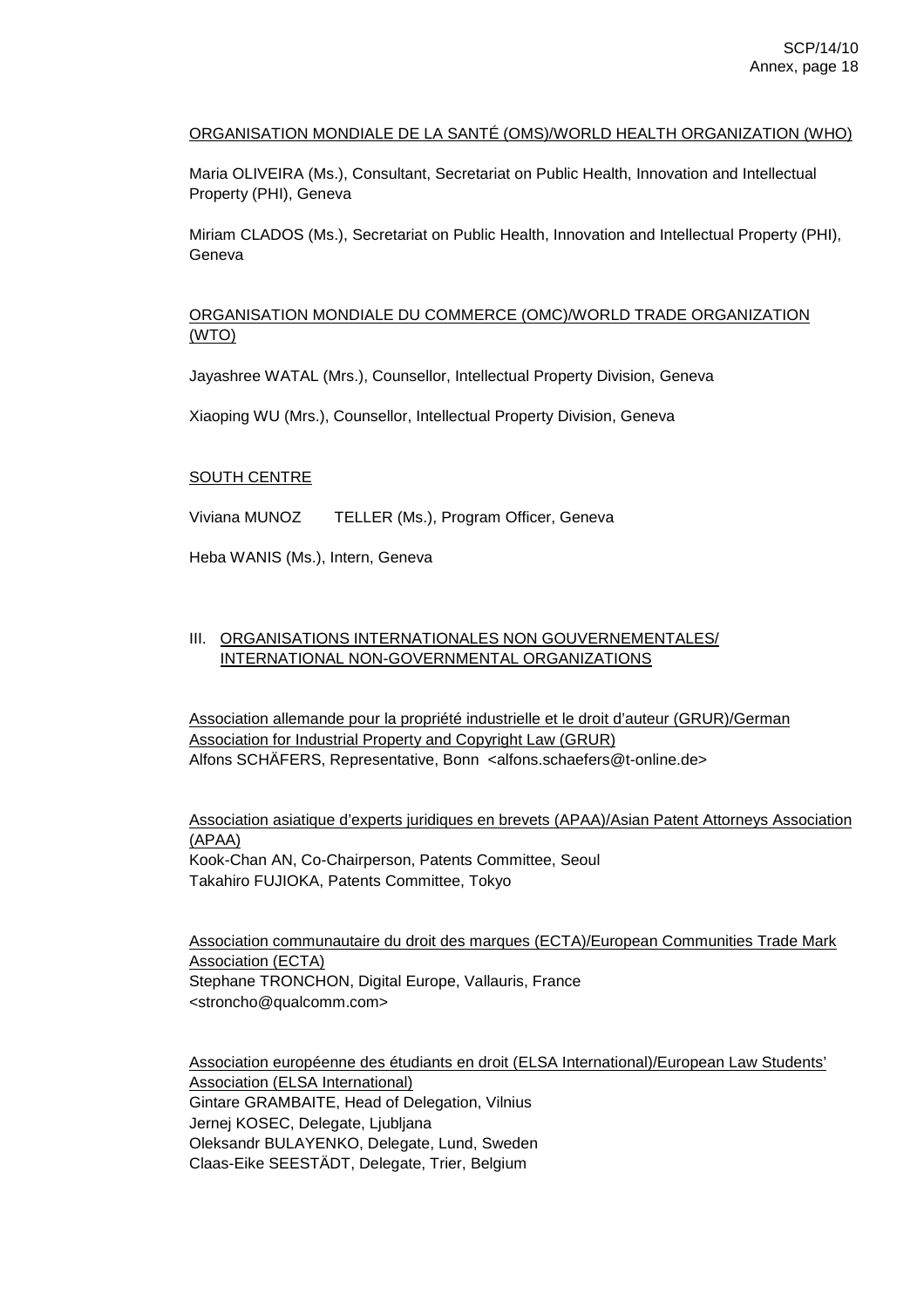ORGANISATION MONDIALE DE LA SANTÉ (OMS)/WORLD HEALTH ORGANIZATION (WHO)

Maria OLIVEIRA (Ms.), Consultant, Secretariat on Public Health, Innovation and Intellectual Property (PHI), Geneva

Miriam CLADOS (Ms.), Secretariat on Public Health, Innovation and Intellectual Property (PHI), Geneva

ORGANISATION MONDIALE DU COMMERCE (OMC)/WORLD TRADE ORGANIZATION (WTO)

Jayashree WATAL (Mrs.), Counsellor, Intellectual Property Division, Geneva

Xiaoping WU (Mrs.), Counsellor, Intellectual Property Division, Geneva

SOUTH CENTRE

Viviana MUNOZ TELLER (Ms.), Program Officer, Geneva

Heba WANIS (Ms.), Intern, Geneva

## III. ORGANISATIONS INTERNATIONALES NON GOUVERNEMENTALES/ INTERNATIONAL NON-GOVERNMENTAL ORGANIZATIONS

Association allemande pour la propriété industrielle et le droit d'auteur (GRUR)/German Association for Industrial Property and Copyright Law (GRUR)
Alfons SCHÄFERS, Representative, Bonn <alfons.schaefers@t-online.de>

Association asiatique d'experts juridiques en brevets (APAA)/Asian Patent Attorneys Association (APAA)
Kook-Chan AN, Co-Chairperson, Patents Committee, Seoul
Takahiro FUJIOKA, Patents Committee, Tokyo

Association communautaire du droit des marques (ECTA)/European Communities Trade Mark Association (ECTA)
Stephane TRONCHON, Digital Europe, Vallauris, France
<stroncho@qualcomm.com>

Association européenne des étudiants en droit (ELSA International)/European Law Students' Association (ELSA International)
Gintare GRAMBAITE, Head of Delegation, Vilnius
Jernej KOSEC, Delegate, Ljubljana
Oleksandr BULAYENKO, Delegate, Lund, Sweden
Claas-Eike SEESTÄDT, Delegate, Trier, Belgium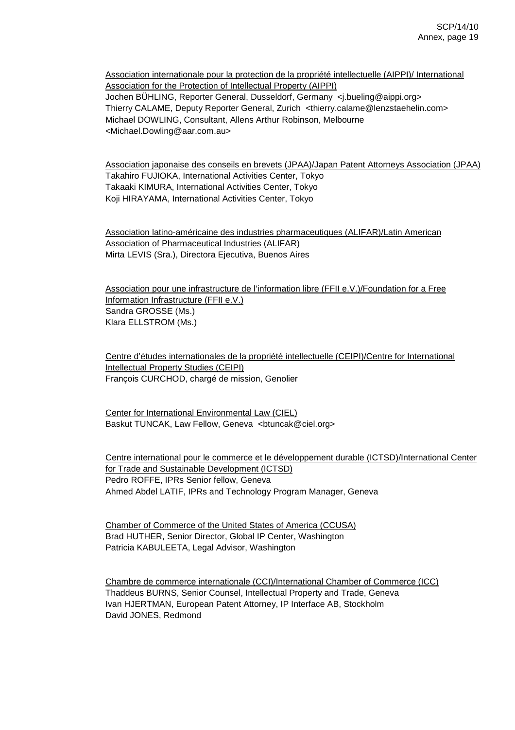Association internationale pour la protection de la propriété intellectuelle (AIPPI)/ International Association for the Protection of Intellectual Property (AIPPI)
Jochen BÜHLING, Reporter General, Dusseldorf, Germany <j.bueling@aippi.org>
Thierry CALAME, Deputy Reporter General, Zurich <thierry.calame@lenzstaehelin.com>
Michael DOWLING, Consultant, Allens Arthur Robinson, Melbourne <Michael.Dowling@aar.com.au>

Association japonaise des conseils en brevets (JPAA)/Japan Patent Attorneys Association (JPAA)
Takahiro FUJIOKA, International Activities Center, Tokyo
Takaaki KIMURA, International Activities Center, Tokyo
Koji HIRAYAMA, International Activities Center, Tokyo

Association latino-américaine des industries pharmaceutiques (ALIFAR)/Latin American Association of Pharmaceutical Industries (ALIFAR)
Mirta LEVIS (Sra.), Directora Ejecutiva, Buenos Aires

Association pour une infrastructure de l'information libre (FFII e.V.)/Foundation for a Free Information Infrastructure (FFII e.V.)
Sandra GROSSE (Ms.)
Klara ELLSTROM (Ms.)

Centre d'études internationales de la propriété intellectuelle (CEIPI)/Centre for International Intellectual Property Studies (CEIPI)
François CURCHOD, chargé de mission, Genolier

Center for International Environmental Law (CIEL)
Baskut TUNCAK, Law Fellow, Geneva <btuncak@ciel.org>

Centre international pour le commerce et le développement durable (ICTSD)/International Center for Trade and Sustainable Development (ICTSD)
Pedro ROFFE, IPRs Senior fellow, Geneva
Ahmed Abdel LATIF, IPRs and Technology Program Manager, Geneva

Chamber of Commerce of the United States of America (CCUSA)
Brad HUTHER, Senior Director, Global IP Center, Washington
Patricia KABULEETA, Legal Advisor, Washington

Chambre de commerce internationale (CCI)/International Chamber of Commerce (ICC)
Thaddeus BURNS, Senior Counsel, Intellectual Property and Trade, Geneva
Ivan HJERTMAN, European Patent Attorney, IP Interface AB, Stockholm
David JONES, Redmond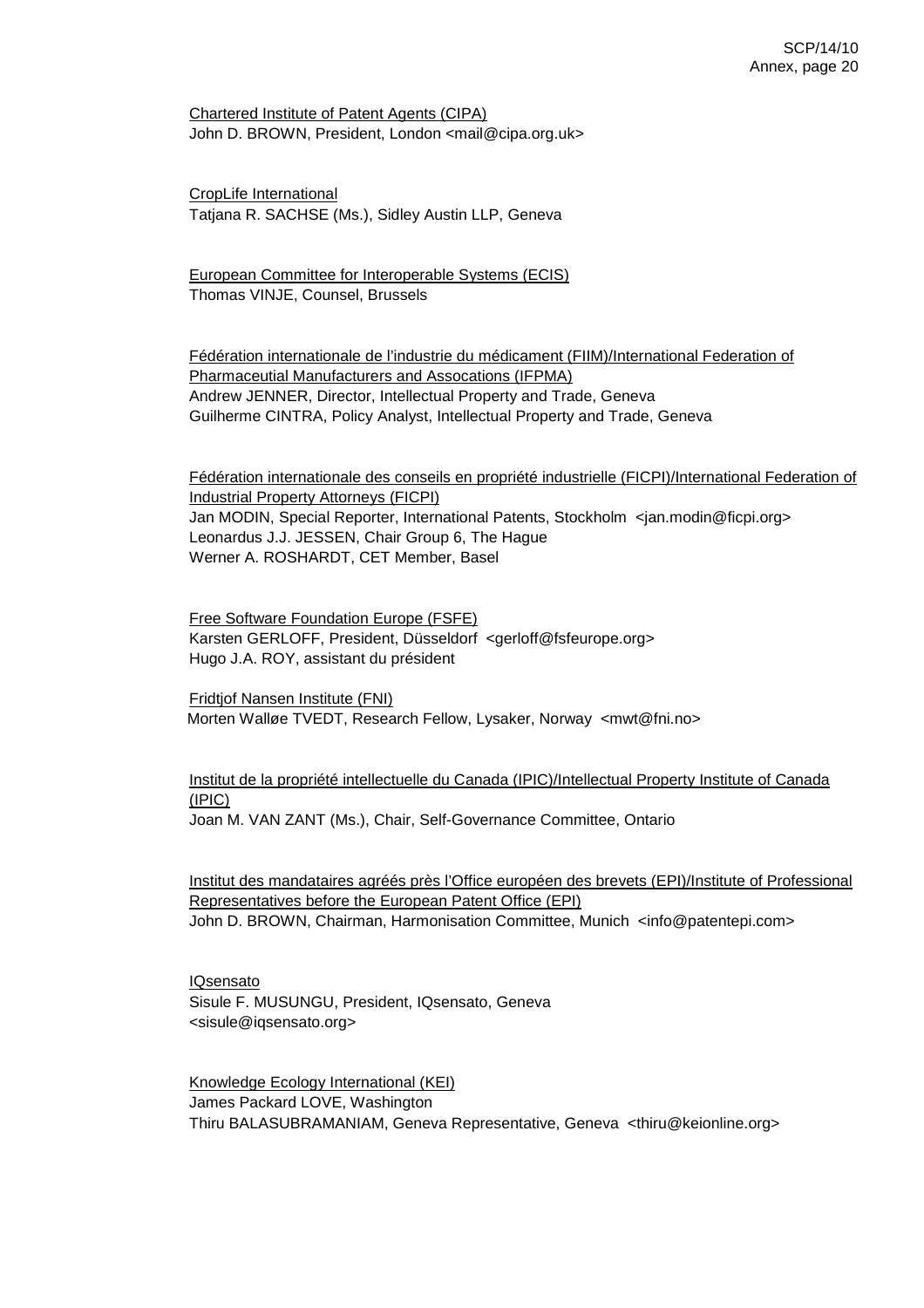<u>Chartered Institute of Patent Agents (CIPA)</u>
John D. BROWN, President, London <mail@cipa.org.uk>

<u>CropLife International</u>
Tatjana R. SACHSE (Ms.), Sidley Austin LLP, Geneva

<u>European Committee for Interoperable Systems (ECIS)</u>
Thomas VINJE, Counsel, Brussels

<u>Fédération internationale de l'industrie du médicament (FIIM)/International Federation of Pharmaceutial Manufacturers and Assocations (IFPMA)</u>
Andrew JENNER, Director, Intellectual Property and Trade, Geneva
Guilherme CINTRA, Policy Analyst, Intellectual Property and Trade, Geneva

<u>Fédération internationale des conseils en propriété industrielle (FICPI)/International Federation of Industrial Property Attorneys (FICPI)</u>
Jan MODIN, Special Reporter, International Patents, Stockholm <jan.modin@ficpi.org>
Leonardus J.J. JESSEN, Chair Group 6, The Hague
Werner A. ROSHARDT, CET Member, Basel

<u>Free Software Foundation Europe (FSFE)</u>
Karsten GERLOFF, President, Düsseldorf <gerloff@fsfeurope.org>
Hugo J.A. ROY, assistant du président

<u>Fridtjof Nansen Institute (FNI)</u>
Morten Walløe TVEDT, Research Fellow, Lysaker, Norway <mwt@fni.no>

<u>Institut de la propriété intellectuelle du Canada (IPIC)/Intellectual Property Institute of Canada (IPIC)</u>
Joan M. VAN ZANT (Ms.), Chair, Self-Governance Committee, Ontario

<u>Institut des mandataires agréés près l'Office européen des brevets (EPI)/Institute of Professional Representatives before the European Patent Office (EPI)</u>
John D. BROWN, Chairman, Harmonisation Committee, Munich <info@patentepi.com>

<u>IQsensato</u>
Sisule F. MUSUNGU, President, IQsensato, Geneva
<sisule@iqsensato.org>

<u>Knowledge Ecology International (KEI)</u>
James Packard LOVE, Washington
Thiru BALASUBRAMANIAM, Geneva Representative, Geneva <thiru@keionline.org>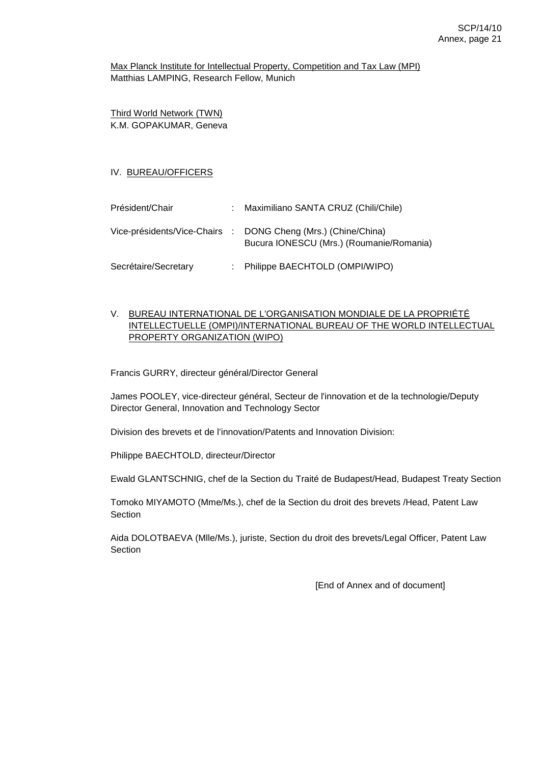Max Planck Institute for Intellectual Property, Competition and Tax Law (MPI)
Matthias LAMPING, Research Fellow, Munich

Third World Network (TWN)
K.M. GOPAKUMAR, Geneva

## IV. BUREAU/OFFICERS

| | | |
|---|---|---|
| Président/Chair | : | Maximiliano SANTA CRUZ (Chili/Chile) |
| Vice-présidents/Vice-Chairs | : | DONG Cheng (Mrs.) (Chine/China)<br>Bucura IONESCU (Mrs.) (Roumanie/Romania) |
| Secrétaire/Secretary | : | Philippe BAECHTOLD (OMPI/WIPO) |

## V. BUREAU INTERNATIONAL DE L'ORGANISATION MONDIALE DE LA PROPRIÉTÉ INTELLECTUELLE (OMPI)/INTERNATIONAL BUREAU OF THE WORLD INTELLECTUAL PROPERTY ORGANIZATION (WIPO)

Francis GURRY, directeur général/Director General

James POOLEY, vice-directeur général, Secteur de l'innovation et de la technologie/Deputy Director General, Innovation and Technology Sector

Division des brevets et de l'innovation/Patents and Innovation Division:

Philippe BAECHTOLD, directeur/Director

Ewald GLANTSCHNIG, chef de la Section du Traité de Budapest/Head, Budapest Treaty Section

Tomoko MIYAMOTO (Mme/Ms.), chef de la Section du droit des brevets /Head, Patent Law Section

Aida DOLOTBAEVA (Mlle/Ms.), juriste, Section du droit des brevets/Legal Officer, Patent Law Section

[End of Annex and of document]